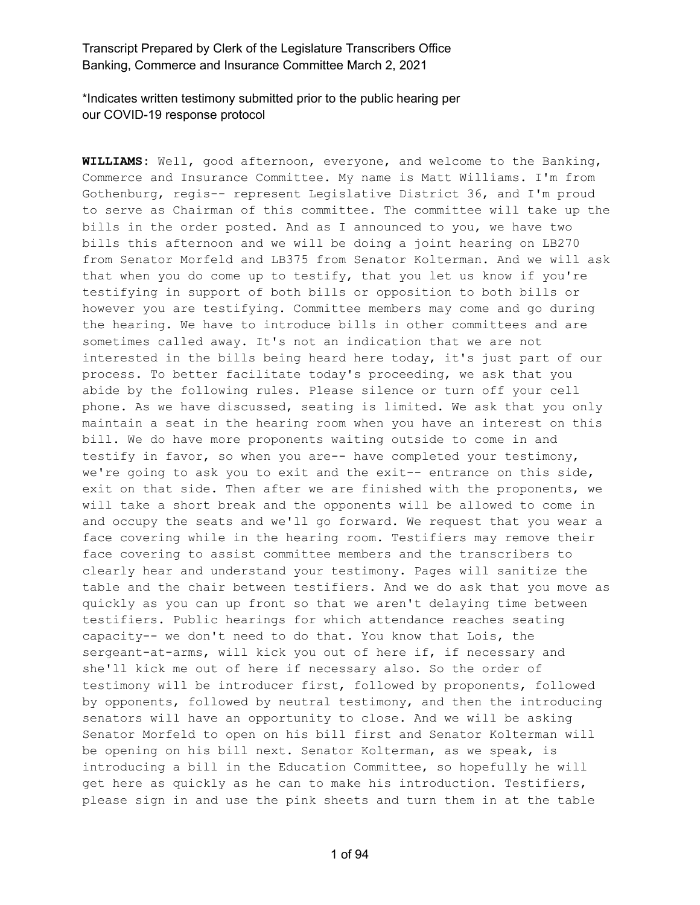*Indicates written testimony submitted prior to the public hearing per our COVID-19 response protocol

**WILLIAMS:** Well, good afternoon, everyone, and welcome to the Banking, Commerce and Insurance Committee. My name is Matt Williams. I'm from Gothenburg, regis-- represent Legislative District 36, and I'm proud to serve as Chairman of this committee. The committee will take up the bills in the order posted. And as I announced to you, we have two bills this afternoon and we will be doing a joint hearing on LB270 from Senator Morfeld and LB375 from Senator Kolterman. And we will ask that when you do come up to testify, that you let us know if you're testifying in support of both bills or opposition to both bills or however you are testifying. Committee members may come and go during the hearing. We have to introduce bills in other committees and are sometimes called away. It's not an indication that we are not interested in the bills being heard here today, it's just part of our process. To better facilitate today's proceeding, we ask that you abide by the following rules. Please silence or turn off your cell phone. As we have discussed, seating is limited. We ask that you only maintain a seat in the hearing room when you have an interest on this bill. We do have more proponents waiting outside to come in and testify in favor, so when you are-- have completed your testimony, we're going to ask you to exit and the exit-- entrance on this side, exit on that side. Then after we are finished with the proponents, we will take a short break and the opponents will be allowed to come in and occupy the seats and we'll go forward. We request that you wear a face covering while in the hearing room. Testifiers may remove their face covering to assist committee members and the transcribers to clearly hear and understand your testimony. Pages will sanitize the table and the chair between testifiers. And we do ask that you move as quickly as you can up front so that we aren't delaying time between testifiers. Public hearings for which attendance reaches seating capacity-- we don't need to do that. You know that Lois, the sergeant-at-arms, will kick you out of here if, if necessary and she'll kick me out of here if necessary also. So the order of testimony will be introducer first, followed by proponents, followed by opponents, followed by neutral testimony, and then the introducing senators will have an opportunity to close. And we will be asking Senator Morfeld to open on his bill first and Senator Kolterman will be opening on his bill next. Senator Kolterman, as we speak, is introducing a bill in the Education Committee, so hopefully he will get here as quickly as he can to make his introduction. Testifiers, please sign in and use the pink sheets and turn them in at the table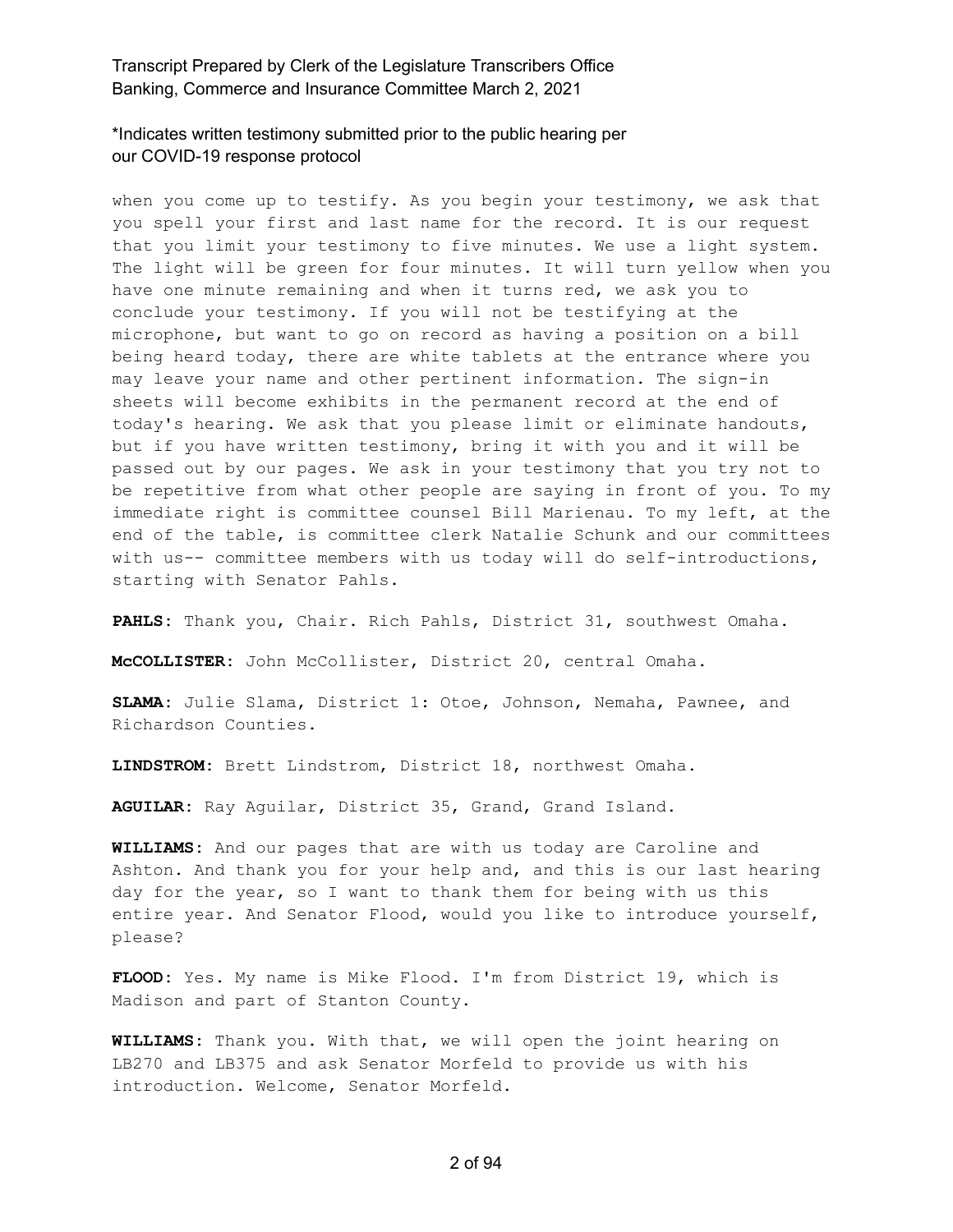when you come up to testify. As you begin your testimony, we ask that you spell your first and last name for the record. It is our request that you limit your testimony to five minutes. We use a light system. The light will be green for four minutes. It will turn yellow when you have one minute remaining and when it turns red, we ask you to conclude your testimony. If you will not be testifying at the microphone, but want to go on record as having a position on a bill being heard today, there are white tablets at the entrance where you may leave your name and other pertinent information. The sign-in sheets will become exhibits in the permanent record at the end of today's hearing. We ask that you please limit or eliminate handouts, but if you have written testimony, bring it with you and it will be passed out by our pages. We ask in your testimony that you try not to be repetitive from what other people are saying in front of you. To my immediate right is committee counsel Bill Marienau. To my left, at the end of the table, is committee clerk Natalie Schunk and our committees with us-- committee members with us today will do self-introductions, starting with Senator Pahls.

**PAHLS:** Thank you, Chair. Rich Pahls, District 31, southwest Omaha.

**McCOLLISTER:** John McCollister, District 20, central Omaha.

**SLAMA:** Julie Slama, District 1: Otoe, Johnson, Nemaha, Pawnee, and Richardson Counties.

**LINDSTROM:** Brett Lindstrom, District 18, northwest Omaha.

**AGUILAR:** Ray Aguilar, District 35, Grand, Grand Island.

**WILLIAMS:** And our pages that are with us today are Caroline and Ashton. And thank you for your help and, and this is our last hearing day for the year, so I want to thank them for being with us this entire year. And Senator Flood, would you like to introduce yourself, please?

**FLOOD:** Yes. My name is Mike Flood. I'm from District 19, which is Madison and part of Stanton County.

**WILLIAMS:** Thank you. With that, we will open the joint hearing on LB270 and LB375 and ask Senator Morfeld to provide us with his introduction. Welcome, Senator Morfeld.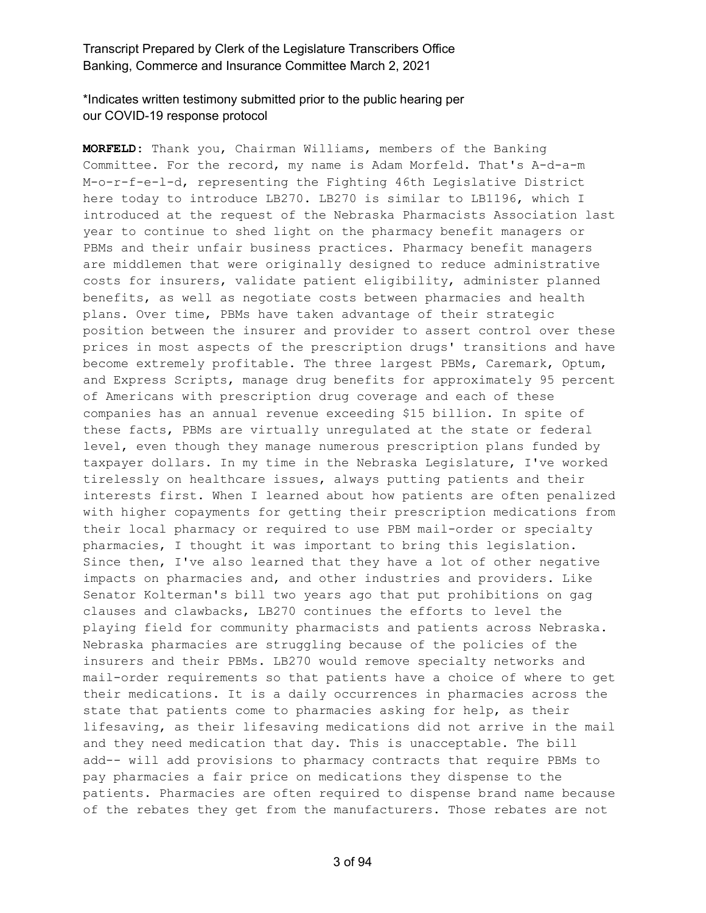*Indicates written testimony submitted prior to the public hearing per our COVID-19 response protocol

**MORFELD:** Thank you, Chairman Williams, members of the Banking Committee. For the record, my name is Adam Morfeld. That's A-d-a-m M-o-r-f-e-l-d, representing the Fighting 46th Legislative District here today to introduce LB270. LB270 is similar to LB1196, which I introduced at the request of the Nebraska Pharmacists Association last year to continue to shed light on the pharmacy benefit managers or PBMs and their unfair business practices. Pharmacy benefit managers are middlemen that were originally designed to reduce administrative costs for insurers, validate patient eligibility, administer planned benefits, as well as negotiate costs between pharmacies and health plans. Over time, PBMs have taken advantage of their strategic position between the insurer and provider to assert control over these prices in most aspects of the prescription drugs' transitions and have become extremely profitable. The three largest PBMs, Caremark, Optum, and Express Scripts, manage drug benefits for approximately 95 percent of Americans with prescription drug coverage and each of these companies has an annual revenue exceeding $15 billion. In spite of these facts, PBMs are virtually unregulated at the state or federal level, even though they manage numerous prescription plans funded by taxpayer dollars. In my time in the Nebraska Legislature, I've worked tirelessly on healthcare issues, always putting patients and their interests first. When I learned about how patients are often penalized with higher copayments for getting their prescription medications from their local pharmacy or required to use PBM mail-order or specialty pharmacies, I thought it was important to bring this legislation. Since then, I've also learned that they have a lot of other negative impacts on pharmacies and, and other industries and providers. Like Senator Kolterman's bill two years ago that put prohibitions on gag clauses and clawbacks, LB270 continues the efforts to level the playing field for community pharmacists and patients across Nebraska. Nebraska pharmacies are struggling because of the policies of the insurers and their PBMs. LB270 would remove specialty networks and mail-order requirements so that patients have a choice of where to get their medications. It is a daily occurrences in pharmacies across the state that patients come to pharmacies asking for help, as their lifesaving, as their lifesaving medications did not arrive in the mail and they need medication that day. This is unacceptable. The bill add-- will add provisions to pharmacy contracts that require PBMs to pay pharmacies a fair price on medications they dispense to the patients. Pharmacies are often required to dispense brand name because of the rebates they get from the manufacturers. Those rebates are not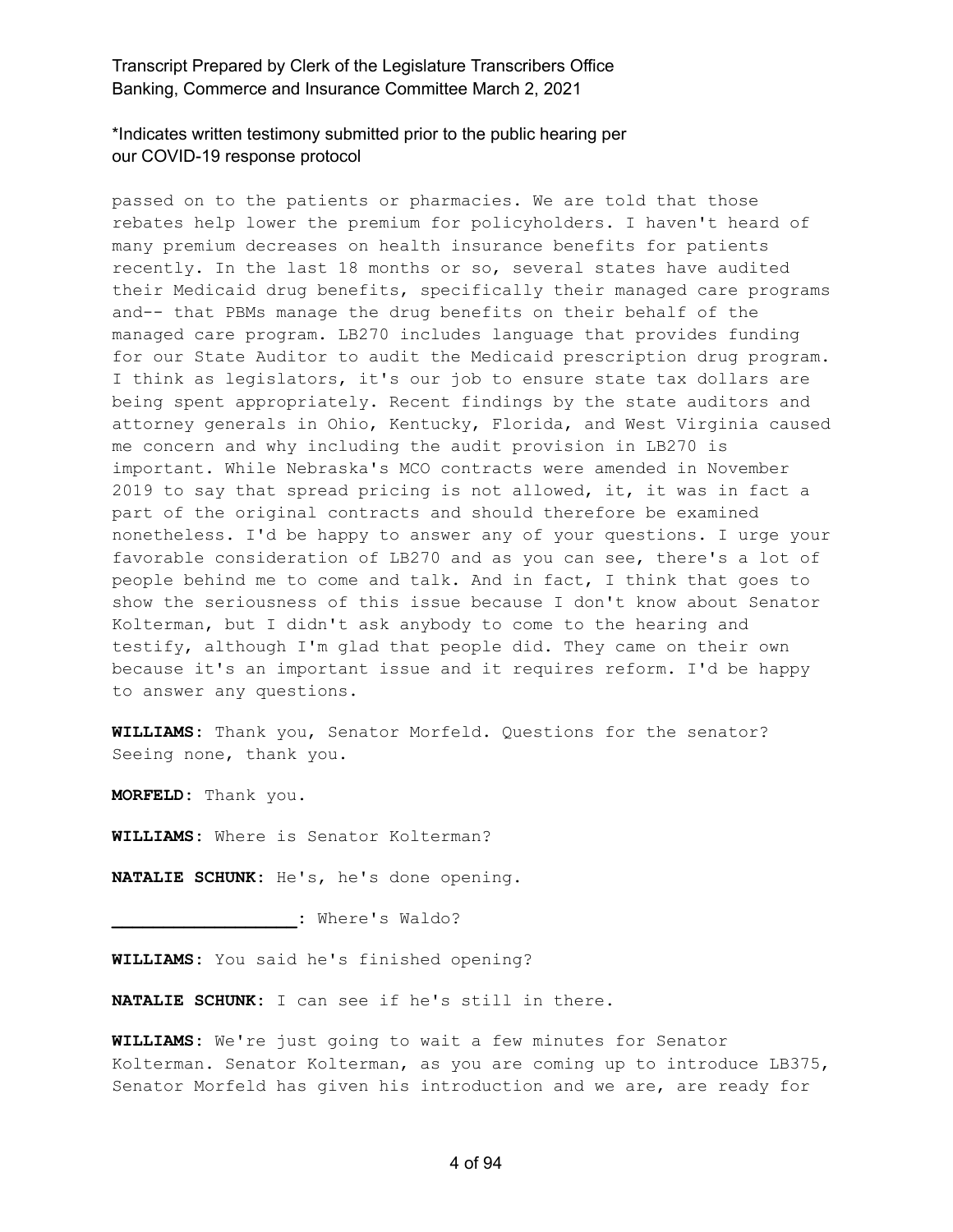passed on to the patients or pharmacies. We are told that those rebates help lower the premium for policyholders. I haven't heard of many premium decreases on health insurance benefits for patients recently. In the last 18 months or so, several states have audited their Medicaid drug benefits, specifically their managed care programs and-- that PBMs manage the drug benefits on their behalf of the managed care program. LB270 includes language that provides funding for our State Auditor to audit the Medicaid prescription drug program. I think as legislators, it's our job to ensure state tax dollars are being spent appropriately. Recent findings by the state auditors and attorney generals in Ohio, Kentucky, Florida, and West Virginia caused me concern and why including the audit provision in LB270 is important. While Nebraska's MCO contracts were amended in November 2019 to say that spread pricing is not allowed, it, it was in fact a part of the original contracts and should therefore be examined nonetheless. I'd be happy to answer any of your questions. I urge your favorable consideration of LB270 and as you can see, there's a lot of people behind me to come and talk. And in fact, I think that goes to show the seriousness of this issue because I don't know about Senator Kolterman, but I didn't ask anybody to come to the hearing and testify, although I'm glad that people did. They came on their own because it's an important issue and it requires reform. I'd be happy to answer any questions.

**WILLIAMS:** Thank you, Senator Morfeld. Questions for the senator? Seeing none, thank you.

**MORFELD:** Thank you.

**WILLIAMS:** Where is Senator Kolterman?

**NATALIE SCHUNK:** He's, he's done opening.

**__________________:** Where's Waldo?

**WILLIAMS:** You said he's finished opening?

**NATALIE SCHUNK:** I can see if he's still in there.

**WILLIAMS:** We're just going to wait a few minutes for Senator Kolterman. Senator Kolterman, as you are coming up to introduce LB375, Senator Morfeld has given his introduction and we are, are ready for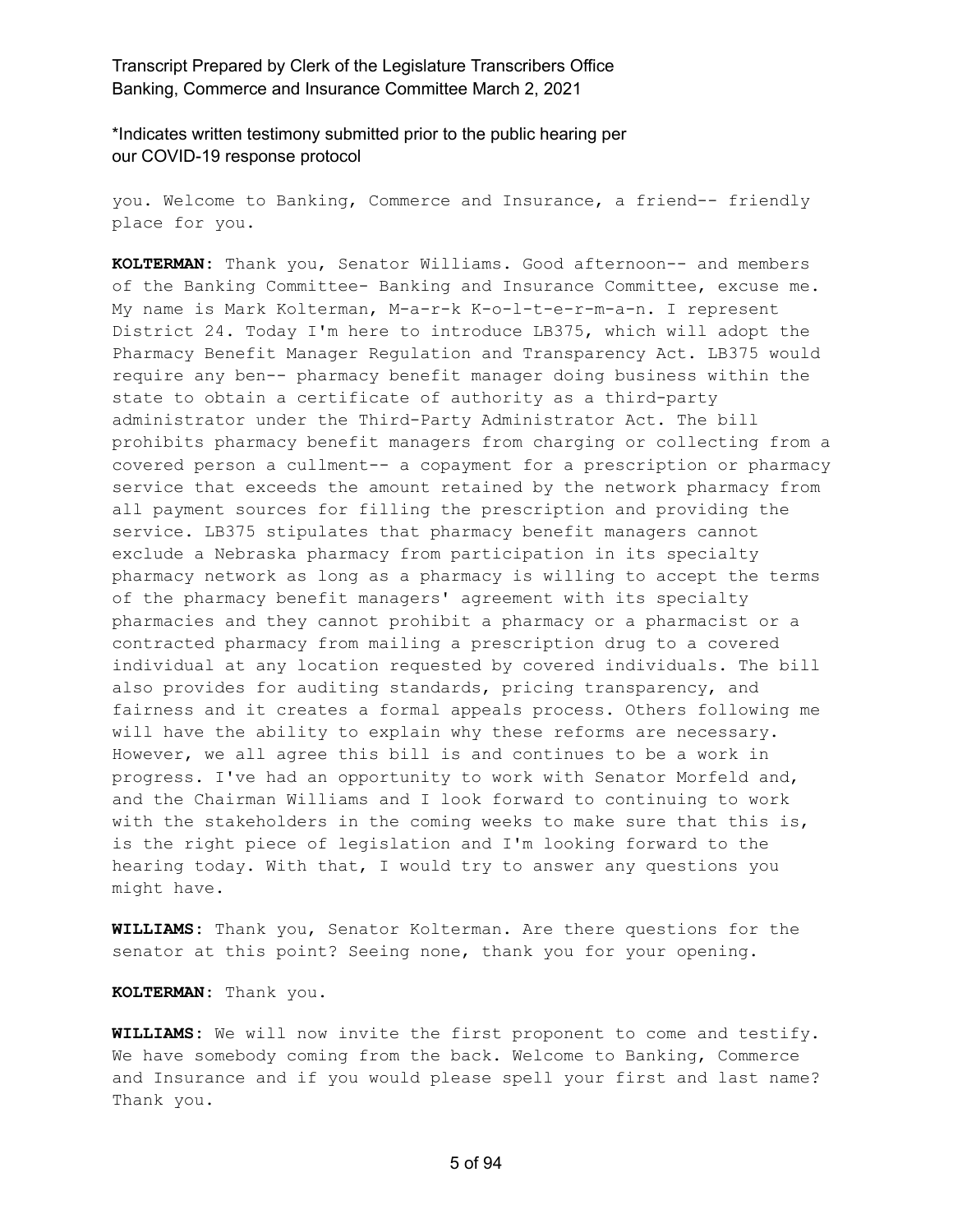you. Welcome to Banking, Commerce and Insurance, a friend-- friendly place for you.

**KOLTERMAN:** Thank you, Senator Williams. Good afternoon-- and members of the Banking Committee- Banking and Insurance Committee, excuse me. My name is Mark Kolterman, M-a-r-k K-o-l-t-e-r-m-a-n. I represent District 24. Today I'm here to introduce LB375, which will adopt the Pharmacy Benefit Manager Regulation and Transparency Act. LB375 would require any ben-- pharmacy benefit manager doing business within the state to obtain a certificate of authority as a third-party administrator under the Third-Party Administrator Act. The bill prohibits pharmacy benefit managers from charging or collecting from a covered person a cullment-- a copayment for a prescription or pharmacy service that exceeds the amount retained by the network pharmacy from all payment sources for filling the prescription and providing the service. LB375 stipulates that pharmacy benefit managers cannot exclude a Nebraska pharmacy from participation in its specialty pharmacy network as long as a pharmacy is willing to accept the terms of the pharmacy benefit managers' agreement with its specialty pharmacies and they cannot prohibit a pharmacy or a pharmacist or a contracted pharmacy from mailing a prescription drug to a covered individual at any location requested by covered individuals. The bill also provides for auditing standards, pricing transparency, and fairness and it creates a formal appeals process. Others following me will have the ability to explain why these reforms are necessary. However, we all agree this bill is and continues to be a work in progress. I've had an opportunity to work with Senator Morfeld and, and the Chairman Williams and I look forward to continuing to work with the stakeholders in the coming weeks to make sure that this is, is the right piece of legislation and I'm looking forward to the hearing today. With that, I would try to answer any questions you might have.

**WILLIAMS:** Thank you, Senator Kolterman. Are there questions for the senator at this point? Seeing none, thank you for your opening.

**KOLTERMAN:** Thank you.

**WILLIAMS:** We will now invite the first proponent to come and testify. We have somebody coming from the back. Welcome to Banking, Commerce and Insurance and if you would please spell your first and last name? Thank you.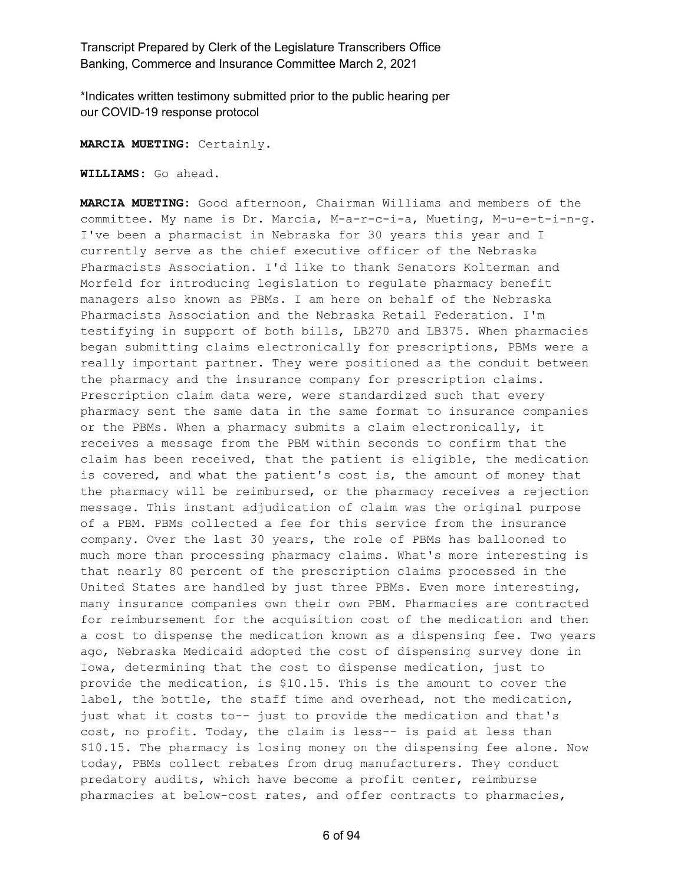**MARCIA MUETING:** Certainly.

**WILLIAMS:** Go ahead.

**MARCIA MUETING:** Good afternoon, Chairman Williams and members of the committee. My name is Dr. Marcia, M-a-r-c-i-a, Mueting, M-u-e-t-i-n-g. I've been a pharmacist in Nebraska for 30 years this year and I currently serve as the chief executive officer of the Nebraska Pharmacists Association. I'd like to thank Senators Kolterman and Morfeld for introducing legislation to regulate pharmacy benefit managers also known as PBMs. I am here on behalf of the Nebraska Pharmacists Association and the Nebraska Retail Federation. I'm testifying in support of both bills, LB270 and LB375. When pharmacies began submitting claims electronically for prescriptions, PBMs were a really important partner. They were positioned as the conduit between the pharmacy and the insurance company for prescription claims. Prescription claim data were, were standardized such that every pharmacy sent the same data in the same format to insurance companies or the PBMs. When a pharmacy submits a claim electronically, it receives a message from the PBM within seconds to confirm that the claim has been received, that the patient is eligible, the medication is covered, and what the patient's cost is, the amount of money that the pharmacy will be reimbursed, or the pharmacy receives a rejection message. This instant adjudication of claim was the original purpose of a PBM. PBMs collected a fee for this service from the insurance company. Over the last 30 years, the role of PBMs has ballooned to much more than processing pharmacy claims. What's more interesting is that nearly 80 percent of the prescription claims processed in the United States are handled by just three PBMs. Even more interesting, many insurance companies own their own PBM. Pharmacies are contracted for reimbursement for the acquisition cost of the medication and then a cost to dispense the medication known as a dispensing fee. Two years ago, Nebraska Medicaid adopted the cost of dispensing survey done in Iowa, determining that the cost to dispense medication, just to provide the medication, is $10.15. This is the amount to cover the label, the bottle, the staff time and overhead, not the medication, just what it costs to-- just to provide the medication and that's cost, no profit. Today, the claim is less-- is paid at less than $10.15. The pharmacy is losing money on the dispensing fee alone. Now today, PBMs collect rebates from drug manufacturers. They conduct predatory audits, which have become a profit center, reimburse pharmacies at below-cost rates, and offer contracts to pharmacies,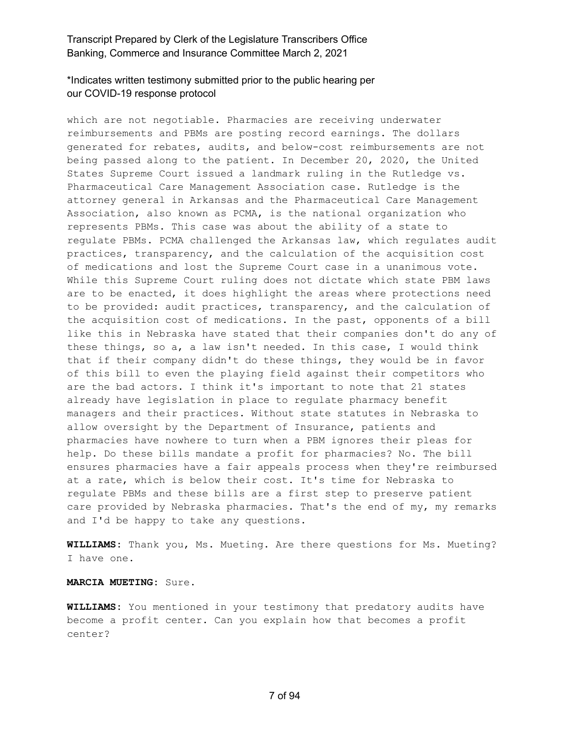which are not negotiable. Pharmacies are receiving underwater reimbursements and PBMs are posting record earnings. The dollars generated for rebates, audits, and below-cost reimbursements are not being passed along to the patient. In December 20, 2020, the United States Supreme Court issued a landmark ruling in the Rutledge vs. Pharmaceutical Care Management Association case. Rutledge is the attorney general in Arkansas and the Pharmaceutical Care Management Association, also known as PCMA, is the national organization who represents PBMs. This case was about the ability of a state to regulate PBMs. PCMA challenged the Arkansas law, which regulates audit practices, transparency, and the calculation of the acquisition cost of medications and lost the Supreme Court case in a unanimous vote. While this Supreme Court ruling does not dictate which state PBM laws are to be enacted, it does highlight the areas where protections need to be provided: audit practices, transparency, and the calculation of the acquisition cost of medications. In the past, opponents of a bill like this in Nebraska have stated that their companies don't do any of these things, so a, a law isn't needed. In this case, I would think that if their company didn't do these things, they would be in favor of this bill to even the playing field against their competitors who are the bad actors. I think it's important to note that 21 states already have legislation in place to regulate pharmacy benefit managers and their practices. Without state statutes in Nebraska to allow oversight by the Department of Insurance, patients and pharmacies have nowhere to turn when a PBM ignores their pleas for help. Do these bills mandate a profit for pharmacies? No. The bill ensures pharmacies have a fair appeals process when they're reimbursed at a rate, which is below their cost. It's time for Nebraska to regulate PBMs and these bills are a first step to preserve patient care provided by Nebraska pharmacies. That's the end of my, my remarks and I'd be happy to take any questions.

**WILLIAMS:** Thank you, Ms. Mueting. Are there questions for Ms. Mueting? I have one.

**MARCIA MUETING:** Sure.

**WILLIAMS:** You mentioned in your testimony that predatory audits have become a profit center. Can you explain how that becomes a profit center?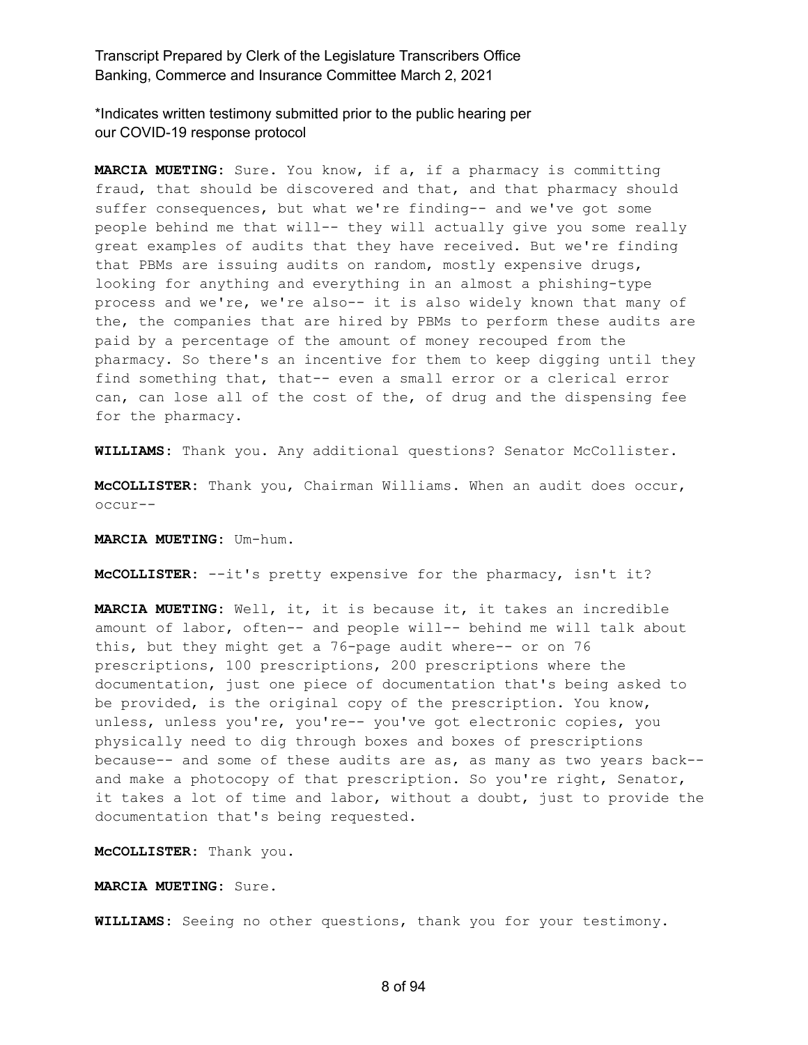*Indicates written testimony submitted prior to the public hearing per our COVID-19 response protocol

**MARCIA MUETING:** Sure. You know, if a, if a pharmacy is committing fraud, that should be discovered and that, and that pharmacy should suffer consequences, but what we're finding-- and we've got some people behind me that will-- they will actually give you some really great examples of audits that they have received. But we're finding that PBMs are issuing audits on random, mostly expensive drugs, looking for anything and everything in an almost a phishing-type process and we're, we're also-- it is also widely known that many of the, the companies that are hired by PBMs to perform these audits are paid by a percentage of the amount of money recouped from the pharmacy. So there's an incentive for them to keep digging until they find something that, that-- even a small error or a clerical error can, can lose all of the cost of the, of drug and the dispensing fee for the pharmacy.

**WILLIAMS:** Thank you. Any additional questions? Senator McCollister.

**McCOLLISTER:** Thank you, Chairman Williams. When an audit does occur, occur--

**MARCIA MUETING:** Um-hum.

**McCOLLISTER:** --it's pretty expensive for the pharmacy, isn't it?

**MARCIA MUETING:** Well, it, it is because it, it takes an incredible amount of labor, often-- and people will-- behind me will talk about this, but they might get a 76-page audit where-- or on 76 prescriptions, 100 prescriptions, 200 prescriptions where the documentation, just one piece of documentation that's being asked to be provided, is the original copy of the prescription. You know, unless, unless you're, you're-- you've got electronic copies, you physically need to dig through boxes and boxes of prescriptions because-- and some of these audits are as, as many as two years back-- and make a photocopy of that prescription. So you're right, Senator, it takes a lot of time and labor, without a doubt, just to provide the documentation that's being requested.

**McCOLLISTER:** Thank you.

**MARCIA MUETING:** Sure.

**WILLIAMS:** Seeing no other questions, thank you for your testimony.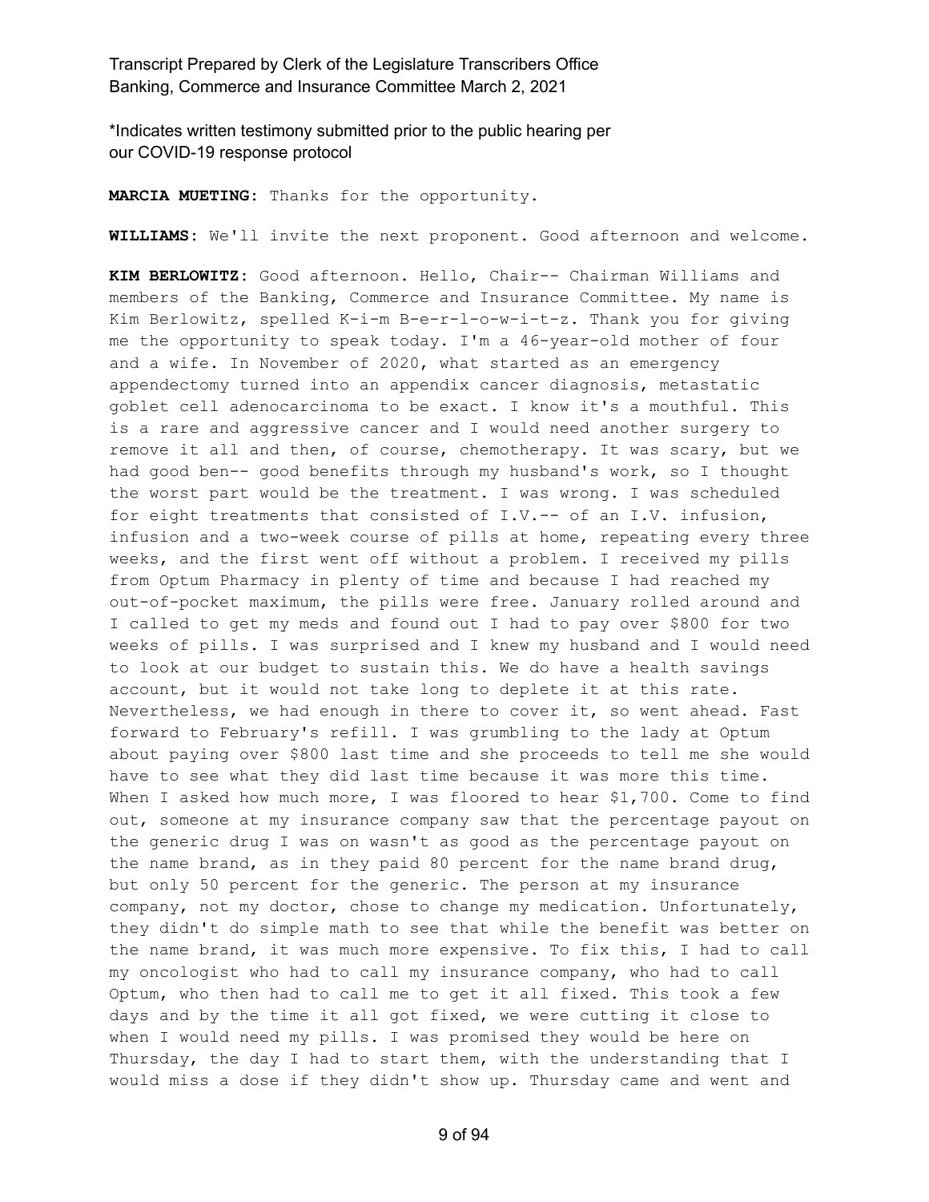\*Indicates written testimony submitted prior to the public hearing per our COVID-19 response protocol

**MARCIA MUETING:** Thanks for the opportunity.

**WILLIAMS:** We'll invite the next proponent. Good afternoon and welcome.

**KIM BERLOWITZ:** Good afternoon. Hello, Chair-- Chairman Williams and members of the Banking, Commerce and Insurance Committee. My name is Kim Berlowitz, spelled K-i-m B-e-r-l-o-w-i-t-z. Thank you for giving me the opportunity to speak today. I'm a 46-year-old mother of four and a wife. In November of 2020, what started as an emergency appendectomy turned into an appendix cancer diagnosis, metastatic goblet cell adenocarcinoma to be exact. I know it's a mouthful. This is a rare and aggressive cancer and I would need another surgery to remove it all and then, of course, chemotherapy. It was scary, but we had good ben-- good benefits through my husband's work, so I thought the worst part would be the treatment. I was wrong. I was scheduled for eight treatments that consisted of I.V.-- of an I.V. infusion, infusion and a two-week course of pills at home, repeating every three weeks, and the first went off without a problem. I received my pills from Optum Pharmacy in plenty of time and because I had reached my out-of-pocket maximum, the pills were free. January rolled around and I called to get my meds and found out I had to pay over $800 for two weeks of pills. I was surprised and I knew my husband and I would need to look at our budget to sustain this. We do have a health savings account, but it would not take long to deplete it at this rate. Nevertheless, we had enough in there to cover it, so went ahead. Fast forward to February's refill. I was grumbling to the lady at Optum about paying over $800 last time and she proceeds to tell me she would have to see what they did last time because it was more this time. When I asked how much more, I was floored to hear $1,700. Come to find out, someone at my insurance company saw that the percentage payout on the generic drug I was on wasn't as good as the percentage payout on the name brand, as in they paid 80 percent for the name brand drug, but only 50 percent for the generic. The person at my insurance company, not my doctor, chose to change my medication. Unfortunately, they didn't do simple math to see that while the benefit was better on the name brand, it was much more expensive. To fix this, I had to call my oncologist who had to call my insurance company, who had to call Optum, who then had to call me to get it all fixed. This took a few days and by the time it all got fixed, we were cutting it close to when I would need my pills. I was promised they would be here on Thursday, the day I had to start them, with the understanding that I would miss a dose if they didn't show up. Thursday came and went and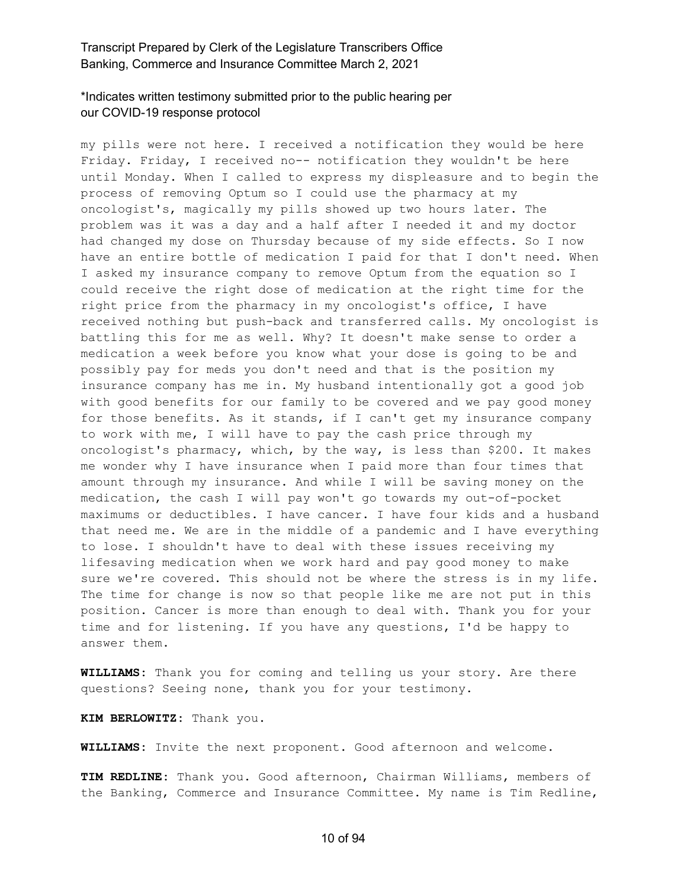my pills were not here. I received a notification they would be here Friday. Friday, I received no-- notification they wouldn't be here until Monday. When I called to express my displeasure and to begin the process of removing Optum so I could use the pharmacy at my oncologist's, magically my pills showed up two hours later. The problem was it was a day and a half after I needed it and my doctor had changed my dose on Thursday because of my side effects. So I now have an entire bottle of medication I paid for that I don't need. When I asked my insurance company to remove Optum from the equation so I could receive the right dose of medication at the right time for the right price from the pharmacy in my oncologist's office, I have received nothing but push-back and transferred calls. My oncologist is battling this for me as well. Why? It doesn't make sense to order a medication a week before you know what your dose is going to be and possibly pay for meds you don't need and that is the position my insurance company has me in. My husband intentionally got a good job with good benefits for our family to be covered and we pay good money for those benefits. As it stands, if I can't get my insurance company to work with me, I will have to pay the cash price through my oncologist's pharmacy, which, by the way, is less than $200. It makes me wonder why I have insurance when I paid more than four times that amount through my insurance. And while I will be saving money on the medication, the cash I will pay won't go towards my out-of-pocket maximums or deductibles. I have cancer. I have four kids and a husband that need me. We are in the middle of a pandemic and I have everything to lose. I shouldn't have to deal with these issues receiving my lifesaving medication when we work hard and pay good money to make sure we're covered. This should not be where the stress is in my life. The time for change is now so that people like me are not put in this position. Cancer is more than enough to deal with. Thank you for your time and for listening. If you have any questions, I'd be happy to answer them.

**WILLIAMS:** Thank you for coming and telling us your story. Are there questions? Seeing none, thank you for your testimony.

**KIM BERLOWITZ:** Thank you.

**WILLIAMS:** Invite the next proponent. Good afternoon and welcome.

**TIM REDLINE:** Thank you. Good afternoon, Chairman Williams, members of the Banking, Commerce and Insurance Committee. My name is Tim Redline,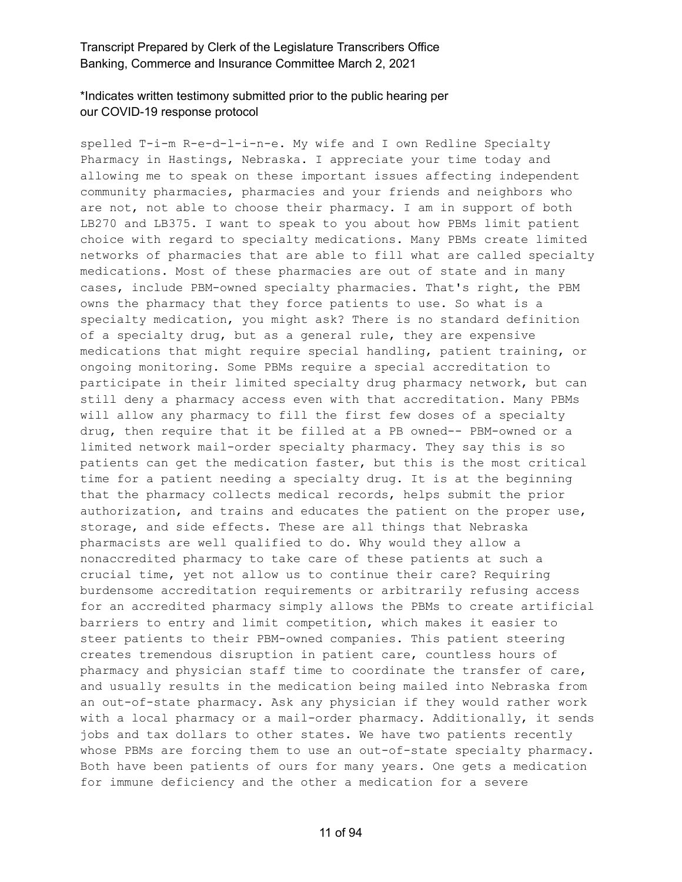spelled T-i-m R-e-d-l-i-n-e. My wife and I own Redline Specialty Pharmacy in Hastings, Nebraska. I appreciate your time today and allowing me to speak on these important issues affecting independent community pharmacies, pharmacies and your friends and neighbors who are not, not able to choose their pharmacy. I am in support of both LB270 and LB375. I want to speak to you about how PBMs limit patient choice with regard to specialty medications. Many PBMs create limited networks of pharmacies that are able to fill what are called specialty medications. Most of these pharmacies are out of state and in many cases, include PBM-owned specialty pharmacies. That's right, the PBM owns the pharmacy that they force patients to use. So what is a specialty medication, you might ask? There is no standard definition of a specialty drug, but as a general rule, they are expensive medications that might require special handling, patient training, or ongoing monitoring. Some PBMs require a special accreditation to participate in their limited specialty drug pharmacy network, but can still deny a pharmacy access even with that accreditation. Many PBMs will allow any pharmacy to fill the first few doses of a specialty drug, then require that it be filled at a PB owned-- PBM-owned or a limited network mail-order specialty pharmacy. They say this is so patients can get the medication faster, but this is the most critical time for a patient needing a specialty drug. It is at the beginning that the pharmacy collects medical records, helps submit the prior authorization, and trains and educates the patient on the proper use, storage, and side effects. These are all things that Nebraska pharmacists are well qualified to do. Why would they allow a nonaccredited pharmacy to take care of these patients at such a crucial time, yet not allow us to continue their care? Requiring burdensome accreditation requirements or arbitrarily refusing access for an accredited pharmacy simply allows the PBMs to create artificial barriers to entry and limit competition, which makes it easier to steer patients to their PBM-owned companies. This patient steering creates tremendous disruption in patient care, countless hours of pharmacy and physician staff time to coordinate the transfer of care, and usually results in the medication being mailed into Nebraska from an out-of-state pharmacy. Ask any physician if they would rather work with a local pharmacy or a mail-order pharmacy. Additionally, it sends jobs and tax dollars to other states. We have two patients recently whose PBMs are forcing them to use an out-of-state specialty pharmacy. Both have been patients of ours for many years. One gets a medication for immune deficiency and the other a medication for a severe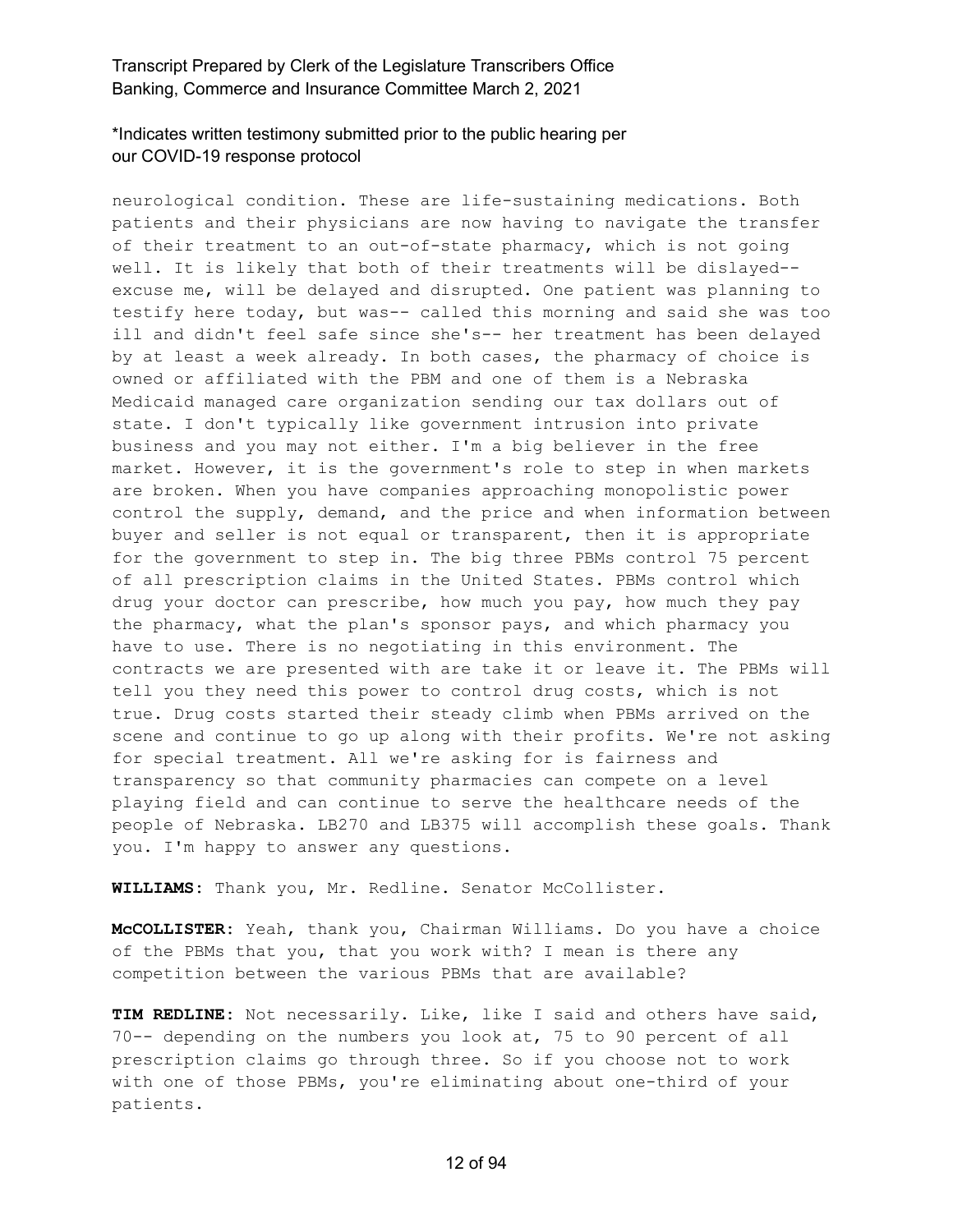neurological condition. These are life-sustaining medications. Both patients and their physicians are now having to navigate the transfer of their treatment to an out-of-state pharmacy, which is not going well. It is likely that both of their treatments will be dislayed-- excuse me, will be delayed and disrupted. One patient was planning to testify here today, but was-- called this morning and said she was too ill and didn't feel safe since she's-- her treatment has been delayed by at least a week already. In both cases, the pharmacy of choice is owned or affiliated with the PBM and one of them is a Nebraska Medicaid managed care organization sending our tax dollars out of state. I don't typically like government intrusion into private business and you may not either. I'm a big believer in the free market. However, it is the government's role to step in when markets are broken. When you have companies approaching monopolistic power control the supply, demand, and the price and when information between buyer and seller is not equal or transparent, then it is appropriate for the government to step in. The big three PBMs control 75 percent of all prescription claims in the United States. PBMs control which drug your doctor can prescribe, how much you pay, how much they pay the pharmacy, what the plan's sponsor pays, and which pharmacy you have to use. There is no negotiating in this environment. The contracts we are presented with are take it or leave it. The PBMs will tell you they need this power to control drug costs, which is not true. Drug costs started their steady climb when PBMs arrived on the scene and continue to go up along with their profits. We're not asking for special treatment. All we're asking for is fairness and transparency so that community pharmacies can compete on a level playing field and can continue to serve the healthcare needs of the people of Nebraska. LB270 and LB375 will accomplish these goals. Thank you. I'm happy to answer any questions.

**WILLIAMS:** Thank you, Mr. Redline. Senator McCollister.

**McCOLLISTER:** Yeah, thank you, Chairman Williams. Do you have a choice of the PBMs that you, that you work with? I mean is there any competition between the various PBMs that are available?

**TIM REDLINE:** Not necessarily. Like, like I said and others have said, 70-- depending on the numbers you look at, 75 to 90 percent of all prescription claims go through three. So if you choose not to work with one of those PBMs, you're eliminating about one-third of your patients.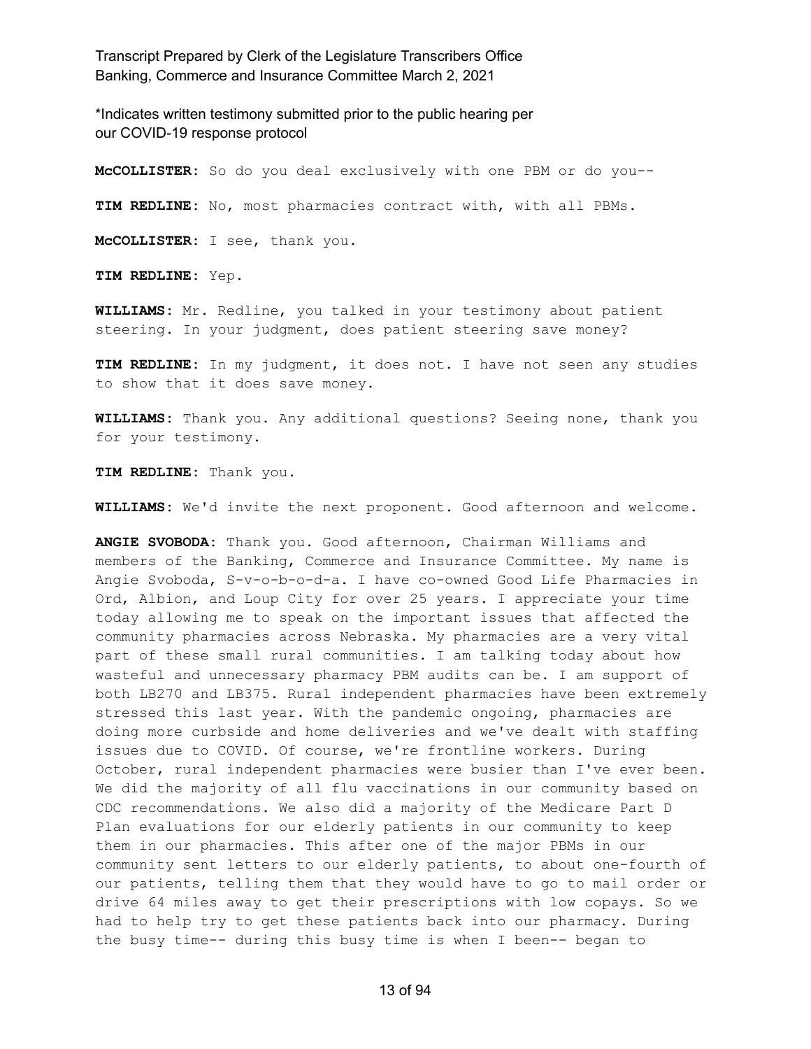\*Indicates written testimony submitted prior to the public hearing per our COVID-19 response protocol

**McCOLLISTER:** So do you deal exclusively with one PBM or do you--

**TIM REDLINE:** No, most pharmacies contract with, with all PBMs.

**McCOLLISTER:** I see, thank you.

**TIM REDLINE:** Yep.

**WILLIAMS:** Mr. Redline, you talked in your testimony about patient steering. In your judgment, does patient steering save money?

**TIM REDLINE:** In my judgment, it does not. I have not seen any studies to show that it does save money.

**WILLIAMS:** Thank you. Any additional questions? Seeing none, thank you for your testimony.

**TIM REDLINE:** Thank you.

**WILLIAMS:** We'd invite the next proponent. Good afternoon and welcome.

**ANGIE SVOBODA:** Thank you. Good afternoon, Chairman Williams and members of the Banking, Commerce and Insurance Committee. My name is Angie Svoboda, S-v-o-b-o-d-a. I have co-owned Good Life Pharmacies in Ord, Albion, and Loup City for over 25 years. I appreciate your time today allowing me to speak on the important issues that affected the community pharmacies across Nebraska. My pharmacies are a very vital part of these small rural communities. I am talking today about how wasteful and unnecessary pharmacy PBM audits can be. I am support of both LB270 and LB375. Rural independent pharmacies have been extremely stressed this last year. With the pandemic ongoing, pharmacies are doing more curbside and home deliveries and we've dealt with staffing issues due to COVID. Of course, we're frontline workers. During October, rural independent pharmacies were busier than I've ever been. We did the majority of all flu vaccinations in our community based on CDC recommendations. We also did a majority of the Medicare Part D Plan evaluations for our elderly patients in our community to keep them in our pharmacies. This after one of the major PBMs in our community sent letters to our elderly patients, to about one-fourth of our patients, telling them that they would have to go to mail order or drive 64 miles away to get their prescriptions with low copays. So we had to help try to get these patients back into our pharmacy. During the busy time-- during this busy time is when I been-- began to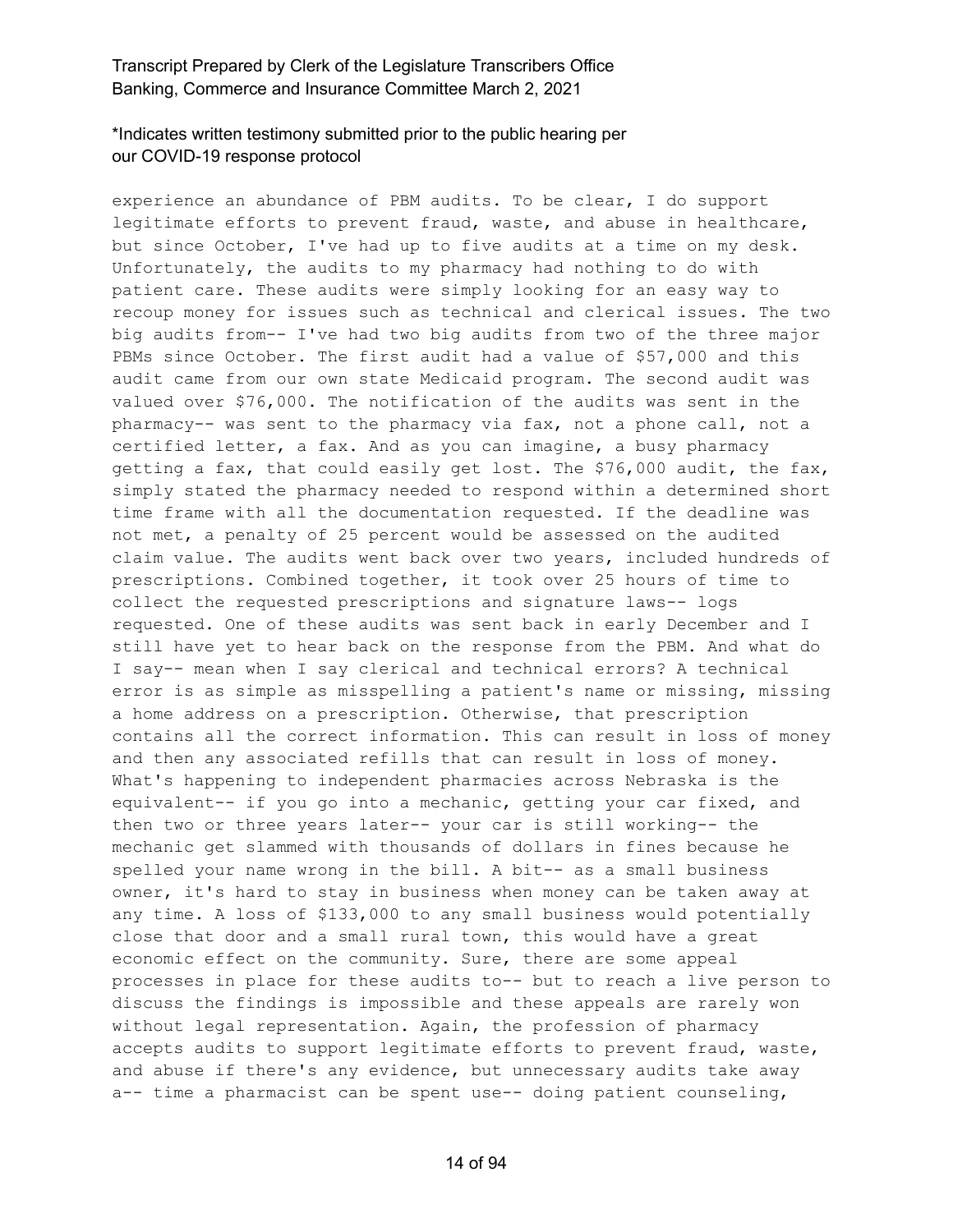experience an abundance of PBM audits. To be clear, I do support legitimate efforts to prevent fraud, waste, and abuse in healthcare, but since October, I've had up to five audits at a time on my desk. Unfortunately, the audits to my pharmacy had nothing to do with patient care. These audits were simply looking for an easy way to recoup money for issues such as technical and clerical issues. The two big audits from-- I've had two big audits from two of the three major PBMs since October. The first audit had a value of $57,000 and this audit came from our own state Medicaid program. The second audit was valued over $76,000. The notification of the audits was sent in the pharmacy-- was sent to the pharmacy via fax, not a phone call, not a certified letter, a fax. And as you can imagine, a busy pharmacy getting a fax, that could easily get lost. The $76,000 audit, the fax, simply stated the pharmacy needed to respond within a determined short time frame with all the documentation requested. If the deadline was not met, a penalty of 25 percent would be assessed on the audited claim value. The audits went back over two years, included hundreds of prescriptions. Combined together, it took over 25 hours of time to collect the requested prescriptions and signature laws-- logs requested. One of these audits was sent back in early December and I still have yet to hear back on the response from the PBM. And what do I say-- mean when I say clerical and technical errors? A technical error is as simple as misspelling a patient's name or missing, missing a home address on a prescription. Otherwise, that prescription contains all the correct information. This can result in loss of money and then any associated refills that can result in loss of money. What's happening to independent pharmacies across Nebraska is the equivalent-- if you go into a mechanic, getting your car fixed, and then two or three years later-- your car is still working-- the mechanic get slammed with thousands of dollars in fines because he spelled your name wrong in the bill. A bit-- as a small business owner, it's hard to stay in business when money can be taken away at any time. A loss of $133,000 to any small business would potentially close that door and a small rural town, this would have a great economic effect on the community. Sure, there are some appeal processes in place for these audits to-- but to reach a live person to discuss the findings is impossible and these appeals are rarely won without legal representation. Again, the profession of pharmacy accepts audits to support legitimate efforts to prevent fraud, waste, and abuse if there's any evidence, but unnecessary audits take away a-- time a pharmacist can be spent use-- doing patient counseling,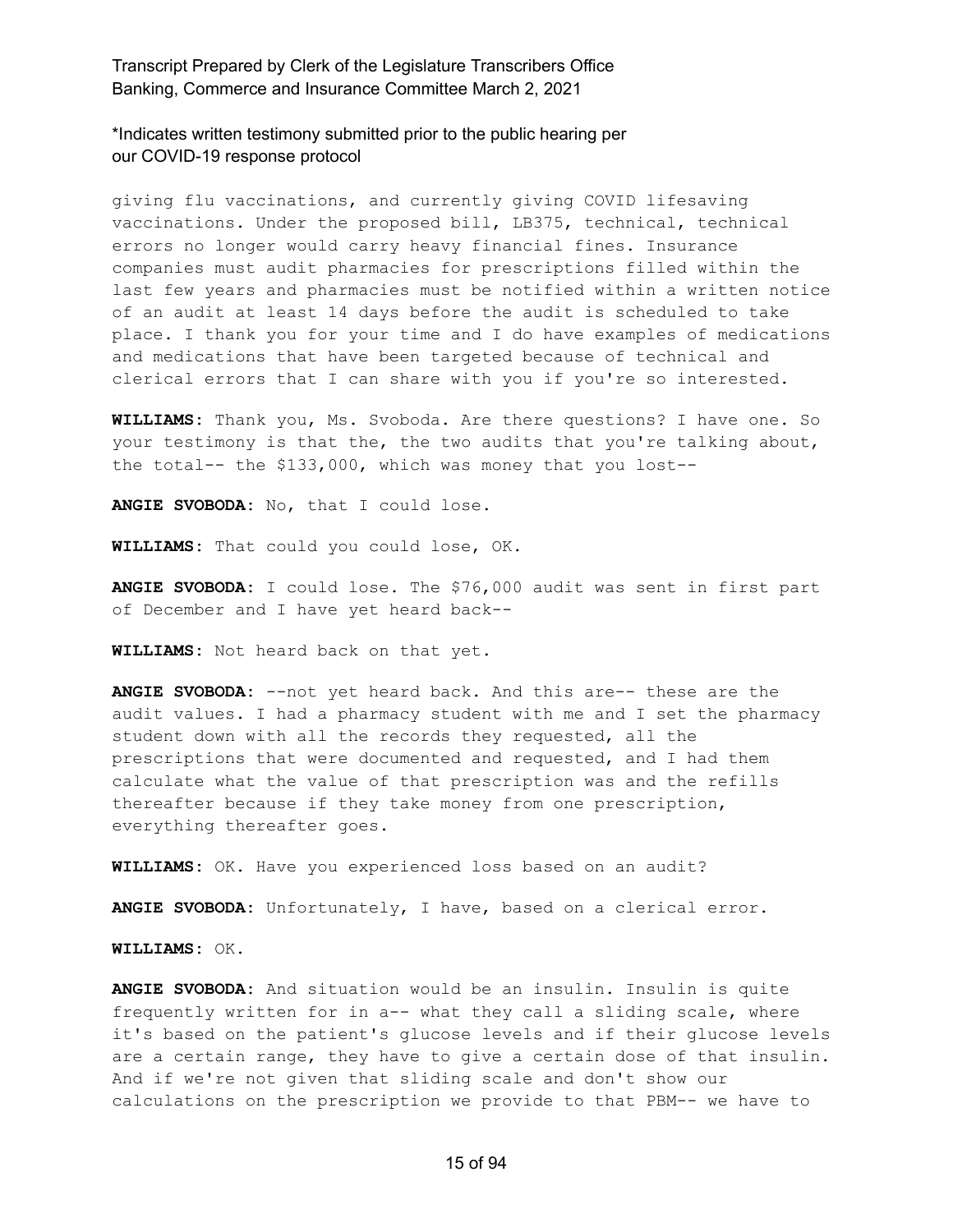giving flu vaccinations, and currently giving COVID lifesaving vaccinations. Under the proposed bill, LB375, technical, technical errors no longer would carry heavy financial fines. Insurance companies must audit pharmacies for prescriptions filled within the last few years and pharmacies must be notified within a written notice of an audit at least 14 days before the audit is scheduled to take place. I thank you for your time and I do have examples of medications and medications that have been targeted because of technical and clerical errors that I can share with you if you're so interested.

**WILLIAMS:** Thank you, Ms. Svoboda. Are there questions? I have one. So your testimony is that the, the two audits that you're talking about, the total-- the $133,000, which was money that you lost--

**ANGIE SVOBODA:** No, that I could lose.

**WILLIAMS:** That could you could lose, OK.

**ANGIE SVOBODA:** I could lose. The $76,000 audit was sent in first part of December and I have yet heard back--

**WILLIAMS:** Not heard back on that yet.

**ANGIE SVOBODA:** --not yet heard back. And this are-- these are the audit values. I had a pharmacy student with me and I set the pharmacy student down with all the records they requested, all the prescriptions that were documented and requested, and I had them calculate what the value of that prescription was and the refills thereafter because if they take money from one prescription, everything thereafter goes.

**WILLIAMS:** OK. Have you experienced loss based on an audit?

**ANGIE SVOBODA:** Unfortunately, I have, based on a clerical error.

**WILLIAMS:** OK.

**ANGIE SVOBODA:** And situation would be an insulin. Insulin is quite frequently written for in a-- what they call a sliding scale, where it's based on the patient's glucose levels and if their glucose levels are a certain range, they have to give a certain dose of that insulin. And if we're not given that sliding scale and don't show our calculations on the prescription we provide to that PBM-- we have to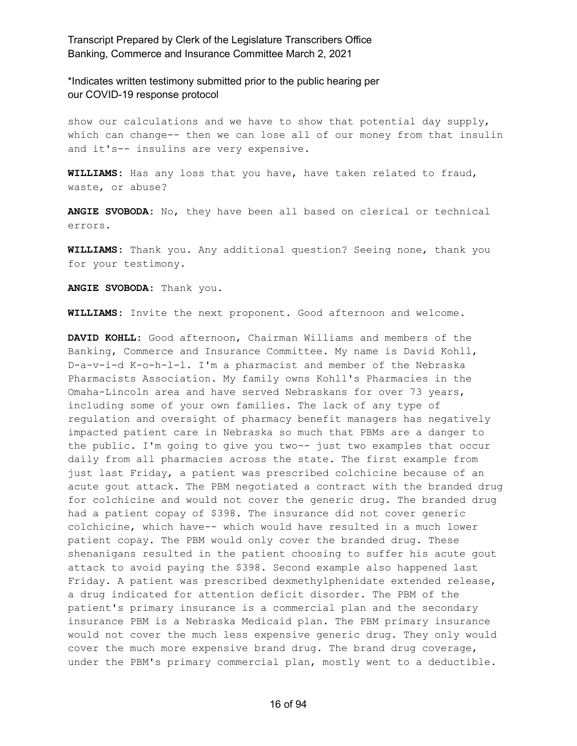show our calculations and we have to show that potential day supply, which can change-- then we can lose all of our money from that insulin and it's-- insulins are very expensive.

**WILLIAMS:** Has any loss that you have, have taken related to fraud, waste, or abuse?

**ANGIE SVOBODA:** No, they have been all based on clerical or technical errors.

**WILLIAMS:** Thank you. Any additional question? Seeing none, thank you for your testimony.

**ANGIE SVOBODA:** Thank you.

**WILLIAMS:** Invite the next proponent. Good afternoon and welcome.

**DAVID KOHLL:** Good afternoon, Chairman Williams and members of the Banking, Commerce and Insurance Committee. My name is David Kohll, D-a-v-i-d K-o-h-l-l. I'm a pharmacist and member of the Nebraska Pharmacists Association. My family owns Kohll's Pharmacies in the Omaha-Lincoln area and have served Nebraskans for over 73 years, including some of your own families. The lack of any type of regulation and oversight of pharmacy benefit managers has negatively impacted patient care in Nebraska so much that PBMs are a danger to the public. I'm going to give you two-- just two examples that occur daily from all pharmacies across the state. The first example from just last Friday, a patient was prescribed colchicine because of an acute gout attack. The PBM negotiated a contract with the branded drug for colchicine and would not cover the generic drug. The branded drug had a patient copay of $398. The insurance did not cover generic colchicine, which have-- which would have resulted in a much lower patient copay. The PBM would only cover the branded drug. These shenanigans resulted in the patient choosing to suffer his acute gout attack to avoid paying the $398. Second example also happened last Friday. A patient was prescribed dexmethylphenidate extended release, a drug indicated for attention deficit disorder. The PBM of the patient's primary insurance is a commercial plan and the secondary insurance PBM is a Nebraska Medicaid plan. The PBM primary insurance would not cover the much less expensive generic drug. They only would cover the much more expensive brand drug. The brand drug coverage, under the PBM's primary commercial plan, mostly went to a deductible.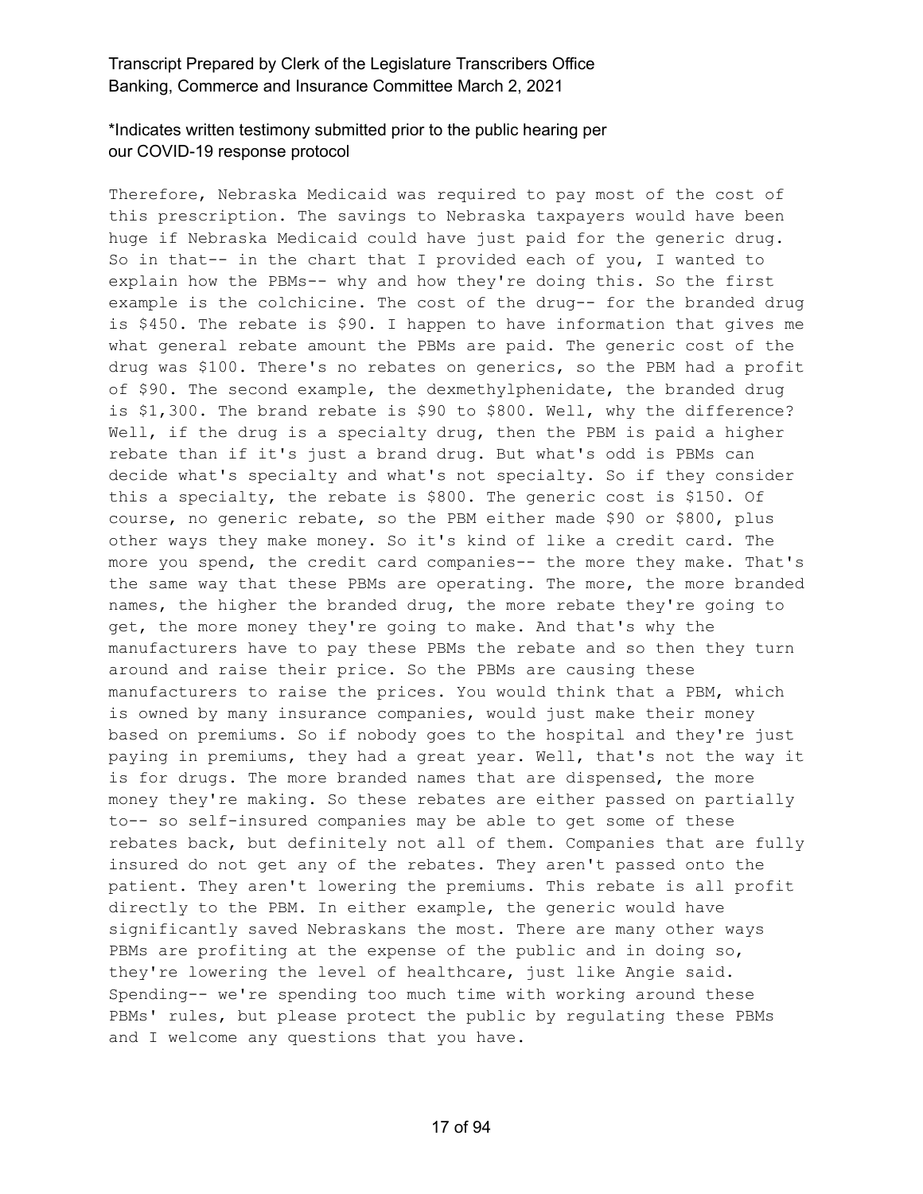Therefore, Nebraska Medicaid was required to pay most of the cost of this prescription. The savings to Nebraska taxpayers would have been huge if Nebraska Medicaid could have just paid for the generic drug. So in that-- in the chart that I provided each of you, I wanted to explain how the PBMs-- why and how they're doing this. So the first example is the colchicine. The cost of the drug-- for the branded drug is $450. The rebate is $90. I happen to have information that gives me what general rebate amount the PBMs are paid. The generic cost of the drug was $100. There's no rebates on generics, so the PBM had a profit of $90. The second example, the dexmethylphenidate, the branded drug is $1,300. The brand rebate is $90 to $800. Well, why the difference? Well, if the drug is a specialty drug, then the PBM is paid a higher rebate than if it's just a brand drug. But what's odd is PBMs can decide what's specialty and what's not specialty. So if they consider this a specialty, the rebate is $800. The generic cost is $150. Of course, no generic rebate, so the PBM either made $90 or $800, plus other ways they make money. So it's kind of like a credit card. The more you spend, the credit card companies-- the more they make. That's the same way that these PBMs are operating. The more, the more branded names, the higher the branded drug, the more rebate they're going to get, the more money they're going to make. And that's why the manufacturers have to pay these PBMs the rebate and so then they turn around and raise their price. So the PBMs are causing these manufacturers to raise the prices. You would think that a PBM, which is owned by many insurance companies, would just make their money based on premiums. So if nobody goes to the hospital and they're just paying in premiums, they had a great year. Well, that's not the way it is for drugs. The more branded names that are dispensed, the more money they're making. So these rebates are either passed on partially to-- so self-insured companies may be able to get some of these rebates back, but definitely not all of them. Companies that are fully insured do not get any of the rebates. They aren't passed onto the patient. They aren't lowering the premiums. This rebate is all profit directly to the PBM. In either example, the generic would have significantly saved Nebraskans the most. There are many other ways PBMs are profiting at the expense of the public and in doing so, they're lowering the level of healthcare, just like Angie said. Spending-- we're spending too much time with working around these PBMs' rules, but please protect the public by regulating these PBMs and I welcome any questions that you have.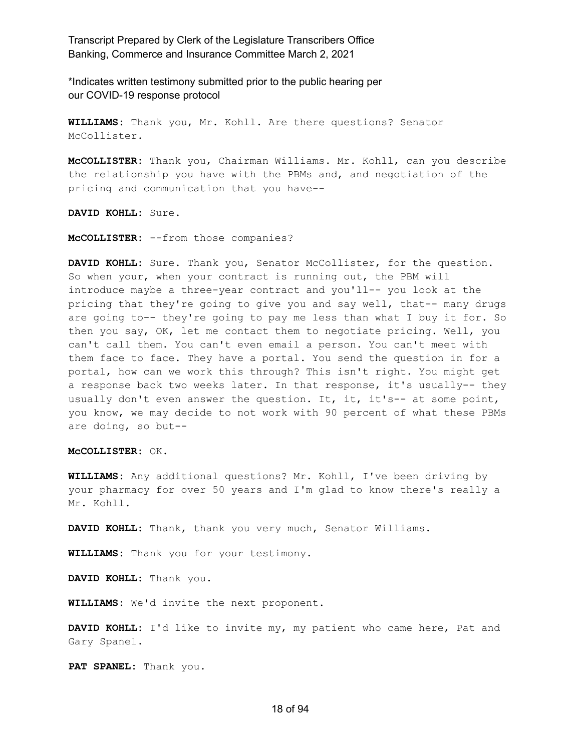**WILLIAMS:** Thank you, Mr. Kohll. Are there questions? Senator McCollister.

**McCOLLISTER:** Thank you, Chairman Williams. Mr. Kohll, can you describe the relationship you have with the PBMs and, and negotiation of the pricing and communication that you have--

**DAVID KOHLL:** Sure.

**McCOLLISTER:** --from those companies?

**DAVID KOHLL:** Sure. Thank you, Senator McCollister, for the question. So when your, when your contract is running out, the PBM will introduce maybe a three-year contract and you'll-- you look at the pricing that they're going to give you and say well, that-- many drugs are going to-- they're going to pay me less than what I buy it for. So then you say, OK, let me contact them to negotiate pricing. Well, you can't call them. You can't even email a person. You can't meet with them face to face. They have a portal. You send the question in for a portal, how can we work this through? This isn't right. You might get a response back two weeks later. In that response, it's usually-- they usually don't even answer the question. It, it, it's-- at some point, you know, we may decide to not work with 90 percent of what these PBMs are doing, so but--

**McCOLLISTER:** OK.

**WILLIAMS:** Any additional questions? Mr. Kohll, I've been driving by your pharmacy for over 50 years and I'm glad to know there's really a Mr. Kohll.

**DAVID KOHLL:** Thank, thank you very much, Senator Williams.

**WILLIAMS:** Thank you for your testimony.

**DAVID KOHLL:** Thank you.

**WILLIAMS:** We'd invite the next proponent.

**DAVID KOHLL:** I'd like to invite my, my patient who came here, Pat and Gary Spanel.

**PAT SPANEL:** Thank you.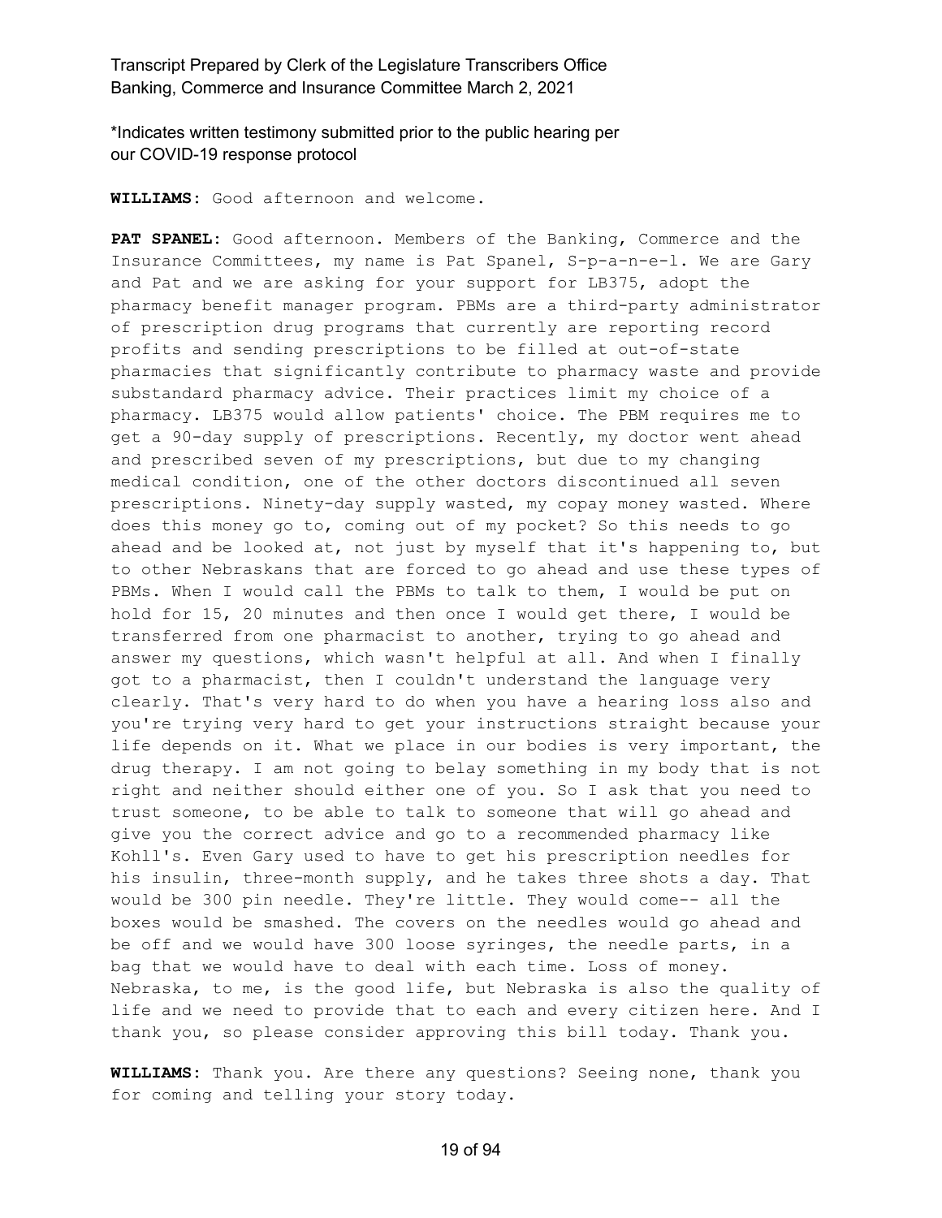*Indicates written testimony submitted prior to the public hearing per our COVID-19 response protocol

**WILLIAMS:** Good afternoon and welcome.

**PAT SPANEL:** Good afternoon. Members of the Banking, Commerce and the Insurance Committees, my name is Pat Spanel, S-p-a-n-e-l. We are Gary and Pat and we are asking for your support for LB375, adopt the pharmacy benefit manager program. PBMs are a third-party administrator of prescription drug programs that currently are reporting record profits and sending prescriptions to be filled at out-of-state pharmacies that significantly contribute to pharmacy waste and provide substandard pharmacy advice. Their practices limit my choice of a pharmacy. LB375 would allow patients' choice. The PBM requires me to get a 90-day supply of prescriptions. Recently, my doctor went ahead and prescribed seven of my prescriptions, but due to my changing medical condition, one of the other doctors discontinued all seven prescriptions. Ninety-day supply wasted, my copay money wasted. Where does this money go to, coming out of my pocket? So this needs to go ahead and be looked at, not just by myself that it's happening to, but to other Nebraskans that are forced to go ahead and use these types of PBMs. When I would call the PBMs to talk to them, I would be put on hold for 15, 20 minutes and then once I would get there, I would be transferred from one pharmacist to another, trying to go ahead and answer my questions, which wasn't helpful at all. And when I finally got to a pharmacist, then I couldn't understand the language very clearly. That's very hard to do when you have a hearing loss also and you're trying very hard to get your instructions straight because your life depends on it. What we place in our bodies is very important, the drug therapy. I am not going to belay something in my body that is not right and neither should either one of you. So I ask that you need to trust someone, to be able to talk to someone that will go ahead and give you the correct advice and go to a recommended pharmacy like Kohll's. Even Gary used to have to get his prescription needles for his insulin, three-month supply, and he takes three shots a day. That would be 300 pin needle. They're little. They would come-- all the boxes would be smashed. The covers on the needles would go ahead and be off and we would have 300 loose syringes, the needle parts, in a bag that we would have to deal with each time. Loss of money. Nebraska, to me, is the good life, but Nebraska is also the quality of life and we need to provide that to each and every citizen here. And I thank you, so please consider approving this bill today. Thank you.

**WILLIAMS:** Thank you. Are there any questions? Seeing none, thank you for coming and telling your story today.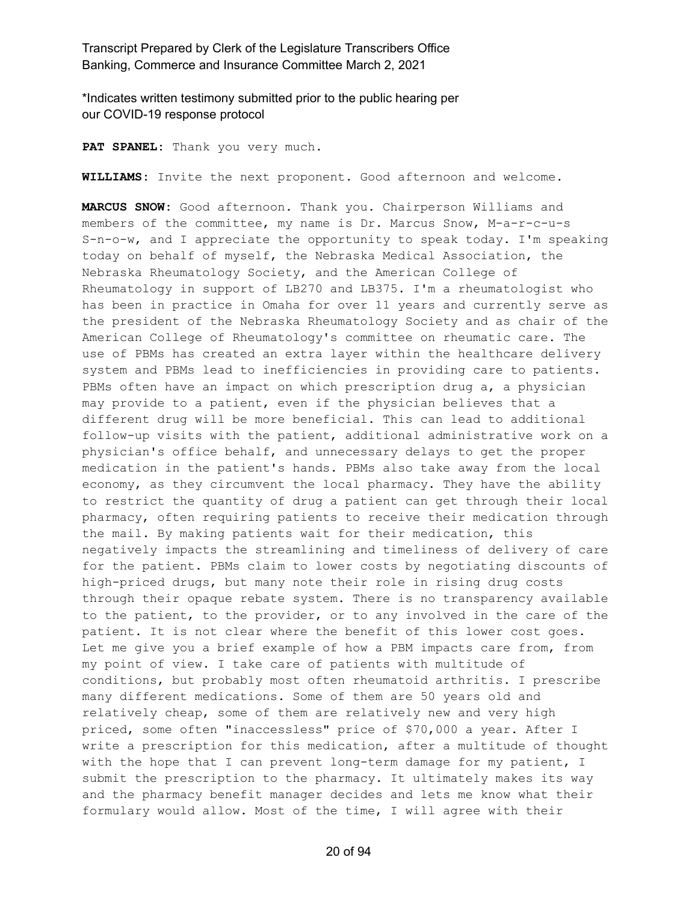*Indicates written testimony submitted prior to the public hearing per our COVID-19 response protocol

**PAT SPANEL:** Thank you very much.

**WILLIAMS:** Invite the next proponent. Good afternoon and welcome.

**MARCUS SNOW:** Good afternoon. Thank you. Chairperson Williams and members of the committee, my name is Dr. Marcus Snow, M-a-r-c-u-s S-n-o-w, and I appreciate the opportunity to speak today. I'm speaking today on behalf of myself, the Nebraska Medical Association, the Nebraska Rheumatology Society, and the American College of Rheumatology in support of LB270 and LB375. I'm a rheumatologist who has been in practice in Omaha for over 11 years and currently serve as the president of the Nebraska Rheumatology Society and as chair of the American College of Rheumatology's committee on rheumatic care. The use of PBMs has created an extra layer within the healthcare delivery system and PBMs lead to inefficiencies in providing care to patients. PBMs often have an impact on which prescription drug a, a physician may provide to a patient, even if the physician believes that a different drug will be more beneficial. This can lead to additional follow-up visits with the patient, additional administrative work on a physician's office behalf, and unnecessary delays to get the proper medication in the patient's hands. PBMs also take away from the local economy, as they circumvent the local pharmacy. They have the ability to restrict the quantity of drug a patient can get through their local pharmacy, often requiring patients to receive their medication through the mail. By making patients wait for their medication, this negatively impacts the streamlining and timeliness of delivery of care for the patient. PBMs claim to lower costs by negotiating discounts of high-priced drugs, but many note their role in rising drug costs through their opaque rebate system. There is no transparency available to the patient, to the provider, or to any involved in the care of the patient. It is not clear where the benefit of this lower cost goes. Let me give you a brief example of how a PBM impacts care from, from my point of view. I take care of patients with multitude of conditions, but probably most often rheumatoid arthritis. I prescribe many different medications. Some of them are 50 years old and relatively cheap, some of them are relatively new and very high priced, some often "inaccessless" price of $70,000 a year. After I write a prescription for this medication, after a multitude of thought with the hope that I can prevent long-term damage for my patient, I submit the prescription to the pharmacy. It ultimately makes its way and the pharmacy benefit manager decides and lets me know what their formulary would allow. Most of the time, I will agree with their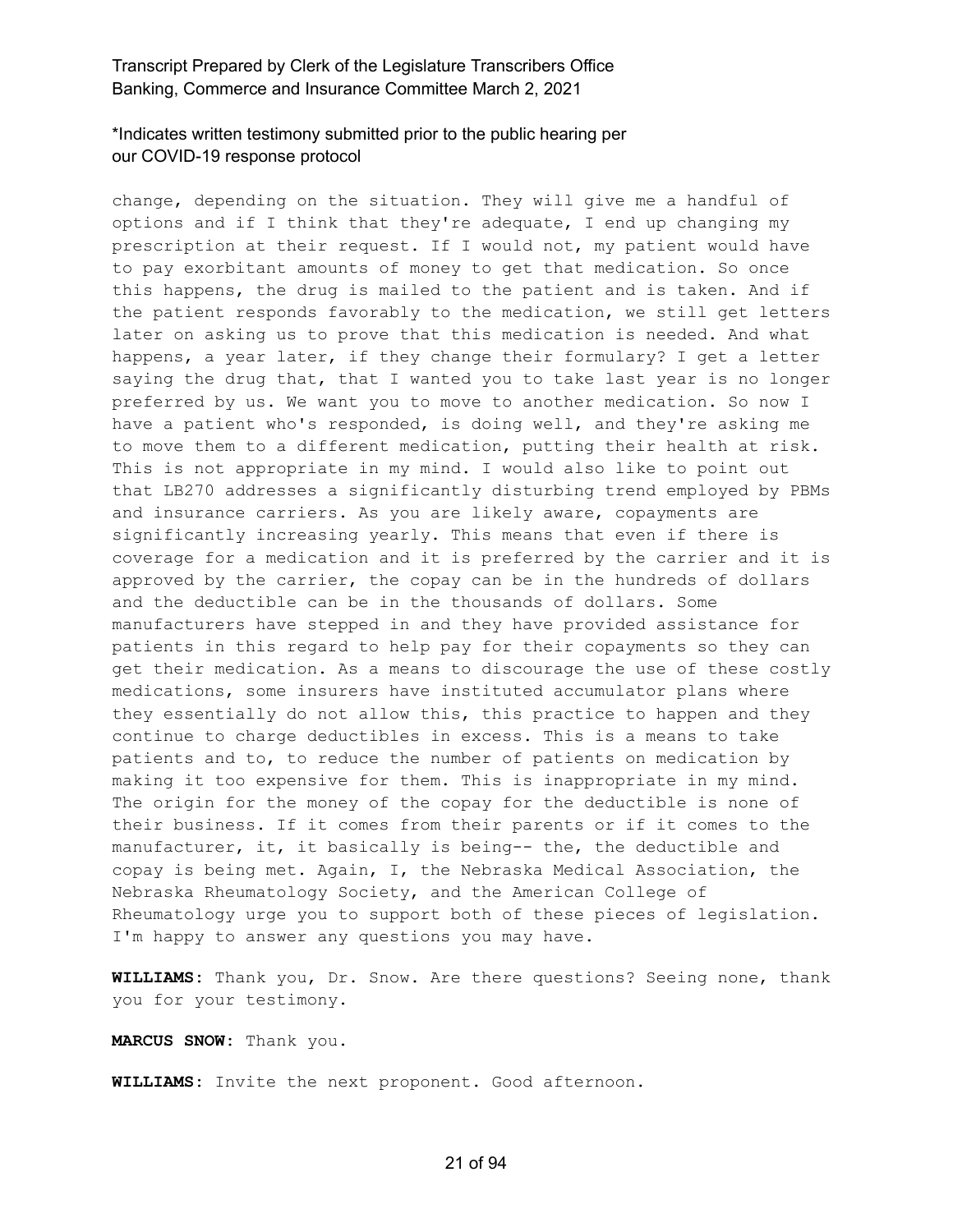change, depending on the situation. They will give me a handful of options and if I think that they're adequate, I end up changing my prescription at their request. If I would not, my patient would have to pay exorbitant amounts of money to get that medication. So once this happens, the drug is mailed to the patient and is taken. And if the patient responds favorably to the medication, we still get letters later on asking us to prove that this medication is needed. And what happens, a year later, if they change their formulary? I get a letter saying the drug that, that I wanted you to take last year is no longer preferred by us. We want you to move to another medication. So now I have a patient who's responded, is doing well, and they're asking me to move them to a different medication, putting their health at risk. This is not appropriate in my mind. I would also like to point out that LB270 addresses a significantly disturbing trend employed by PBMs and insurance carriers. As you are likely aware, copayments are significantly increasing yearly. This means that even if there is coverage for a medication and it is preferred by the carrier and it is approved by the carrier, the copay can be in the hundreds of dollars and the deductible can be in the thousands of dollars. Some manufacturers have stepped in and they have provided assistance for patients in this regard to help pay for their copayments so they can get their medication. As a means to discourage the use of these costly medications, some insurers have instituted accumulator plans where they essentially do not allow this, this practice to happen and they continue to charge deductibles in excess. This is a means to take patients and to, to reduce the number of patients on medication by making it too expensive for them. This is inappropriate in my mind. The origin for the money of the copay for the deductible is none of their business. If it comes from their parents or if it comes to the manufacturer, it, it basically is being-- the, the deductible and copay is being met. Again, I, the Nebraska Medical Association, the Nebraska Rheumatology Society, and the American College of Rheumatology urge you to support both of these pieces of legislation. I'm happy to answer any questions you may have.

**WILLIAMS:** Thank you, Dr. Snow. Are there questions? Seeing none, thank you for your testimony.

**MARCUS SNOW:** Thank you.

**WILLIAMS:** Invite the next proponent. Good afternoon.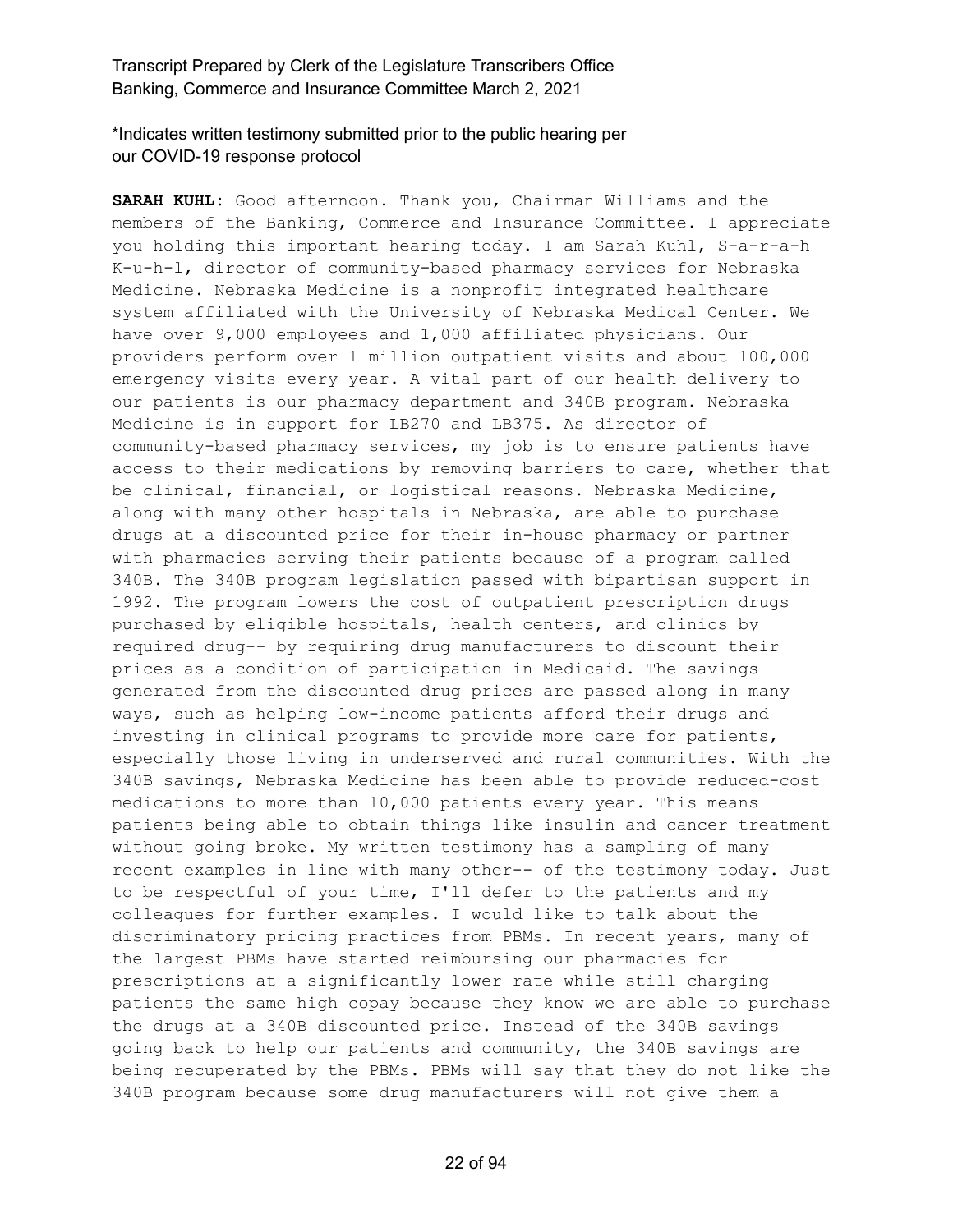*Indicates written testimony submitted prior to the public hearing per our COVID-19 response protocol

**SARAH KUHL:** Good afternoon. Thank you, Chairman Williams and the members of the Banking, Commerce and Insurance Committee. I appreciate you holding this important hearing today. I am Sarah Kuhl, S-a-r-a-h K-u-h-l, director of community-based pharmacy services for Nebraska Medicine. Nebraska Medicine is a nonprofit integrated healthcare system affiliated with the University of Nebraska Medical Center. We have over 9,000 employees and 1,000 affiliated physicians. Our providers perform over 1 million outpatient visits and about 100,000 emergency visits every year. A vital part of our health delivery to our patients is our pharmacy department and 340B program. Nebraska Medicine is in support for LB270 and LB375. As director of community-based pharmacy services, my job is to ensure patients have access to their medications by removing barriers to care, whether that be clinical, financial, or logistical reasons. Nebraska Medicine, along with many other hospitals in Nebraska, are able to purchase drugs at a discounted price for their in-house pharmacy or partner with pharmacies serving their patients because of a program called 340B. The 340B program legislation passed with bipartisan support in 1992. The program lowers the cost of outpatient prescription drugs purchased by eligible hospitals, health centers, and clinics by required drug-- by requiring drug manufacturers to discount their prices as a condition of participation in Medicaid. The savings generated from the discounted drug prices are passed along in many ways, such as helping low-income patients afford their drugs and investing in clinical programs to provide more care for patients, especially those living in underserved and rural communities. With the 340B savings, Nebraska Medicine has been able to provide reduced-cost medications to more than 10,000 patients every year. This means patients being able to obtain things like insulin and cancer treatment without going broke. My written testimony has a sampling of many recent examples in line with many other-- of the testimony today. Just to be respectful of your time, I'll defer to the patients and my colleagues for further examples. I would like to talk about the discriminatory pricing practices from PBMs. In recent years, many of the largest PBMs have started reimbursing our pharmacies for prescriptions at a significantly lower rate while still charging patients the same high copay because they know we are able to purchase the drugs at a 340B discounted price. Instead of the 340B savings going back to help our patients and community, the 340B savings are being recuperated by the PBMs. PBMs will say that they do not like the 340B program because some drug manufacturers will not give them a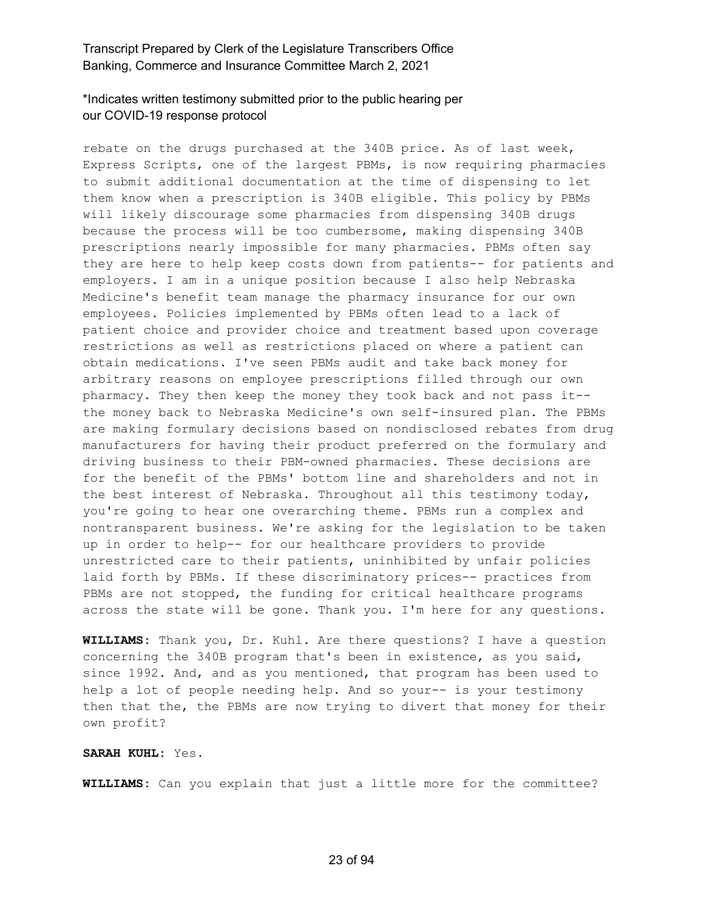*Indicates written testimony submitted prior to the public hearing per our COVID-19 response protocol

rebate on the drugs purchased at the 340B price. As of last week, Express Scripts, one of the largest PBMs, is now requiring pharmacies to submit additional documentation at the time of dispensing to let them know when a prescription is 340B eligible. This policy by PBMs will likely discourage some pharmacies from dispensing 340B drugs because the process will be too cumbersome, making dispensing 340B prescriptions nearly impossible for many pharmacies. PBMs often say they are here to help keep costs down from patients-- for patients and employers. I am in a unique position because I also help Nebraska Medicine's benefit team manage the pharmacy insurance for our own employees. Policies implemented by PBMs often lead to a lack of patient choice and provider choice and treatment based upon coverage restrictions as well as restrictions placed on where a patient can obtain medications. I've seen PBMs audit and take back money for arbitrary reasons on employee prescriptions filled through our own pharmacy. They then keep the money they took back and not pass it-- the money back to Nebraska Medicine's own self-insured plan. The PBMs are making formulary decisions based on nondisclosed rebates from drug manufacturers for having their product preferred on the formulary and driving business to their PBM-owned pharmacies. These decisions are for the benefit of the PBMs' bottom line and shareholders and not in the best interest of Nebraska. Throughout all this testimony today, you're going to hear one overarching theme. PBMs run a complex and nontransparent business. We're asking for the legislation to be taken up in order to help-- for our healthcare providers to provide unrestricted care to their patients, uninhibited by unfair policies laid forth by PBMs. If these discriminatory prices-- practices from PBMs are not stopped, the funding for critical healthcare programs across the state will be gone. Thank you. I'm here for any questions.

**WILLIAMS:** Thank you, Dr. Kuhl. Are there questions? I have a question concerning the 340B program that's been in existence, as you said, since 1992. And, and as you mentioned, that program has been used to help a lot of people needing help. And so your-- is your testimony then that the, the PBMs are now trying to divert that money for their own profit?

**SARAH KUHL:** Yes.

**WILLIAMS:** Can you explain that just a little more for the committee?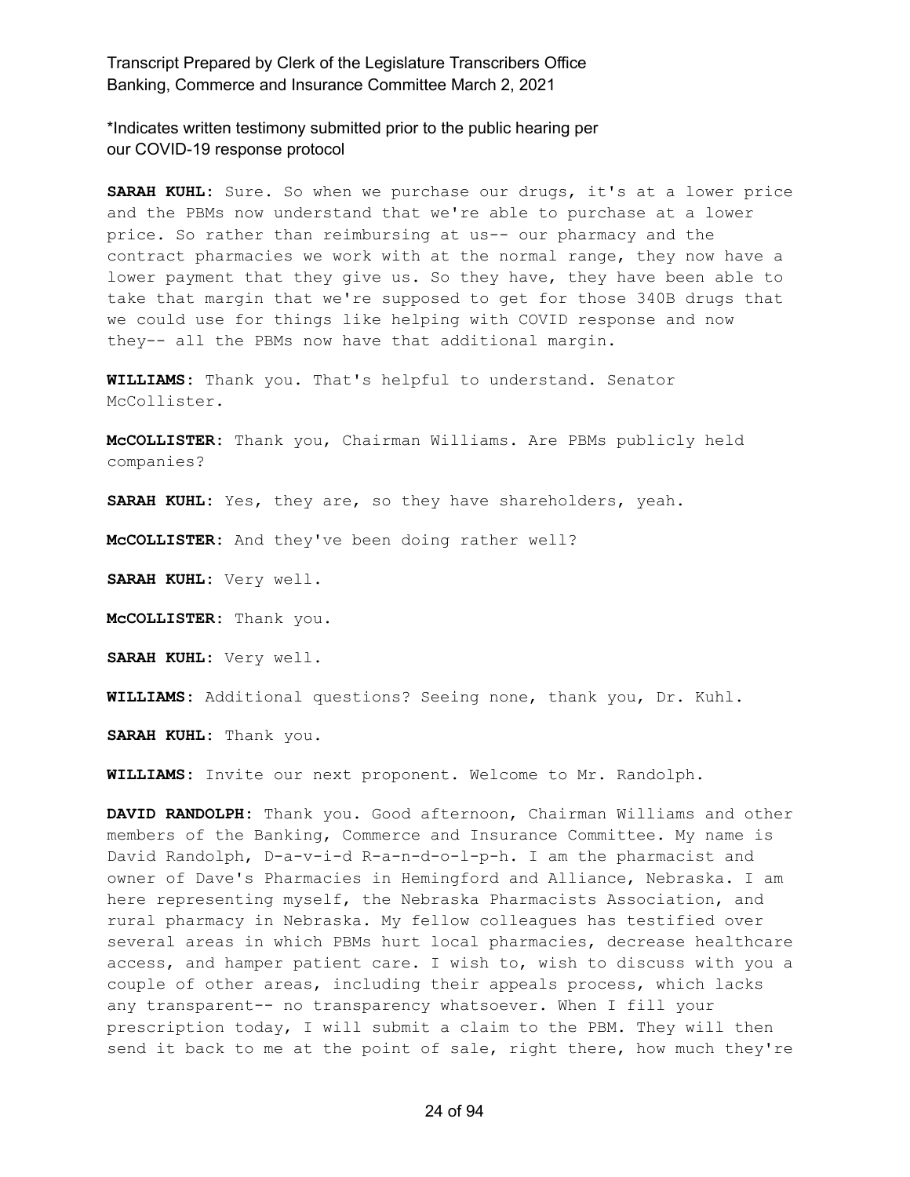*Indicates written testimony submitted prior to the public hearing per our COVID-19 response protocol

**SARAH KUHL:** Sure. So when we purchase our drugs, it's at a lower price and the PBMs now understand that we're able to purchase at a lower price. So rather than reimbursing at us-- our pharmacy and the contract pharmacies we work with at the normal range, they now have a lower payment that they give us. So they have, they have been able to take that margin that we're supposed to get for those 340B drugs that we could use for things like helping with COVID response and now they-- all the PBMs now have that additional margin.

**WILLIAMS:** Thank you. That's helpful to understand. Senator McCollister.

**McCOLLISTER:** Thank you, Chairman Williams. Are PBMs publicly held companies?

**SARAH KUHL:** Yes, they are, so they have shareholders, yeah.

**McCOLLISTER:** And they've been doing rather well?

**SARAH KUHL:** Very well.

**McCOLLISTER:** Thank you.

**SARAH KUHL:** Very well.

**WILLIAMS:** Additional questions? Seeing none, thank you, Dr. Kuhl.

**SARAH KUHL:** Thank you.

**WILLIAMS:** Invite our next proponent. Welcome to Mr. Randolph.

**DAVID RANDOLPH:** Thank you. Good afternoon, Chairman Williams and other members of the Banking, Commerce and Insurance Committee. My name is David Randolph, D-a-v-i-d R-a-n-d-o-l-p-h. I am the pharmacist and owner of Dave's Pharmacies in Hemingford and Alliance, Nebraska. I am here representing myself, the Nebraska Pharmacists Association, and rural pharmacy in Nebraska. My fellow colleagues has testified over several areas in which PBMs hurt local pharmacies, decrease healthcare access, and hamper patient care. I wish to, wish to discuss with you a couple of other areas, including their appeals process, which lacks any transparent-- no transparency whatsoever. When I fill your prescription today, I will submit a claim to the PBM. They will then send it back to me at the point of sale, right there, how much they're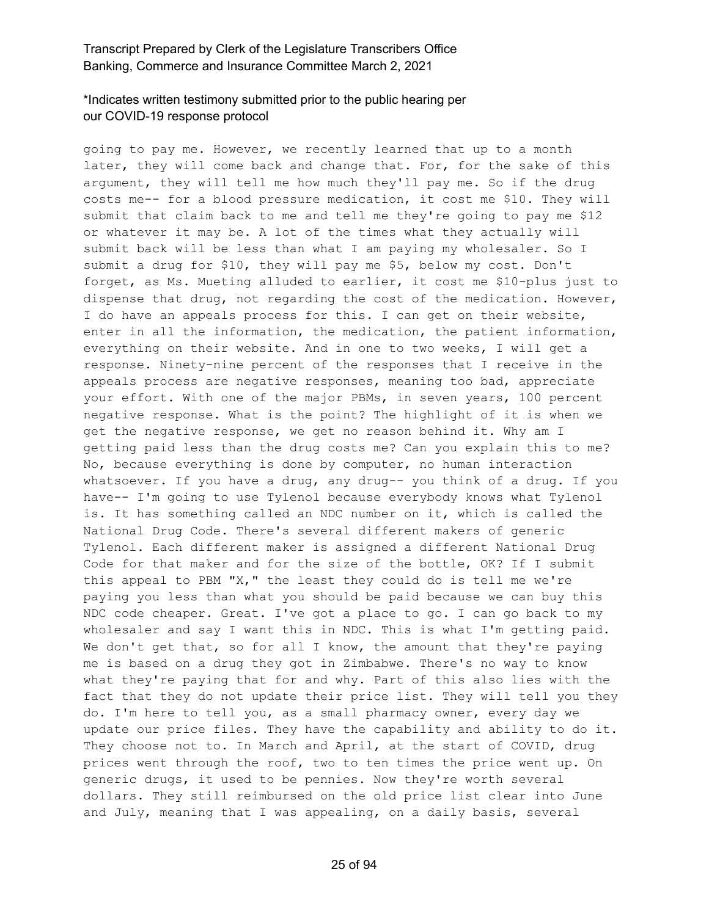going to pay me. However, we recently learned that up to a month later, they will come back and change that. For, for the sake of this argument, they will tell me how much they'll pay me. So if the drug costs me-- for a blood pressure medication, it cost me $10. They will submit that claim back to me and tell me they're going to pay me $12 or whatever it may be. A lot of the times what they actually will submit back will be less than what I am paying my wholesaler. So I submit a drug for $10, they will pay me $5, below my cost. Don't forget, as Ms. Mueting alluded to earlier, it cost me $10-plus just to dispense that drug, not regarding the cost of the medication. However, I do have an appeals process for this. I can get on their website, enter in all the information, the medication, the patient information, everything on their website. And in one to two weeks, I will get a response. Ninety-nine percent of the responses that I receive in the appeals process are negative responses, meaning too bad, appreciate your effort. With one of the major PBMs, in seven years, 100 percent negative response. What is the point? The highlight of it is when we get the negative response, we get no reason behind it. Why am I getting paid less than the drug costs me? Can you explain this to me? No, because everything is done by computer, no human interaction whatsoever. If you have a drug, any drug-- you think of a drug. If you have-- I'm going to use Tylenol because everybody knows what Tylenol is. It has something called an NDC number on it, which is called the National Drug Code. There's several different makers of generic Tylenol. Each different maker is assigned a different National Drug Code for that maker and for the size of the bottle, OK? If I submit this appeal to PBM "X," the least they could do is tell me we're paying you less than what you should be paid because we can buy this NDC code cheaper. Great. I've got a place to go. I can go back to my wholesaler and say I want this in NDC. This is what I'm getting paid. We don't get that, so for all I know, the amount that they're paying me is based on a drug they got in Zimbabwe. There's no way to know what they're paying that for and why. Part of this also lies with the fact that they do not update their price list. They will tell you they do. I'm here to tell you, as a small pharmacy owner, every day we update our price files. They have the capability and ability to do it. They choose not to. In March and April, at the start of COVID, drug prices went through the roof, two to ten times the price went up. On generic drugs, it used to be pennies. Now they're worth several dollars. They still reimbursed on the old price list clear into June and July, meaning that I was appealing, on a daily basis, several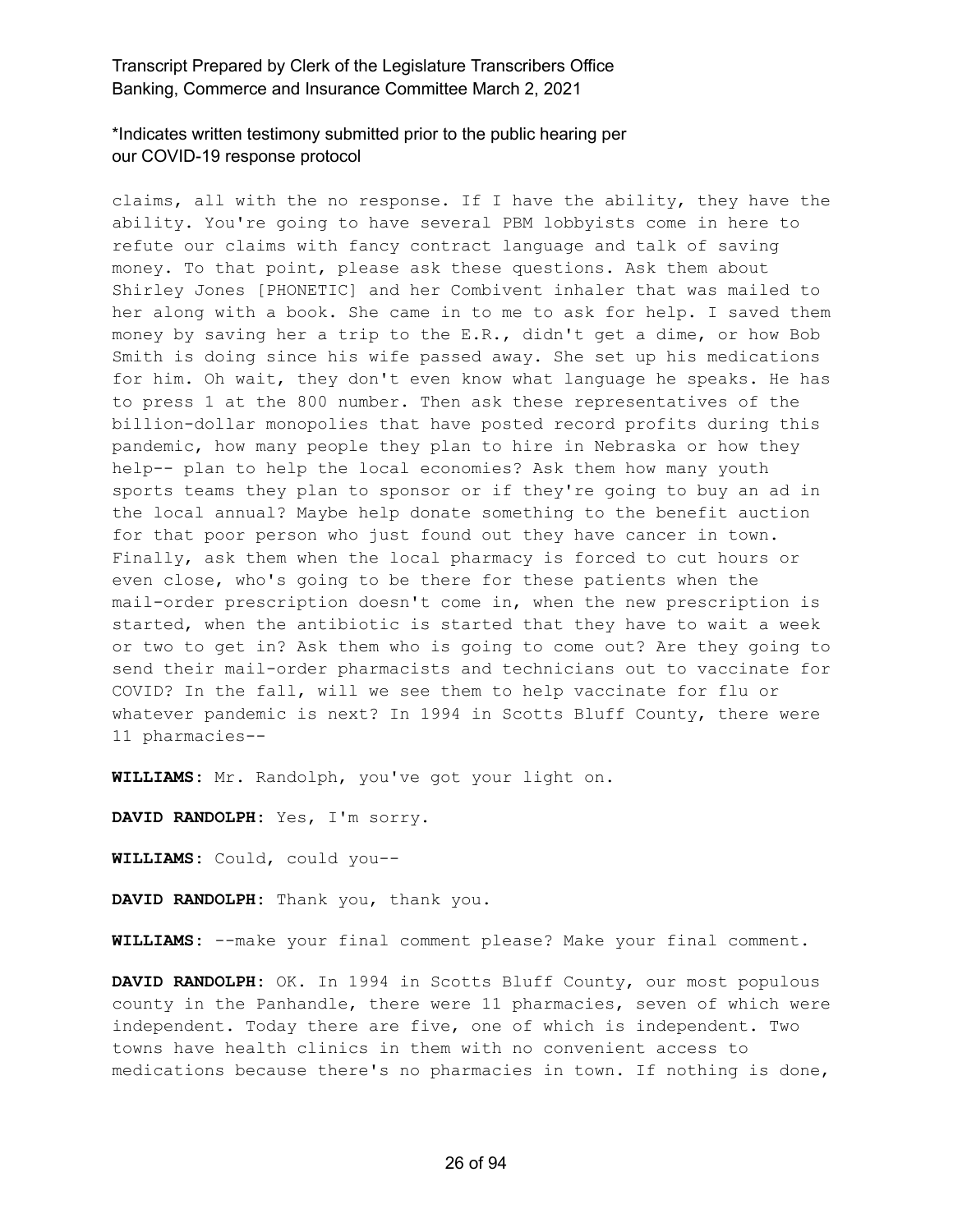claims, all with the no response. If I have the ability, they have the ability. You're going to have several PBM lobbyists come in here to refute our claims with fancy contract language and talk of saving money. To that point, please ask these questions. Ask them about Shirley Jones [PHONETIC] and her Combivent inhaler that was mailed to her along with a book. She came in to me to ask for help. I saved them money by saving her a trip to the E.R., didn't get a dime, or how Bob Smith is doing since his wife passed away. She set up his medications for him. Oh wait, they don't even know what language he speaks. He has to press 1 at the 800 number. Then ask these representatives of the billion-dollar monopolies that have posted record profits during this pandemic, how many people they plan to hire in Nebraska or how they help-- plan to help the local economies? Ask them how many youth sports teams they plan to sponsor or if they're going to buy an ad in the local annual? Maybe help donate something to the benefit auction for that poor person who just found out they have cancer in town. Finally, ask them when the local pharmacy is forced to cut hours or even close, who's going to be there for these patients when the mail-order prescription doesn't come in, when the new prescription is started, when the antibiotic is started that they have to wait a week or two to get in? Ask them who is going to come out? Are they going to send their mail-order pharmacists and technicians out to vaccinate for COVID? In the fall, will we see them to help vaccinate for flu or whatever pandemic is next? In 1994 in Scotts Bluff County, there were 11 pharmacies--

**WILLIAMS:** Mr. Randolph, you've got your light on.

**DAVID RANDOLPH:** Yes, I'm sorry.

**WILLIAMS:** Could, could you--

**DAVID RANDOLPH:** Thank you, thank you.

**WILLIAMS:** --make your final comment please? Make your final comment.

**DAVID RANDOLPH:** OK. In 1994 in Scotts Bluff County, our most populous county in the Panhandle, there were 11 pharmacies, seven of which were independent. Today there are five, one of which is independent. Two towns have health clinics in them with no convenient access to medications because there's no pharmacies in town. If nothing is done,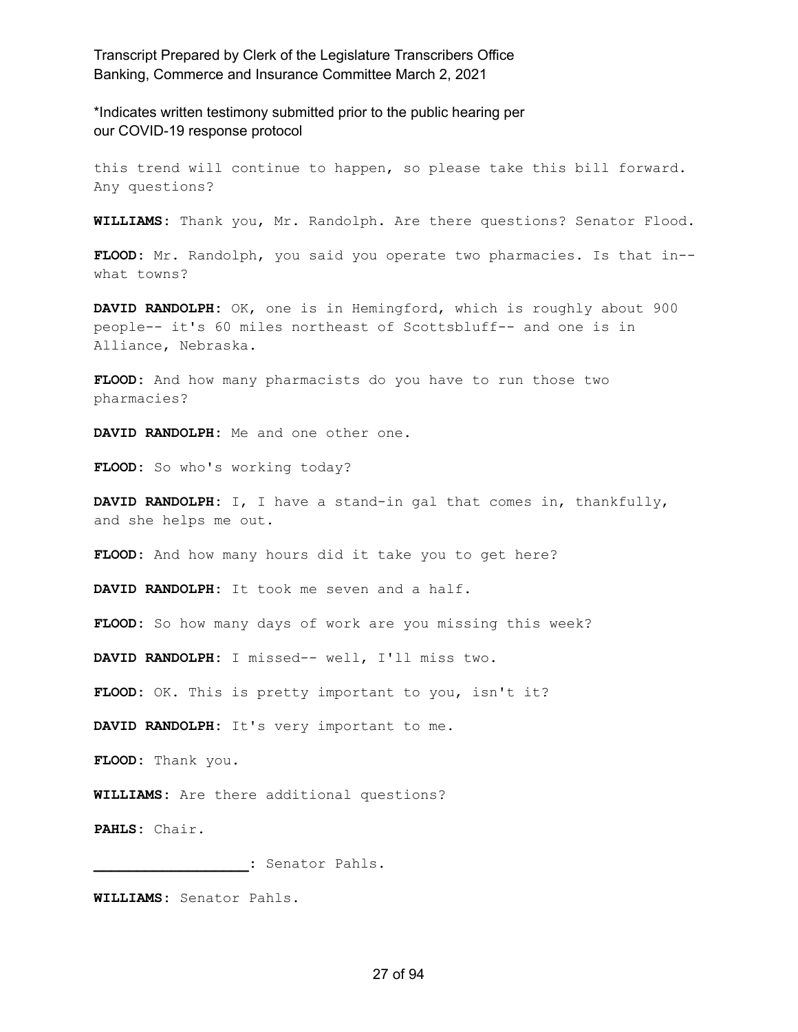this trend will continue to happen, so please take this bill forward. Any questions?

**WILLIAMS:** Thank you, Mr. Randolph. Are there questions? Senator Flood.

**FLOOD:** Mr. Randolph, you said you operate two pharmacies. Is that in-- what towns?

**DAVID RANDOLPH:** OK, one is in Hemingford, which is roughly about 900 people-- it's 60 miles northeast of Scottsbluff-- and one is in Alliance, Nebraska.

**FLOOD:** And how many pharmacists do you have to run those two pharmacies?

**DAVID RANDOLPH:** Me and one other one.

**FLOOD:** So who's working today?

**DAVID RANDOLPH:** I, I have a stand-in gal that comes in, thankfully, and she helps me out.

**FLOOD:** And how many hours did it take you to get here?

**DAVID RANDOLPH:** It took me seven and a half.

**FLOOD:** So how many days of work are you missing this week?

**DAVID RANDOLPH:** I missed-- well, I'll miss two.

**FLOOD:** OK. This is pretty important to you, isn't it?

**DAVID RANDOLPH:** It's very important to me.

**FLOOD:** Thank you.

**WILLIAMS:** Are there additional questions?

**PAHLS:** Chair.

**__________________:** Senator Pahls.

**WILLIAMS:** Senator Pahls.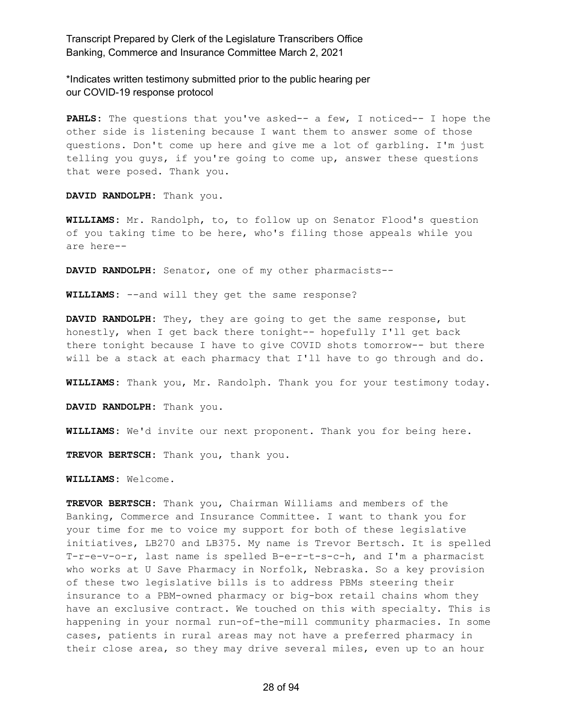*Indicates written testimony submitted prior to the public hearing per our COVID-19 response protocol

**PAHLS:** The questions that you've asked-- a few, I noticed-- I hope the other side is listening because I want them to answer some of those questions. Don't come up here and give me a lot of garbling. I'm just telling you guys, if you're going to come up, answer these questions that were posed. Thank you.

**DAVID RANDOLPH:** Thank you.

**WILLIAMS:** Mr. Randolph, to, to follow up on Senator Flood's question of you taking time to be here, who's filing those appeals while you are here--

**DAVID RANDOLPH:** Senator, one of my other pharmacists--

**WILLIAMS:** --and will they get the same response?

**DAVID RANDOLPH:** They, they are going to get the same response, but honestly, when I get back there tonight-- hopefully I'll get back there tonight because I have to give COVID shots tomorrow-- but there will be a stack at each pharmacy that I'll have to go through and do.

**WILLIAMS:** Thank you, Mr. Randolph. Thank you for your testimony today.

**DAVID RANDOLPH:** Thank you.

**WILLIAMS:** We'd invite our next proponent. Thank you for being here.

**TREVOR BERTSCH:** Thank you, thank you.

**WILLIAMS:** Welcome.

**TREVOR BERTSCH:** Thank you, Chairman Williams and members of the Banking, Commerce and Insurance Committee. I want to thank you for your time for me to voice my support for both of these legislative initiatives, LB270 and LB375. My name is Trevor Bertsch. It is spelled T-r-e-v-o-r, last name is spelled B-e-r-t-s-c-h, and I'm a pharmacist who works at U Save Pharmacy in Norfolk, Nebraska. So a key provision of these two legislative bills is to address PBMs steering their insurance to a PBM-owned pharmacy or big-box retail chains whom they have an exclusive contract. We touched on this with specialty. This is happening in your normal run-of-the-mill community pharmacies. In some cases, patients in rural areas may not have a preferred pharmacy in their close area, so they may drive several miles, even up to an hour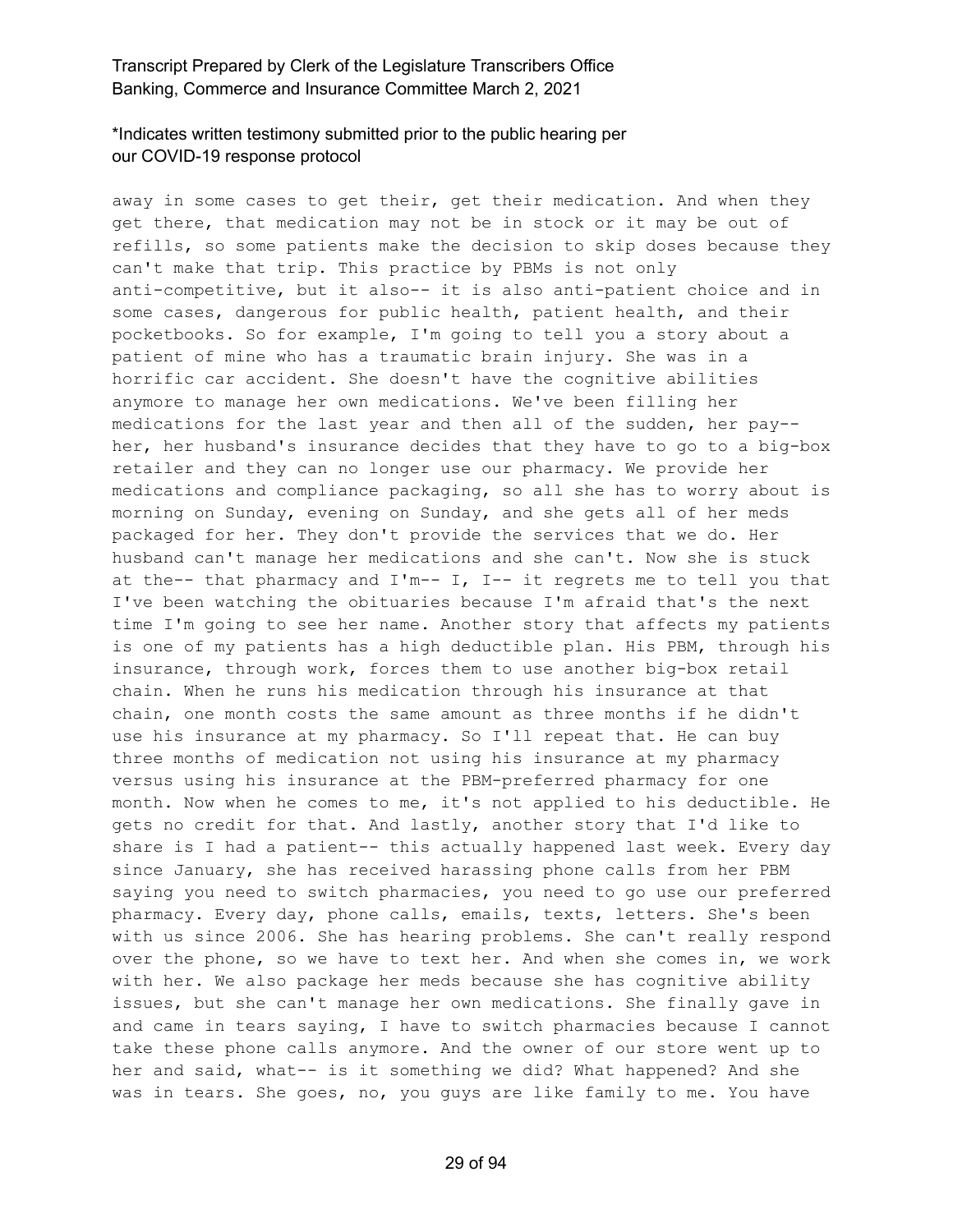away in some cases to get their, get their medication. And when they get there, that medication may not be in stock or it may be out of refills, so some patients make the decision to skip doses because they can't make that trip. This practice by PBMs is not only anti-competitive, but it also-- it is also anti-patient choice and in some cases, dangerous for public health, patient health, and their pocketbooks. So for example, I'm going to tell you a story about a patient of mine who has a traumatic brain injury. She was in a horrific car accident. She doesn't have the cognitive abilities anymore to manage her own medications. We've been filling her medications for the last year and then all of the sudden, her pay-- her, her husband's insurance decides that they have to go to a big-box retailer and they can no longer use our pharmacy. We provide her medications and compliance packaging, so all she has to worry about is morning on Sunday, evening on Sunday, and she gets all of her meds packaged for her. They don't provide the services that we do. Her husband can't manage her medications and she can't. Now she is stuck at the-- that pharmacy and I'm-- I, I-- it regrets me to tell you that I've been watching the obituaries because I'm afraid that's the next time I'm going to see her name. Another story that affects my patients is one of my patients has a high deductible plan. His PBM, through his insurance, through work, forces them to use another big-box retail chain. When he runs his medication through his insurance at that chain, one month costs the same amount as three months if he didn't use his insurance at my pharmacy. So I'll repeat that. He can buy three months of medication not using his insurance at my pharmacy versus using his insurance at the PBM-preferred pharmacy for one month. Now when he comes to me, it's not applied to his deductible. He gets no credit for that. And lastly, another story that I'd like to share is I had a patient-- this actually happened last week. Every day since January, she has received harassing phone calls from her PBM saying you need to switch pharmacies, you need to go use our preferred pharmacy. Every day, phone calls, emails, texts, letters. She's been with us since 2006. She has hearing problems. She can't really respond over the phone, so we have to text her. And when she comes in, we work with her. We also package her meds because she has cognitive ability issues, but she can't manage her own medications. She finally gave in and came in tears saying, I have to switch pharmacies because I cannot take these phone calls anymore. And the owner of our store went up to her and said, what-- is it something we did? What happened? And she was in tears. She goes, no, you guys are like family to me. You have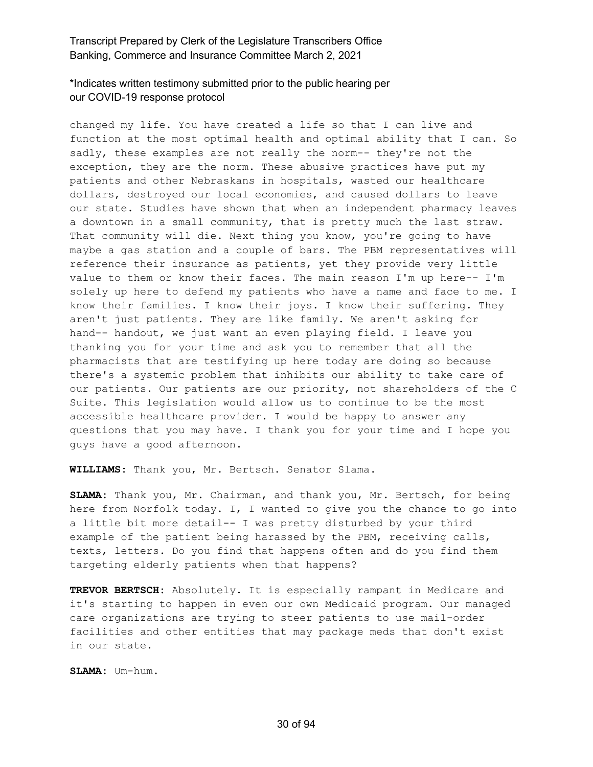changed my life. You have created a life so that I can live and function at the most optimal health and optimal ability that I can. So sadly, these examples are not really the norm-- they're not the exception, they are the norm. These abusive practices have put my patients and other Nebraskans in hospitals, wasted our healthcare dollars, destroyed our local economies, and caused dollars to leave our state. Studies have shown that when an independent pharmacy leaves a downtown in a small community, that is pretty much the last straw. That community will die. Next thing you know, you're going to have maybe a gas station and a couple of bars. The PBM representatives will reference their insurance as patients, yet they provide very little value to them or know their faces. The main reason I'm up here-- I'm solely up here to defend my patients who have a name and face to me. I know their families. I know their joys. I know their suffering. They aren't just patients. They are like family. We aren't asking for hand-- handout, we just want an even playing field. I leave you thanking you for your time and ask you to remember that all the pharmacists that are testifying up here today are doing so because there's a systemic problem that inhibits our ability to take care of our patients. Our patients are our priority, not shareholders of the C Suite. This legislation would allow us to continue to be the most accessible healthcare provider. I would be happy to answer any questions that you may have. I thank you for your time and I hope you guys have a good afternoon.

**WILLIAMS:** Thank you, Mr. Bertsch. Senator Slama.

**SLAMA:** Thank you, Mr. Chairman, and thank you, Mr. Bertsch, for being here from Norfolk today. I, I wanted to give you the chance to go into a little bit more detail-- I was pretty disturbed by your third example of the patient being harassed by the PBM, receiving calls, texts, letters. Do you find that happens often and do you find them targeting elderly patients when that happens?

**TREVOR BERTSCH:** Absolutely. It is especially rampant in Medicare and it's starting to happen in even our own Medicaid program. Our managed care organizations are trying to steer patients to use mail-order facilities and other entities that may package meds that don't exist in our state.

**SLAMA:** Um-hum.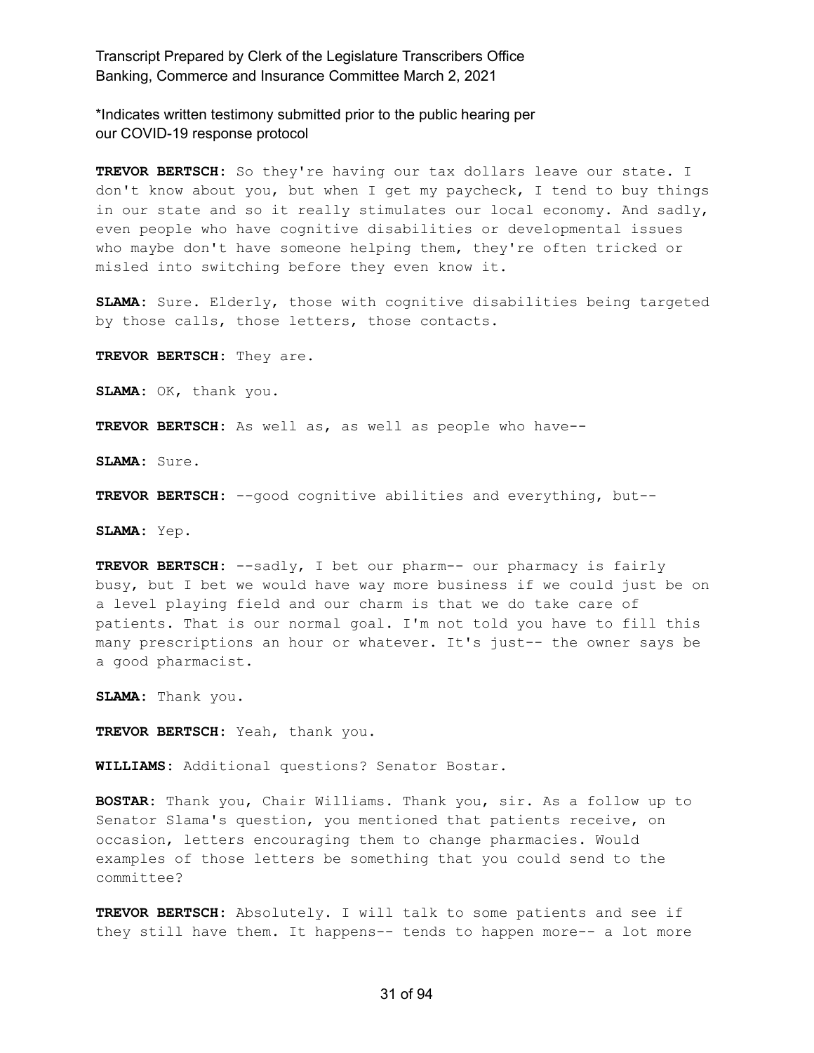**TREVOR BERTSCH:** So they're having our tax dollars leave our state. I don't know about you, but when I get my paycheck, I tend to buy things in our state and so it really stimulates our local economy. And sadly, even people who have cognitive disabilities or developmental issues who maybe don't have someone helping them, they're often tricked or misled into switching before they even know it.

**SLAMA:** Sure. Elderly, those with cognitive disabilities being targeted by those calls, those letters, those contacts.

**TREVOR BERTSCH:** They are.

**SLAMA:** OK, thank you.

**TREVOR BERTSCH:** As well as, as well as people who have--

**SLAMA:** Sure.

**TREVOR BERTSCH:** --good cognitive abilities and everything, but--

**SLAMA:** Yep.

**TREVOR BERTSCH:** --sadly, I bet our pharm-- our pharmacy is fairly busy, but I bet we would have way more business if we could just be on a level playing field and our charm is that we do take care of patients. That is our normal goal. I'm not told you have to fill this many prescriptions an hour or whatever. It's just-- the owner says be a good pharmacist.

**SLAMA:** Thank you.

**TREVOR BERTSCH:** Yeah, thank you.

**WILLIAMS:** Additional questions? Senator Bostar.

**BOSTAR:** Thank you, Chair Williams. Thank you, sir. As a follow up to Senator Slama's question, you mentioned that patients receive, on occasion, letters encouraging them to change pharmacies. Would examples of those letters be something that you could send to the committee?

**TREVOR BERTSCH:** Absolutely. I will talk to some patients and see if they still have them. It happens-- tends to happen more-- a lot more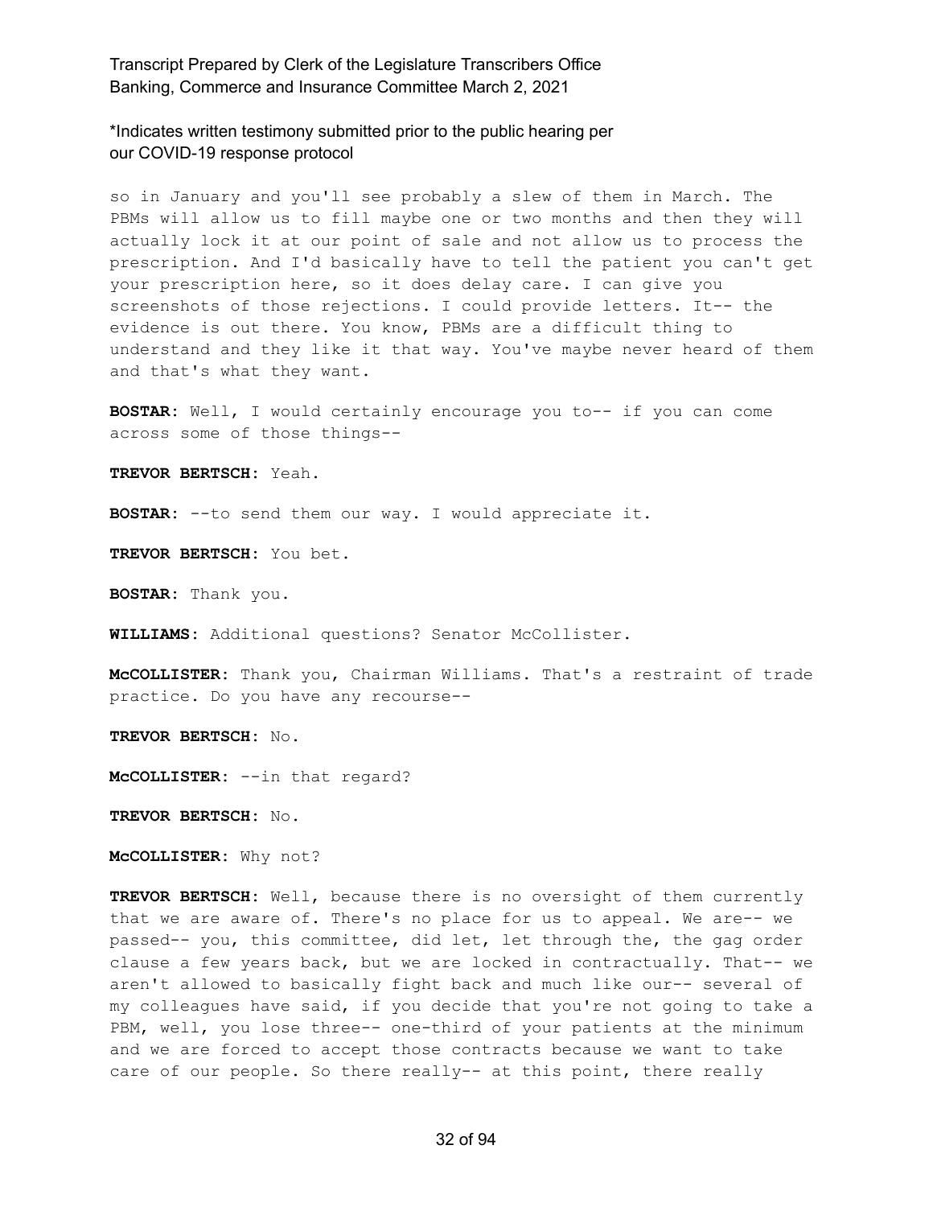so in January and you'll see probably a slew of them in March. The PBMs will allow us to fill maybe one or two months and then they will actually lock it at our point of sale and not allow us to process the prescription. And I'd basically have to tell the patient you can't get your prescription here, so it does delay care. I can give you screenshots of those rejections. I could provide letters. It-- the evidence is out there. You know, PBMs are a difficult thing to understand and they like it that way. You've maybe never heard of them and that's what they want.

**BOSTAR:** Well, I would certainly encourage you to-- if you can come across some of those things--

**TREVOR BERTSCH:** Yeah.

**BOSTAR:** --to send them our way. I would appreciate it.

**TREVOR BERTSCH:** You bet.

**BOSTAR:** Thank you.

**WILLIAMS:** Additional questions? Senator McCollister.

**McCOLLISTER:** Thank you, Chairman Williams. That's a restraint of trade practice. Do you have any recourse--

**TREVOR BERTSCH:** No.

**McCOLLISTER:** --in that regard?

**TREVOR BERTSCH:** No.

**McCOLLISTER:** Why not?

**TREVOR BERTSCH:** Well, because there is no oversight of them currently that we are aware of. There's no place for us to appeal. We are-- we passed-- you, this committee, did let, let through the, the gag order clause a few years back, but we are locked in contractually. That-- we aren't allowed to basically fight back and much like our-- several of my colleagues have said, if you decide that you're not going to take a PBM, well, you lose three-- one-third of your patients at the minimum and we are forced to accept those contracts because we want to take care of our people. So there really-- at this point, there really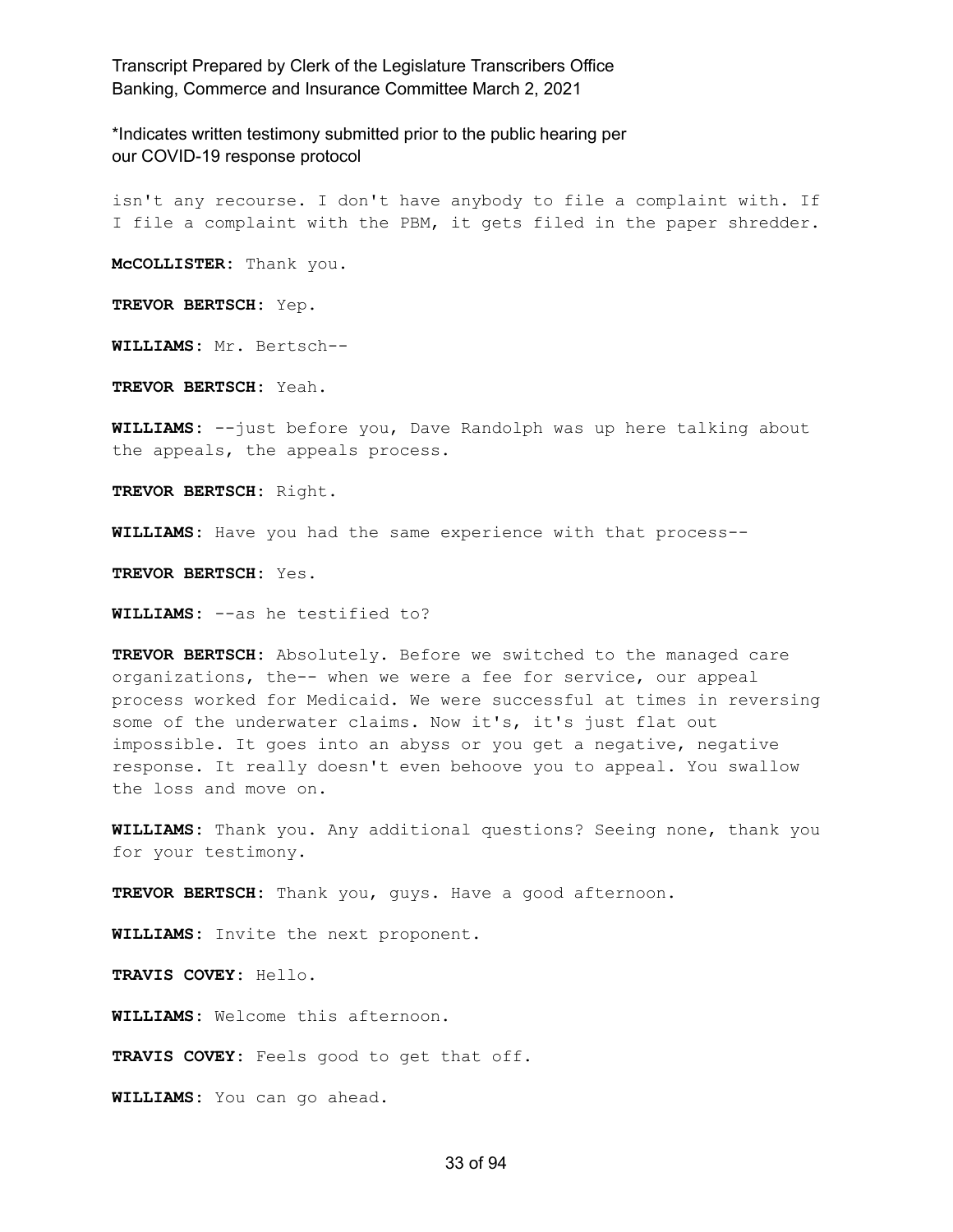isn't any recourse. I don't have anybody to file a complaint with. If I file a complaint with the PBM, it gets filed in the paper shredder.

**McCOLLISTER:** Thank you.

**TREVOR BERTSCH:** Yep.

**WILLIAMS:** Mr. Bertsch--

**TREVOR BERTSCH:** Yeah.

**WILLIAMS:** --just before you, Dave Randolph was up here talking about the appeals, the appeals process.

**TREVOR BERTSCH:** Right.

**WILLIAMS:** Have you had the same experience with that process--

**TREVOR BERTSCH:** Yes.

**WILLIAMS:** --as he testified to?

**TREVOR BERTSCH:** Absolutely. Before we switched to the managed care organizations, the-- when we were a fee for service, our appeal process worked for Medicaid. We were successful at times in reversing some of the underwater claims. Now it's, it's just flat out impossible. It goes into an abyss or you get a negative, negative response. It really doesn't even behoove you to appeal. You swallow the loss and move on.

**WILLIAMS:** Thank you. Any additional questions? Seeing none, thank you for your testimony.

**TREVOR BERTSCH:** Thank you, guys. Have a good afternoon.

**WILLIAMS:** Invite the next proponent.

**TRAVIS COVEY:** Hello.

**WILLIAMS:** Welcome this afternoon.

**TRAVIS COVEY:** Feels good to get that off.

**WILLIAMS:** You can go ahead.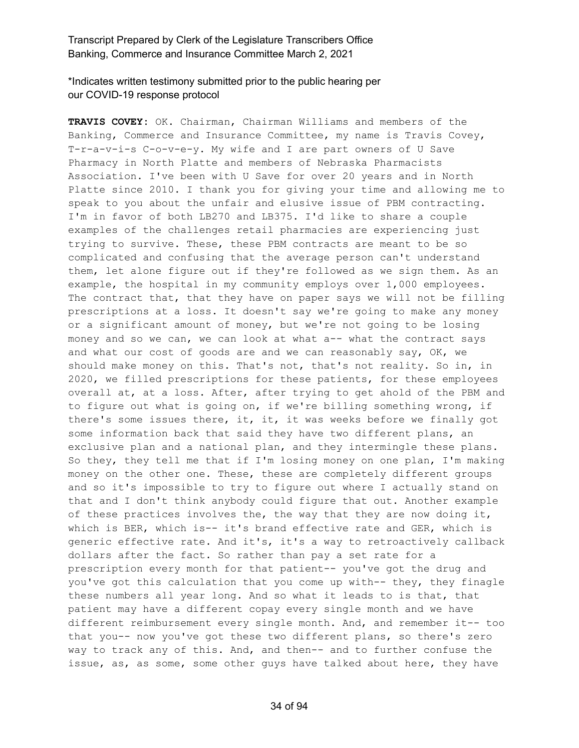\*Indicates written testimony submitted prior to the public hearing per our COVID-19 response protocol

**TRAVIS COVEY:** OK. Chairman, Chairman Williams and members of the Banking, Commerce and Insurance Committee, my name is Travis Covey, T-r-a-v-i-s C-o-v-e-y. My wife and I are part owners of U Save Pharmacy in North Platte and members of Nebraska Pharmacists Association. I've been with U Save for over 20 years and in North Platte since 2010. I thank you for giving your time and allowing me to speak to you about the unfair and elusive issue of PBM contracting. I'm in favor of both LB270 and LB375. I'd like to share a couple examples of the challenges retail pharmacies are experiencing just trying to survive. These, these PBM contracts are meant to be so complicated and confusing that the average person can't understand them, let alone figure out if they're followed as we sign them. As an example, the hospital in my community employs over 1,000 employees. The contract that, that they have on paper says we will not be filling prescriptions at a loss. It doesn't say we're going to make any money or a significant amount of money, but we're not going to be losing money and so we can, we can look at what a-- what the contract says and what our cost of goods are and we can reasonably say, OK, we should make money on this. That's not, that's not reality. So in, in 2020, we filled prescriptions for these patients, for these employees overall at, at a loss. After, after trying to get ahold of the PBM and to figure out what is going on, if we're billing something wrong, if there's some issues there, it, it, it was weeks before we finally got some information back that said they have two different plans, an exclusive plan and a national plan, and they intermingle these plans. So they, they tell me that if I'm losing money on one plan, I'm making money on the other one. These, these are completely different groups and so it's impossible to try to figure out where I actually stand on that and I don't think anybody could figure that out. Another example of these practices involves the, the way that they are now doing it, which is BER, which is-- it's brand effective rate and GER, which is generic effective rate. And it's, it's a way to retroactively callback dollars after the fact. So rather than pay a set rate for a prescription every month for that patient-- you've got the drug and you've got this calculation that you come up with-- they, they finagle these numbers all year long. And so what it leads to is that, that patient may have a different copay every single month and we have different reimbursement every single month. And, and remember it-- too that you-- now you've got these two different plans, so there's zero way to track any of this. And, and then-- and to further confuse the issue, as, as some, some other guys have talked about here, they have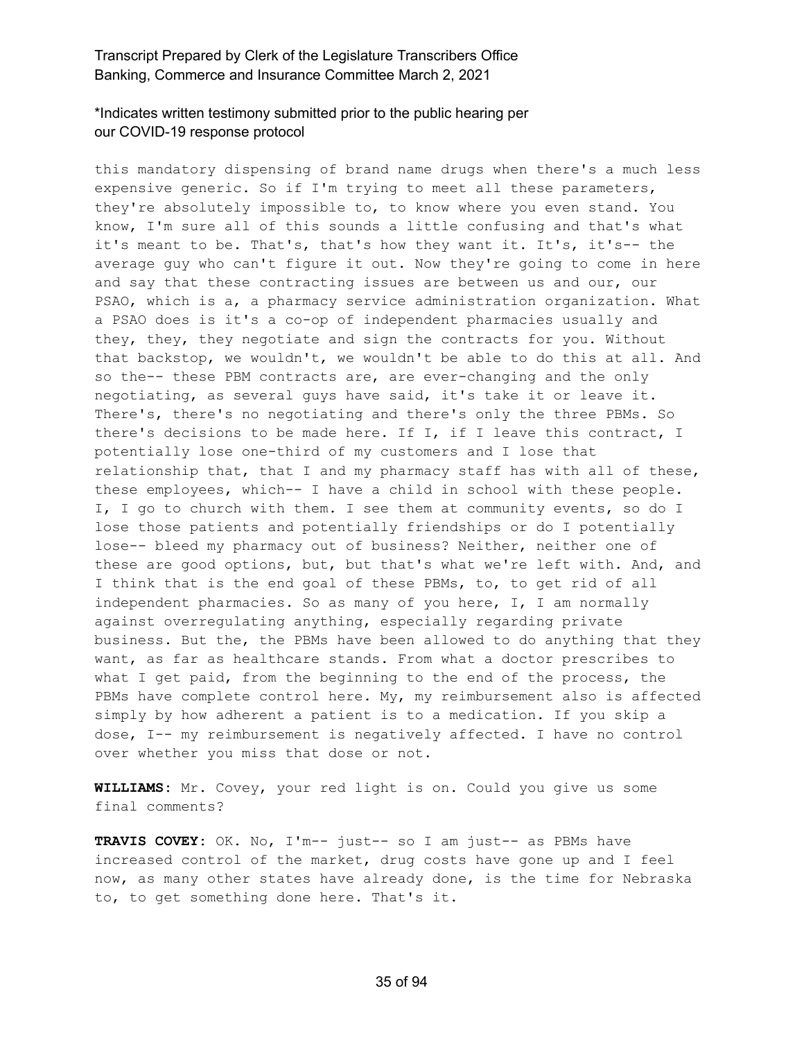this mandatory dispensing of brand name drugs when there's a much less expensive generic. So if I'm trying to meet all these parameters, they're absolutely impossible to, to know where you even stand. You know, I'm sure all of this sounds a little confusing and that's what it's meant to be. That's, that's how they want it. It's, it's-- the average guy who can't figure it out. Now they're going to come in here and say that these contracting issues are between us and our, our PSAO, which is a, a pharmacy service administration organization. What a PSAO does is it's a co-op of independent pharmacies usually and they, they, they negotiate and sign the contracts for you. Without that backstop, we wouldn't, we wouldn't be able to do this at all. And so the-- these PBM contracts are, are ever-changing and the only negotiating, as several guys have said, it's take it or leave it. There's, there's no negotiating and there's only the three PBMs. So there's decisions to be made here. If I, if I leave this contract, I potentially lose one-third of my customers and I lose that relationship that, that I and my pharmacy staff has with all of these, these employees, which-- I have a child in school with these people. I, I go to church with them. I see them at community events, so do I lose those patients and potentially friendships or do I potentially lose-- bleed my pharmacy out of business? Neither, neither one of these are good options, but, but that's what we're left with. And, and I think that is the end goal of these PBMs, to, to get rid of all independent pharmacies. So as many of you here, I, I am normally against overregulating anything, especially regarding private business. But the, the PBMs have been allowed to do anything that they want, as far as healthcare stands. From what a doctor prescribes to what I get paid, from the beginning to the end of the process, the PBMs have complete control here. My, my reimbursement also is affected simply by how adherent a patient is to a medication. If you skip a dose, I-- my reimbursement is negatively affected. I have no control over whether you miss that dose or not.

**WILLIAMS:** Mr. Covey, your red light is on. Could you give us some final comments?

**TRAVIS COVEY:** OK. No, I'm-- just-- so I am just-- as PBMs have increased control of the market, drug costs have gone up and I feel now, as many other states have already done, is the time for Nebraska to, to get something done here. That's it.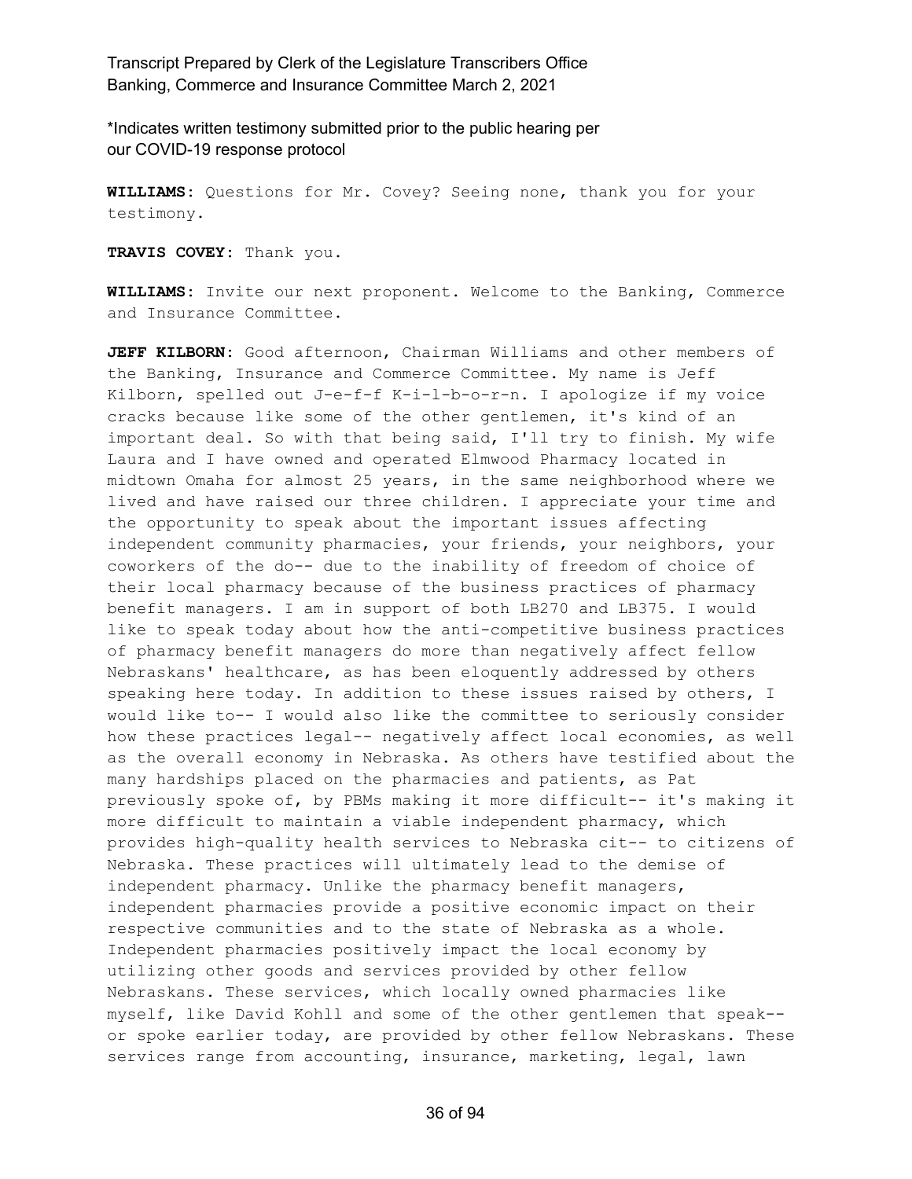*Indicates written testimony submitted prior to the public hearing per our COVID-19 response protocol

**WILLIAMS:** Questions for Mr. Covey? Seeing none, thank you for your testimony.

**TRAVIS COVEY:** Thank you.

**WILLIAMS:** Invite our next proponent. Welcome to the Banking, Commerce and Insurance Committee.

**JEFF KILBORN:** Good afternoon, Chairman Williams and other members of the Banking, Insurance and Commerce Committee. My name is Jeff Kilborn, spelled out J-e-f-f K-i-l-b-o-r-n. I apologize if my voice cracks because like some of the other gentlemen, it's kind of an important deal. So with that being said, I'll try to finish. My wife Laura and I have owned and operated Elmwood Pharmacy located in midtown Omaha for almost 25 years, in the same neighborhood where we lived and have raised our three children. I appreciate your time and the opportunity to speak about the important issues affecting independent community pharmacies, your friends, your neighbors, your coworkers of the do-- due to the inability of freedom of choice of their local pharmacy because of the business practices of pharmacy benefit managers. I am in support of both LB270 and LB375. I would like to speak today about how the anti-competitive business practices of pharmacy benefit managers do more than negatively affect fellow Nebraskans' healthcare, as has been eloquently addressed by others speaking here today. In addition to these issues raised by others, I would like to-- I would also like the committee to seriously consider how these practices legal-- negatively affect local economies, as well as the overall economy in Nebraska. As others have testified about the many hardships placed on the pharmacies and patients, as Pat previously spoke of, by PBMs making it more difficult-- it's making it more difficult to maintain a viable independent pharmacy, which provides high-quality health services to Nebraska cit-- to citizens of Nebraska. These practices will ultimately lead to the demise of independent pharmacy. Unlike the pharmacy benefit managers, independent pharmacies provide a positive economic impact on their respective communities and to the state of Nebraska as a whole. Independent pharmacies positively impact the local economy by utilizing other goods and services provided by other fellow Nebraskans. These services, which locally owned pharmacies like myself, like David Kohll and some of the other gentlemen that speak-- or spoke earlier today, are provided by other fellow Nebraskans. These services range from accounting, insurance, marketing, legal, lawn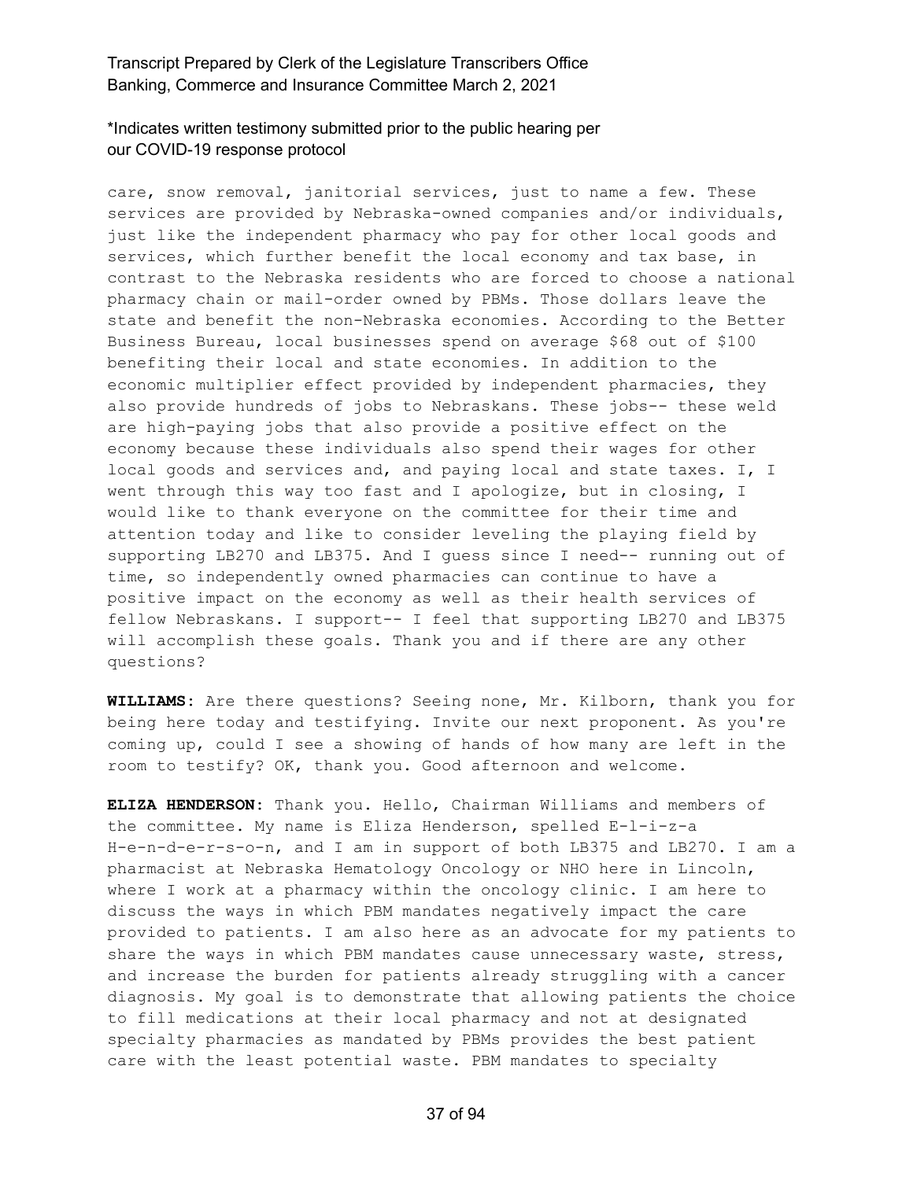care, snow removal, janitorial services, just to name a few. These services are provided by Nebraska-owned companies and/or individuals, just like the independent pharmacy who pay for other local goods and services, which further benefit the local economy and tax base, in contrast to the Nebraska residents who are forced to choose a national pharmacy chain or mail-order owned by PBMs. Those dollars leave the state and benefit the non-Nebraska economies. According to the Better Business Bureau, local businesses spend on average $68 out of $100 benefiting their local and state economies. In addition to the economic multiplier effect provided by independent pharmacies, they also provide hundreds of jobs to Nebraskans. These jobs-- these weld are high-paying jobs that also provide a positive effect on the economy because these individuals also spend their wages for other local goods and services and, and paying local and state taxes. I, I went through this way too fast and I apologize, but in closing, I would like to thank everyone on the committee for their time and attention today and like to consider leveling the playing field by supporting LB270 and LB375. And I guess since I need-- running out of time, so independently owned pharmacies can continue to have a positive impact on the economy as well as their health services of fellow Nebraskans. I support-- I feel that supporting LB270 and LB375 will accomplish these goals. Thank you and if there are any other questions?

**WILLIAMS:** Are there questions? Seeing none, Mr. Kilborn, thank you for being here today and testifying. Invite our next proponent. As you're coming up, could I see a showing of hands of how many are left in the room to testify? OK, thank you. Good afternoon and welcome.

**ELIZA HENDERSON:** Thank you. Hello, Chairman Williams and members of the committee. My name is Eliza Henderson, spelled E-l-i-z-a H-e-n-d-e-r-s-o-n, and I am in support of both LB375 and LB270. I am a pharmacist at Nebraska Hematology Oncology or NHO here in Lincoln, where I work at a pharmacy within the oncology clinic. I am here to discuss the ways in which PBM mandates negatively impact the care provided to patients. I am also here as an advocate for my patients to share the ways in which PBM mandates cause unnecessary waste, stress, and increase the burden for patients already struggling with a cancer diagnosis. My goal is to demonstrate that allowing patients the choice to fill medications at their local pharmacy and not at designated specialty pharmacies as mandated by PBMs provides the best patient care with the least potential waste. PBM mandates to specialty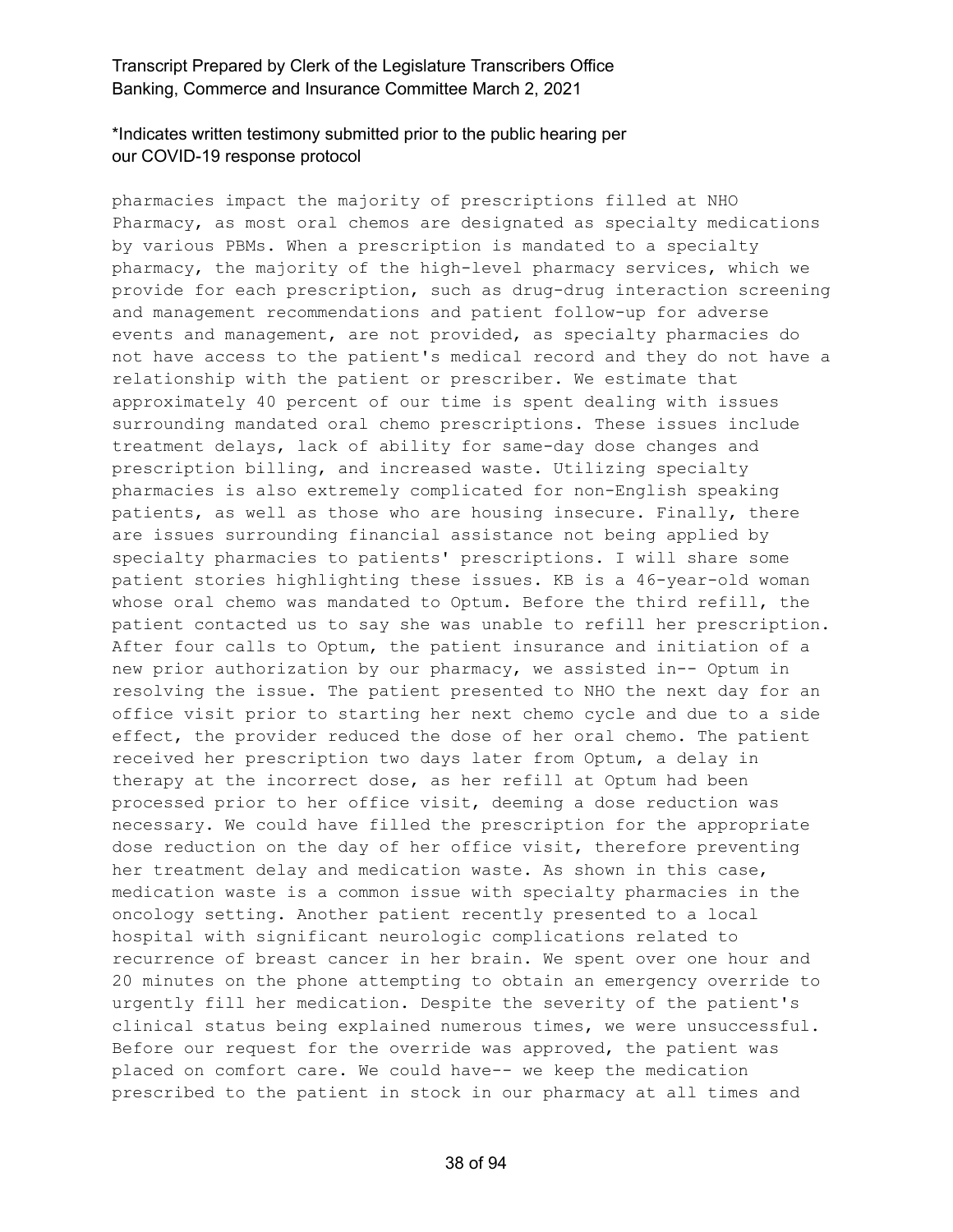pharmacies impact the majority of prescriptions filled at NHO Pharmacy, as most oral chemos are designated as specialty medications by various PBMs. When a prescription is mandated to a specialty pharmacy, the majority of the high-level pharmacy services, which we provide for each prescription, such as drug-drug interaction screening and management recommendations and patient follow-up for adverse events and management, are not provided, as specialty pharmacies do not have access to the patient's medical record and they do not have a relationship with the patient or prescriber. We estimate that approximately 40 percent of our time is spent dealing with issues surrounding mandated oral chemo prescriptions. These issues include treatment delays, lack of ability for same-day dose changes and prescription billing, and increased waste. Utilizing specialty pharmacies is also extremely complicated for non-English speaking patients, as well as those who are housing insecure. Finally, there are issues surrounding financial assistance not being applied by specialty pharmacies to patients' prescriptions. I will share some patient stories highlighting these issues. KB is a 46-year-old woman whose oral chemo was mandated to Optum. Before the third refill, the patient contacted us to say she was unable to refill her prescription. After four calls to Optum, the patient insurance and initiation of a new prior authorization by our pharmacy, we assisted in-- Optum in resolving the issue. The patient presented to NHO the next day for an office visit prior to starting her next chemo cycle and due to a side effect, the provider reduced the dose of her oral chemo. The patient received her prescription two days later from Optum, a delay in therapy at the incorrect dose, as her refill at Optum had been processed prior to her office visit, deeming a dose reduction was necessary. We could have filled the prescription for the appropriate dose reduction on the day of her office visit, therefore preventing her treatment delay and medication waste. As shown in this case, medication waste is a common issue with specialty pharmacies in the oncology setting. Another patient recently presented to a local hospital with significant neurologic complications related to recurrence of breast cancer in her brain. We spent over one hour and 20 minutes on the phone attempting to obtain an emergency override to urgently fill her medication. Despite the severity of the patient's clinical status being explained numerous times, we were unsuccessful. Before our request for the override was approved, the patient was placed on comfort care. We could have-- we keep the medication prescribed to the patient in stock in our pharmacy at all times and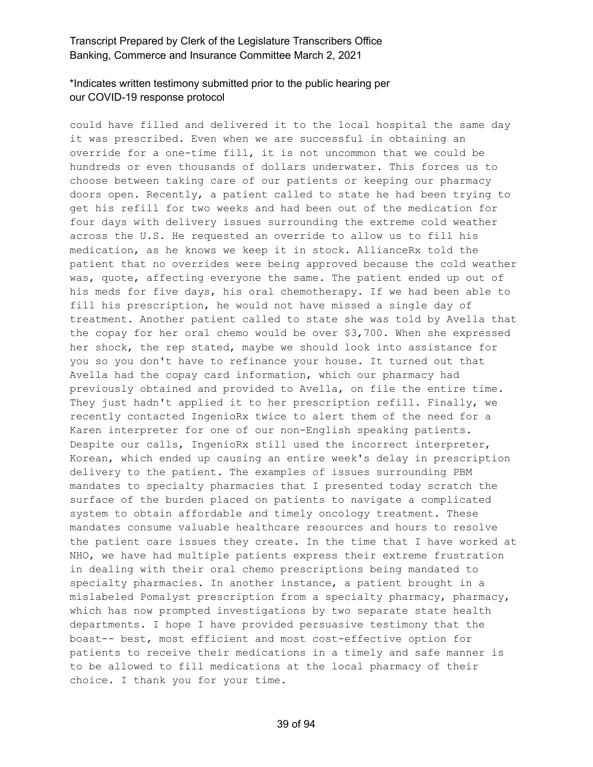could have filled and delivered it to the local hospital the same day it was prescribed. Even when we are successful in obtaining an override for a one-time fill, it is not uncommon that we could be hundreds or even thousands of dollars underwater. This forces us to choose between taking care of our patients or keeping our pharmacy doors open. Recently, a patient called to state he had been trying to get his refill for two weeks and had been out of the medication for four days with delivery issues surrounding the extreme cold weather across the U.S. He requested an override to allow us to fill his medication, as he knows we keep it in stock. AllianceRx told the patient that no overrides were being approved because the cold weather was, quote, affecting everyone the same. The patient ended up out of his meds for five days, his oral chemotherapy. If we had been able to fill his prescription, he would not have missed a single day of treatment. Another patient called to state she was told by Avella that the copay for her oral chemo would be over $3,700. When she expressed her shock, the rep stated, maybe we should look into assistance for you so you don't have to refinance your house. It turned out that Avella had the copay card information, which our pharmacy had previously obtained and provided to Avella, on file the entire time. They just hadn't applied it to her prescription refill. Finally, we recently contacted IngenioRx twice to alert them of the need for a Karen interpreter for one of our non-English speaking patients. Despite our calls, IngenioRx still used the incorrect interpreter, Korean, which ended up causing an entire week's delay in prescription delivery to the patient. The examples of issues surrounding PBM mandates to specialty pharmacies that I presented today scratch the surface of the burden placed on patients to navigate a complicated system to obtain affordable and timely oncology treatment. These mandates consume valuable healthcare resources and hours to resolve the patient care issues they create. In the time that I have worked at NHO, we have had multiple patients express their extreme frustration in dealing with their oral chemo prescriptions being mandated to specialty pharmacies. In another instance, a patient brought in a mislabeled Pomalyst prescription from a specialty pharmacy, pharmacy, which has now prompted investigations by two separate state health departments. I hope I have provided persuasive testimony that the boast-- best, most efficient and most cost-effective option for patients to receive their medications in a timely and safe manner is to be allowed to fill medications at the local pharmacy of their choice. I thank you for your time.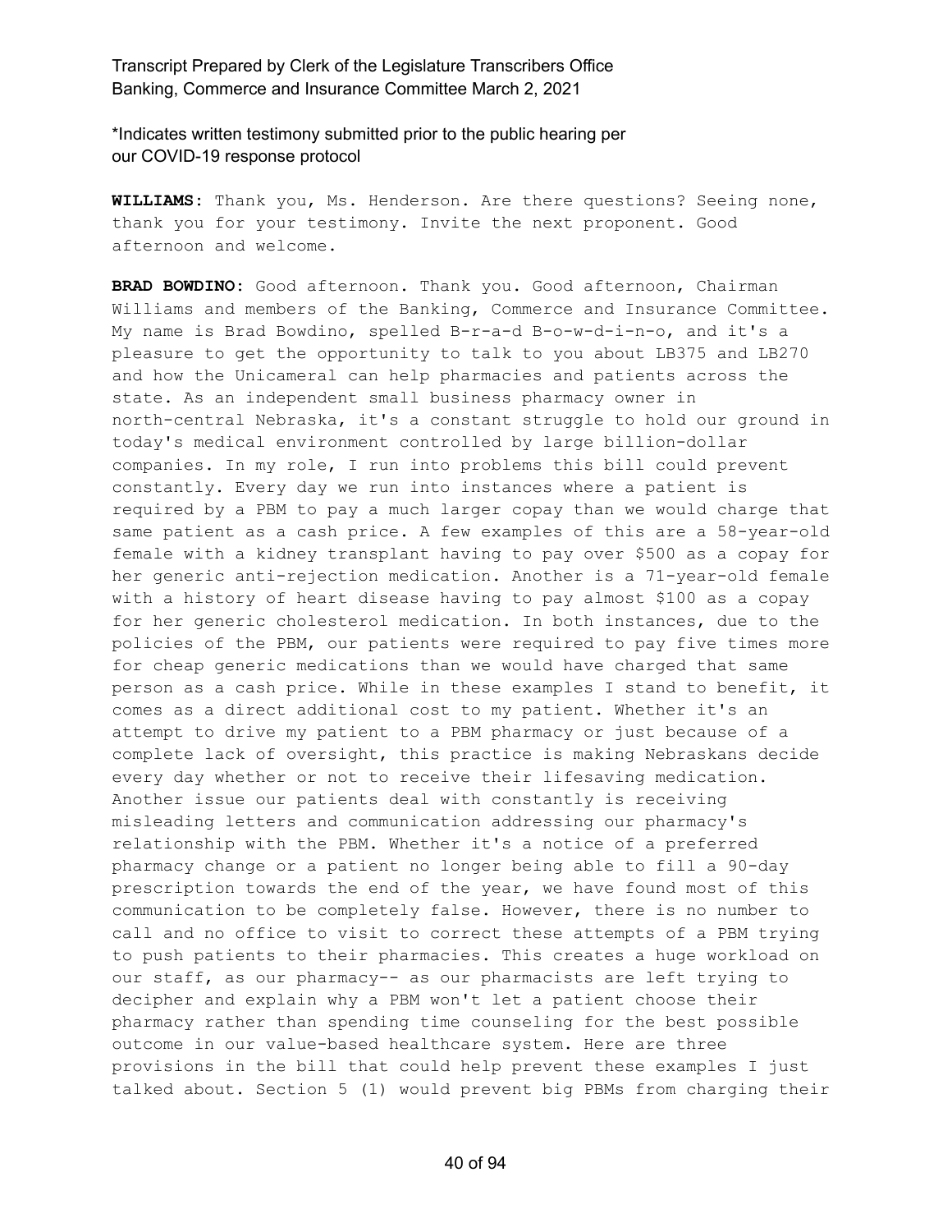*Indicates written testimony submitted prior to the public hearing per our COVID-19 response protocol

**WILLIAMS:** Thank you, Ms. Henderson. Are there questions? Seeing none, thank you for your testimony. Invite the next proponent. Good afternoon and welcome.

**BRAD BOWDINO:** Good afternoon. Thank you. Good afternoon, Chairman Williams and members of the Banking, Commerce and Insurance Committee. My name is Brad Bowdino, spelled B-r-a-d B-o-w-d-i-n-o, and it's a pleasure to get the opportunity to talk to you about LB375 and LB270 and how the Unicameral can help pharmacies and patients across the state. As an independent small business pharmacy owner in north-central Nebraska, it's a constant struggle to hold our ground in today's medical environment controlled by large billion-dollar companies. In my role, I run into problems this bill could prevent constantly. Every day we run into instances where a patient is required by a PBM to pay a much larger copay than we would charge that same patient as a cash price. A few examples of this are a 58-year-old female with a kidney transplant having to pay over $500 as a copay for her generic anti-rejection medication. Another is a 71-year-old female with a history of heart disease having to pay almost $100 as a copay for her generic cholesterol medication. In both instances, due to the policies of the PBM, our patients were required to pay five times more for cheap generic medications than we would have charged that same person as a cash price. While in these examples I stand to benefit, it comes as a direct additional cost to my patient. Whether it's an attempt to drive my patient to a PBM pharmacy or just because of a complete lack of oversight, this practice is making Nebraskans decide every day whether or not to receive their lifesaving medication. Another issue our patients deal with constantly is receiving misleading letters and communication addressing our pharmacy's relationship with the PBM. Whether it's a notice of a preferred pharmacy change or a patient no longer being able to fill a 90-day prescription towards the end of the year, we have found most of this communication to be completely false. However, there is no number to call and no office to visit to correct these attempts of a PBM trying to push patients to their pharmacies. This creates a huge workload on our staff, as our pharmacy-- as our pharmacists are left trying to decipher and explain why a PBM won't let a patient choose their pharmacy rather than spending time counseling for the best possible outcome in our value-based healthcare system. Here are three provisions in the bill that could help prevent these examples I just talked about. Section 5 (1) would prevent big PBMs from charging their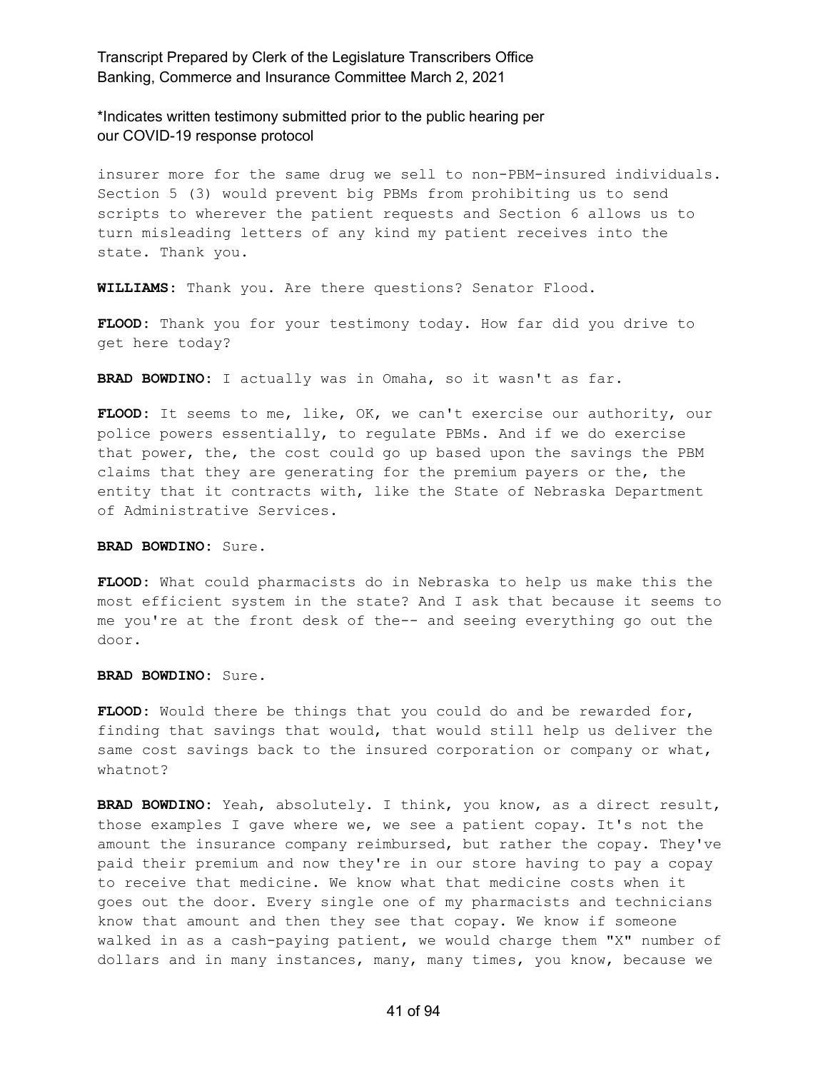insurer more for the same drug we sell to non-PBM-insured individuals. Section 5 (3) would prevent big PBMs from prohibiting us to send scripts to wherever the patient requests and Section 6 allows us to turn misleading letters of any kind my patient receives into the state. Thank you.

**WILLIAMS:** Thank you. Are there questions? Senator Flood.

**FLOOD:** Thank you for your testimony today. How far did you drive to get here today?

**BRAD BOWDINO:** I actually was in Omaha, so it wasn't as far.

**FLOOD:** It seems to me, like, OK, we can't exercise our authority, our police powers essentially, to regulate PBMs. And if we do exercise that power, the, the cost could go up based upon the savings the PBM claims that they are generating for the premium payers or the, the entity that it contracts with, like the State of Nebraska Department of Administrative Services.

**BRAD BOWDINO:** Sure.

**FLOOD:** What could pharmacists do in Nebraska to help us make this the most efficient system in the state? And I ask that because it seems to me you're at the front desk of the-- and seeing everything go out the door.

**BRAD BOWDINO:** Sure.

**FLOOD:** Would there be things that you could do and be rewarded for, finding that savings that would, that would still help us deliver the same cost savings back to the insured corporation or company or what, whatnot?

**BRAD BOWDINO:** Yeah, absolutely. I think, you know, as a direct result, those examples I gave where we, we see a patient copay. It's not the amount the insurance company reimbursed, but rather the copay. They've paid their premium and now they're in our store having to pay a copay to receive that medicine. We know what that medicine costs when it goes out the door. Every single one of my pharmacists and technicians know that amount and then they see that copay. We know if someone walked in as a cash-paying patient, we would charge them "X" number of dollars and in many instances, many, many times, you know, because we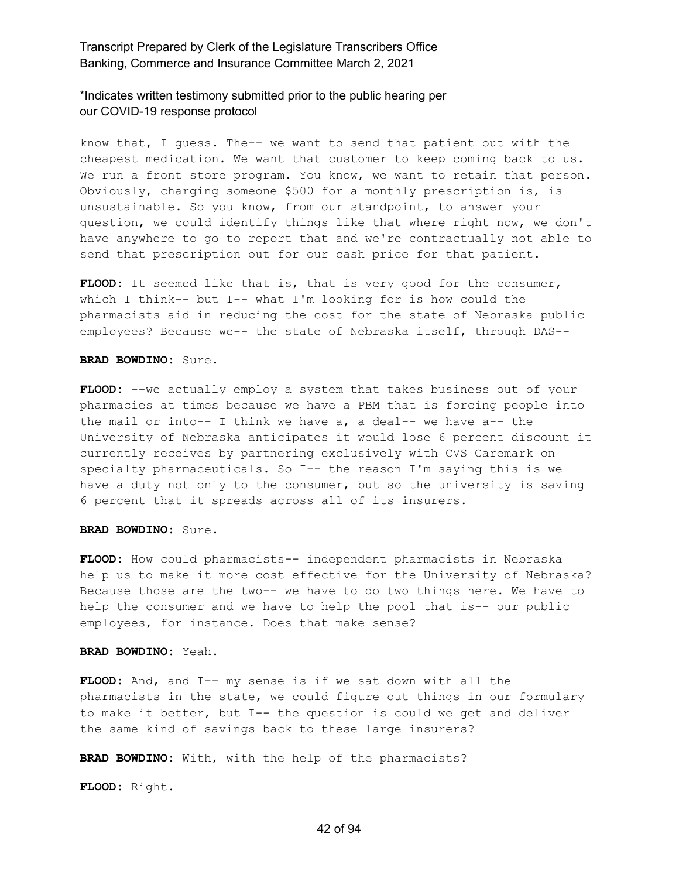know that, I guess. The-- we want to send that patient out with the cheapest medication. We want that customer to keep coming back to us. We run a front store program. You know, we want to retain that person. Obviously, charging someone $500 for a monthly prescription is, is unsustainable. So you know, from our standpoint, to answer your question, we could identify things like that where right now, we don't have anywhere to go to report that and we're contractually not able to send that prescription out for our cash price for that patient.

**FLOOD:** It seemed like that is, that is very good for the consumer, which I think-- but I-- what I'm looking for is how could the pharmacists aid in reducing the cost for the state of Nebraska public employees? Because we-- the state of Nebraska itself, through DAS--

**BRAD BOWDINO:** Sure.

**FLOOD:** --we actually employ a system that takes business out of your pharmacies at times because we have a PBM that is forcing people into the mail or into-- I think we have a, a deal-- we have a-- the University of Nebraska anticipates it would lose 6 percent discount it currently receives by partnering exclusively with CVS Caremark on specialty pharmaceuticals. So I-- the reason I'm saying this is we have a duty not only to the consumer, but so the university is saving 6 percent that it spreads across all of its insurers.

**BRAD BOWDINO:** Sure.

**FLOOD:** How could pharmacists-- independent pharmacists in Nebraska help us to make it more cost effective for the University of Nebraska? Because those are the two-- we have to do two things here. We have to help the consumer and we have to help the pool that is-- our public employees, for instance. Does that make sense?

**BRAD BOWDINO:** Yeah.

**FLOOD:** And, and I-- my sense is if we sat down with all the pharmacists in the state, we could figure out things in our formulary to make it better, but I-- the question is could we get and deliver the same kind of savings back to these large insurers?

**BRAD BOWDINO:** With, with the help of the pharmacists?

**FLOOD:** Right.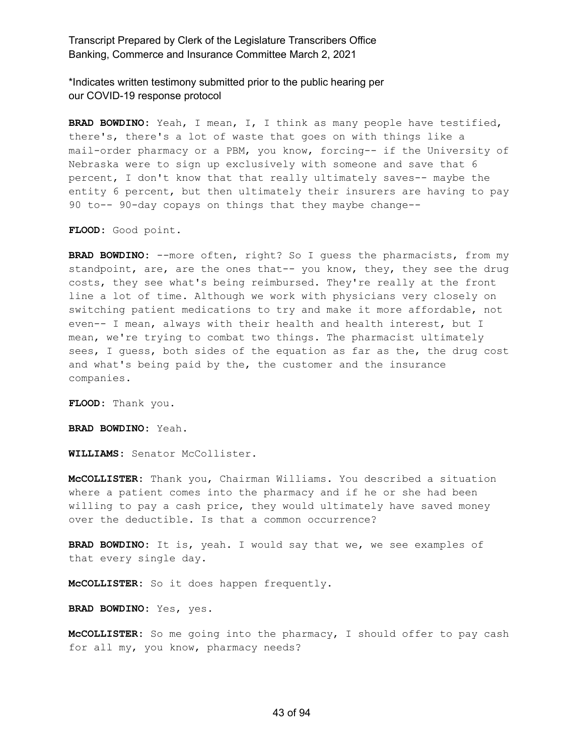**BRAD BOWDINO:** Yeah, I mean, I, I think as many people have testified, there's, there's a lot of waste that goes on with things like a mail-order pharmacy or a PBM, you know, forcing-- if the University of Nebraska were to sign up exclusively with someone and save that 6 percent, I don't know that that really ultimately saves-- maybe the entity 6 percent, but then ultimately their insurers are having to pay 90 to-- 90-day copays on things that they maybe change--

**FLOOD:** Good point.

**BRAD BOWDINO:** --more often, right? So I guess the pharmacists, from my standpoint, are, are the ones that-- you know, they, they see the drug costs, they see what's being reimbursed. They're really at the front line a lot of time. Although we work with physicians very closely on switching patient medications to try and make it more affordable, not even-- I mean, always with their health and health interest, but I mean, we're trying to combat two things. The pharmacist ultimately sees, I guess, both sides of the equation as far as the, the drug cost and what's being paid by the, the customer and the insurance companies.

**FLOOD:** Thank you.

**BRAD BOWDINO:** Yeah.

**WILLIAMS:** Senator McCollister.

**McCOLLISTER:** Thank you, Chairman Williams. You described a situation where a patient comes into the pharmacy and if he or she had been willing to pay a cash price, they would ultimately have saved money over the deductible. Is that a common occurrence?

**BRAD BOWDINO:** It is, yeah. I would say that we, we see examples of that every single day.

**McCOLLISTER:** So it does happen frequently.

**BRAD BOWDINO:** Yes, yes.

**McCOLLISTER:** So me going into the pharmacy, I should offer to pay cash for all my, you know, pharmacy needs?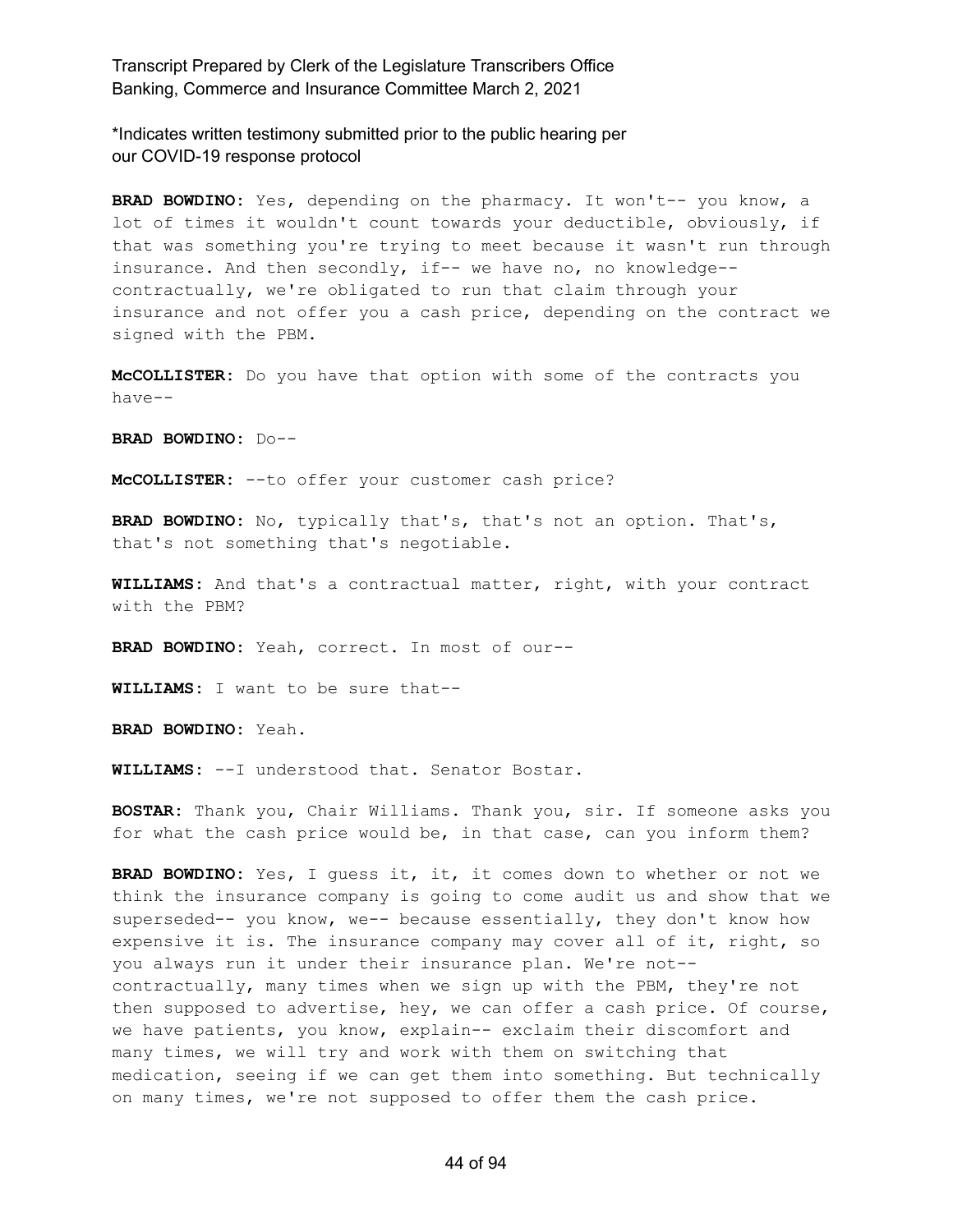*Indicates written testimony submitted prior to the public hearing per our COVID-19 response protocol

**BRAD BOWDINO:** Yes, depending on the pharmacy. It won't-- you know, a lot of times it wouldn't count towards your deductible, obviously, if that was something you're trying to meet because it wasn't run through insurance. And then secondly, if-- we have no, no knowledge-- contractually, we're obligated to run that claim through your insurance and not offer you a cash price, depending on the contract we signed with the PBM.

**McCOLLISTER:** Do you have that option with some of the contracts you have--

**BRAD BOWDINO:** Do--

**McCOLLISTER:** --to offer your customer cash price?

**BRAD BOWDINO:** No, typically that's, that's not an option. That's, that's not something that's negotiable.

**WILLIAMS:** And that's a contractual matter, right, with your contract with the PBM?

**BRAD BOWDINO:** Yeah, correct. In most of our--

**WILLIAMS:** I want to be sure that--

**BRAD BOWDINO:** Yeah.

**WILLIAMS:** --I understood that. Senator Bostar.

**BOSTAR:** Thank you, Chair Williams. Thank you, sir. If someone asks you for what the cash price would be, in that case, can you inform them?

**BRAD BOWDINO:** Yes, I guess it, it, it comes down to whether or not we think the insurance company is going to come audit us and show that we superseded-- you know, we-- because essentially, they don't know how expensive it is. The insurance company may cover all of it, right, so you always run it under their insurance plan. We're not-- contractually, many times when we sign up with the PBM, they're not then supposed to advertise, hey, we can offer a cash price. Of course, we have patients, you know, explain-- exclaim their discomfort and many times, we will try and work with them on switching that medication, seeing if we can get them into something. But technically on many times, we're not supposed to offer them the cash price.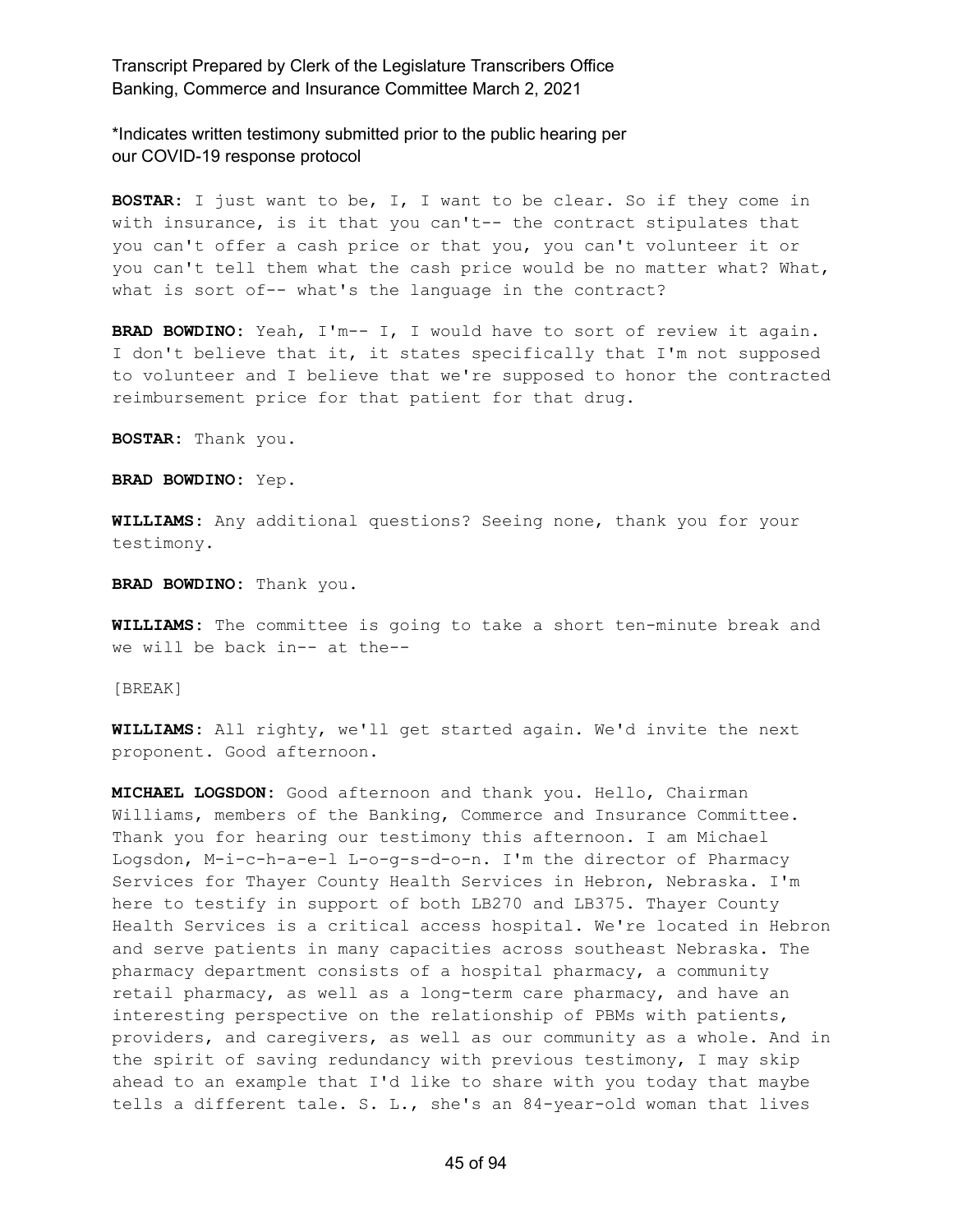**BOSTAR:** I just want to be, I, I want to be clear. So if they come in with insurance, is it that you can't-- the contract stipulates that you can't offer a cash price or that you, you can't volunteer it or you can't tell them what the cash price would be no matter what? What, what is sort of-- what's the language in the contract?

**BRAD BOWDINO:** Yeah, I'm-- I, I would have to sort of review it again. I don't believe that it, it states specifically that I'm not supposed to volunteer and I believe that we're supposed to honor the contracted reimbursement price for that patient for that drug.

**BOSTAR:** Thank you.

**BRAD BOWDINO:** Yep.

**WILLIAMS:** Any additional questions? Seeing none, thank you for your testimony.

**BRAD BOWDINO:** Thank you.

**WILLIAMS:** The committee is going to take a short ten-minute break and we will be back in-- at the--

[BREAK]

**WILLIAMS:** All righty, we'll get started again. We'd invite the next proponent. Good afternoon.

**MICHAEL LOGSDON:** Good afternoon and thank you. Hello, Chairman Williams, members of the Banking, Commerce and Insurance Committee. Thank you for hearing our testimony this afternoon. I am Michael Logsdon, M-i-c-h-a-e-l L-o-g-s-d-o-n. I'm the director of Pharmacy Services for Thayer County Health Services in Hebron, Nebraska. I'm here to testify in support of both LB270 and LB375. Thayer County Health Services is a critical access hospital. We're located in Hebron and serve patients in many capacities across southeast Nebraska. The pharmacy department consists of a hospital pharmacy, a community retail pharmacy, as well as a long-term care pharmacy, and have an interesting perspective on the relationship of PBMs with patients, providers, and caregivers, as well as our community as a whole. And in the spirit of saving redundancy with previous testimony, I may skip ahead to an example that I'd like to share with you today that maybe tells a different tale. S. L., she's an 84-year-old woman that lives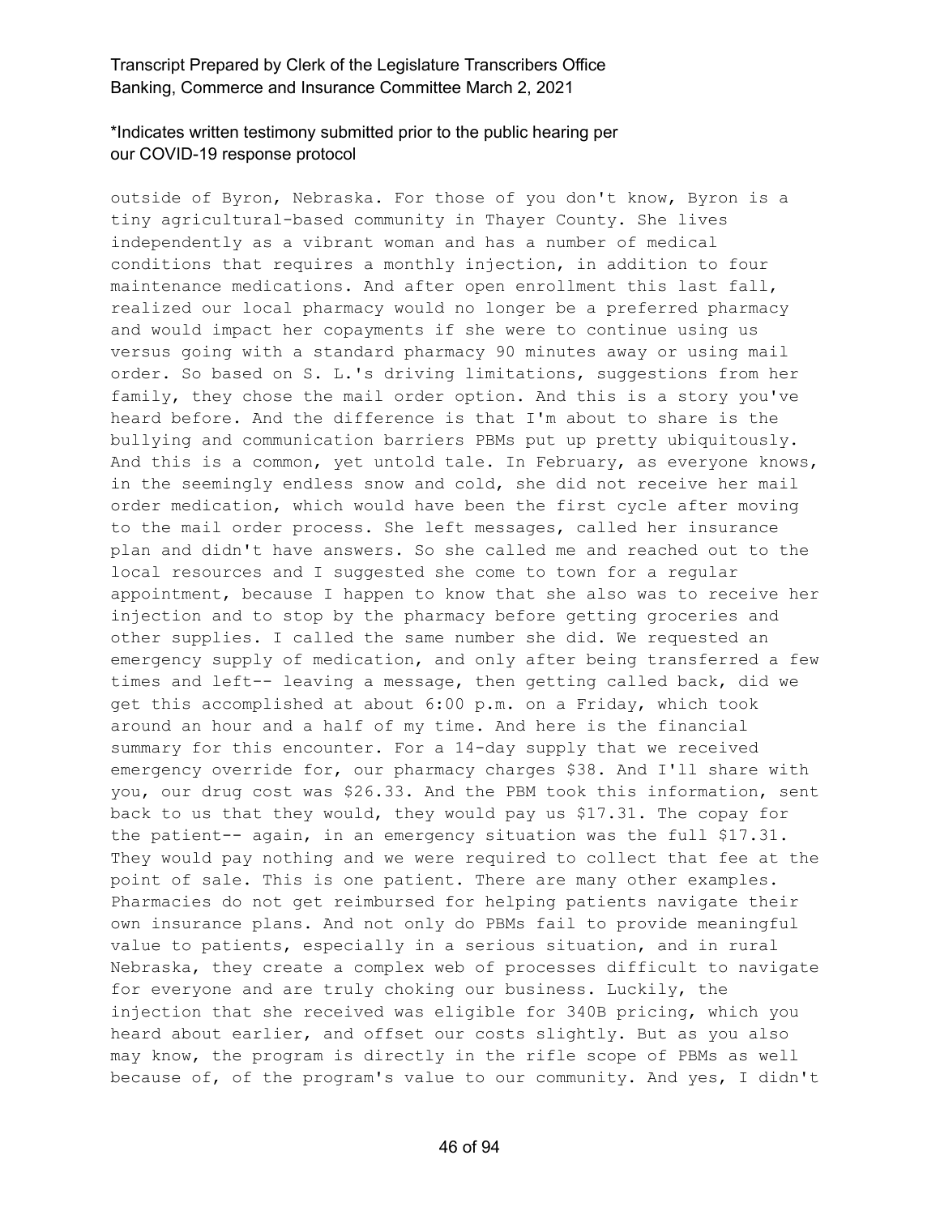outside of Byron, Nebraska. For those of you don't know, Byron is a tiny agricultural-based community in Thayer County. She lives independently as a vibrant woman and has a number of medical conditions that requires a monthly injection, in addition to four maintenance medications. And after open enrollment this last fall, realized our local pharmacy would no longer be a preferred pharmacy and would impact her copayments if she were to continue using us versus going with a standard pharmacy 90 minutes away or using mail order. So based on S. L.'s driving limitations, suggestions from her family, they chose the mail order option. And this is a story you've heard before. And the difference is that I'm about to share is the bullying and communication barriers PBMs put up pretty ubiquitously. And this is a common, yet untold tale. In February, as everyone knows, in the seemingly endless snow and cold, she did not receive her mail order medication, which would have been the first cycle after moving to the mail order process. She left messages, called her insurance plan and didn't have answers. So she called me and reached out to the local resources and I suggested she come to town for a regular appointment, because I happen to know that she also was to receive her injection and to stop by the pharmacy before getting groceries and other supplies. I called the same number she did. We requested an emergency supply of medication, and only after being transferred a few times and left-- leaving a message, then getting called back, did we get this accomplished at about 6:00 p.m. on a Friday, which took around an hour and a half of my time. And here is the financial summary for this encounter. For a 14-day supply that we received emergency override for, our pharmacy charges $38. And I'll share with you, our drug cost was $26.33. And the PBM took this information, sent back to us that they would, they would pay us $17.31. The copay for the patient-- again, in an emergency situation was the full $17.31. They would pay nothing and we were required to collect that fee at the point of sale. This is one patient. There are many other examples. Pharmacies do not get reimbursed for helping patients navigate their own insurance plans. And not only do PBMs fail to provide meaningful value to patients, especially in a serious situation, and in rural Nebraska, they create a complex web of processes difficult to navigate for everyone and are truly choking our business. Luckily, the injection that she received was eligible for 340B pricing, which you heard about earlier, and offset our costs slightly. But as you also may know, the program is directly in the rifle scope of PBMs as well because of, of the program's value to our community. And yes, I didn't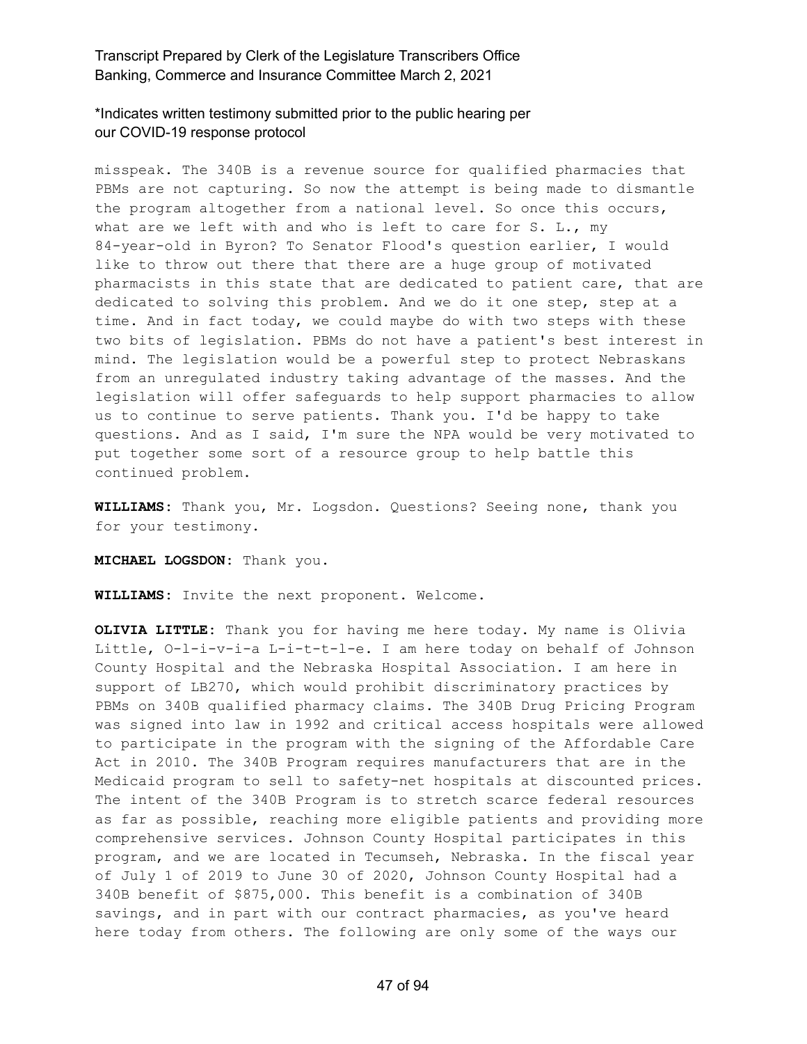misspeak. The 340B is a revenue source for qualified pharmacies that PBMs are not capturing. So now the attempt is being made to dismantle the program altogether from a national level. So once this occurs, what are we left with and who is left to care for S. L., my 84-year-old in Byron? To Senator Flood's question earlier, I would like to throw out there that there are a huge group of motivated pharmacists in this state that are dedicated to patient care, that are dedicated to solving this problem. And we do it one step, step at a time. And in fact today, we could maybe do with two steps with these two bits of legislation. PBMs do not have a patient's best interest in mind. The legislation would be a powerful step to protect Nebraskans from an unregulated industry taking advantage of the masses. And the legislation will offer safeguards to help support pharmacies to allow us to continue to serve patients. Thank you. I'd be happy to take questions. And as I said, I'm sure the NPA would be very motivated to put together some sort of a resource group to help battle this continued problem.

**WILLIAMS:** Thank you, Mr. Logsdon. Questions? Seeing none, thank you for your testimony.

**MICHAEL LOGSDON:** Thank you.

**WILLIAMS:** Invite the next proponent. Welcome.

**OLIVIA LITTLE:** Thank you for having me here today. My name is Olivia Little, O-l-i-v-i-a L-i-t-t-l-e. I am here today on behalf of Johnson County Hospital and the Nebraska Hospital Association. I am here in support of LB270, which would prohibit discriminatory practices by PBMs on 340B qualified pharmacy claims. The 340B Drug Pricing Program was signed into law in 1992 and critical access hospitals were allowed to participate in the program with the signing of the Affordable Care Act in 2010. The 340B Program requires manufacturers that are in the Medicaid program to sell to safety-net hospitals at discounted prices. The intent of the 340B Program is to stretch scarce federal resources as far as possible, reaching more eligible patients and providing more comprehensive services. Johnson County Hospital participates in this program, and we are located in Tecumseh, Nebraska. In the fiscal year of July 1 of 2019 to June 30 of 2020, Johnson County Hospital had a 340B benefit of $875,000. This benefit is a combination of 340B savings, and in part with our contract pharmacies, as you've heard here today from others. The following are only some of the ways our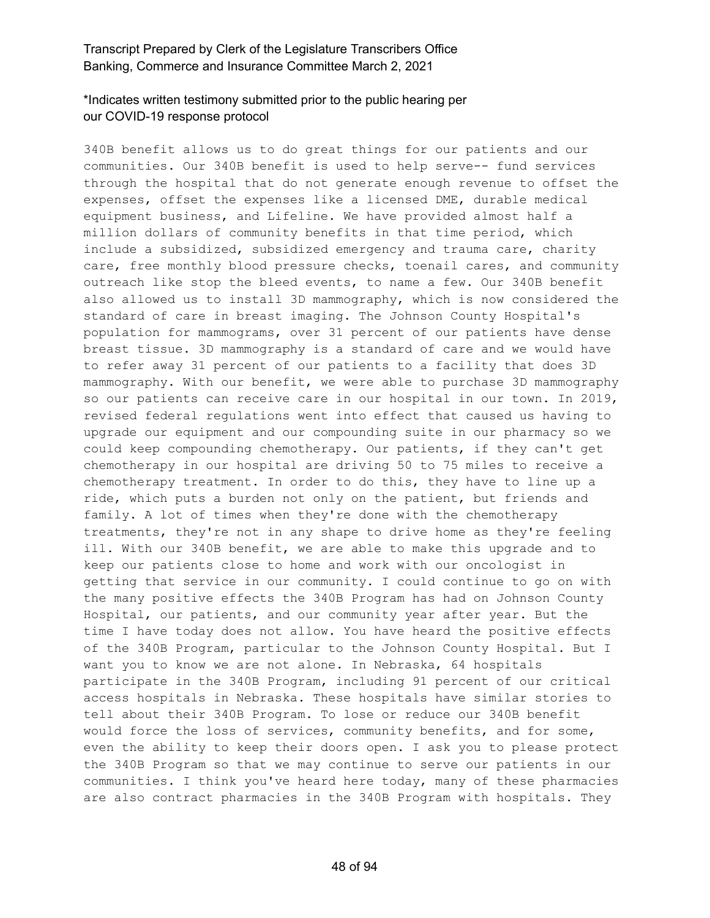340B benefit allows us to do great things for our patients and our communities. Our 340B benefit is used to help serve-- fund services through the hospital that do not generate enough revenue to offset the expenses, offset the expenses like a licensed DME, durable medical equipment business, and Lifeline. We have provided almost half a million dollars of community benefits in that time period, which include a subsidized, subsidized emergency and trauma care, charity care, free monthly blood pressure checks, toenail cares, and community outreach like stop the bleed events, to name a few. Our 340B benefit also allowed us to install 3D mammography, which is now considered the standard of care in breast imaging. The Johnson County Hospital's population for mammograms, over 31 percent of our patients have dense breast tissue. 3D mammography is a standard of care and we would have to refer away 31 percent of our patients to a facility that does 3D mammography. With our benefit, we were able to purchase 3D mammography so our patients can receive care in our hospital in our town. In 2019, revised federal regulations went into effect that caused us having to upgrade our equipment and our compounding suite in our pharmacy so we could keep compounding chemotherapy. Our patients, if they can't get chemotherapy in our hospital are driving 50 to 75 miles to receive a chemotherapy treatment. In order to do this, they have to line up a ride, which puts a burden not only on the patient, but friends and family. A lot of times when they're done with the chemotherapy treatments, they're not in any shape to drive home as they're feeling ill. With our 340B benefit, we are able to make this upgrade and to keep our patients close to home and work with our oncologist in getting that service in our community. I could continue to go on with the many positive effects the 340B Program has had on Johnson County Hospital, our patients, and our community year after year. But the time I have today does not allow. You have heard the positive effects of the 340B Program, particular to the Johnson County Hospital. But I want you to know we are not alone. In Nebraska, 64 hospitals participate in the 340B Program, including 91 percent of our critical access hospitals in Nebraska. These hospitals have similar stories to tell about their 340B Program. To lose or reduce our 340B benefit would force the loss of services, community benefits, and for some, even the ability to keep their doors open. I ask you to please protect the 340B Program so that we may continue to serve our patients in our communities. I think you've heard here today, many of these pharmacies are also contract pharmacies in the 340B Program with hospitals. They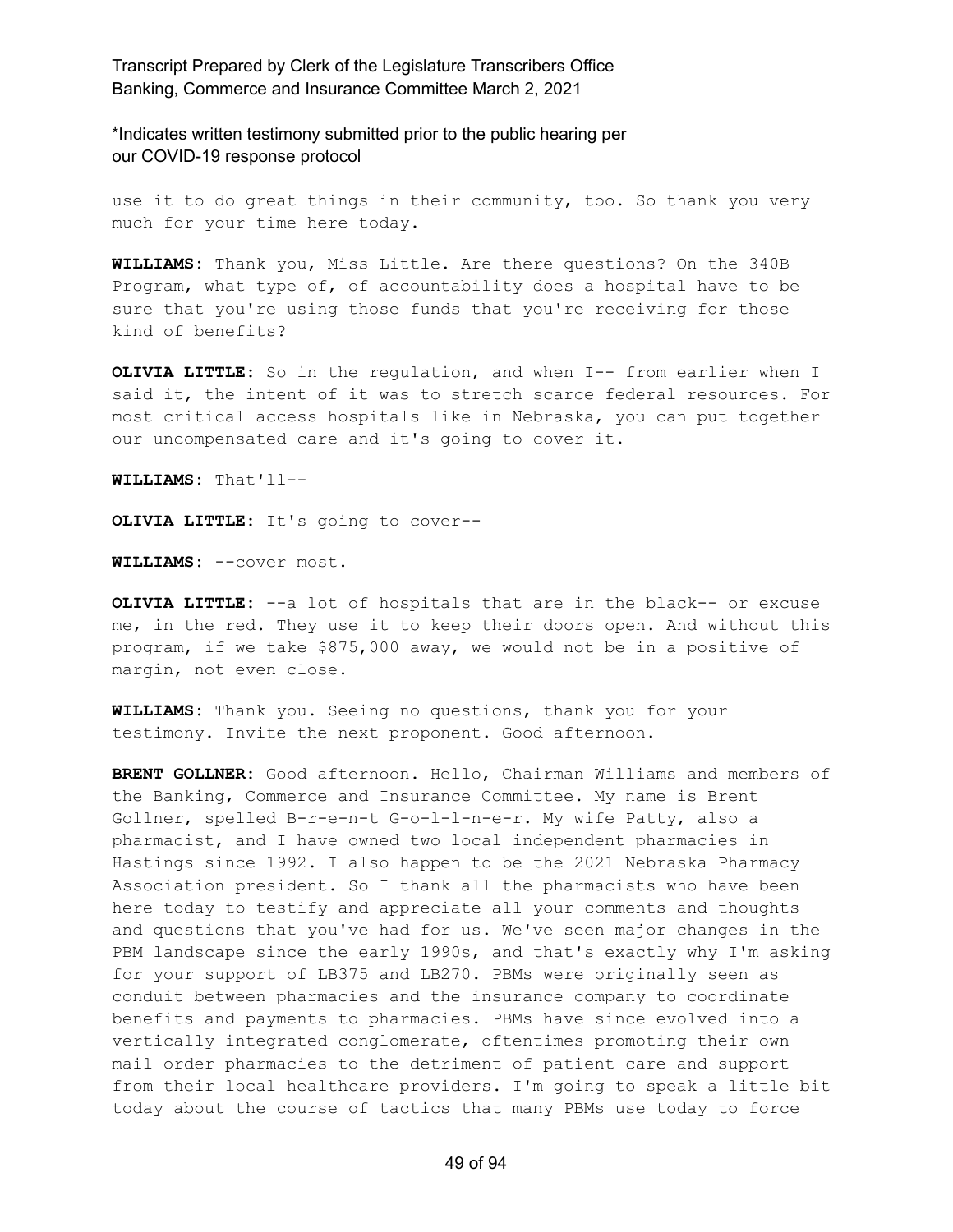use it to do great things in their community, too. So thank you very much for your time here today.

**WILLIAMS:** Thank you, Miss Little. Are there questions? On the 340B Program, what type of, of accountability does a hospital have to be sure that you're using those funds that you're receiving for those kind of benefits?

**OLIVIA LITTLE:** So in the regulation, and when I-- from earlier when I said it, the intent of it was to stretch scarce federal resources. For most critical access hospitals like in Nebraska, you can put together our uncompensated care and it's going to cover it.

**WILLIAMS:** That'll--

**OLIVIA LITTLE:** It's going to cover--

**WILLIAMS:** --cover most.

**OLIVIA LITTLE:** --a lot of hospitals that are in the black-- or excuse me, in the red. They use it to keep their doors open. And without this program, if we take $875,000 away, we would not be in a positive of margin, not even close.

**WILLIAMS:** Thank you. Seeing no questions, thank you for your testimony. Invite the next proponent. Good afternoon.

**BRENT GOLLNER:** Good afternoon. Hello, Chairman Williams and members of the Banking, Commerce and Insurance Committee. My name is Brent Gollner, spelled B-r-e-n-t G-o-l-l-n-e-r. My wife Patty, also a pharmacist, and I have owned two local independent pharmacies in Hastings since 1992. I also happen to be the 2021 Nebraska Pharmacy Association president. So I thank all the pharmacists who have been here today to testify and appreciate all your comments and thoughts and questions that you've had for us. We've seen major changes in the PBM landscape since the early 1990s, and that's exactly why I'm asking for your support of LB375 and LB270. PBMs were originally seen as conduit between pharmacies and the insurance company to coordinate benefits and payments to pharmacies. PBMs have since evolved into a vertically integrated conglomerate, oftentimes promoting their own mail order pharmacies to the detriment of patient care and support from their local healthcare providers. I'm going to speak a little bit today about the course of tactics that many PBMs use today to force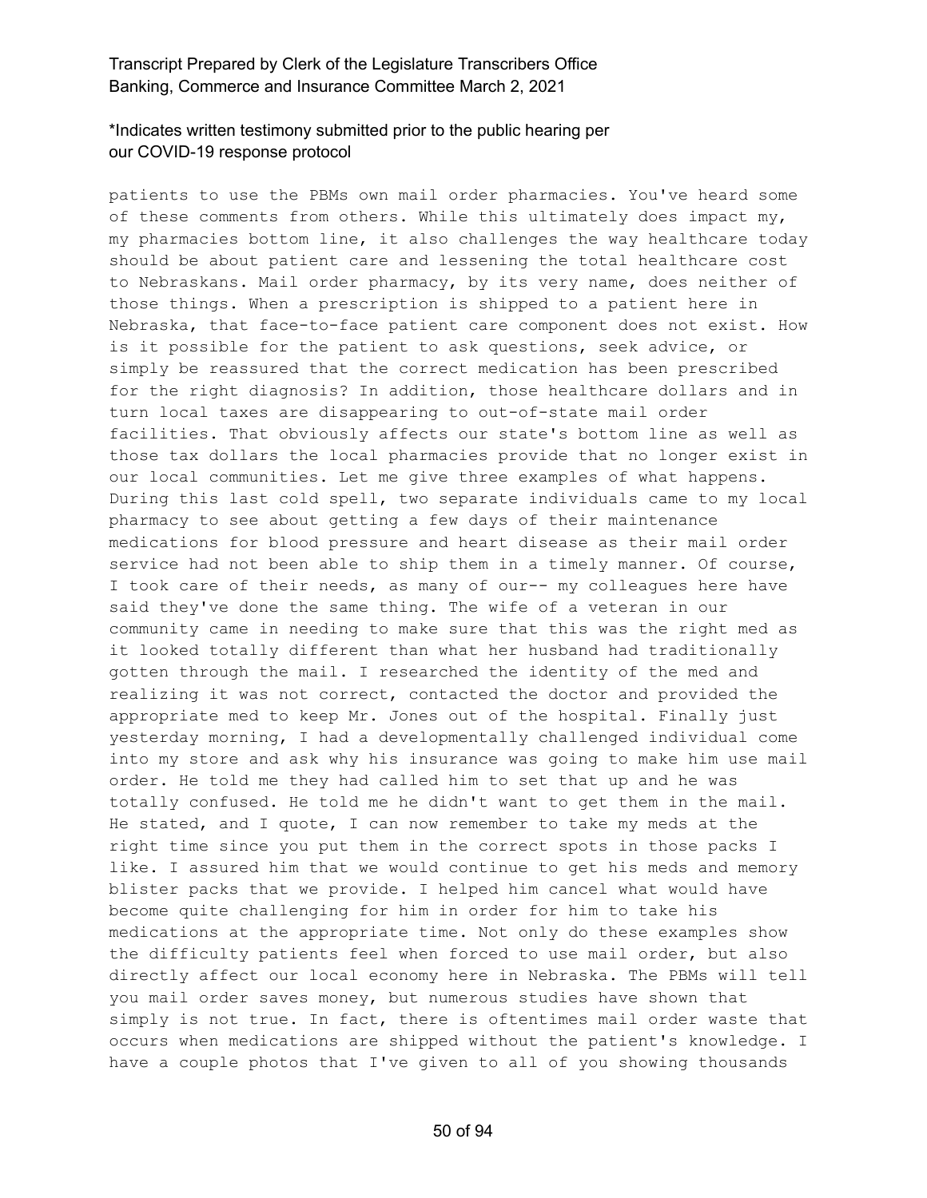patients to use the PBMs own mail order pharmacies. You've heard some of these comments from others. While this ultimately does impact my, my pharmacies bottom line, it also challenges the way healthcare today should be about patient care and lessening the total healthcare cost to Nebraskans. Mail order pharmacy, by its very name, does neither of those things. When a prescription is shipped to a patient here in Nebraska, that face-to-face patient care component does not exist. How is it possible for the patient to ask questions, seek advice, or simply be reassured that the correct medication has been prescribed for the right diagnosis? In addition, those healthcare dollars and in turn local taxes are disappearing to out-of-state mail order facilities. That obviously affects our state's bottom line as well as those tax dollars the local pharmacies provide that no longer exist in our local communities. Let me give three examples of what happens. During this last cold spell, two separate individuals came to my local pharmacy to see about getting a few days of their maintenance medications for blood pressure and heart disease as their mail order service had not been able to ship them in a timely manner. Of course, I took care of their needs, as many of our-- my colleagues here have said they've done the same thing. The wife of a veteran in our community came in needing to make sure that this was the right med as it looked totally different than what her husband had traditionally gotten through the mail. I researched the identity of the med and realizing it was not correct, contacted the doctor and provided the appropriate med to keep Mr. Jones out of the hospital. Finally just yesterday morning, I had a developmentally challenged individual come into my store and ask why his insurance was going to make him use mail order. He told me they had called him to set that up and he was totally confused. He told me he didn't want to get them in the mail. He stated, and I quote, I can now remember to take my meds at the right time since you put them in the correct spots in those packs I like. I assured him that we would continue to get his meds and memory blister packs that we provide. I helped him cancel what would have become quite challenging for him in order for him to take his medications at the appropriate time. Not only do these examples show the difficulty patients feel when forced to use mail order, but also directly affect our local economy here in Nebraska. The PBMs will tell you mail order saves money, but numerous studies have shown that simply is not true. In fact, there is oftentimes mail order waste that occurs when medications are shipped without the patient's knowledge. I have a couple photos that I've given to all of you showing thousands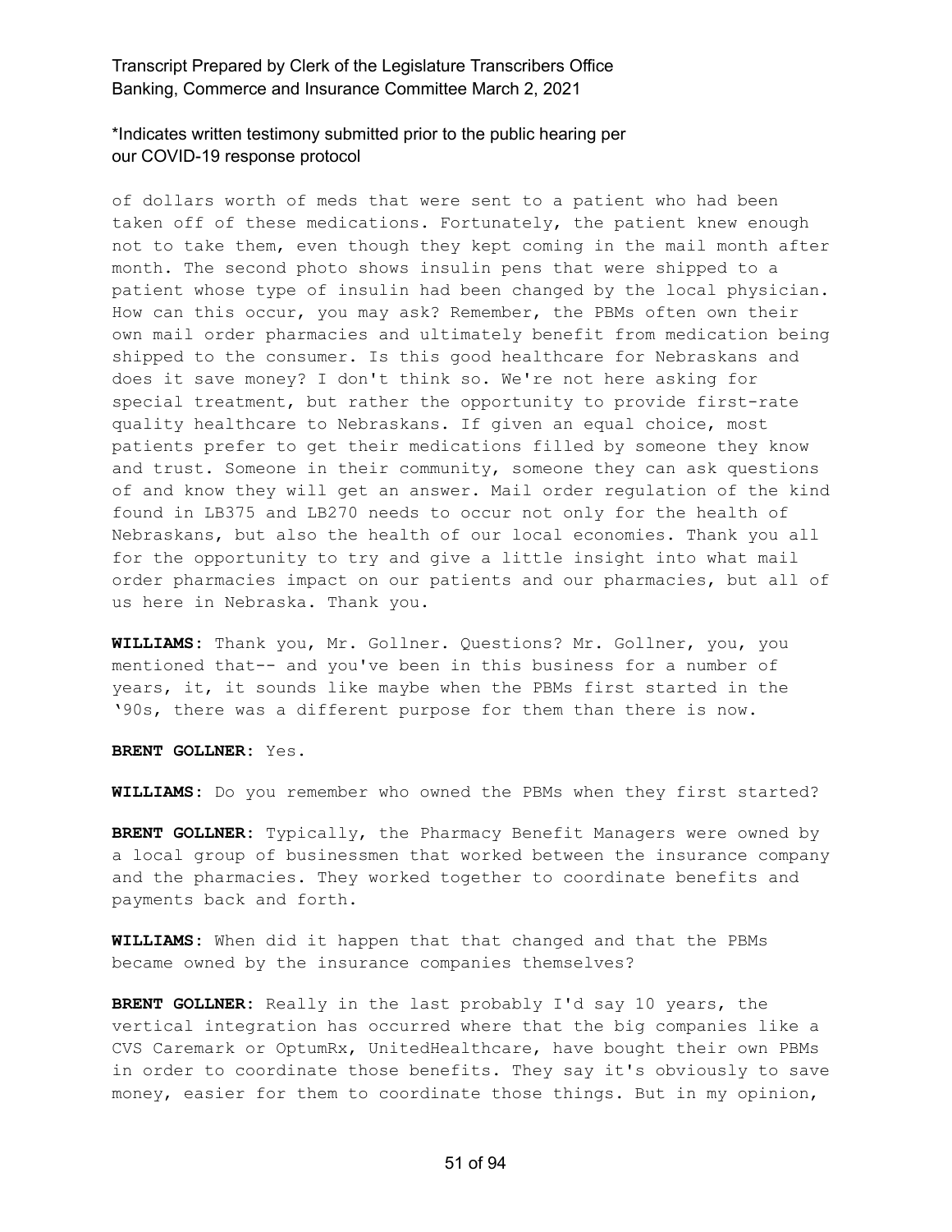of dollars worth of meds that were sent to a patient who had been taken off of these medications. Fortunately, the patient knew enough not to take them, even though they kept coming in the mail month after month. The second photo shows insulin pens that were shipped to a patient whose type of insulin had been changed by the local physician. How can this occur, you may ask? Remember, the PBMs often own their own mail order pharmacies and ultimately benefit from medication being shipped to the consumer. Is this good healthcare for Nebraskans and does it save money? I don't think so. We're not here asking for special treatment, but rather the opportunity to provide first-rate quality healthcare to Nebraskans. If given an equal choice, most patients prefer to get their medications filled by someone they know and trust. Someone in their community, someone they can ask questions of and know they will get an answer. Mail order regulation of the kind found in LB375 and LB270 needs to occur not only for the health of Nebraskans, but also the health of our local economies. Thank you all for the opportunity to try and give a little insight into what mail order pharmacies impact on our patients and our pharmacies, but all of us here in Nebraska. Thank you.

**WILLIAMS:** Thank you, Mr. Gollner. Questions? Mr. Gollner, you, you mentioned that-- and you've been in this business for a number of years, it, it sounds like maybe when the PBMs first started in the '90s, there was a different purpose for them than there is now.

**BRENT GOLLNER:** Yes.

**WILLIAMS:** Do you remember who owned the PBMs when they first started?

**BRENT GOLLNER:** Typically, the Pharmacy Benefit Managers were owned by a local group of businessmen that worked between the insurance company and the pharmacies. They worked together to coordinate benefits and payments back and forth.

**WILLIAMS:** When did it happen that that changed and that the PBMs became owned by the insurance companies themselves?

**BRENT GOLLNER:** Really in the last probably I'd say 10 years, the vertical integration has occurred where that the big companies like a CVS Caremark or OptumRx, UnitedHealthcare, have bought their own PBMs in order to coordinate those benefits. They say it's obviously to save money, easier for them to coordinate those things. But in my opinion,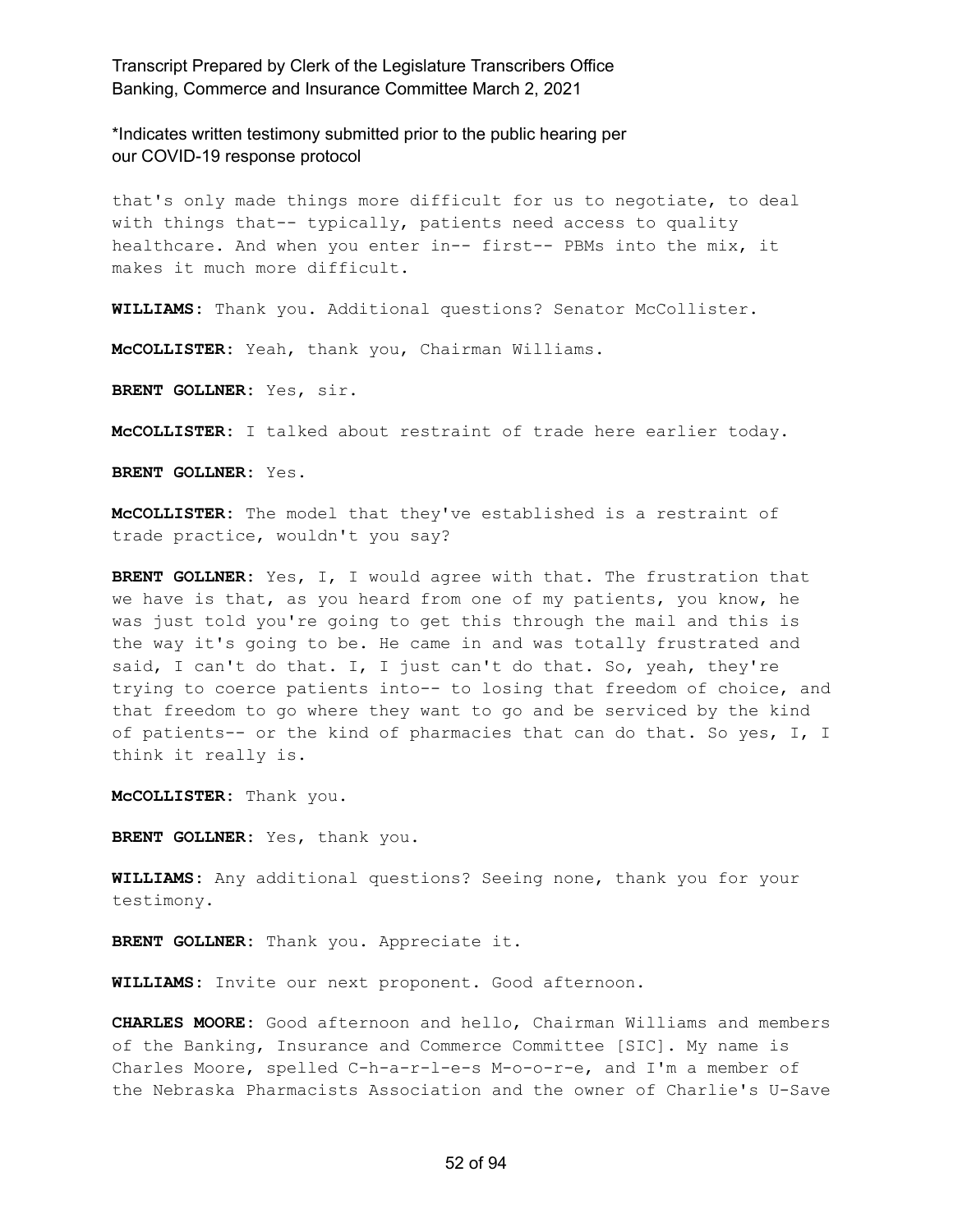that's only made things more difficult for us to negotiate, to deal with things that-- typically, patients need access to quality healthcare. And when you enter in-- first-- PBMs into the mix, it makes it much more difficult.

**WILLIAMS:** Thank you. Additional questions? Senator McCollister.

**McCOLLISTER:** Yeah, thank you, Chairman Williams.

**BRENT GOLLNER:** Yes, sir.

**McCOLLISTER:** I talked about restraint of trade here earlier today.

**BRENT GOLLNER:** Yes.

**McCOLLISTER:** The model that they've established is a restraint of trade practice, wouldn't you say?

**BRENT GOLLNER:** Yes, I, I would agree with that. The frustration that we have is that, as you heard from one of my patients, you know, he was just told you're going to get this through the mail and this is the way it's going to be. He came in and was totally frustrated and said, I can't do that. I, I just can't do that. So, yeah, they're trying to coerce patients into-- to losing that freedom of choice, and that freedom to go where they want to go and be serviced by the kind of patients-- or the kind of pharmacies that can do that. So yes, I, I think it really is.

**McCOLLISTER:** Thank you.

**BRENT GOLLNER:** Yes, thank you.

**WILLIAMS:** Any additional questions? Seeing none, thank you for your testimony.

**BRENT GOLLNER:** Thank you. Appreciate it.

**WILLIAMS:** Invite our next proponent. Good afternoon.

**CHARLES MOORE:** Good afternoon and hello, Chairman Williams and members of the Banking, Insurance and Commerce Committee [SIC]. My name is Charles Moore, spelled C-h-a-r-l-e-s M-o-o-r-e, and I'm a member of the Nebraska Pharmacists Association and the owner of Charlie's U-Save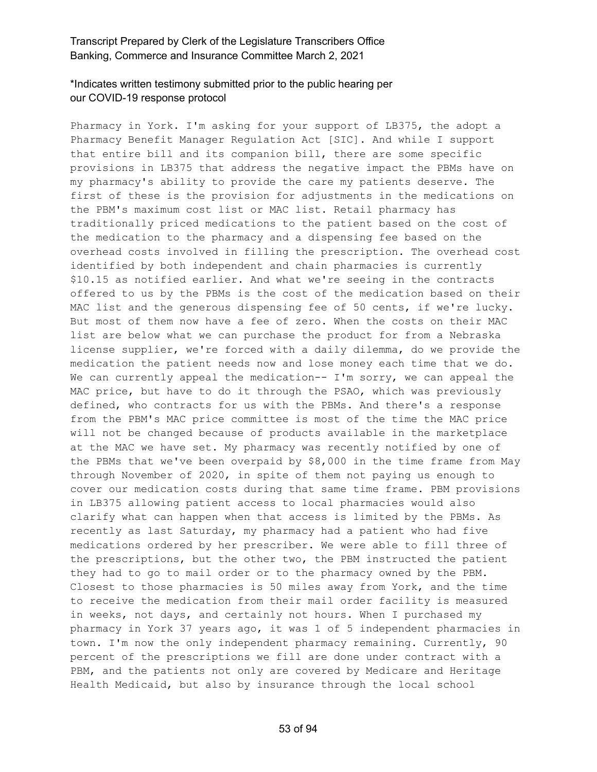Pharmacy in York. I'm asking for your support of LB375, the adopt a Pharmacy Benefit Manager Regulation Act [SIC]. And while I support that entire bill and its companion bill, there are some specific provisions in LB375 that address the negative impact the PBMs have on my pharmacy's ability to provide the care my patients deserve. The first of these is the provision for adjustments in the medications on the PBM's maximum cost list or MAC list. Retail pharmacy has traditionally priced medications to the patient based on the cost of the medication to the pharmacy and a dispensing fee based on the overhead costs involved in filling the prescription. The overhead cost identified by both independent and chain pharmacies is currently $10.15 as notified earlier. And what we're seeing in the contracts offered to us by the PBMs is the cost of the medication based on their MAC list and the generous dispensing fee of 50 cents, if we're lucky. But most of them now have a fee of zero. When the costs on their MAC list are below what we can purchase the product for from a Nebraska license supplier, we're forced with a daily dilemma, do we provide the medication the patient needs now and lose money each time that we do. We can currently appeal the medication-- I'm sorry, we can appeal the MAC price, but have to do it through the PSAO, which was previously defined, who contracts for us with the PBMs. And there's a response from the PBM's MAC price committee is most of the time the MAC price will not be changed because of products available in the marketplace at the MAC we have set. My pharmacy was recently notified by one of the PBMs that we've been overpaid by $8,000 in the time frame from May through November of 2020, in spite of them not paying us enough to cover our medication costs during that same time frame. PBM provisions in LB375 allowing patient access to local pharmacies would also clarify what can happen when that access is limited by the PBMs. As recently as last Saturday, my pharmacy had a patient who had five medications ordered by her prescriber. We were able to fill three of the prescriptions, but the other two, the PBM instructed the patient they had to go to mail order or to the pharmacy owned by the PBM. Closest to those pharmacies is 50 miles away from York, and the time to receive the medication from their mail order facility is measured in weeks, not days, and certainly not hours. When I purchased my pharmacy in York 37 years ago, it was 1 of 5 independent pharmacies in town. I'm now the only independent pharmacy remaining. Currently, 90 percent of the prescriptions we fill are done under contract with a PBM, and the patients not only are covered by Medicare and Heritage Health Medicaid, but also by insurance through the local school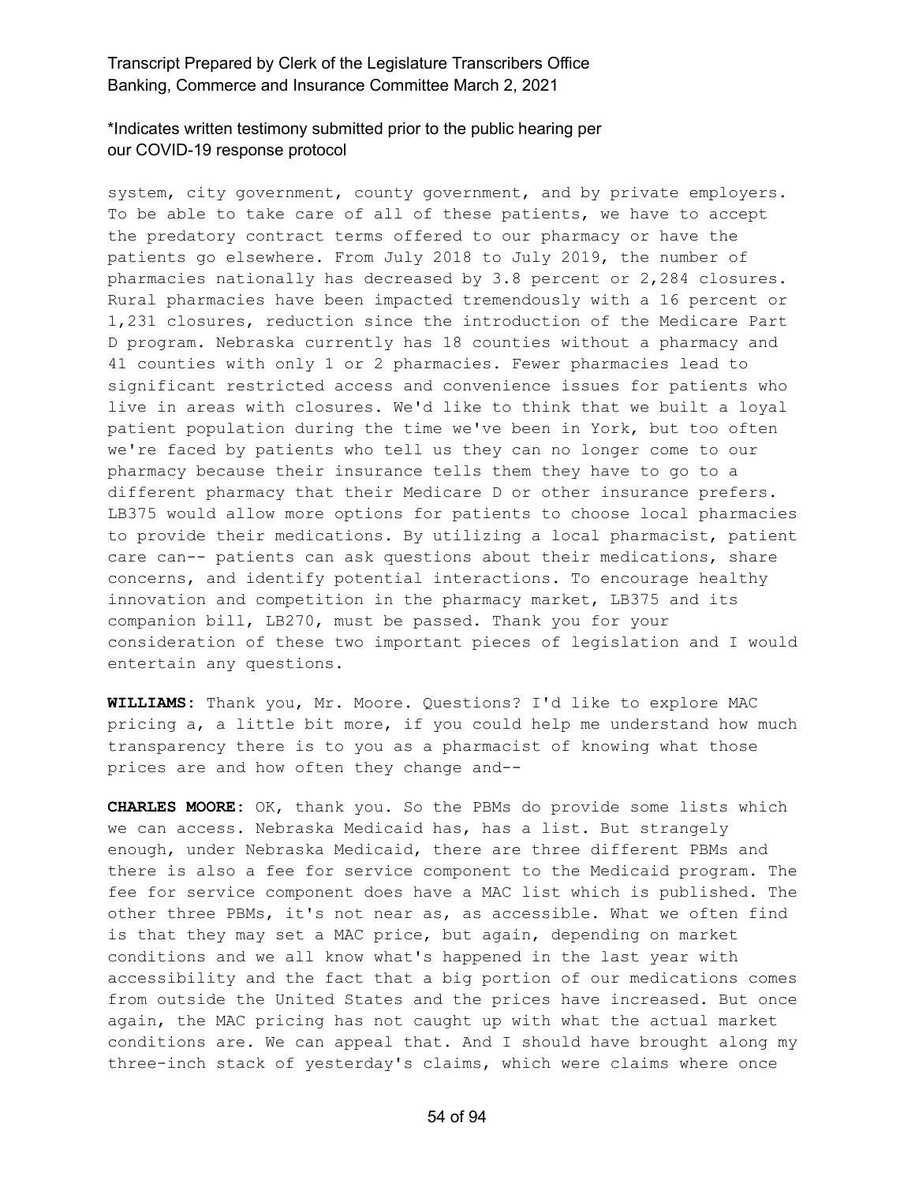system, city government, county government, and by private employers. To be able to take care of all of these patients, we have to accept the predatory contract terms offered to our pharmacy or have the patients go elsewhere. From July 2018 to July 2019, the number of pharmacies nationally has decreased by 3.8 percent or 2,284 closures. Rural pharmacies have been impacted tremendously with a 16 percent or 1,231 closures, reduction since the introduction of the Medicare Part D program. Nebraska currently has 18 counties without a pharmacy and 41 counties with only 1 or 2 pharmacies. Fewer pharmacies lead to significant restricted access and convenience issues for patients who live in areas with closures. We'd like to think that we built a loyal patient population during the time we've been in York, but too often we're faced by patients who tell us they can no longer come to our pharmacy because their insurance tells them they have to go to a different pharmacy that their Medicare D or other insurance prefers. LB375 would allow more options for patients to choose local pharmacies to provide their medications. By utilizing a local pharmacist, patient care can-- patients can ask questions about their medications, share concerns, and identify potential interactions. To encourage healthy innovation and competition in the pharmacy market, LB375 and its companion bill, LB270, must be passed. Thank you for your consideration of these two important pieces of legislation and I would entertain any questions.

**WILLIAMS:** Thank you, Mr. Moore. Questions? I'd like to explore MAC pricing a, a little bit more, if you could help me understand how much transparency there is to you as a pharmacist of knowing what those prices are and how often they change and--

**CHARLES MOORE:** OK, thank you. So the PBMs do provide some lists which we can access. Nebraska Medicaid has, has a list. But strangely enough, under Nebraska Medicaid, there are three different PBMs and there is also a fee for service component to the Medicaid program. The fee for service component does have a MAC list which is published. The other three PBMs, it's not near as, as accessible. What we often find is that they may set a MAC price, but again, depending on market conditions and we all know what's happened in the last year with accessibility and the fact that a big portion of our medications comes from outside the United States and the prices have increased. But once again, the MAC pricing has not caught up with what the actual market conditions are. We can appeal that. And I should have brought along my three-inch stack of yesterday's claims, which were claims where once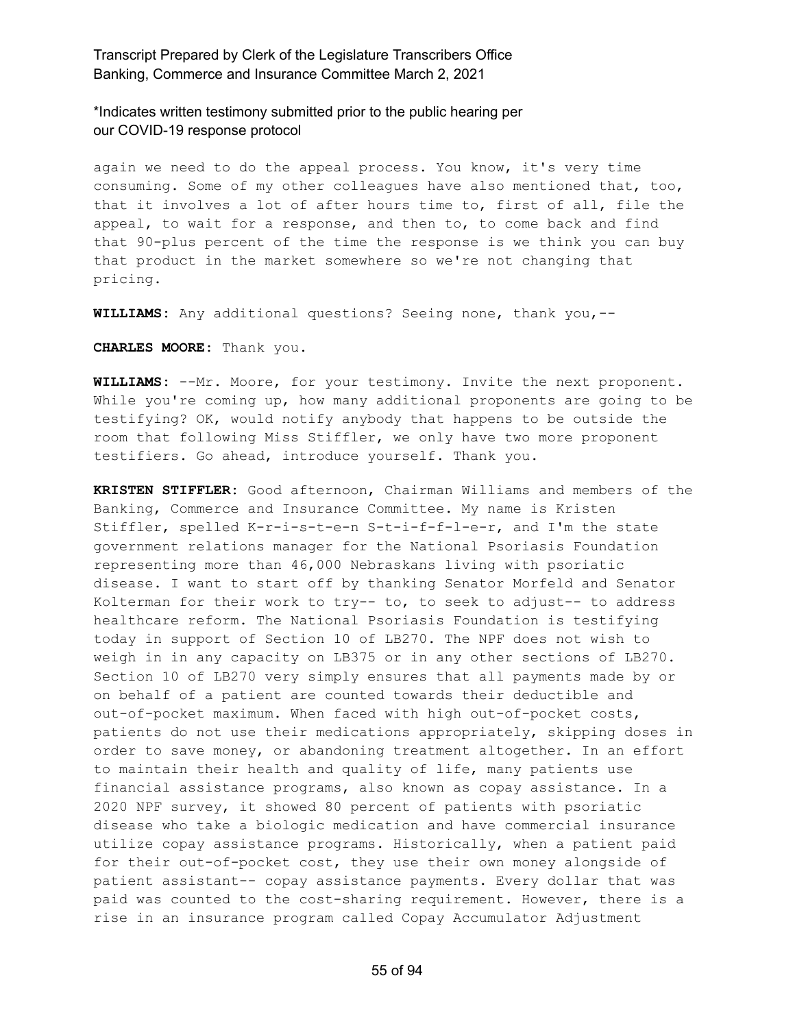again we need to do the appeal process. You know, it's very time consuming. Some of my other colleagues have also mentioned that, too, that it involves a lot of after hours time to, first of all, file the appeal, to wait for a response, and then to, to come back and find that 90-plus percent of the time the response is we think you can buy that product in the market somewhere so we're not changing that pricing.

**WILLIAMS:** Any additional questions? Seeing none, thank you,--

**CHARLES MOORE:** Thank you.

**WILLIAMS:** --Mr. Moore, for your testimony. Invite the next proponent. While you're coming up, how many additional proponents are going to be testifying? OK, would notify anybody that happens to be outside the room that following Miss Stiffler, we only have two more proponent testifiers. Go ahead, introduce yourself. Thank you.

**KRISTEN STIFFLER:** Good afternoon, Chairman Williams and members of the Banking, Commerce and Insurance Committee. My name is Kristen Stiffler, spelled K-r-i-s-t-e-n S-t-i-f-f-l-e-r, and I'm the state government relations manager for the National Psoriasis Foundation representing more than 46,000 Nebraskans living with psoriatic disease. I want to start off by thanking Senator Morfeld and Senator Kolterman for their work to try-- to, to seek to adjust-- to address healthcare reform. The National Psoriasis Foundation is testifying today in support of Section 10 of LB270. The NPF does not wish to weigh in in any capacity on LB375 or in any other sections of LB270. Section 10 of LB270 very simply ensures that all payments made by or on behalf of a patient are counted towards their deductible and out-of-pocket maximum. When faced with high out-of-pocket costs, patients do not use their medications appropriately, skipping doses in order to save money, or abandoning treatment altogether. In an effort to maintain their health and quality of life, many patients use financial assistance programs, also known as copay assistance. In a 2020 NPF survey, it showed 80 percent of patients with psoriatic disease who take a biologic medication and have commercial insurance utilize copay assistance programs. Historically, when a patient paid for their out-of-pocket cost, they use their own money alongside of patient assistant-- copay assistance payments. Every dollar that was paid was counted to the cost-sharing requirement. However, there is a rise in an insurance program called Copay Accumulator Adjustment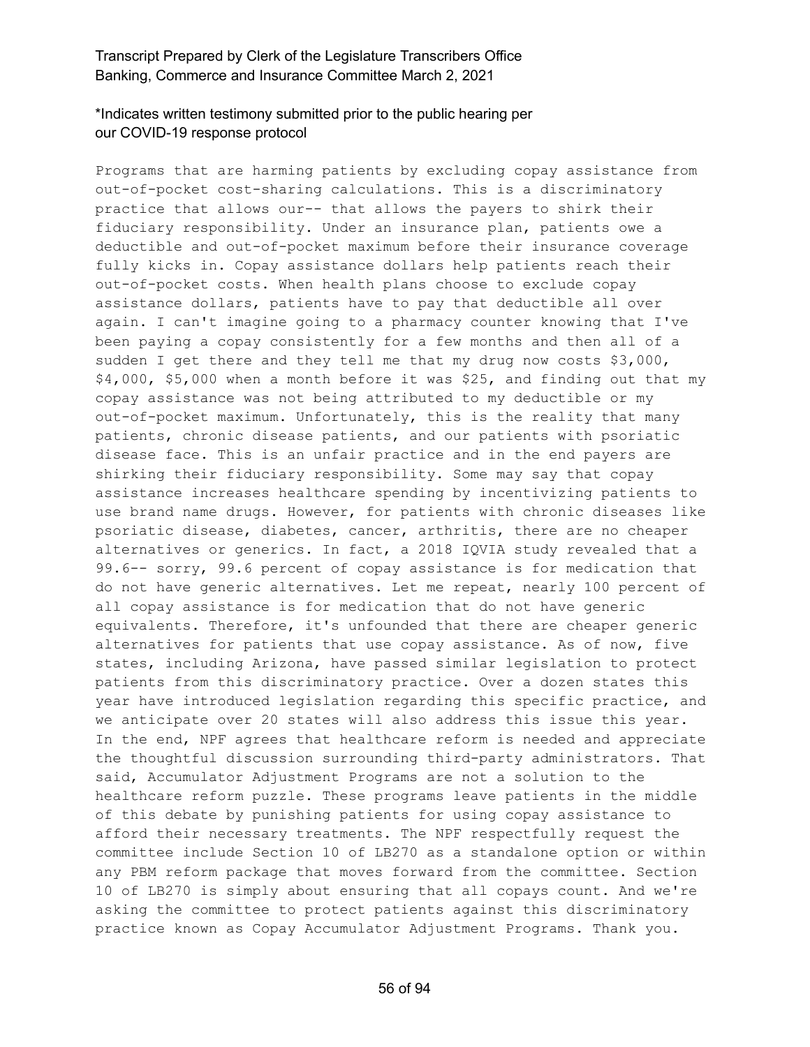Programs that are harming patients by excluding copay assistance from out-of-pocket cost-sharing calculations. This is a discriminatory practice that allows our-- that allows the payers to shirk their fiduciary responsibility. Under an insurance plan, patients owe a deductible and out-of-pocket maximum before their insurance coverage fully kicks in. Copay assistance dollars help patients reach their out-of-pocket costs. When health plans choose to exclude copay assistance dollars, patients have to pay that deductible all over again. I can't imagine going to a pharmacy counter knowing that I've been paying a copay consistently for a few months and then all of a sudden I get there and they tell me that my drug now costs $3,000, $4,000, $5,000 when a month before it was $25, and finding out that my copay assistance was not being attributed to my deductible or my out-of-pocket maximum. Unfortunately, this is the reality that many patients, chronic disease patients, and our patients with psoriatic disease face. This is an unfair practice and in the end payers are shirking their fiduciary responsibility. Some may say that copay assistance increases healthcare spending by incentivizing patients to use brand name drugs. However, for patients with chronic diseases like psoriatic disease, diabetes, cancer, arthritis, there are no cheaper alternatives or generics. In fact, a 2018 IQVIA study revealed that a 99.6-- sorry, 99.6 percent of copay assistance is for medication that do not have generic alternatives. Let me repeat, nearly 100 percent of all copay assistance is for medication that do not have generic equivalents. Therefore, it's unfounded that there are cheaper generic alternatives for patients that use copay assistance. As of now, five states, including Arizona, have passed similar legislation to protect patients from this discriminatory practice. Over a dozen states this year have introduced legislation regarding this specific practice, and we anticipate over 20 states will also address this issue this year. In the end, NPF agrees that healthcare reform is needed and appreciate the thoughtful discussion surrounding third-party administrators. That said, Accumulator Adjustment Programs are not a solution to the healthcare reform puzzle. These programs leave patients in the middle of this debate by punishing patients for using copay assistance to afford their necessary treatments. The NPF respectfully request the committee include Section 10 of LB270 as a standalone option or within any PBM reform package that moves forward from the committee. Section 10 of LB270 is simply about ensuring that all copays count. And we're asking the committee to protect patients against this discriminatory practice known as Copay Accumulator Adjustment Programs. Thank you.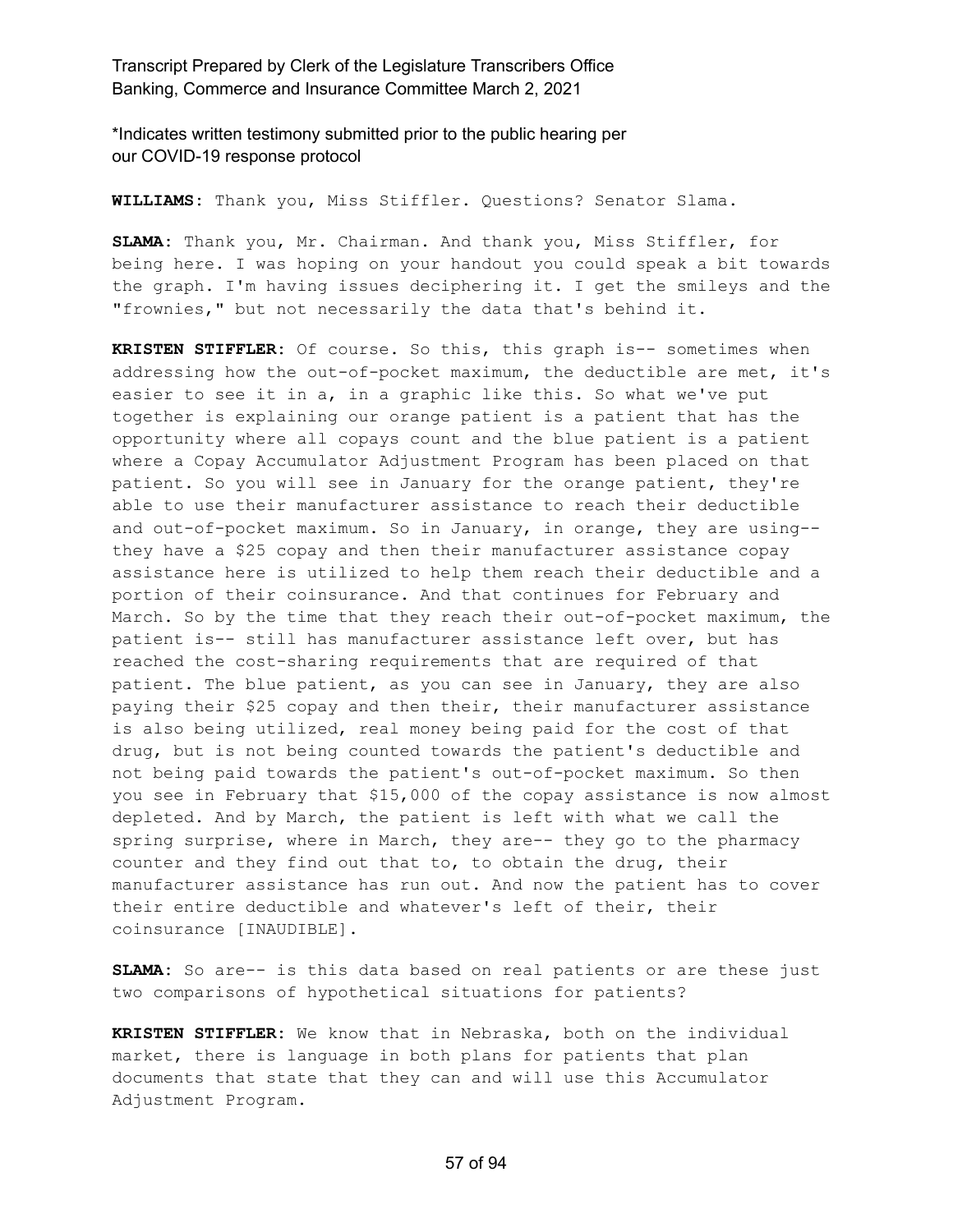**WILLIAMS:** Thank you, Miss Stiffler. Questions? Senator Slama.

**SLAMA:** Thank you, Mr. Chairman. And thank you, Miss Stiffler, for being here. I was hoping on your handout you could speak a bit towards the graph. I'm having issues deciphering it. I get the smileys and the "frownies," but not necessarily the data that's behind it.

**KRISTEN STIFFLER:** Of course. So this, this graph is-- sometimes when addressing how the out-of-pocket maximum, the deductible are met, it's easier to see it in a, in a graphic like this. So what we've put together is explaining our orange patient is a patient that has the opportunity where all copays count and the blue patient is a patient where a Copay Accumulator Adjustment Program has been placed on that patient. So you will see in January for the orange patient, they're able to use their manufacturer assistance to reach their deductible and out-of-pocket maximum. So in January, in orange, they are using-- they have a $25 copay and then their manufacturer assistance copay assistance here is utilized to help them reach their deductible and a portion of their coinsurance. And that continues for February and March. So by the time that they reach their out-of-pocket maximum, the patient is-- still has manufacturer assistance left over, but has reached the cost-sharing requirements that are required of that patient. The blue patient, as you can see in January, they are also paying their $25 copay and then their, their manufacturer assistance is also being utilized, real money being paid for the cost of that drug, but is not being counted towards the patient's deductible and not being paid towards the patient's out-of-pocket maximum. So then you see in February that $15,000 of the copay assistance is now almost depleted. And by March, the patient is left with what we call the spring surprise, where in March, they are-- they go to the pharmacy counter and they find out that to, to obtain the drug, their manufacturer assistance has run out. And now the patient has to cover their entire deductible and whatever's left of their, their coinsurance [INAUDIBLE].

**SLAMA:** So are-- is this data based on real patients or are these just two comparisons of hypothetical situations for patients?

**KRISTEN STIFFLER:** We know that in Nebraska, both on the individual market, there is language in both plans for patients that plan documents that state that they can and will use this Accumulator Adjustment Program.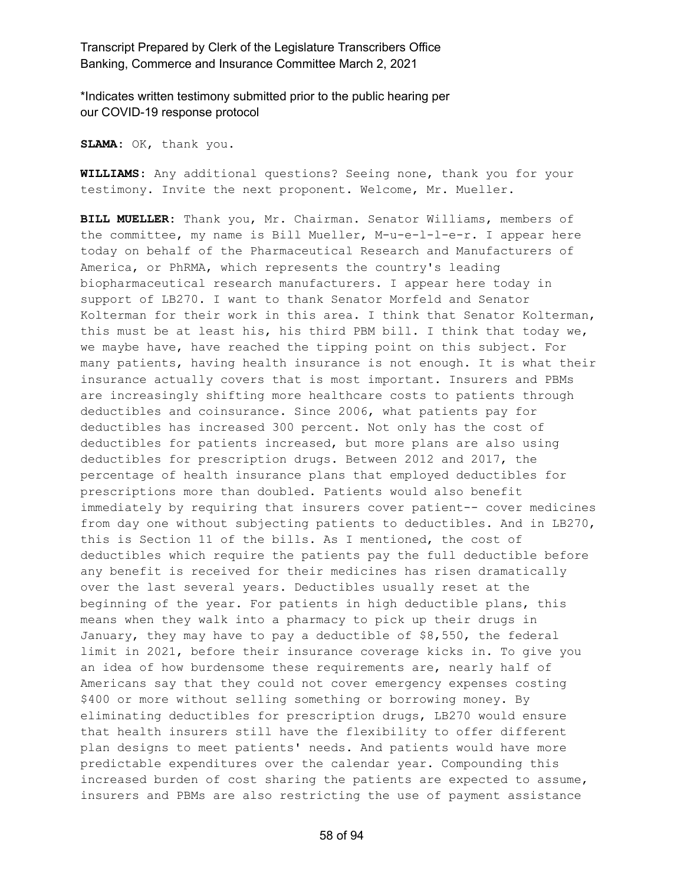*Indicates written testimony submitted prior to the public hearing per our COVID-19 response protocol

**SLAMA:** OK, thank you.

**WILLIAMS:** Any additional questions? Seeing none, thank you for your testimony. Invite the next proponent. Welcome, Mr. Mueller.

**BILL MUELLER:** Thank you, Mr. Chairman. Senator Williams, members of the committee, my name is Bill Mueller, M-u-e-l-l-e-r. I appear here today on behalf of the Pharmaceutical Research and Manufacturers of America, or PhRMA, which represents the country's leading biopharmaceutical research manufacturers. I appear here today in support of LB270. I want to thank Senator Morfeld and Senator Kolterman for their work in this area. I think that Senator Kolterman, this must be at least his, his third PBM bill. I think that today we, we maybe have, have reached the tipping point on this subject. For many patients, having health insurance is not enough. It is what their insurance actually covers that is most important. Insurers and PBMs are increasingly shifting more healthcare costs to patients through deductibles and coinsurance. Since 2006, what patients pay for deductibles has increased 300 percent. Not only has the cost of deductibles for patients increased, but more plans are also using deductibles for prescription drugs. Between 2012 and 2017, the percentage of health insurance plans that employed deductibles for prescriptions more than doubled. Patients would also benefit immediately by requiring that insurers cover patient-- cover medicines from day one without subjecting patients to deductibles. And in LB270, this is Section 11 of the bills. As I mentioned, the cost of deductibles which require the patients pay the full deductible before any benefit is received for their medicines has risen dramatically over the last several years. Deductibles usually reset at the beginning of the year. For patients in high deductible plans, this means when they walk into a pharmacy to pick up their drugs in January, they may have to pay a deductible of $8,550, the federal limit in 2021, before their insurance coverage kicks in. To give you an idea of how burdensome these requirements are, nearly half of Americans say that they could not cover emergency expenses costing $400 or more without selling something or borrowing money. By eliminating deductibles for prescription drugs, LB270 would ensure that health insurers still have the flexibility to offer different plan designs to meet patients' needs. And patients would have more predictable expenditures over the calendar year. Compounding this increased burden of cost sharing the patients are expected to assume, insurers and PBMs are also restricting the use of payment assistance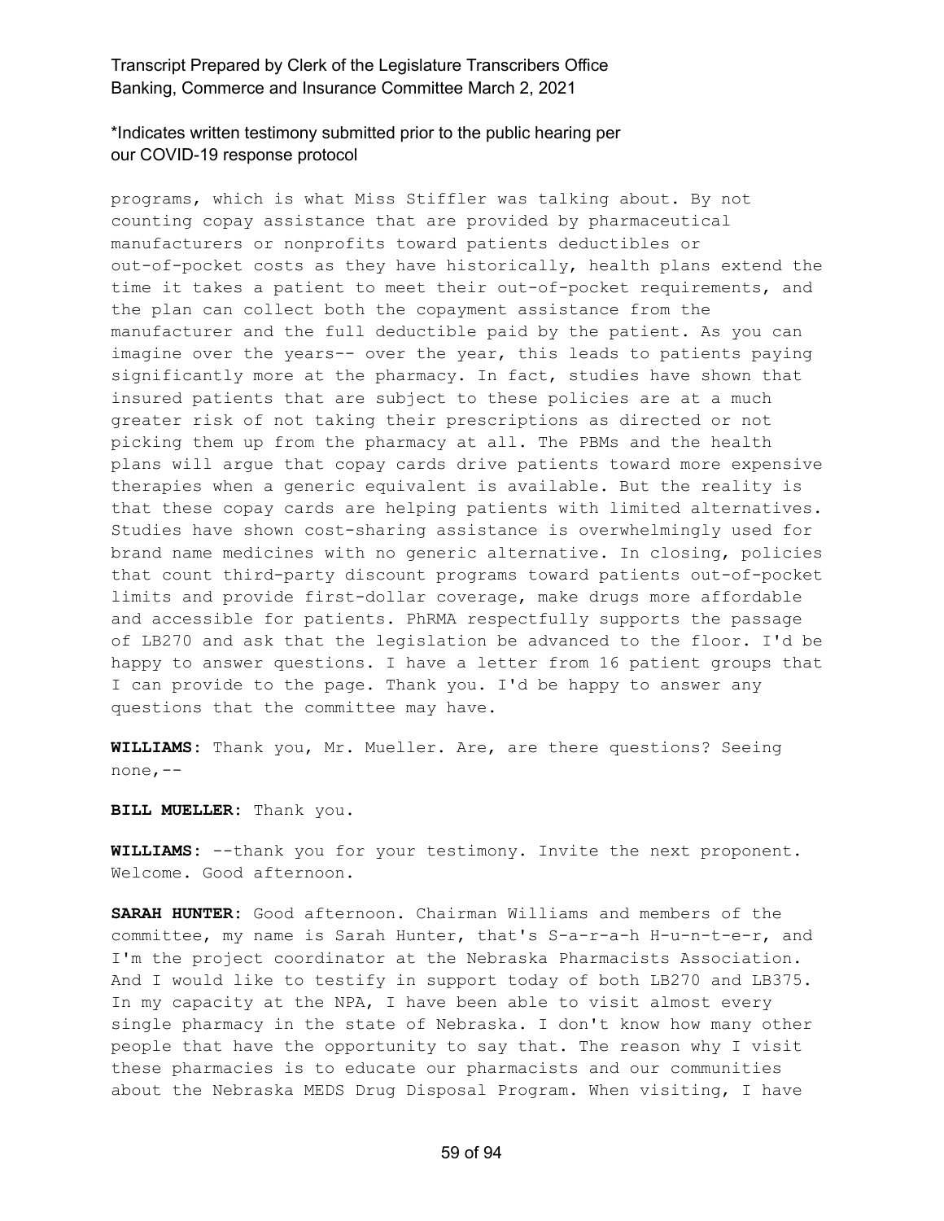programs, which is what Miss Stiffler was talking about. By not counting copay assistance that are provided by pharmaceutical manufacturers or nonprofits toward patients deductibles or out-of-pocket costs as they have historically, health plans extend the time it takes a patient to meet their out-of-pocket requirements, and the plan can collect both the copayment assistance from the manufacturer and the full deductible paid by the patient. As you can imagine over the years-- over the year, this leads to patients paying significantly more at the pharmacy. In fact, studies have shown that insured patients that are subject to these policies are at a much greater risk of not taking their prescriptions as directed or not picking them up from the pharmacy at all. The PBMs and the health plans will argue that copay cards drive patients toward more expensive therapies when a generic equivalent is available. But the reality is that these copay cards are helping patients with limited alternatives. Studies have shown cost-sharing assistance is overwhelmingly used for brand name medicines with no generic alternative. In closing, policies that count third-party discount programs toward patients out-of-pocket limits and provide first-dollar coverage, make drugs more affordable and accessible for patients. PhRMA respectfully supports the passage of LB270 and ask that the legislation be advanced to the floor. I'd be happy to answer questions. I have a letter from 16 patient groups that I can provide to the page. Thank you. I'd be happy to answer any questions that the committee may have.

**WILLIAMS:** Thank you, Mr. Mueller. Are, are there questions? Seeing none,--

**BILL MUELLER:** Thank you.

**WILLIAMS:** --thank you for your testimony. Invite the next proponent. Welcome. Good afternoon.

**SARAH HUNTER:** Good afternoon. Chairman Williams and members of the committee, my name is Sarah Hunter, that's S-a-r-a-h H-u-n-t-e-r, and I'm the project coordinator at the Nebraska Pharmacists Association. And I would like to testify in support today of both LB270 and LB375. In my capacity at the NPA, I have been able to visit almost every single pharmacy in the state of Nebraska. I don't know how many other people that have the opportunity to say that. The reason why I visit these pharmacies is to educate our pharmacists and our communities about the Nebraska MEDS Drug Disposal Program. When visiting, I have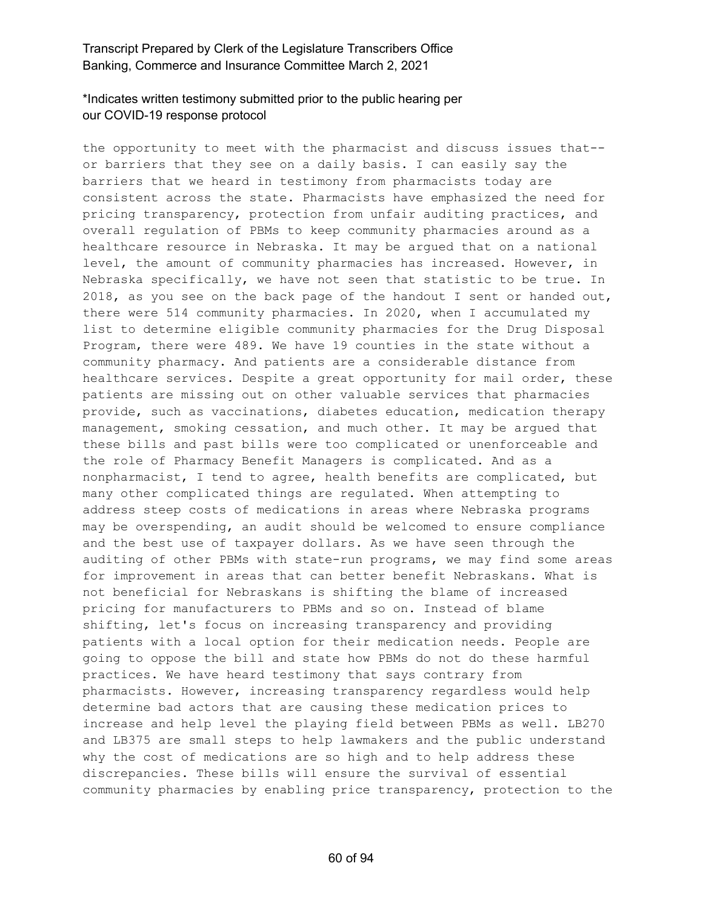the opportunity to meet with the pharmacist and discuss issues that-- or barriers that they see on a daily basis. I can easily say the barriers that we heard in testimony from pharmacists today are consistent across the state. Pharmacists have emphasized the need for pricing transparency, protection from unfair auditing practices, and overall regulation of PBMs to keep community pharmacies around as a healthcare resource in Nebraska. It may be argued that on a national level, the amount of community pharmacies has increased. However, in Nebraska specifically, we have not seen that statistic to be true. In 2018, as you see on the back page of the handout I sent or handed out, there were 514 community pharmacies. In 2020, when I accumulated my list to determine eligible community pharmacies for the Drug Disposal Program, there were 489. We have 19 counties in the state without a community pharmacy. And patients are a considerable distance from healthcare services. Despite a great opportunity for mail order, these patients are missing out on other valuable services that pharmacies provide, such as vaccinations, diabetes education, medication therapy management, smoking cessation, and much other. It may be argued that these bills and past bills were too complicated or unenforceable and the role of Pharmacy Benefit Managers is complicated. And as a nonpharmacist, I tend to agree, health benefits are complicated, but many other complicated things are regulated. When attempting to address steep costs of medications in areas where Nebraska programs may be overspending, an audit should be welcomed to ensure compliance and the best use of taxpayer dollars. As we have seen through the auditing of other PBMs with state-run programs, we may find some areas for improvement in areas that can better benefit Nebraskans. What is not beneficial for Nebraskans is shifting the blame of increased pricing for manufacturers to PBMs and so on. Instead of blame shifting, let's focus on increasing transparency and providing patients with a local option for their medication needs. People are going to oppose the bill and state how PBMs do not do these harmful practices. We have heard testimony that says contrary from pharmacists. However, increasing transparency regardless would help determine bad actors that are causing these medication prices to increase and help level the playing field between PBMs as well. LB270 and LB375 are small steps to help lawmakers and the public understand why the cost of medications are so high and to help address these discrepancies. These bills will ensure the survival of essential community pharmacies by enabling price transparency, protection to the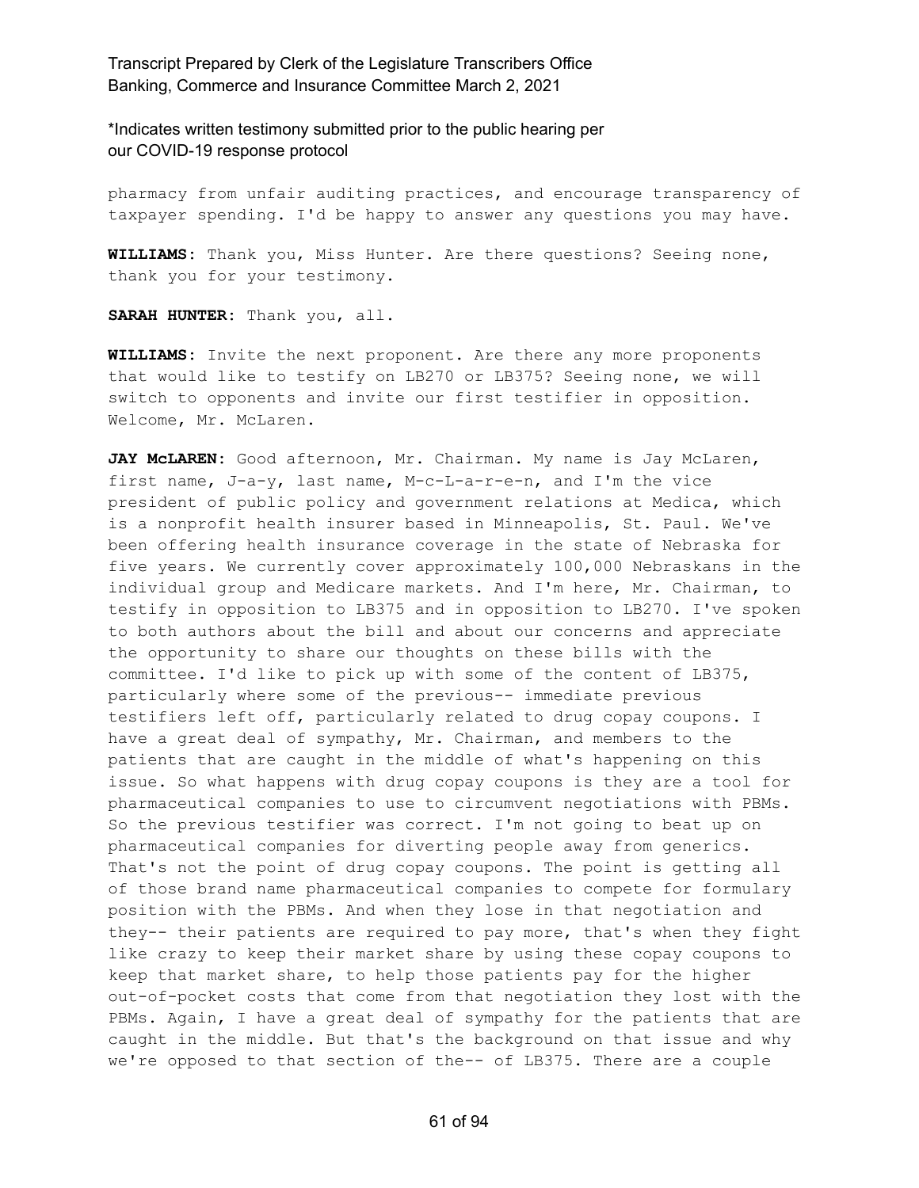pharmacy from unfair auditing practices, and encourage transparency of taxpayer spending. I'd be happy to answer any questions you may have.

**WILLIAMS:** Thank you, Miss Hunter. Are there questions? Seeing none, thank you for your testimony.

**SARAH HUNTER:** Thank you, all.

**WILLIAMS:** Invite the next proponent. Are there any more proponents that would like to testify on LB270 or LB375? Seeing none, we will switch to opponents and invite our first testifier in opposition. Welcome, Mr. McLaren.

**JAY McLAREN:** Good afternoon, Mr. Chairman. My name is Jay McLaren, first name, J-a-y, last name, M-c-L-a-r-e-n, and I'm the vice president of public policy and government relations at Medica, which is a nonprofit health insurer based in Minneapolis, St. Paul. We've been offering health insurance coverage in the state of Nebraska for five years. We currently cover approximately 100,000 Nebraskans in the individual group and Medicare markets. And I'm here, Mr. Chairman, to testify in opposition to LB375 and in opposition to LB270. I've spoken to both authors about the bill and about our concerns and appreciate the opportunity to share our thoughts on these bills with the committee. I'd like to pick up with some of the content of LB375, particularly where some of the previous-- immediate previous testifiers left off, particularly related to drug copay coupons. I have a great deal of sympathy, Mr. Chairman, and members to the patients that are caught in the middle of what's happening on this issue. So what happens with drug copay coupons is they are a tool for pharmaceutical companies to use to circumvent negotiations with PBMs. So the previous testifier was correct. I'm not going to beat up on pharmaceutical companies for diverting people away from generics. That's not the point of drug copay coupons. The point is getting all of those brand name pharmaceutical companies to compete for formulary position with the PBMs. And when they lose in that negotiation and they-- their patients are required to pay more, that's when they fight like crazy to keep their market share by using these copay coupons to keep that market share, to help those patients pay for the higher out-of-pocket costs that come from that negotiation they lost with the PBMs. Again, I have a great deal of sympathy for the patients that are caught in the middle. But that's the background on that issue and why we're opposed to that section of the-- of LB375. There are a couple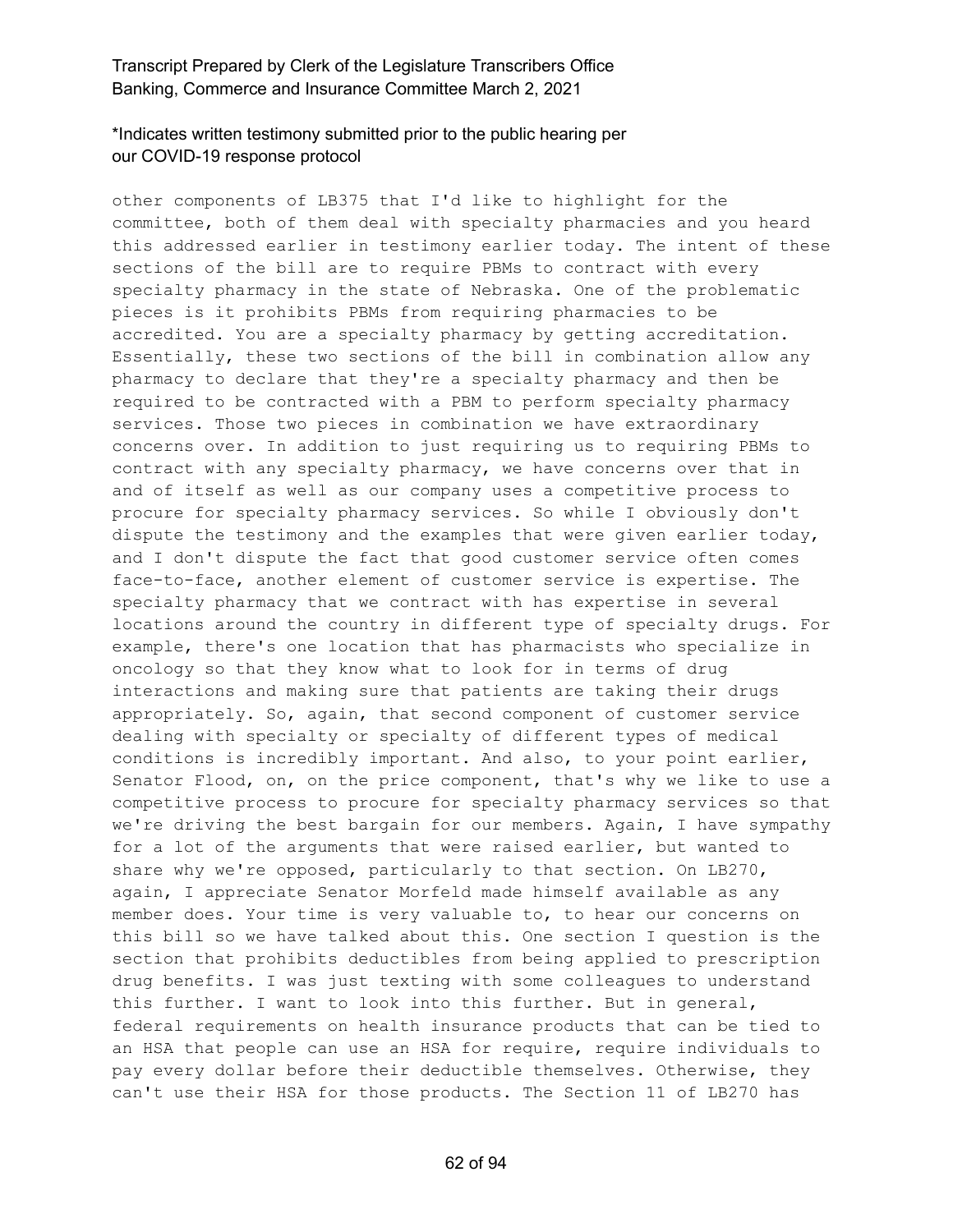other components of LB375 that I'd like to highlight for the committee, both of them deal with specialty pharmacies and you heard this addressed earlier in testimony earlier today. The intent of these sections of the bill are to require PBMs to contract with every specialty pharmacy in the state of Nebraska. One of the problematic pieces is it prohibits PBMs from requiring pharmacies to be accredited. You are a specialty pharmacy by getting accreditation. Essentially, these two sections of the bill in combination allow any pharmacy to declare that they're a specialty pharmacy and then be required to be contracted with a PBM to perform specialty pharmacy services. Those two pieces in combination we have extraordinary concerns over. In addition to just requiring us to requiring PBMs to contract with any specialty pharmacy, we have concerns over that in and of itself as well as our company uses a competitive process to procure for specialty pharmacy services. So while I obviously don't dispute the testimony and the examples that were given earlier today, and I don't dispute the fact that good customer service often comes face-to-face, another element of customer service is expertise. The specialty pharmacy that we contract with has expertise in several locations around the country in different type of specialty drugs. For example, there's one location that has pharmacists who specialize in oncology so that they know what to look for in terms of drug interactions and making sure that patients are taking their drugs appropriately. So, again, that second component of customer service dealing with specialty or specialty of different types of medical conditions is incredibly important. And also, to your point earlier, Senator Flood, on, on the price component, that's why we like to use a competitive process to procure for specialty pharmacy services so that we're driving the best bargain for our members. Again, I have sympathy for a lot of the arguments that were raised earlier, but wanted to share why we're opposed, particularly to that section. On LB270, again, I appreciate Senator Morfeld made himself available as any member does. Your time is very valuable to, to hear our concerns on this bill so we have talked about this. One section I question is the section that prohibits deductibles from being applied to prescription drug benefits. I was just texting with some colleagues to understand this further. I want to look into this further. But in general, federal requirements on health insurance products that can be tied to an HSA that people can use an HSA for require, require individuals to pay every dollar before their deductible themselves. Otherwise, they can't use their HSA for those products. The Section 11 of LB270 has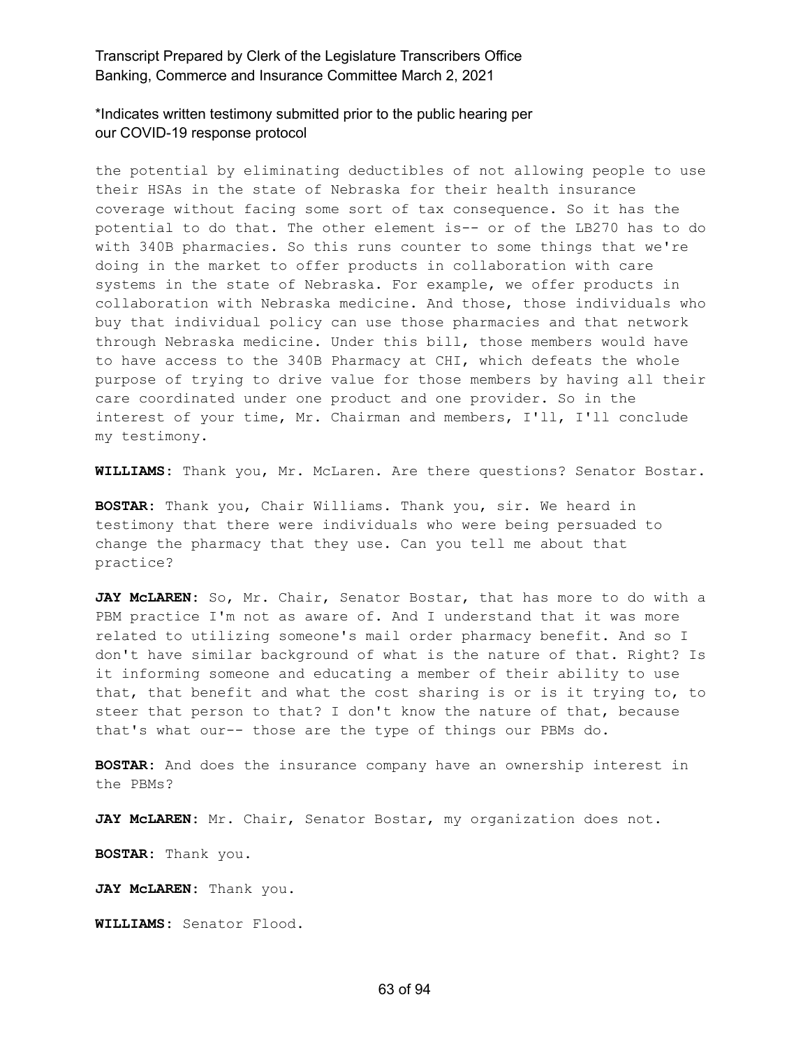the potential by eliminating deductibles of not allowing people to use their HSAs in the state of Nebraska for their health insurance coverage without facing some sort of tax consequence. So it has the potential to do that. The other element is-- or of the LB270 has to do with 340B pharmacies. So this runs counter to some things that we're doing in the market to offer products in collaboration with care systems in the state of Nebraska. For example, we offer products in collaboration with Nebraska medicine. And those, those individuals who buy that individual policy can use those pharmacies and that network through Nebraska medicine. Under this bill, those members would have to have access to the 340B Pharmacy at CHI, which defeats the whole purpose of trying to drive value for those members by having all their care coordinated under one product and one provider. So in the interest of your time, Mr. Chairman and members, I'll, I'll conclude my testimony.

**WILLIAMS:** Thank you, Mr. McLaren. Are there questions? Senator Bostar.

**BOSTAR:** Thank you, Chair Williams. Thank you, sir. We heard in testimony that there were individuals who were being persuaded to change the pharmacy that they use. Can you tell me about that practice?

**JAY McLAREN:** So, Mr. Chair, Senator Bostar, that has more to do with a PBM practice I'm not as aware of. And I understand that it was more related to utilizing someone's mail order pharmacy benefit. And so I don't have similar background of what is the nature of that. Right? Is it informing someone and educating a member of their ability to use that, that benefit and what the cost sharing is or is it trying to, to steer that person to that? I don't know the nature of that, because that's what our-- those are the type of things our PBMs do.

**BOSTAR:** And does the insurance company have an ownership interest in the PBMs?

**JAY McLAREN:** Mr. Chair, Senator Bostar, my organization does not.

**BOSTAR:** Thank you.

**JAY McLAREN:** Thank you.

**WILLIAMS:** Senator Flood.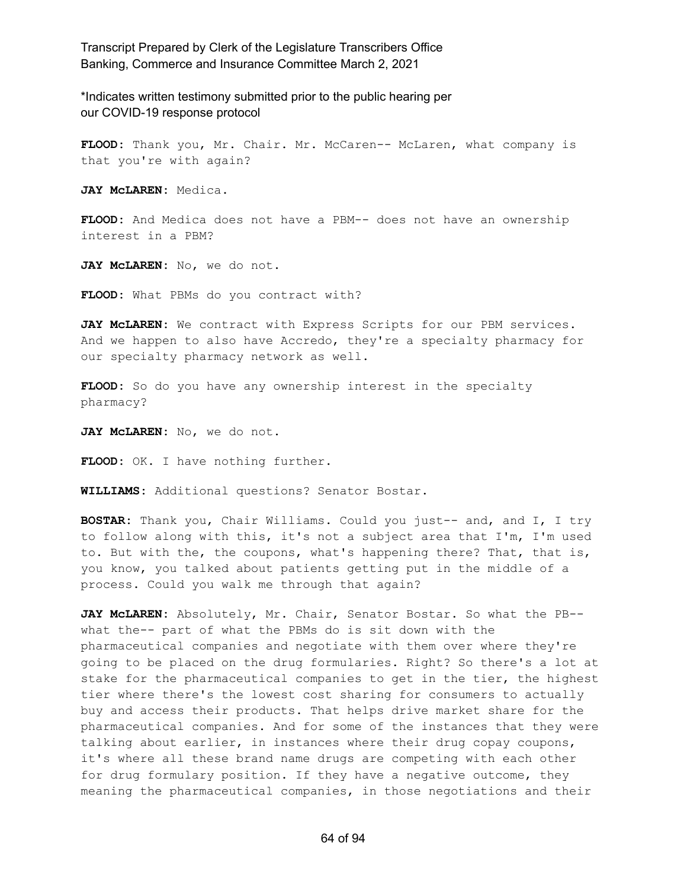*Indicates written testimony submitted prior to the public hearing per our COVID-19 response protocol

**FLOOD:** Thank you, Mr. Chair. Mr. McCaren-- McLaren, what company is that you're with again?

**JAY McLAREN:** Medica.

**FLOOD:** And Medica does not have a PBM-- does not have an ownership interest in a PBM?

**JAY McLAREN:** No, we do not.

**FLOOD:** What PBMs do you contract with?

**JAY McLAREN:** We contract with Express Scripts for our PBM services. And we happen to also have Accredo, they're a specialty pharmacy for our specialty pharmacy network as well.

**FLOOD:** So do you have any ownership interest in the specialty pharmacy?

**JAY McLAREN:** No, we do not.

**FLOOD:** OK. I have nothing further.

**WILLIAMS:** Additional questions? Senator Bostar.

**BOSTAR:** Thank you, Chair Williams. Could you just-- and, and I, I try to follow along with this, it's not a subject area that I'm, I'm used to. But with the, the coupons, what's happening there? That, that is, you know, you talked about patients getting put in the middle of a process. Could you walk me through that again?

**JAY McLAREN:** Absolutely, Mr. Chair, Senator Bostar. So what the PB-- what the-- part of what the PBMs do is sit down with the pharmaceutical companies and negotiate with them over where they're going to be placed on the drug formularies. Right? So there's a lot at stake for the pharmaceutical companies to get in the tier, the highest tier where there's the lowest cost sharing for consumers to actually buy and access their products. That helps drive market share for the pharmaceutical companies. And for some of the instances that they were talking about earlier, in instances where their drug copay coupons, it's where all these brand name drugs are competing with each other for drug formulary position. If they have a negative outcome, they meaning the pharmaceutical companies, in those negotiations and their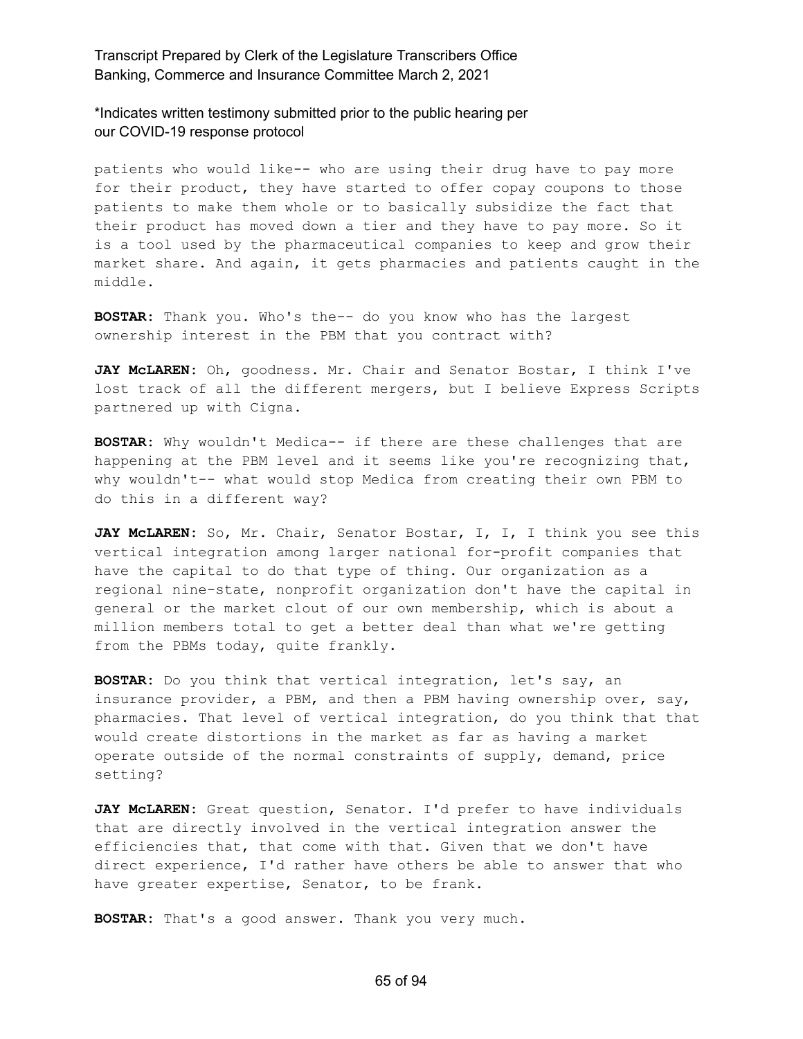patients who would like-- who are using their drug have to pay more for their product, they have started to offer copay coupons to those patients to make them whole or to basically subsidize the fact that their product has moved down a tier and they have to pay more. So it is a tool used by the pharmaceutical companies to keep and grow their market share. And again, it gets pharmacies and patients caught in the middle.

**BOSTAR:** Thank you. Who's the-- do you know who has the largest ownership interest in the PBM that you contract with?

**JAY McLAREN:** Oh, goodness. Mr. Chair and Senator Bostar, I think I've lost track of all the different mergers, but I believe Express Scripts partnered up with Cigna.

**BOSTAR:** Why wouldn't Medica-- if there are these challenges that are happening at the PBM level and it seems like you're recognizing that, why wouldn't-- what would stop Medica from creating their own PBM to do this in a different way?

**JAY McLAREN:** So, Mr. Chair, Senator Bostar, I, I, I think you see this vertical integration among larger national for-profit companies that have the capital to do that type of thing. Our organization as a regional nine-state, nonprofit organization don't have the capital in general or the market clout of our own membership, which is about a million members total to get a better deal than what we're getting from the PBMs today, quite frankly.

**BOSTAR:** Do you think that vertical integration, let's say, an insurance provider, a PBM, and then a PBM having ownership over, say, pharmacies. That level of vertical integration, do you think that that would create distortions in the market as far as having a market operate outside of the normal constraints of supply, demand, price setting?

**JAY McLAREN:** Great question, Senator. I'd prefer to have individuals that are directly involved in the vertical integration answer the efficiencies that, that come with that. Given that we don't have direct experience, I'd rather have others be able to answer that who have greater expertise, Senator, to be frank.

**BOSTAR:** That's a good answer. Thank you very much.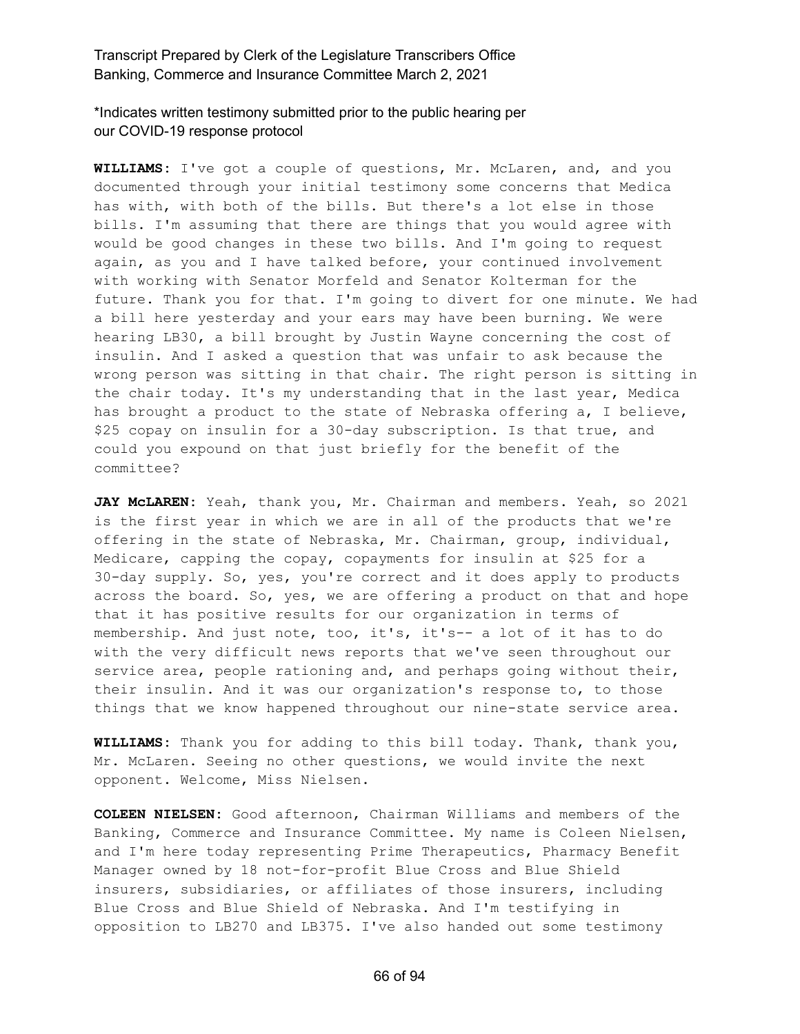*Indicates written testimony submitted prior to the public hearing per our COVID-19 response protocol

**WILLIAMS:** I've got a couple of questions, Mr. McLaren, and, and you documented through your initial testimony some concerns that Medica has with, with both of the bills. But there's a lot else in those bills. I'm assuming that there are things that you would agree with would be good changes in these two bills. And I'm going to request again, as you and I have talked before, your continued involvement with working with Senator Morfeld and Senator Kolterman for the future. Thank you for that. I'm going to divert for one minute. We had a bill here yesterday and your ears may have been burning. We were hearing LB30, a bill brought by Justin Wayne concerning the cost of insulin. And I asked a question that was unfair to ask because the wrong person was sitting in that chair. The right person is sitting in the chair today. It's my understanding that in the last year, Medica has brought a product to the state of Nebraska offering a, I believe, $25 copay on insulin for a 30-day subscription. Is that true, and could you expound on that just briefly for the benefit of the committee?

**JAY McLAREN:** Yeah, thank you, Mr. Chairman and members. Yeah, so 2021 is the first year in which we are in all of the products that we're offering in the state of Nebraska, Mr. Chairman, group, individual, Medicare, capping the copay, copayments for insulin at $25 for a 30-day supply. So, yes, you're correct and it does apply to products across the board. So, yes, we are offering a product on that and hope that it has positive results for our organization in terms of membership. And just note, too, it's, it's-- a lot of it has to do with the very difficult news reports that we've seen throughout our service area, people rationing and, and perhaps going without their, their insulin. And it was our organization's response to, to those things that we know happened throughout our nine-state service area.

**WILLIAMS:** Thank you for adding to this bill today. Thank, thank you, Mr. McLaren. Seeing no other questions, we would invite the next opponent. Welcome, Miss Nielsen.

**COLEEN NIELSEN:** Good afternoon, Chairman Williams and members of the Banking, Commerce and Insurance Committee. My name is Coleen Nielsen, and I'm here today representing Prime Therapeutics, Pharmacy Benefit Manager owned by 18 not-for-profit Blue Cross and Blue Shield insurers, subsidiaries, or affiliates of those insurers, including Blue Cross and Blue Shield of Nebraska. And I'm testifying in opposition to LB270 and LB375. I've also handed out some testimony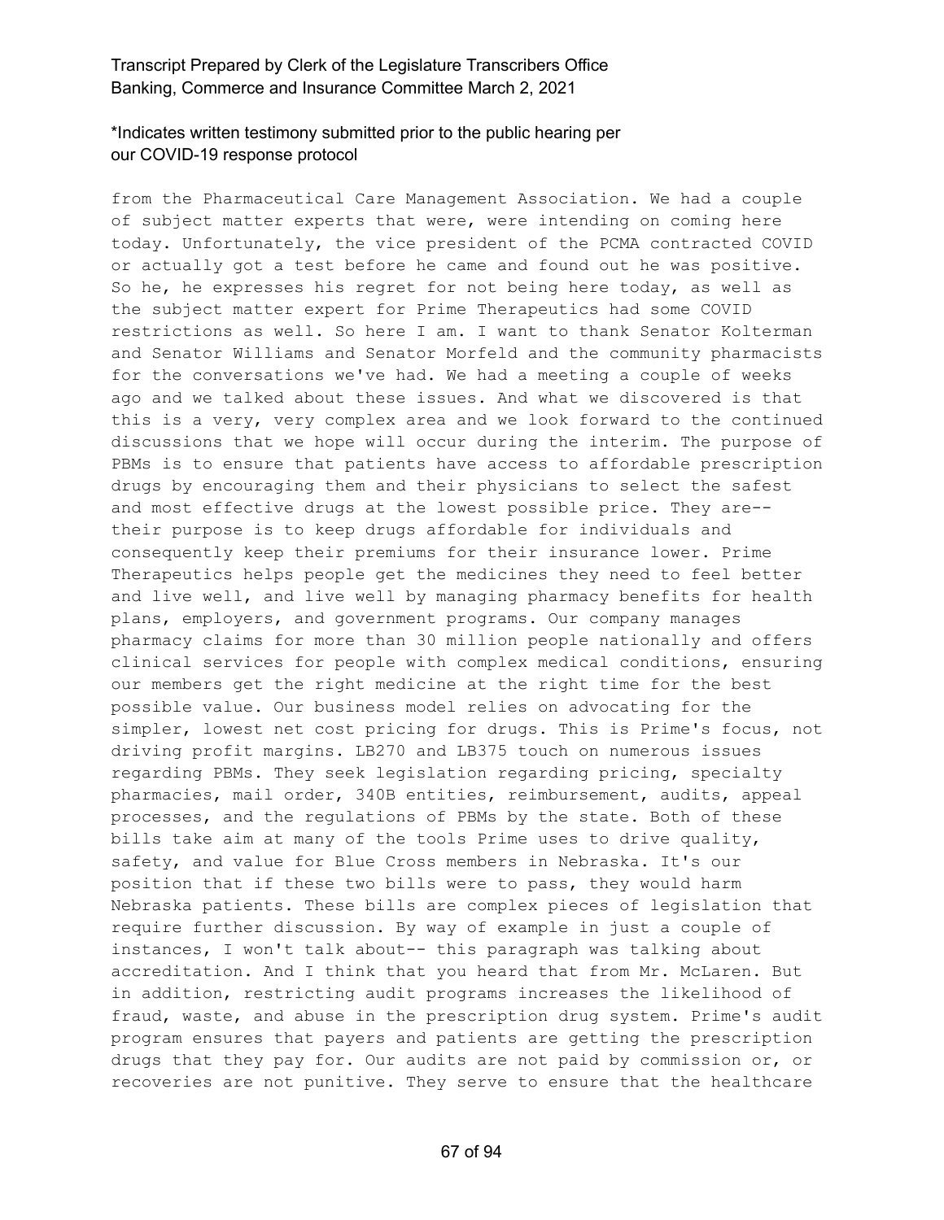from the Pharmaceutical Care Management Association. We had a couple of subject matter experts that were, were intending on coming here today. Unfortunately, the vice president of the PCMA contracted COVID or actually got a test before he came and found out he was positive. So he, he expresses his regret for not being here today, as well as the subject matter expert for Prime Therapeutics had some COVID restrictions as well. So here I am. I want to thank Senator Kolterman and Senator Williams and Senator Morfeld and the community pharmacists for the conversations we've had. We had a meeting a couple of weeks ago and we talked about these issues. And what we discovered is that this is a very, very complex area and we look forward to the continued discussions that we hope will occur during the interim. The purpose of PBMs is to ensure that patients have access to affordable prescription drugs by encouraging them and their physicians to select the safest and most effective drugs at the lowest possible price. They are-- their purpose is to keep drugs affordable for individuals and consequently keep their premiums for their insurance lower. Prime Therapeutics helps people get the medicines they need to feel better and live well, and live well by managing pharmacy benefits for health plans, employers, and government programs. Our company manages pharmacy claims for more than 30 million people nationally and offers clinical services for people with complex medical conditions, ensuring our members get the right medicine at the right time for the best possible value. Our business model relies on advocating for the simpler, lowest net cost pricing for drugs. This is Prime's focus, not driving profit margins. LB270 and LB375 touch on numerous issues regarding PBMs. They seek legislation regarding pricing, specialty pharmacies, mail order, 340B entities, reimbursement, audits, appeal processes, and the regulations of PBMs by the state. Both of these bills take aim at many of the tools Prime uses to drive quality, safety, and value for Blue Cross members in Nebraska. It's our position that if these two bills were to pass, they would harm Nebraska patients. These bills are complex pieces of legislation that require further discussion. By way of example in just a couple of instances, I won't talk about-- this paragraph was talking about accreditation. And I think that you heard that from Mr. McLaren. But in addition, restricting audit programs increases the likelihood of fraud, waste, and abuse in the prescription drug system. Prime's audit program ensures that payers and patients are getting the prescription drugs that they pay for. Our audits are not paid by commission or, or recoveries are not punitive. They serve to ensure that the healthcare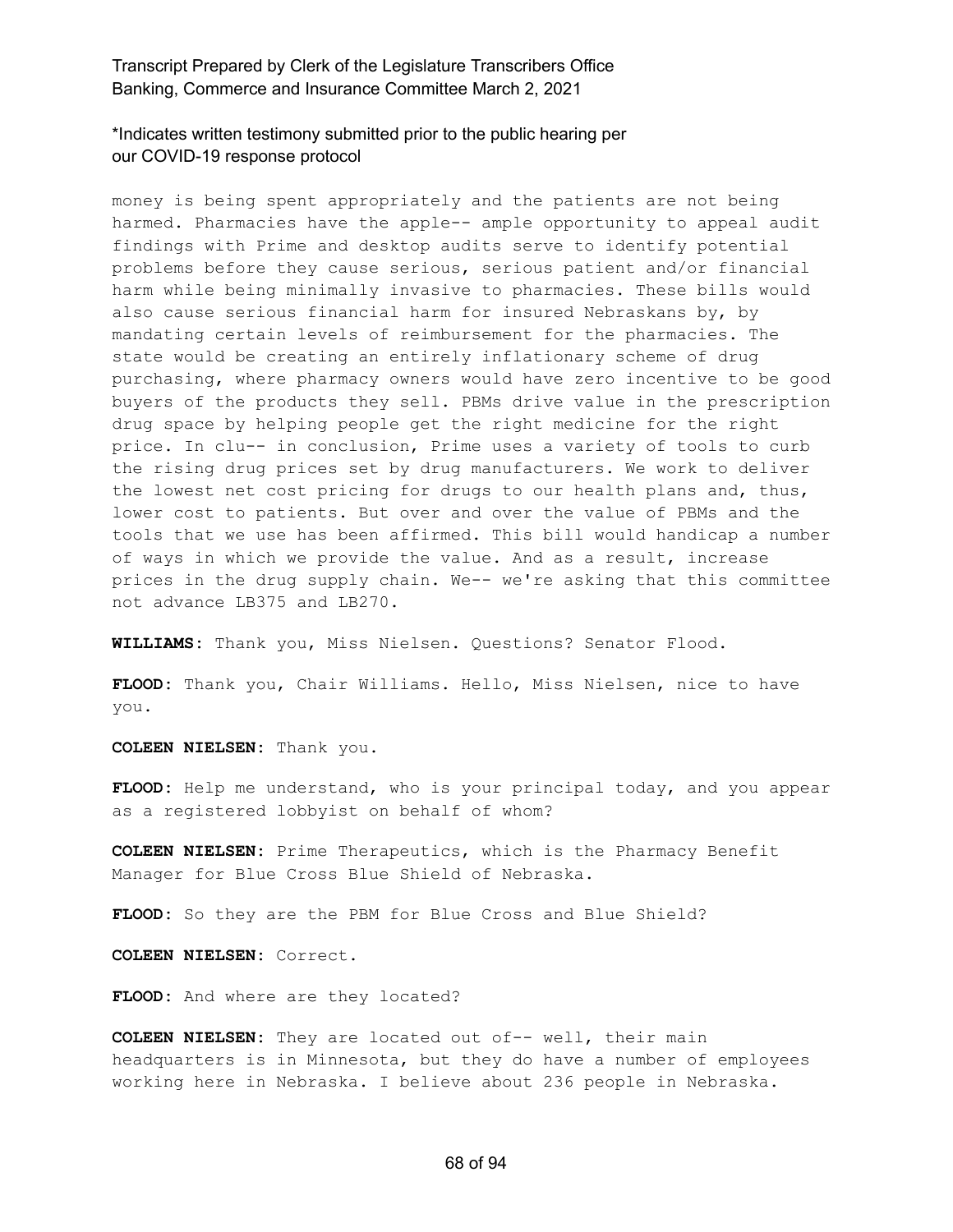money is being spent appropriately and the patients are not being harmed. Pharmacies have the apple-- ample opportunity to appeal audit findings with Prime and desktop audits serve to identify potential problems before they cause serious, serious patient and/or financial harm while being minimally invasive to pharmacies. These bills would also cause serious financial harm for insured Nebraskans by, by mandating certain levels of reimbursement for the pharmacies. The state would be creating an entirely inflationary scheme of drug purchasing, where pharmacy owners would have zero incentive to be good buyers of the products they sell. PBMs drive value in the prescription drug space by helping people get the right medicine for the right price. In clu-- in conclusion, Prime uses a variety of tools to curb the rising drug prices set by drug manufacturers. We work to deliver the lowest net cost pricing for drugs to our health plans and, thus, lower cost to patients. But over and over the value of PBMs and the tools that we use has been affirmed. This bill would handicap a number of ways in which we provide the value. And as a result, increase prices in the drug supply chain. We-- we're asking that this committee not advance LB375 and LB270.

**WILLIAMS:** Thank you, Miss Nielsen. Questions? Senator Flood.

**FLOOD:** Thank you, Chair Williams. Hello, Miss Nielsen, nice to have you.

**COLEEN NIELSEN:** Thank you.

**FLOOD:** Help me understand, who is your principal today, and you appear as a registered lobbyist on behalf of whom?

**COLEEN NIELSEN:** Prime Therapeutics, which is the Pharmacy Benefit Manager for Blue Cross Blue Shield of Nebraska.

**FLOOD:** So they are the PBM for Blue Cross and Blue Shield?

**COLEEN NIELSEN:** Correct.

**FLOOD:** And where are they located?

**COLEEN NIELSEN:** They are located out of-- well, their main headquarters is in Minnesota, but they do have a number of employees working here in Nebraska. I believe about 236 people in Nebraska.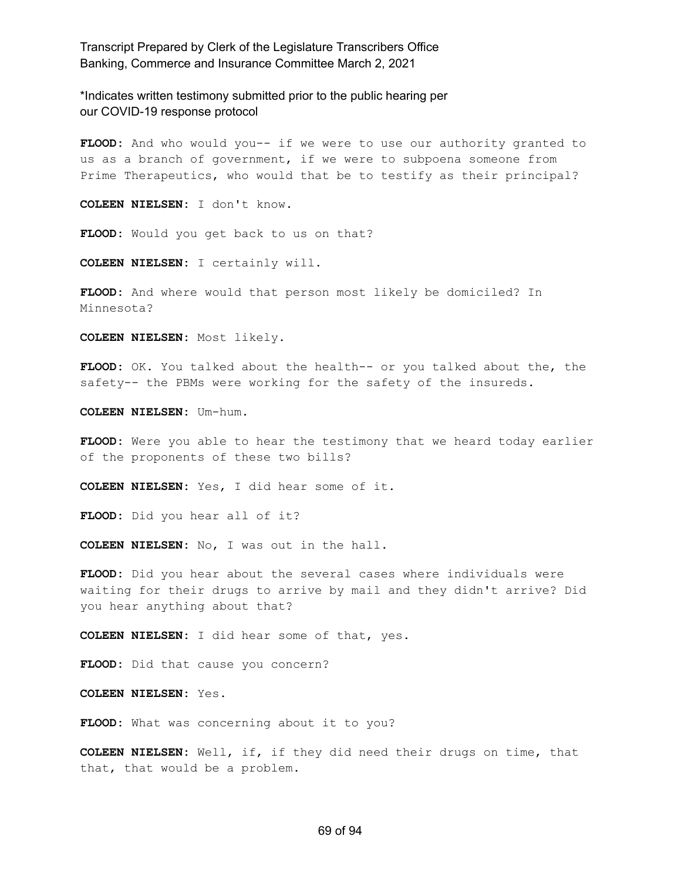*Indicates written testimony submitted prior to the public hearing per our COVID-19 response protocol

**FLOOD:** And who would you-- if we were to use our authority granted to us as a branch of government, if we were to subpoena someone from Prime Therapeutics, who would that be to testify as their principal?

**COLEEN NIELSEN:** I don't know.

**FLOOD:** Would you get back to us on that?

**COLEEN NIELSEN:** I certainly will.

**FLOOD:** And where would that person most likely be domiciled? In Minnesota?

**COLEEN NIELSEN:** Most likely.

**FLOOD:** OK. You talked about the health-- or you talked about the, the safety-- the PBMs were working for the safety of the insureds.

**COLEEN NIELSEN:** Um-hum.

**FLOOD:** Were you able to hear the testimony that we heard today earlier of the proponents of these two bills?

**COLEEN NIELSEN:** Yes, I did hear some of it.

**FLOOD:** Did you hear all of it?

**COLEEN NIELSEN:** No, I was out in the hall.

**FLOOD:** Did you hear about the several cases where individuals were waiting for their drugs to arrive by mail and they didn't arrive? Did you hear anything about that?

**COLEEN NIELSEN:** I did hear some of that, yes.

**FLOOD:** Did that cause you concern?

**COLEEN NIELSEN:** Yes.

**FLOOD:** What was concerning about it to you?

**COLEEN NIELSEN:** Well, if, if they did need their drugs on time, that that, that would be a problem.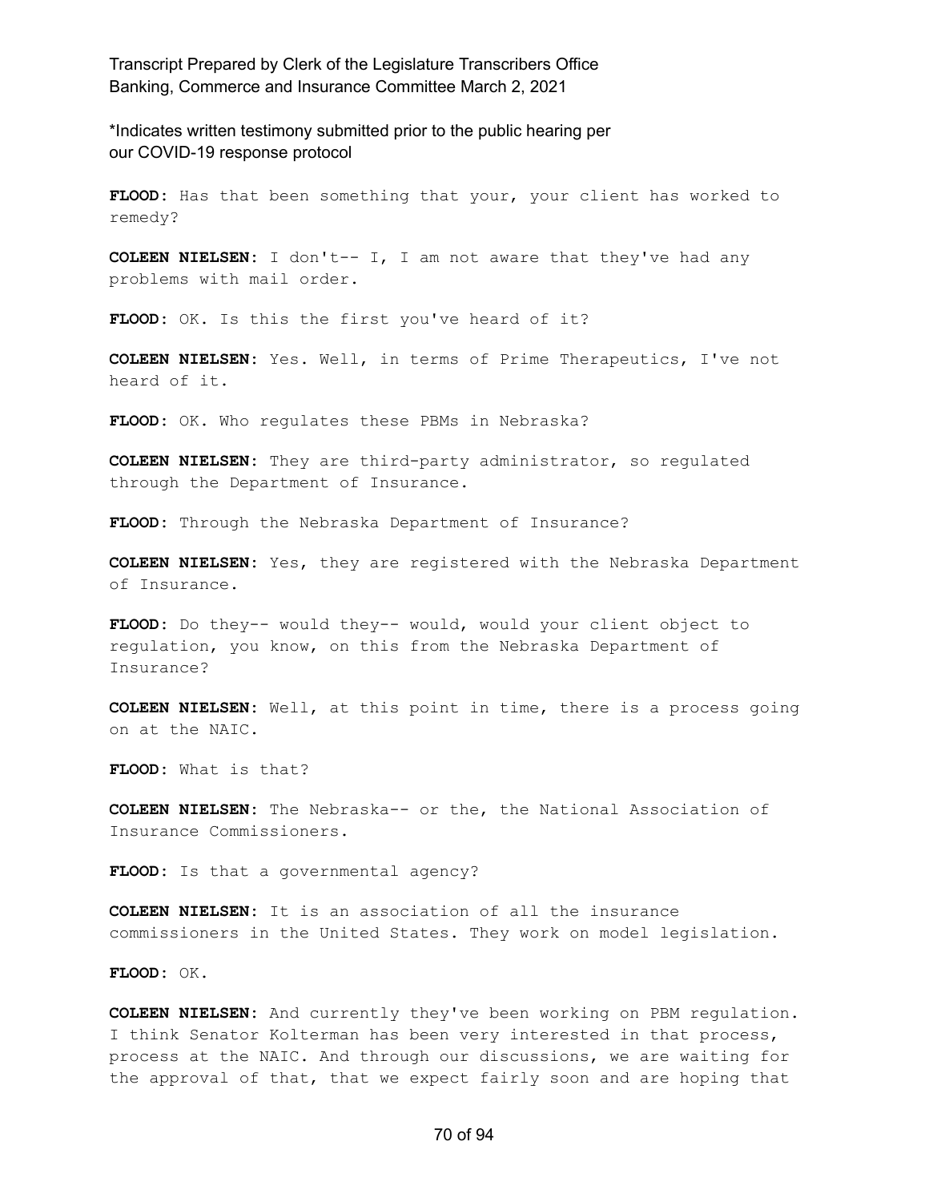*Indicates written testimony submitted prior to the public hearing per our COVID-19 response protocol

**FLOOD:** Has that been something that your, your client has worked to remedy?

**COLEEN NIELSEN:** I don't-- I, I am not aware that they've had any problems with mail order.

**FLOOD:** OK. Is this the first you've heard of it?

**COLEEN NIELSEN:** Yes. Well, in terms of Prime Therapeutics, I've not heard of it.

**FLOOD:** OK. Who regulates these PBMs in Nebraska?

**COLEEN NIELSEN:** They are third-party administrator, so regulated through the Department of Insurance.

**FLOOD:** Through the Nebraska Department of Insurance?

**COLEEN NIELSEN:** Yes, they are registered with the Nebraska Department of Insurance.

**FLOOD:** Do they-- would they-- would, would your client object to regulation, you know, on this from the Nebraska Department of Insurance?

**COLEEN NIELSEN:** Well, at this point in time, there is a process going on at the NAIC.

**FLOOD:** What is that?

**COLEEN NIELSEN:** The Nebraska-- or the, the National Association of Insurance Commissioners.

**FLOOD:** Is that a governmental agency?

**COLEEN NIELSEN:** It is an association of all the insurance commissioners in the United States. They work on model legislation.

**FLOOD:** OK.

**COLEEN NIELSEN:** And currently they've been working on PBM regulation. I think Senator Kolterman has been very interested in that process, process at the NAIC. And through our discussions, we are waiting for the approval of that, that we expect fairly soon and are hoping that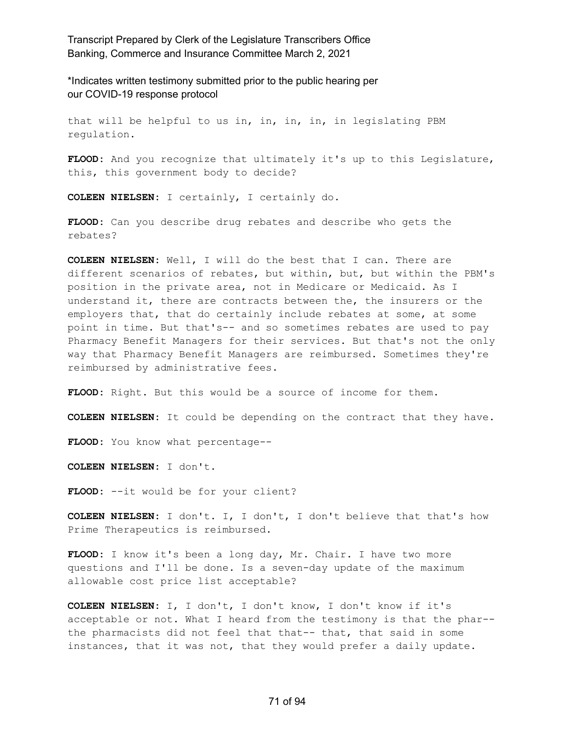that will be helpful to us in, in, in, in, in legislating PBM regulation.

**FLOOD:** And you recognize that ultimately it's up to this Legislature, this, this government body to decide?

**COLEEN NIELSEN:** I certainly, I certainly do.

**FLOOD:** Can you describe drug rebates and describe who gets the rebates?

**COLEEN NIELSEN:** Well, I will do the best that I can. There are different scenarios of rebates, but within, but, but within the PBM's position in the private area, not in Medicare or Medicaid. As I understand it, there are contracts between the, the insurers or the employers that, that do certainly include rebates at some, at some point in time. But that's-- and so sometimes rebates are used to pay Pharmacy Benefit Managers for their services. But that's not the only way that Pharmacy Benefit Managers are reimbursed. Sometimes they're reimbursed by administrative fees.

**FLOOD:** Right. But this would be a source of income for them.

**COLEEN NIELSEN:** It could be depending on the contract that they have.

**FLOOD:** You know what percentage--

**COLEEN NIELSEN:** I don't.

**FLOOD:** --it would be for your client?

**COLEEN NIELSEN:** I don't. I, I don't, I don't believe that that's how Prime Therapeutics is reimbursed.

**FLOOD:** I know it's been a long day, Mr. Chair. I have two more questions and I'll be done. Is a seven-day update of the maximum allowable cost price list acceptable?

**COLEEN NIELSEN:** I, I don't, I don't know, I don't know if it's acceptable or not. What I heard from the testimony is that the phar-- the pharmacists did not feel that that-- that, that said in some instances, that it was not, that they would prefer a daily update.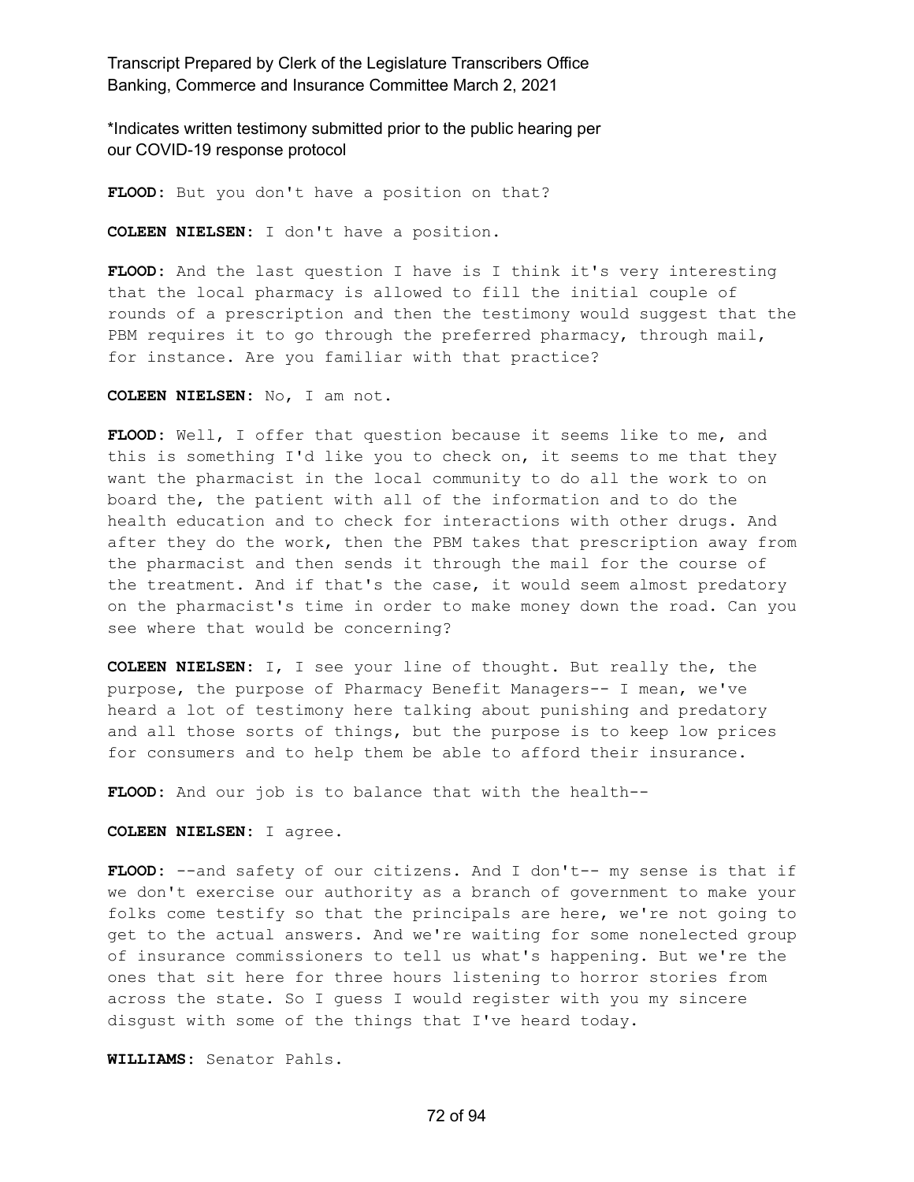**FLOOD:** But you don't have a position on that?

**COLEEN NIELSEN:** I don't have a position.

**FLOOD:** And the last question I have is I think it's very interesting that the local pharmacy is allowed to fill the initial couple of rounds of a prescription and then the testimony would suggest that the PBM requires it to go through the preferred pharmacy, through mail, for instance. Are you familiar with that practice?

**COLEEN NIELSEN:** No, I am not.

**FLOOD:** Well, I offer that question because it seems like to me, and this is something I'd like you to check on, it seems to me that they want the pharmacist in the local community to do all the work to on board the, the patient with all of the information and to do the health education and to check for interactions with other drugs. And after they do the work, then the PBM takes that prescription away from the pharmacist and then sends it through the mail for the course of the treatment. And if that's the case, it would seem almost predatory on the pharmacist's time in order to make money down the road. Can you see where that would be concerning?

**COLEEN NIELSEN:** I, I see your line of thought. But really the, the purpose, the purpose of Pharmacy Benefit Managers-- I mean, we've heard a lot of testimony here talking about punishing and predatory and all those sorts of things, but the purpose is to keep low prices for consumers and to help them be able to afford their insurance.

**FLOOD:** And our job is to balance that with the health--

**COLEEN NIELSEN:** I agree.

**FLOOD:** --and safety of our citizens. And I don't-- my sense is that if we don't exercise our authority as a branch of government to make your folks come testify so that the principals are here, we're not going to get to the actual answers. And we're waiting for some nonelected group of insurance commissioners to tell us what's happening. But we're the ones that sit here for three hours listening to horror stories from across the state. So I guess I would register with you my sincere disgust with some of the things that I've heard today.

**WILLIAMS:** Senator Pahls.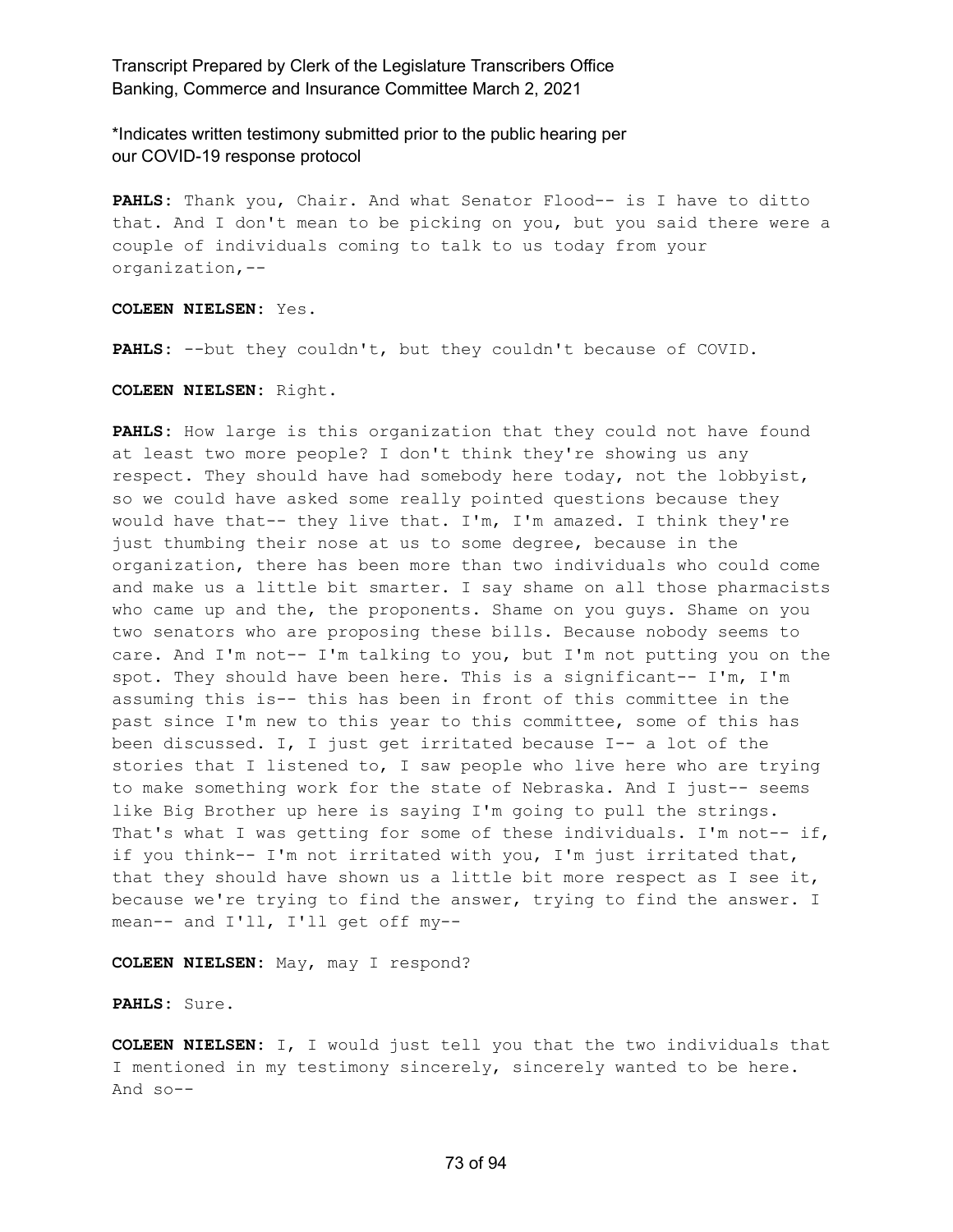*Indicates written testimony submitted prior to the public hearing per our COVID-19 response protocol

**PAHLS:** Thank you, Chair. And what Senator Flood-- is I have to ditto that. And I don't mean to be picking on you, but you said there were a couple of individuals coming to talk to us today from your organization,--

**COLEEN NIELSEN:** Yes.

**PAHLS:** --but they couldn't, but they couldn't because of COVID.

**COLEEN NIELSEN:** Right.

**PAHLS:** How large is this organization that they could not have found at least two more people? I don't think they're showing us any respect. They should have had somebody here today, not the lobbyist, so we could have asked some really pointed questions because they would have that-- they live that. I'm, I'm amazed. I think they're just thumbing their nose at us to some degree, because in the organization, there has been more than two individuals who could come and make us a little bit smarter. I say shame on all those pharmacists who came up and the, the proponents. Shame on you guys. Shame on you two senators who are proposing these bills. Because nobody seems to care. And I'm not-- I'm talking to you, but I'm not putting you on the spot. They should have been here. This is a significant-- I'm, I'm assuming this is-- this has been in front of this committee in the past since I'm new to this year to this committee, some of this has been discussed. I, I just get irritated because I-- a lot of the stories that I listened to, I saw people who live here who are trying to make something work for the state of Nebraska. And I just-- seems like Big Brother up here is saying I'm going to pull the strings. That's what I was getting for some of these individuals. I'm not-- if, if you think-- I'm not irritated with you, I'm just irritated that, that they should have shown us a little bit more respect as I see it, because we're trying to find the answer, trying to find the answer. I mean-- and I'll, I'll get off my--

**COLEEN NIELSEN:** May, may I respond?

**PAHLS:** Sure.

**COLEEN NIELSEN:** I, I would just tell you that the two individuals that I mentioned in my testimony sincerely, sincerely wanted to be here. And so--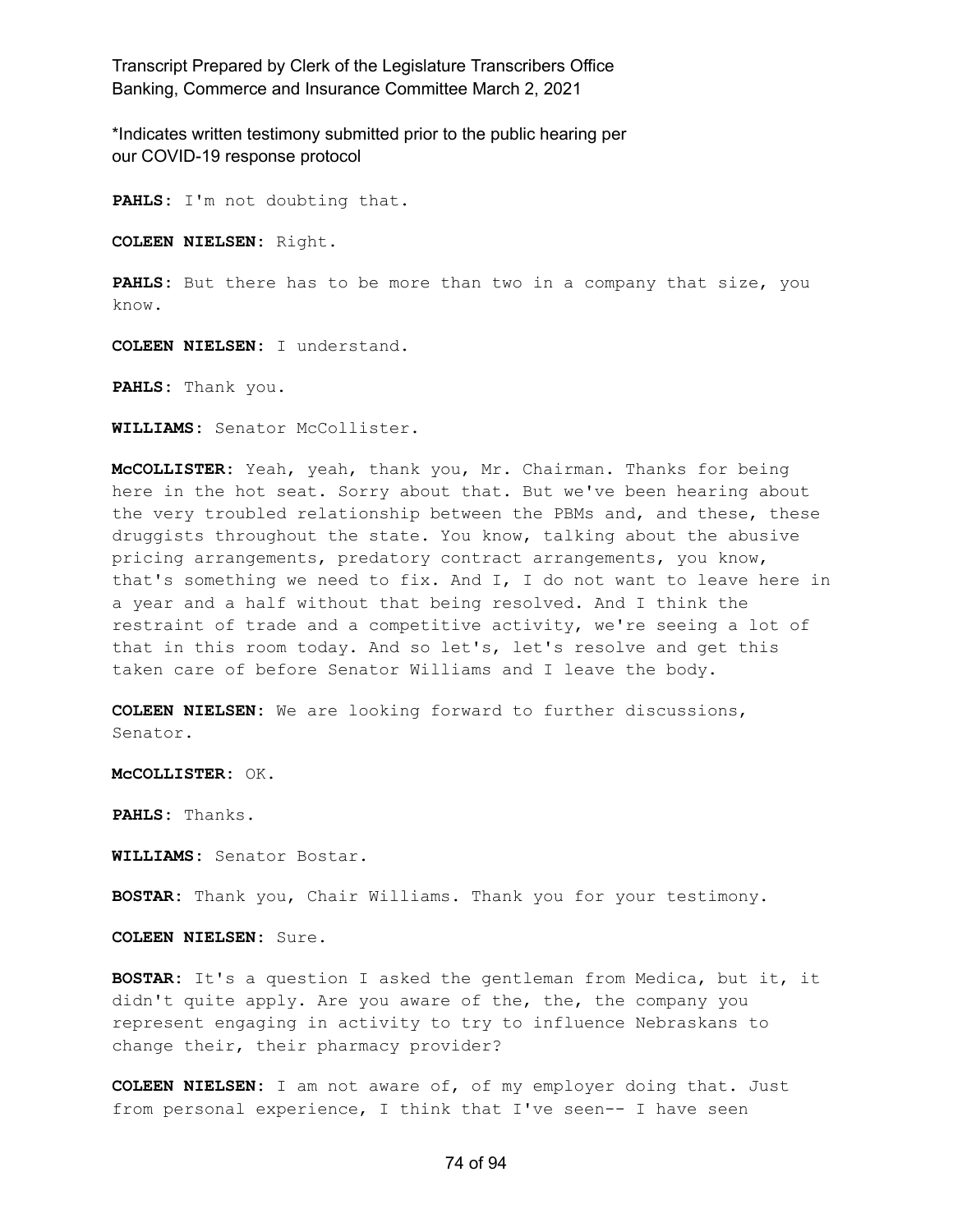**PAHLS:** I'm not doubting that.

**COLEEN NIELSEN:** Right.

**PAHLS:** But there has to be more than two in a company that size, you know.

**COLEEN NIELSEN:** I understand.

**PAHLS:** Thank you.

**WILLIAMS:** Senator McCollister.

**McCOLLISTER:** Yeah, yeah, thank you, Mr. Chairman. Thanks for being here in the hot seat. Sorry about that. But we've been hearing about the very troubled relationship between the PBMs and, and these, these druggists throughout the state. You know, talking about the abusive pricing arrangements, predatory contract arrangements, you know, that's something we need to fix. And I, I do not want to leave here in a year and a half without that being resolved. And I think the restraint of trade and a competitive activity, we're seeing a lot of that in this room today. And so let's, let's resolve and get this taken care of before Senator Williams and I leave the body.

**COLEEN NIELSEN:** We are looking forward to further discussions, Senator.

**McCOLLISTER:** OK.

**PAHLS:** Thanks.

**WILLIAMS:** Senator Bostar.

**BOSTAR:** Thank you, Chair Williams. Thank you for your testimony.

**COLEEN NIELSEN:** Sure.

**BOSTAR:** It's a question I asked the gentleman from Medica, but it, it didn't quite apply. Are you aware of the, the, the company you represent engaging in activity to try to influence Nebraskans to change their, their pharmacy provider?

**COLEEN NIELSEN:** I am not aware of, of my employer doing that. Just from personal experience, I think that I've seen-- I have seen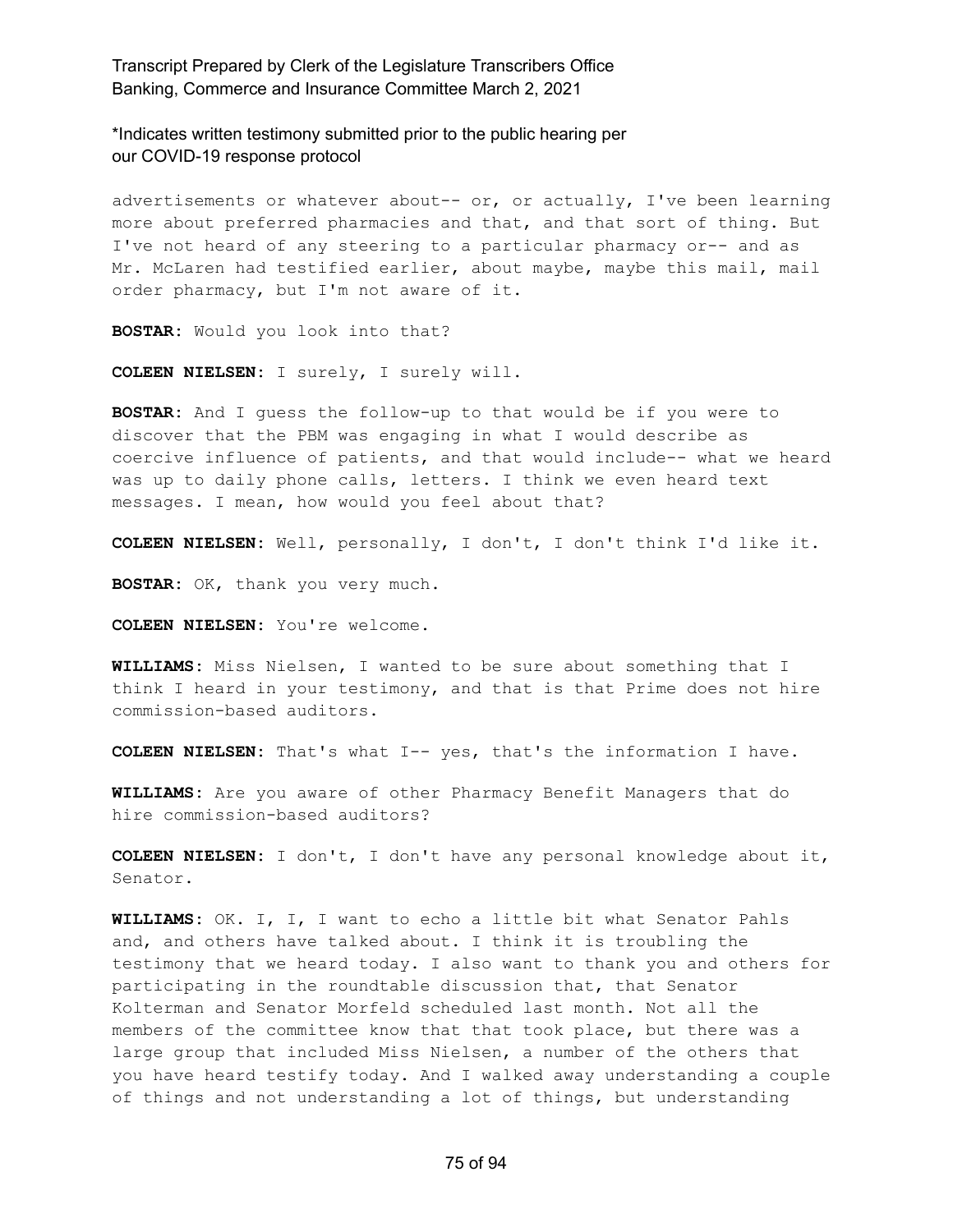advertisements or whatever about-- or, or actually, I've been learning more about preferred pharmacies and that, and that sort of thing. But I've not heard of any steering to a particular pharmacy or-- and as Mr. McLaren had testified earlier, about maybe, maybe this mail, mail order pharmacy, but I'm not aware of it.

**BOSTAR:** Would you look into that?

**COLEEN NIELSEN:** I surely, I surely will.

**BOSTAR:** And I guess the follow-up to that would be if you were to discover that the PBM was engaging in what I would describe as coercive influence of patients, and that would include-- what we heard was up to daily phone calls, letters. I think we even heard text messages. I mean, how would you feel about that?

**COLEEN NIELSEN:** Well, personally, I don't, I don't think I'd like it.

**BOSTAR:** OK, thank you very much.

**COLEEN NIELSEN:** You're welcome.

**WILLIAMS:** Miss Nielsen, I wanted to be sure about something that I think I heard in your testimony, and that is that Prime does not hire commission-based auditors.

**COLEEN NIELSEN:** That's what I-- yes, that's the information I have.

**WILLIAMS:** Are you aware of other Pharmacy Benefit Managers that do hire commission-based auditors?

**COLEEN NIELSEN:** I don't, I don't have any personal knowledge about it, Senator.

**WILLIAMS:** OK. I, I, I want to echo a little bit what Senator Pahls and, and others have talked about. I think it is troubling the testimony that we heard today. I also want to thank you and others for participating in the roundtable discussion that, that Senator Kolterman and Senator Morfeld scheduled last month. Not all the members of the committee know that that took place, but there was a large group that included Miss Nielsen, a number of the others that you have heard testify today. And I walked away understanding a couple of things and not understanding a lot of things, but understanding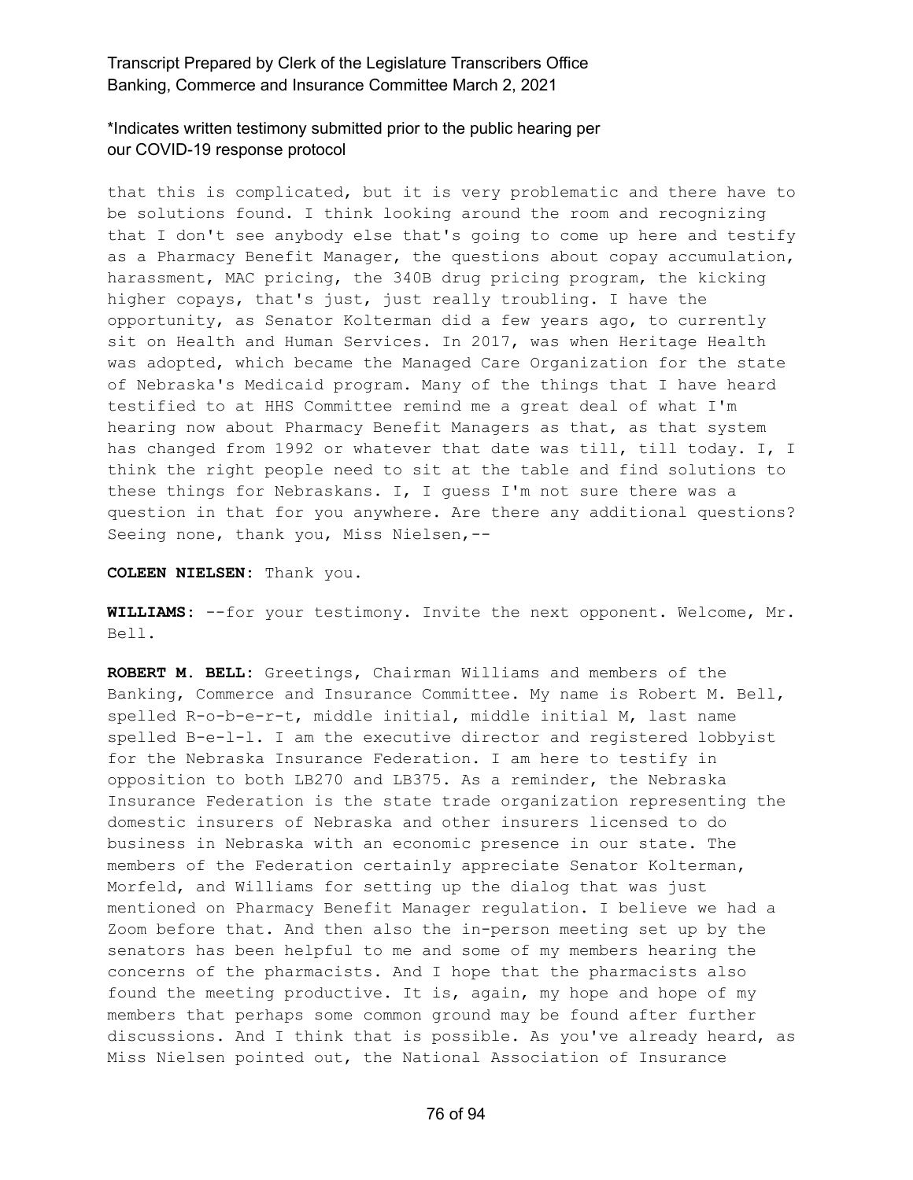that this is complicated, but it is very problematic and there have to be solutions found. I think looking around the room and recognizing that I don't see anybody else that's going to come up here and testify as a Pharmacy Benefit Manager, the questions about copay accumulation, harassment, MAC pricing, the 340B drug pricing program, the kicking higher copays, that's just, just really troubling. I have the opportunity, as Senator Kolterman did a few years ago, to currently sit on Health and Human Services. In 2017, was when Heritage Health was adopted, which became the Managed Care Organization for the state of Nebraska's Medicaid program. Many of the things that I have heard testified to at HHS Committee remind me a great deal of what I'm hearing now about Pharmacy Benefit Managers as that, as that system has changed from 1992 or whatever that date was till, till today. I, I think the right people need to sit at the table and find solutions to these things for Nebraskans. I, I guess I'm not sure there was a question in that for you anywhere. Are there any additional questions? Seeing none, thank you, Miss Nielsen,--

**COLEEN NIELSEN:** Thank you.

**WILLIAMS:** --for your testimony. Invite the next opponent. Welcome, Mr. Bell.

**ROBERT M. BELL:** Greetings, Chairman Williams and members of the Banking, Commerce and Insurance Committee. My name is Robert M. Bell, spelled R-o-b-e-r-t, middle initial, middle initial M, last name spelled B-e-l-l. I am the executive director and registered lobbyist for the Nebraska Insurance Federation. I am here to testify in opposition to both LB270 and LB375. As a reminder, the Nebraska Insurance Federation is the state trade organization representing the domestic insurers of Nebraska and other insurers licensed to do business in Nebraska with an economic presence in our state. The members of the Federation certainly appreciate Senator Kolterman, Morfeld, and Williams for setting up the dialog that was just mentioned on Pharmacy Benefit Manager regulation. I believe we had a Zoom before that. And then also the in-person meeting set up by the senators has been helpful to me and some of my members hearing the concerns of the pharmacists. And I hope that the pharmacists also found the meeting productive. It is, again, my hope and hope of my members that perhaps some common ground may be found after further discussions. And I think that is possible. As you've already heard, as Miss Nielsen pointed out, the National Association of Insurance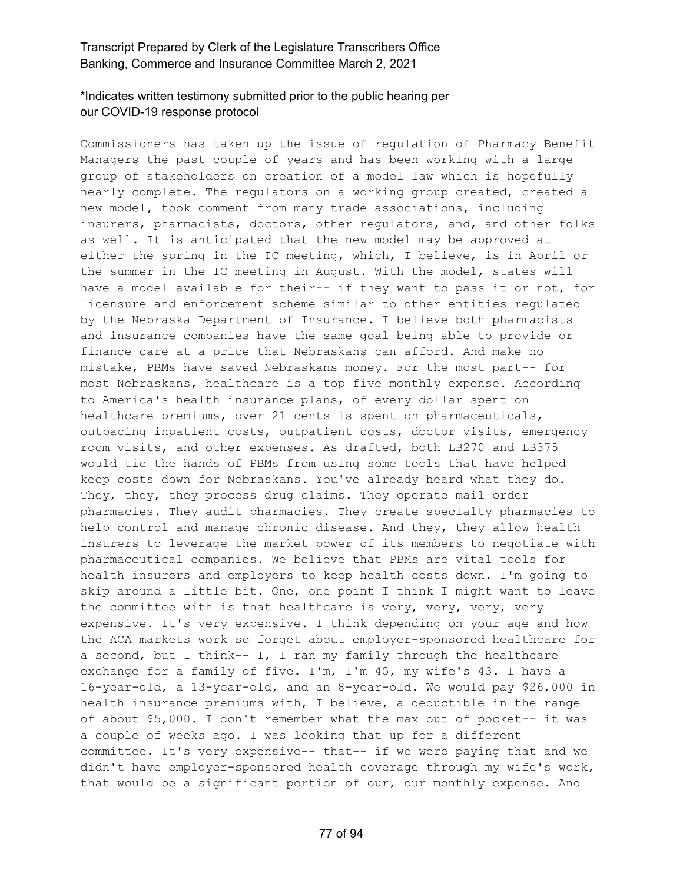Commissioners has taken up the issue of regulation of Pharmacy Benefit Managers the past couple of years and has been working with a large group of stakeholders on creation of a model law which is hopefully nearly complete. The regulators on a working group created, created a new model, took comment from many trade associations, including insurers, pharmacists, doctors, other regulators, and, and other folks as well. It is anticipated that the new model may be approved at either the spring in the IC meeting, which, I believe, is in April or the summer in the IC meeting in August. With the model, states will have a model available for their-- if they want to pass it or not, for licensure and enforcement scheme similar to other entities regulated by the Nebraska Department of Insurance. I believe both pharmacists and insurance companies have the same goal being able to provide or finance care at a price that Nebraskans can afford. And make no mistake, PBMs have saved Nebraskans money. For the most part-- for most Nebraskans, healthcare is a top five monthly expense. According to America's health insurance plans, of every dollar spent on healthcare premiums, over 21 cents is spent on pharmaceuticals, outpacing inpatient costs, outpatient costs, doctor visits, emergency room visits, and other expenses. As drafted, both LB270 and LB375 would tie the hands of PBMs from using some tools that have helped keep costs down for Nebraskans. You've already heard what they do. They, they, they process drug claims. They operate mail order pharmacies. They audit pharmacies. They create specialty pharmacies to help control and manage chronic disease. And they, they allow health insurers to leverage the market power of its members to negotiate with pharmaceutical companies. We believe that PBMs are vital tools for health insurers and employers to keep health costs down. I'm going to skip around a little bit. One, one point I think I might want to leave the committee with is that healthcare is very, very, very, very expensive. It's very expensive. I think depending on your age and how the ACA markets work so forget about employer-sponsored healthcare for a second, but I think-- I, I ran my family through the healthcare exchange for a family of five. I'm, I'm 45, my wife's 43. I have a 16-year-old, a 13-year-old, and an 8-year-old. We would pay $26,000 in health insurance premiums with, I believe, a deductible in the range of about $5,000. I don't remember what the max out of pocket-- it was a couple of weeks ago. I was looking that up for a different committee. It's very expensive-- that-- if we were paying that and we didn't have employer-sponsored health coverage through my wife's work, that would be a significant portion of our, our monthly expense. And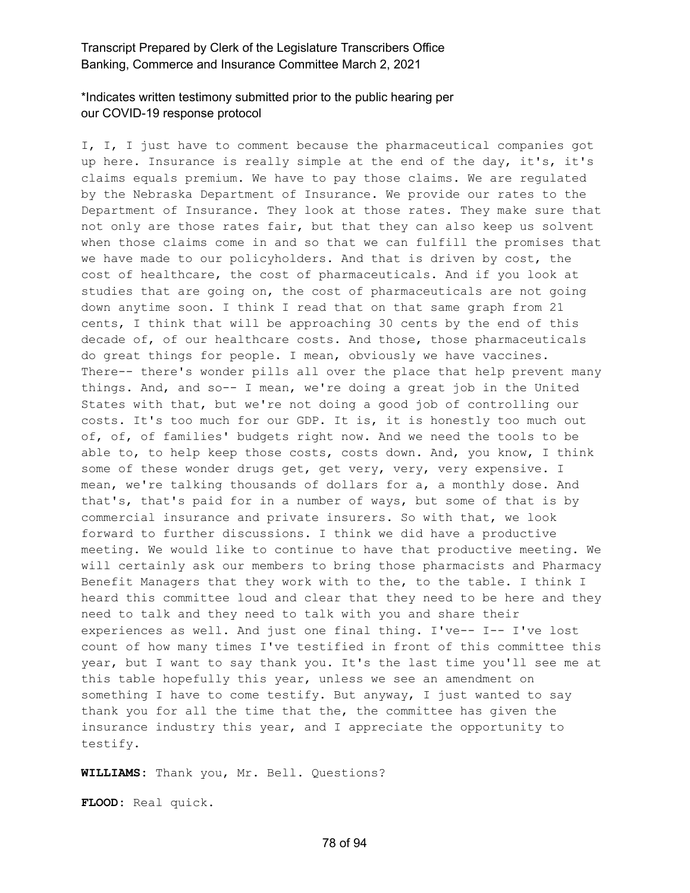I, I, I just have to comment because the pharmaceutical companies got up here. Insurance is really simple at the end of the day, it's, it's claims equals premium. We have to pay those claims. We are regulated by the Nebraska Department of Insurance. We provide our rates to the Department of Insurance. They look at those rates. They make sure that not only are those rates fair, but that they can also keep us solvent when those claims come in and so that we can fulfill the promises that we have made to our policyholders. And that is driven by cost, the cost of healthcare, the cost of pharmaceuticals. And if you look at studies that are going on, the cost of pharmaceuticals are not going down anytime soon. I think I read that on that same graph from 21 cents, I think that will be approaching 30 cents by the end of this decade of, of our healthcare costs. And those, those pharmaceuticals do great things for people. I mean, obviously we have vaccines. There-- there's wonder pills all over the place that help prevent many things. And, and so-- I mean, we're doing a great job in the United States with that, but we're not doing a good job of controlling our costs. It's too much for our GDP. It is, it is honestly too much out of, of, of families' budgets right now. And we need the tools to be able to, to help keep those costs, costs down. And, you know, I think some of these wonder drugs get, get very, very, very expensive. I mean, we're talking thousands of dollars for a, a monthly dose. And that's, that's paid for in a number of ways, but some of that is by commercial insurance and private insurers. So with that, we look forward to further discussions. I think we did have a productive meeting. We would like to continue to have that productive meeting. We will certainly ask our members to bring those pharmacists and Pharmacy Benefit Managers that they work with to the, to the table. I think I heard this committee loud and clear that they need to be here and they need to talk and they need to talk with you and share their experiences as well. And just one final thing. I've-- I-- I've lost count of how many times I've testified in front of this committee this year, but I want to say thank you. It's the last time you'll see me at this table hopefully this year, unless we see an amendment on something I have to come testify. But anyway, I just wanted to say thank you for all the time that the, the committee has given the insurance industry this year, and I appreciate the opportunity to testify.

**WILLIAMS:** Thank you, Mr. Bell. Questions?

**FLOOD:** Real quick.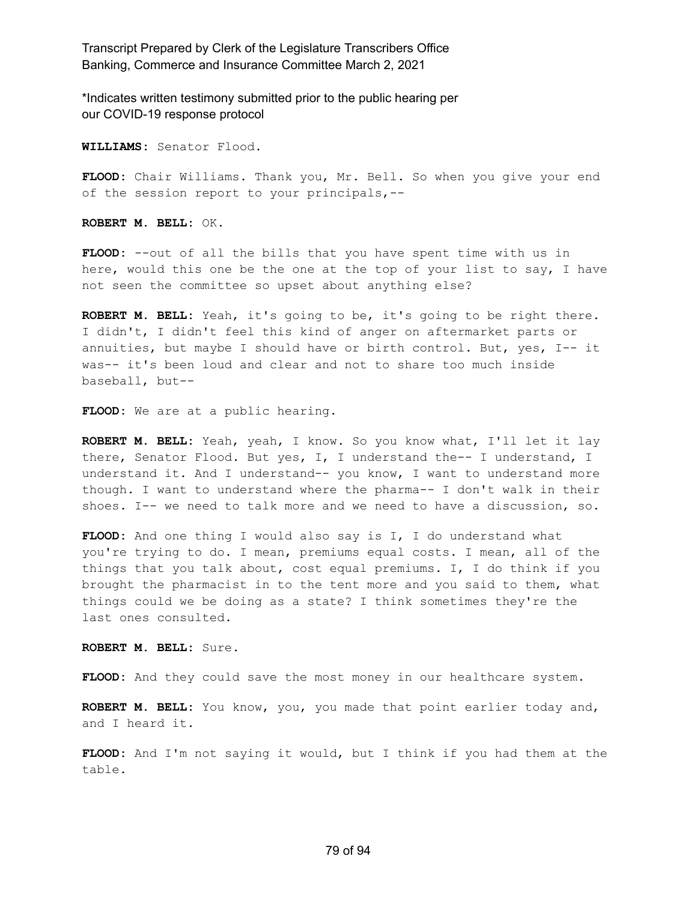**WILLIAMS:** Senator Flood.

**FLOOD:** Chair Williams. Thank you, Mr. Bell. So when you give your end of the session report to your principals,--

**ROBERT M. BELL:** OK.

**FLOOD:** --out of all the bills that you have spent time with us in here, would this one be the one at the top of your list to say, I have not seen the committee so upset about anything else?

**ROBERT M. BELL:** Yeah, it's going to be, it's going to be right there. I didn't, I didn't feel this kind of anger on aftermarket parts or annuities, but maybe I should have or birth control. But, yes, I-- it was-- it's been loud and clear and not to share too much inside baseball, but--

**FLOOD:** We are at a public hearing.

**ROBERT M. BELL:** Yeah, yeah, I know. So you know what, I'll let it lay there, Senator Flood. But yes, I, I understand the-- I understand, I understand it. And I understand-- you know, I want to understand more though. I want to understand where the pharma-- I don't walk in their shoes. I-- we need to talk more and we need to have a discussion, so.

**FLOOD:** And one thing I would also say is I, I do understand what you're trying to do. I mean, premiums equal costs. I mean, all of the things that you talk about, cost equal premiums. I, I do think if you brought the pharmacist in to the tent more and you said to them, what things could we be doing as a state? I think sometimes they're the last ones consulted.

**ROBERT M. BELL:** Sure.

**FLOOD:** And they could save the most money in our healthcare system.

**ROBERT M. BELL:** You know, you, you made that point earlier today and, and I heard it.

**FLOOD:** And I'm not saying it would, but I think if you had them at the table.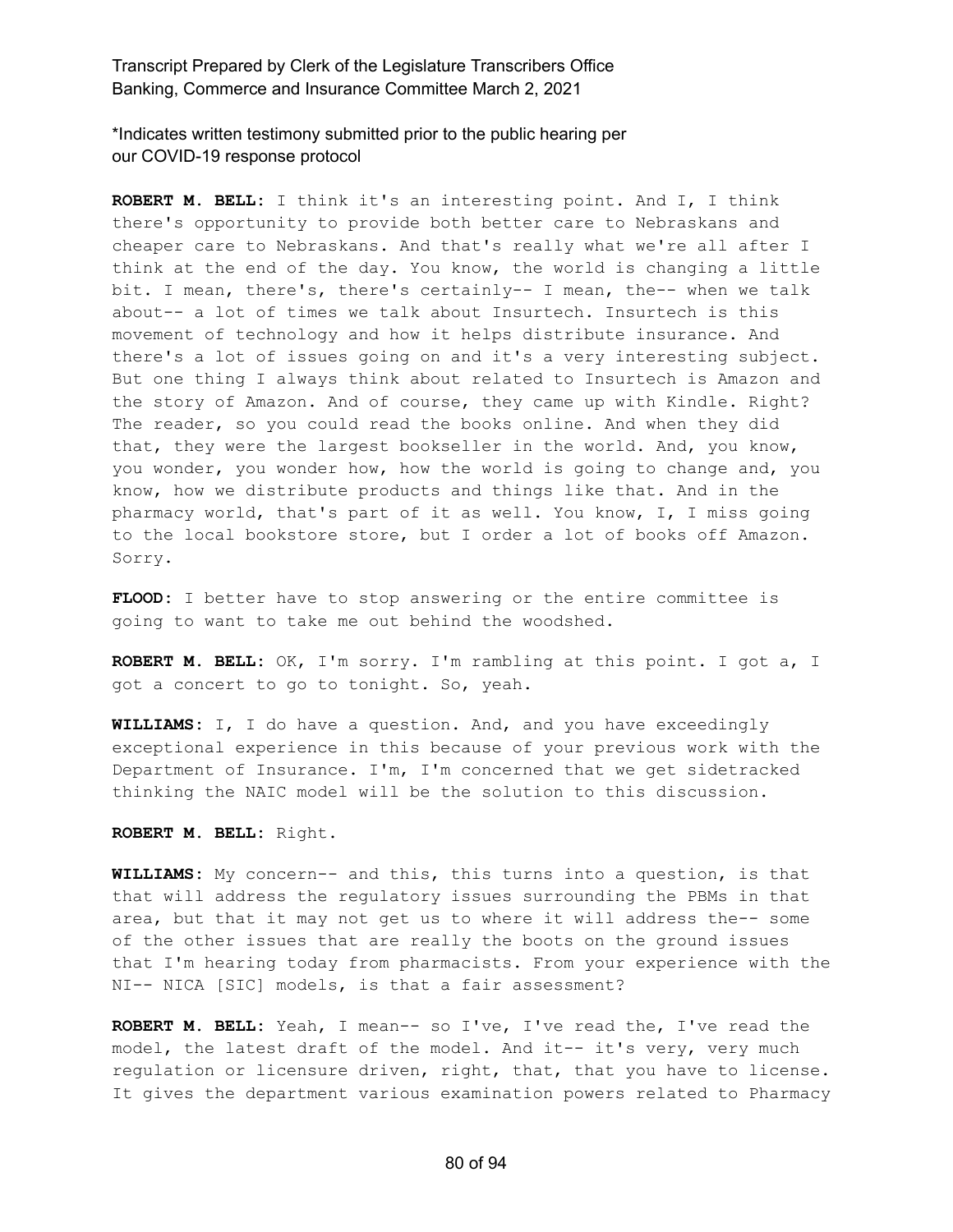\*Indicates written testimony submitted prior to the public hearing per our COVID-19 response protocol

**ROBERT M. BELL:** I think it's an interesting point. And I, I think there's opportunity to provide both better care to Nebraskans and cheaper care to Nebraskans. And that's really what we're all after I think at the end of the day. You know, the world is changing a little bit. I mean, there's, there's certainly-- I mean, the-- when we talk about-- a lot of times we talk about Insurtech. Insurtech is this movement of technology and how it helps distribute insurance. And there's a lot of issues going on and it's a very interesting subject. But one thing I always think about related to Insurtech is Amazon and the story of Amazon. And of course, they came up with Kindle. Right? The reader, so you could read the books online. And when they did that, they were the largest bookseller in the world. And, you know, you wonder, you wonder how, how the world is going to change and, you know, how we distribute products and things like that. And in the pharmacy world, that's part of it as well. You know, I, I miss going to the local bookstore store, but I order a lot of books off Amazon. Sorry.

**FLOOD:** I better have to stop answering or the entire committee is going to want to take me out behind the woodshed.

**ROBERT M. BELL:** OK, I'm sorry. I'm rambling at this point. I got a, I got a concert to go to tonight. So, yeah.

**WILLIAMS:** I, I do have a question. And, and you have exceedingly exceptional experience in this because of your previous work with the Department of Insurance. I'm, I'm concerned that we get sidetracked thinking the NAIC model will be the solution to this discussion.

**ROBERT M. BELL:** Right.

**WILLIAMS:** My concern-- and this, this turns into a question, is that that will address the regulatory issues surrounding the PBMs in that area, but that it may not get us to where it will address the-- some of the other issues that are really the boots on the ground issues that I'm hearing today from pharmacists. From your experience with the NI-- NICA [SIC] models, is that a fair assessment?

**ROBERT M. BELL:** Yeah, I mean-- so I've, I've read the, I've read the model, the latest draft of the model. And it-- it's very, very much regulation or licensure driven, right, that, that you have to license. It gives the department various examination powers related to Pharmacy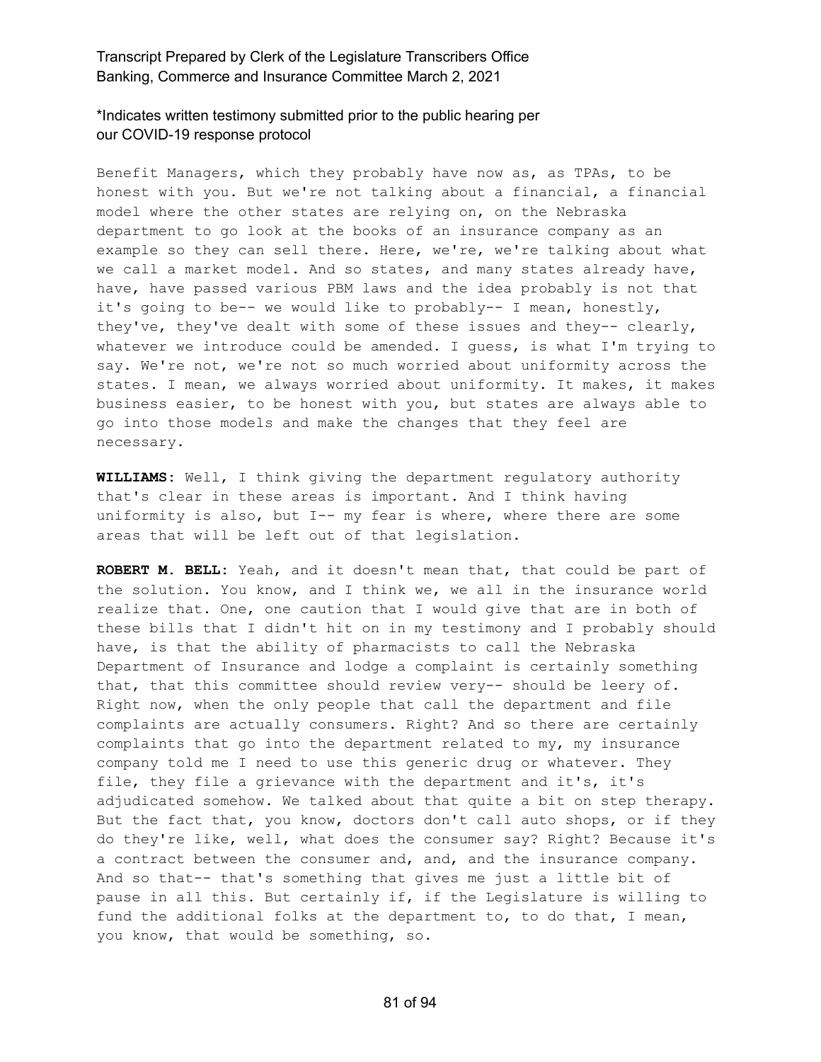Benefit Managers, which they probably have now as, as TPAs, to be honest with you. But we're not talking about a financial, a financial model where the other states are relying on, on the Nebraska department to go look at the books of an insurance company as an example so they can sell there. Here, we're, we're talking about what we call a market model. And so states, and many states already have, have, have passed various PBM laws and the idea probably is not that it's going to be-- we would like to probably-- I mean, honestly, they've, they've dealt with some of these issues and they-- clearly, whatever we introduce could be amended. I guess, is what I'm trying to say. We're not, we're not so much worried about uniformity across the states. I mean, we always worried about uniformity. It makes, it makes business easier, to be honest with you, but states are always able to go into those models and make the changes that they feel are necessary.

**WILLIAMS:** Well, I think giving the department regulatory authority that's clear in these areas is important. And I think having uniformity is also, but I-- my fear is where, where there are some areas that will be left out of that legislation.

**ROBERT M. BELL:** Yeah, and it doesn't mean that, that could be part of the solution. You know, and I think we, we all in the insurance world realize that. One, one caution that I would give that are in both of these bills that I didn't hit on in my testimony and I probably should have, is that the ability of pharmacists to call the Nebraska Department of Insurance and lodge a complaint is certainly something that, that this committee should review very-- should be leery of. Right now, when the only people that call the department and file complaints are actually consumers. Right? And so there are certainly complaints that go into the department related to my, my insurance company told me I need to use this generic drug or whatever. They file, they file a grievance with the department and it's, it's adjudicated somehow. We talked about that quite a bit on step therapy. But the fact that, you know, doctors don't call auto shops, or if they do they're like, well, what does the consumer say? Right? Because it's a contract between the consumer and, and, and the insurance company. And so that-- that's something that gives me just a little bit of pause in all this. But certainly if, if the Legislature is willing to fund the additional folks at the department to, to do that, I mean, you know, that would be something, so.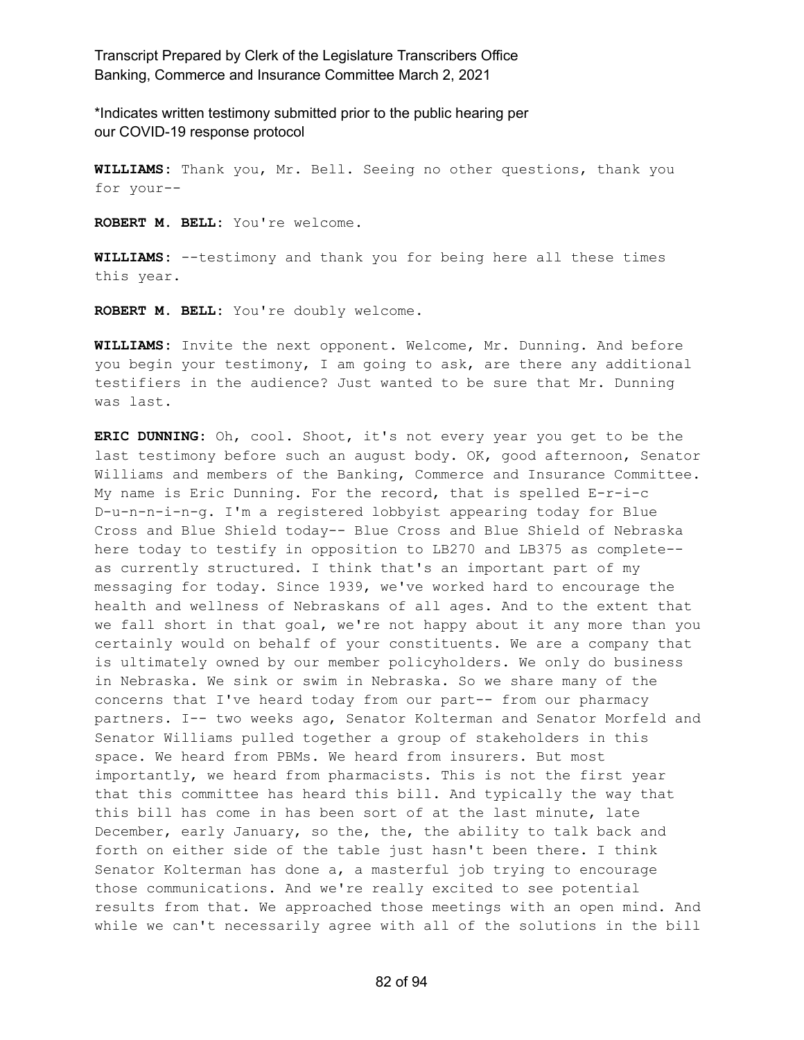\*Indicates written testimony submitted prior to the public hearing per our COVID-19 response protocol

**WILLIAMS:** Thank you, Mr. Bell. Seeing no other questions, thank you for your--

**ROBERT M. BELL:** You're welcome.

**WILLIAMS:** --testimony and thank you for being here all these times this year.

**ROBERT M. BELL:** You're doubly welcome.

**WILLIAMS:** Invite the next opponent. Welcome, Mr. Dunning. And before you begin your testimony, I am going to ask, are there any additional testifiers in the audience? Just wanted to be sure that Mr. Dunning was last.

**ERIC DUNNING:** Oh, cool. Shoot, it's not every year you get to be the last testimony before such an august body. OK, good afternoon, Senator Williams and members of the Banking, Commerce and Insurance Committee. My name is Eric Dunning. For the record, that is spelled E-r-i-c D-u-n-n-i-n-g. I'm a registered lobbyist appearing today for Blue Cross and Blue Shield today-- Blue Cross and Blue Shield of Nebraska here today to testify in opposition to LB270 and LB375 as complete-- as currently structured. I think that's an important part of my messaging for today. Since 1939, we've worked hard to encourage the health and wellness of Nebraskans of all ages. And to the extent that we fall short in that goal, we're not happy about it any more than you certainly would on behalf of your constituents. We are a company that is ultimately owned by our member policyholders. We only do business in Nebraska. We sink or swim in Nebraska. So we share many of the concerns that I've heard today from our part-- from our pharmacy partners. I-- two weeks ago, Senator Kolterman and Senator Morfeld and Senator Williams pulled together a group of stakeholders in this space. We heard from PBMs. We heard from insurers. But most importantly, we heard from pharmacists. This is not the first year that this committee has heard this bill. And typically the way that this bill has come in has been sort of at the last minute, late December, early January, so the, the, the ability to talk back and forth on either side of the table just hasn't been there. I think Senator Kolterman has done a, a masterful job trying to encourage those communications. And we're really excited to see potential results from that. We approached those meetings with an open mind. And while we can't necessarily agree with all of the solutions in the bill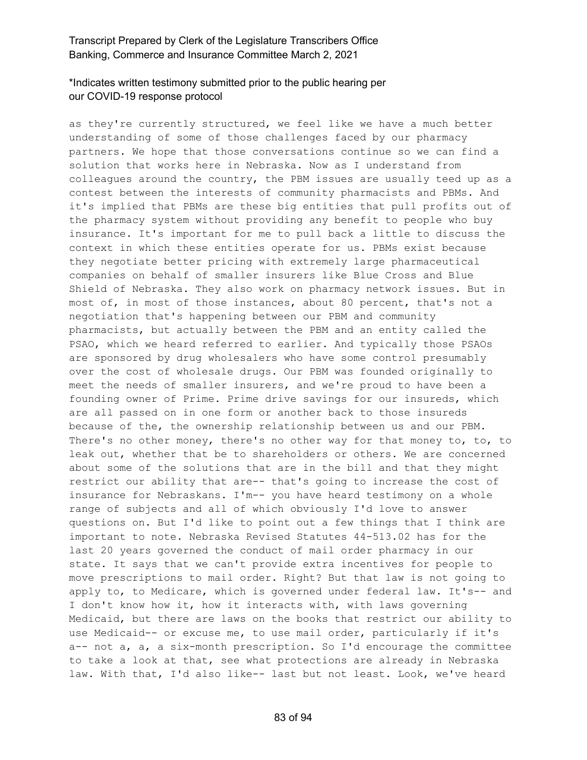as they're currently structured, we feel like we have a much better understanding of some of those challenges faced by our pharmacy partners. We hope that those conversations continue so we can find a solution that works here in Nebraska. Now as I understand from colleagues around the country, the PBM issues are usually teed up as a contest between the interests of community pharmacists and PBMs. And it's implied that PBMs are these big entities that pull profits out of the pharmacy system without providing any benefit to people who buy insurance. It's important for me to pull back a little to discuss the context in which these entities operate for us. PBMs exist because they negotiate better pricing with extremely large pharmaceutical companies on behalf of smaller insurers like Blue Cross and Blue Shield of Nebraska. They also work on pharmacy network issues. But in most of, in most of those instances, about 80 percent, that's not a negotiation that's happening between our PBM and community pharmacists, but actually between the PBM and an entity called the PSAO, which we heard referred to earlier. And typically those PSAOs are sponsored by drug wholesalers who have some control presumably over the cost of wholesale drugs. Our PBM was founded originally to meet the needs of smaller insurers, and we're proud to have been a founding owner of Prime. Prime drive savings for our insureds, which are all passed on in one form or another back to those insureds because of the, the ownership relationship between us and our PBM. There's no other money, there's no other way for that money to, to, to leak out, whether that be to shareholders or others. We are concerned about some of the solutions that are in the bill and that they might restrict our ability that are-- that's going to increase the cost of insurance for Nebraskans. I'm-- you have heard testimony on a whole range of subjects and all of which obviously I'd love to answer questions on. But I'd like to point out a few things that I think are important to note. Nebraska Revised Statutes 44-513.02 has for the last 20 years governed the conduct of mail order pharmacy in our state. It says that we can't provide extra incentives for people to move prescriptions to mail order. Right? But that law is not going to apply to, to Medicare, which is governed under federal law. It's-- and I don't know how it, how it interacts with, with laws governing Medicaid, but there are laws on the books that restrict our ability to use Medicaid-- or excuse me, to use mail order, particularly if it's a-- not a, a, a six-month prescription. So I'd encourage the committee to take a look at that, see what protections are already in Nebraska law. With that, I'd also like-- last but not least. Look, we've heard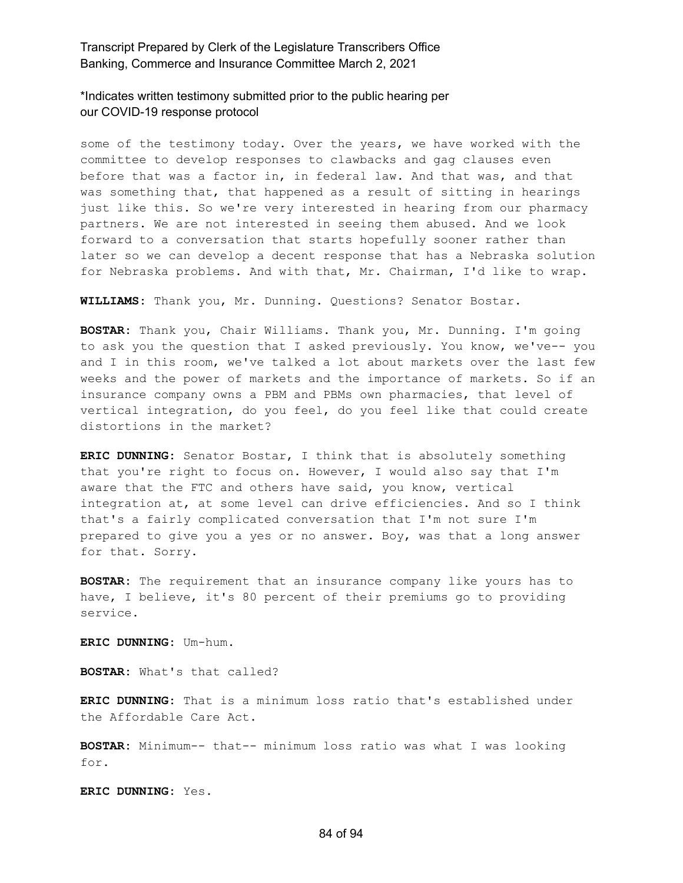some of the testimony today. Over the years, we have worked with the committee to develop responses to clawbacks and gag clauses even before that was a factor in, in federal law. And that was, and that was something that, that happened as a result of sitting in hearings just like this. So we're very interested in hearing from our pharmacy partners. We are not interested in seeing them abused. And we look forward to a conversation that starts hopefully sooner rather than later so we can develop a decent response that has a Nebraska solution for Nebraska problems. And with that, Mr. Chairman, I'd like to wrap.

**WILLIAMS:** Thank you, Mr. Dunning. Questions? Senator Bostar.

**BOSTAR:** Thank you, Chair Williams. Thank you, Mr. Dunning. I'm going to ask you the question that I asked previously. You know, we've-- you and I in this room, we've talked a lot about markets over the last few weeks and the power of markets and the importance of markets. So if an insurance company owns a PBM and PBMs own pharmacies, that level of vertical integration, do you feel, do you feel like that could create distortions in the market?

**ERIC DUNNING:** Senator Bostar, I think that is absolutely something that you're right to focus on. However, I would also say that I'm aware that the FTC and others have said, you know, vertical integration at, at some level can drive efficiencies. And so I think that's a fairly complicated conversation that I'm not sure I'm prepared to give you a yes or no answer. Boy, was that a long answer for that. Sorry.

**BOSTAR:** The requirement that an insurance company like yours has to have, I believe, it's 80 percent of their premiums go to providing service.

**ERIC DUNNING:** Um-hum.

**BOSTAR:** What's that called?

**ERIC DUNNING:** That is a minimum loss ratio that's established under the Affordable Care Act.

**BOSTAR:** Minimum-- that-- minimum loss ratio was what I was looking for.

**ERIC DUNNING:** Yes.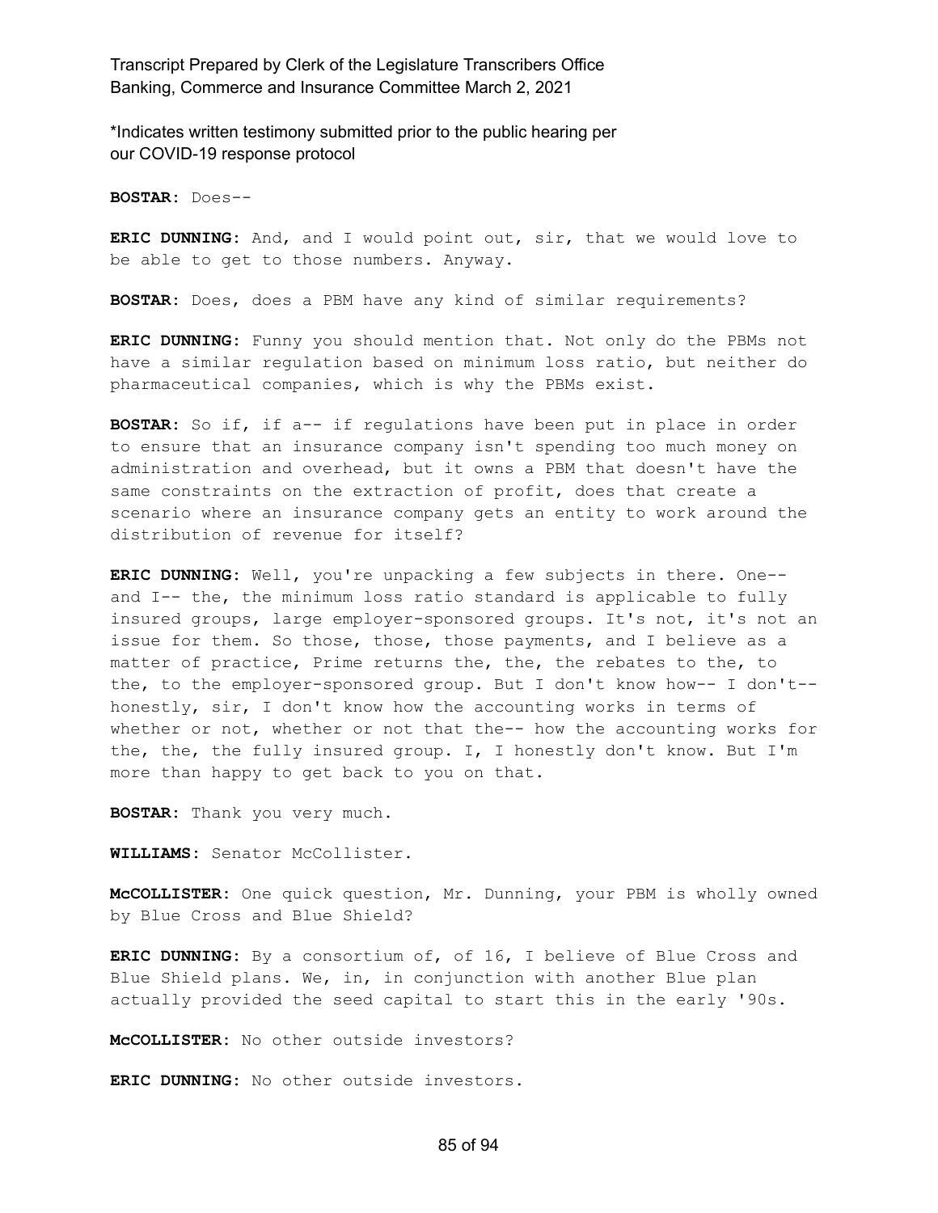**BOSTAR:** Does--

**ERIC DUNNING:** And, and I would point out, sir, that we would love to be able to get to those numbers. Anyway.

**BOSTAR:** Does, does a PBM have any kind of similar requirements?

**ERIC DUNNING:** Funny you should mention that. Not only do the PBMs not have a similar regulation based on minimum loss ratio, but neither do pharmaceutical companies, which is why the PBMs exist.

**BOSTAR:** So if, if a-- if regulations have been put in place in order to ensure that an insurance company isn't spending too much money on administration and overhead, but it owns a PBM that doesn't have the same constraints on the extraction of profit, does that create a scenario where an insurance company gets an entity to work around the distribution of revenue for itself?

**ERIC DUNNING:** Well, you're unpacking a few subjects in there. One-- and I-- the, the minimum loss ratio standard is applicable to fully insured groups, large employer-sponsored groups. It's not, it's not an issue for them. So those, those, those payments, and I believe as a matter of practice, Prime returns the, the, the rebates to the, to the, to the employer-sponsored group. But I don't know how-- I don't-- honestly, sir, I don't know how the accounting works in terms of whether or not, whether or not that the-- how the accounting works for the, the, the fully insured group. I, I honestly don't know. But I'm more than happy to get back to you on that.

**BOSTAR:** Thank you very much.

**WILLIAMS:** Senator McCollister.

**McCOLLISTER:** One quick question, Mr. Dunning, your PBM is wholly owned by Blue Cross and Blue Shield?

**ERIC DUNNING:** By a consortium of, of 16, I believe of Blue Cross and Blue Shield plans. We, in, in conjunction with another Blue plan actually provided the seed capital to start this in the early '90s.

**McCOLLISTER:** No other outside investors?

**ERIC DUNNING:** No other outside investors.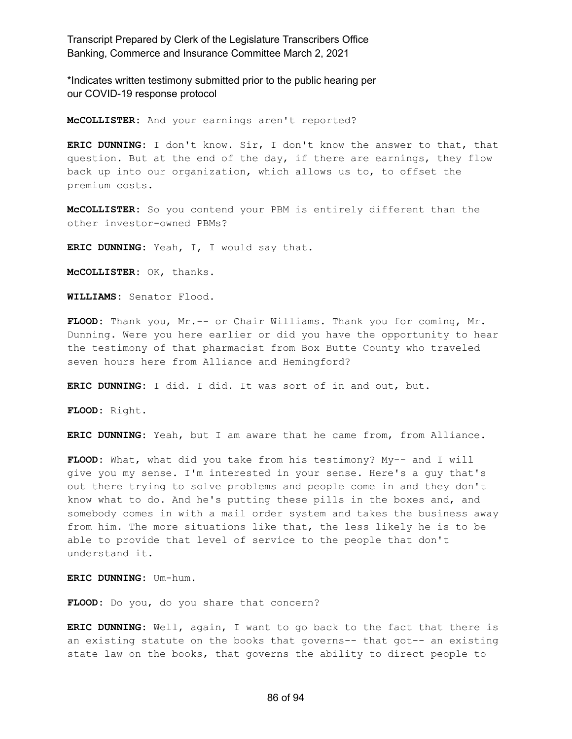**McCOLLISTER:** And your earnings aren't reported?

**ERIC DUNNING:** I don't know. Sir, I don't know the answer to that, that question. But at the end of the day, if there are earnings, they flow back up into our organization, which allows us to, to offset the premium costs.

**McCOLLISTER:** So you contend your PBM is entirely different than the other investor-owned PBMs?

**ERIC DUNNING:** Yeah, I, I would say that.

**McCOLLISTER:** OK, thanks.

**WILLIAMS:** Senator Flood.

**FLOOD:** Thank you, Mr.-- or Chair Williams. Thank you for coming, Mr. Dunning. Were you here earlier or did you have the opportunity to hear the testimony of that pharmacist from Box Butte County who traveled seven hours here from Alliance and Hemingford?

**ERIC DUNNING:** I did. I did. It was sort of in and out, but.

**FLOOD:** Right.

**ERIC DUNNING:** Yeah, but I am aware that he came from, from Alliance.

**FLOOD:** What, what did you take from his testimony? My-- and I will give you my sense. I'm interested in your sense. Here's a guy that's out there trying to solve problems and people come in and they don't know what to do. And he's putting these pills in the boxes and, and somebody comes in with a mail order system and takes the business away from him. The more situations like that, the less likely he is to be able to provide that level of service to the people that don't understand it.

**ERIC DUNNING:** Um-hum.

**FLOOD:** Do you, do you share that concern?

**ERIC DUNNING:** Well, again, I want to go back to the fact that there is an existing statute on the books that governs-- that got-- an existing state law on the books, that governs the ability to direct people to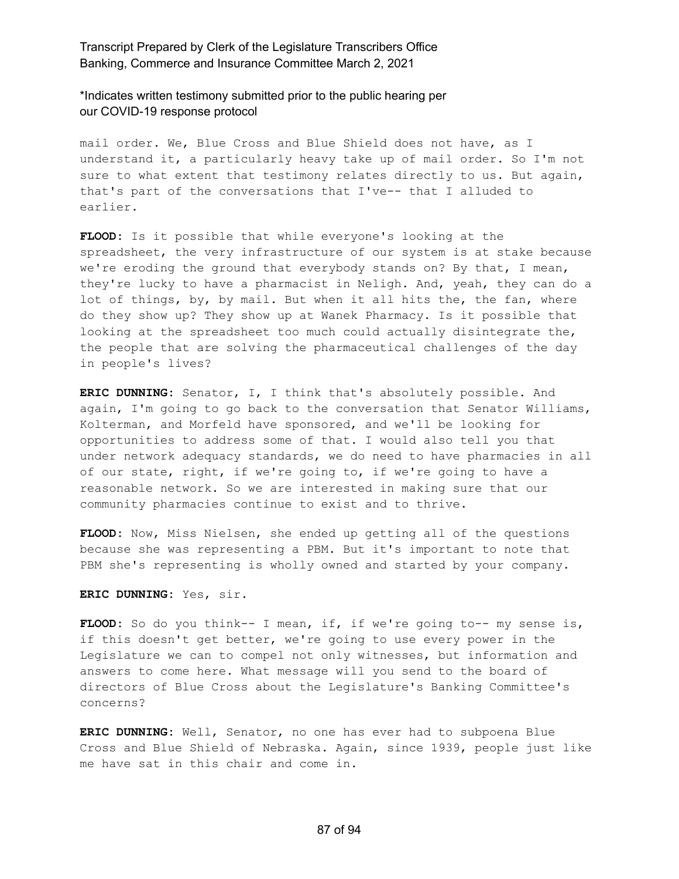mail order. We, Blue Cross and Blue Shield does not have, as I understand it, a particularly heavy take up of mail order. So I'm not sure to what extent that testimony relates directly to us. But again, that's part of the conversations that I've-- that I alluded to earlier.

**FLOOD:** Is it possible that while everyone's looking at the spreadsheet, the very infrastructure of our system is at stake because we're eroding the ground that everybody stands on? By that, I mean, they're lucky to have a pharmacist in Neligh. And, yeah, they can do a lot of things, by, by mail. But when it all hits the, the fan, where do they show up? They show up at Wanek Pharmacy. Is it possible that looking at the spreadsheet too much could actually disintegrate the, the people that are solving the pharmaceutical challenges of the day in people's lives?

**ERIC DUNNING:** Senator, I, I think that's absolutely possible. And again, I'm going to go back to the conversation that Senator Williams, Kolterman, and Morfeld have sponsored, and we'll be looking for opportunities to address some of that. I would also tell you that under network adequacy standards, we do need to have pharmacies in all of our state, right, if we're going to, if we're going to have a reasonable network. So we are interested in making sure that our community pharmacies continue to exist and to thrive.

**FLOOD:** Now, Miss Nielsen, she ended up getting all of the questions because she was representing a PBM. But it's important to note that PBM she's representing is wholly owned and started by your company.

**ERIC DUNNING:** Yes, sir.

**FLOOD:** So do you think-- I mean, if, if we're going to-- my sense is, if this doesn't get better, we're going to use every power in the Legislature we can to compel not only witnesses, but information and answers to come here. What message will you send to the board of directors of Blue Cross about the Legislature's Banking Committee's concerns?

**ERIC DUNNING:** Well, Senator, no one has ever had to subpoena Blue Cross and Blue Shield of Nebraska. Again, since 1939, people just like me have sat in this chair and come in.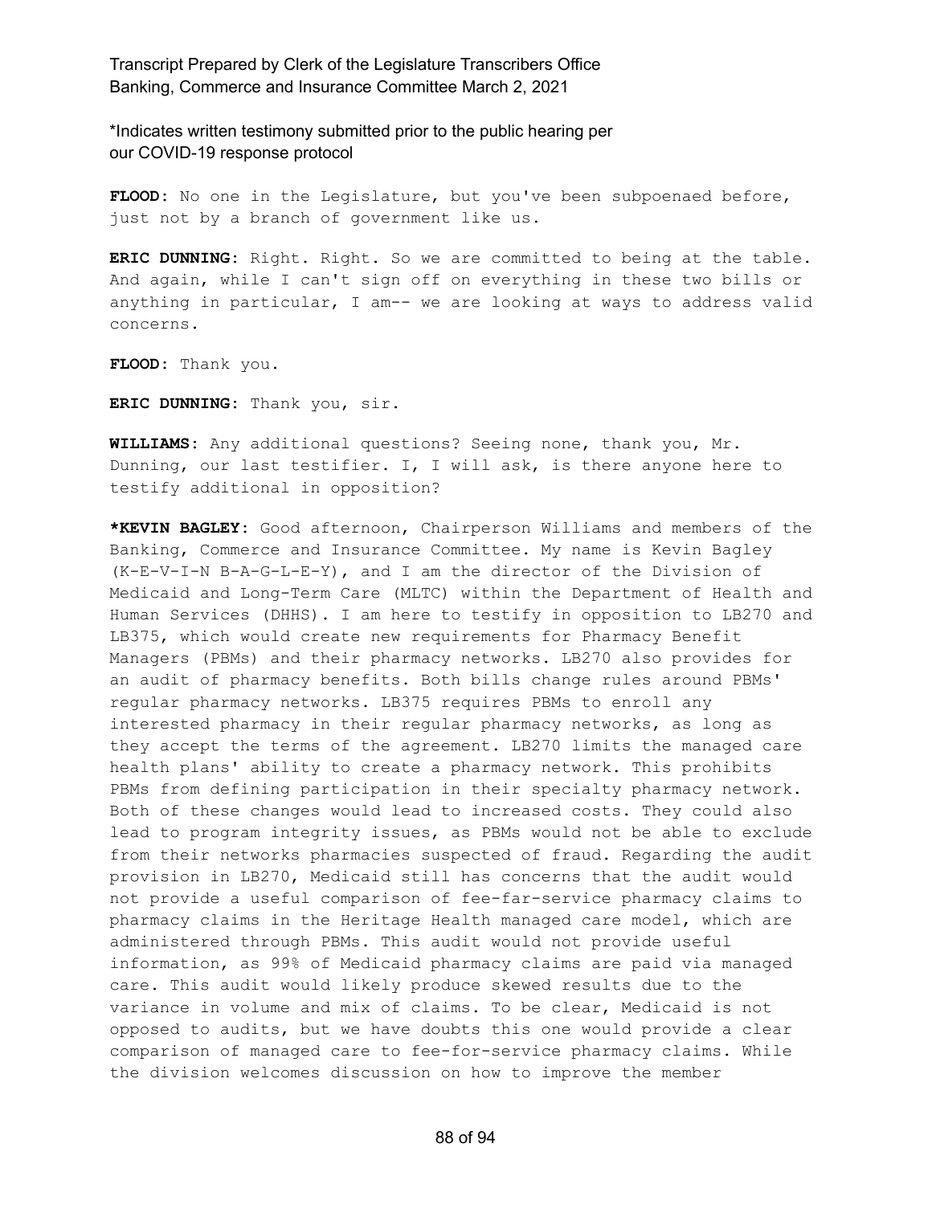\*Indicates written testimony submitted prior to the public hearing per our COVID-19 response protocol

**FLOOD:** No one in the Legislature, but you've been subpoenaed before, just not by a branch of government like us.

**ERIC DUNNING:** Right. Right. So we are committed to being at the table. And again, while I can't sign off on everything in these two bills or anything in particular, I am-- we are looking at ways to address valid concerns.

**FLOOD:** Thank you.

**ERIC DUNNING:** Thank you, sir.

**WILLIAMS:** Any additional questions? Seeing none, thank you, Mr. Dunning, our last testifier. I, I will ask, is there anyone here to testify additional in opposition?

**\*KEVIN BAGLEY:** Good afternoon, Chairperson Williams and members of the Banking, Commerce and Insurance Committee. My name is Kevin Bagley (K-E-V-I-N B-A-G-L-E-Y), and I am the director of the Division of Medicaid and Long-Term Care (MLTC) within the Department of Health and Human Services (DHHS). I am here to testify in opposition to LB270 and LB375, which would create new requirements for Pharmacy Benefit Managers (PBMs) and their pharmacy networks. LB270 also provides for an audit of pharmacy benefits. Both bills change rules around PBMs' regular pharmacy networks. LB375 requires PBMs to enroll any interested pharmacy in their regular pharmacy networks, as long as they accept the terms of the agreement. LB270 limits the managed care health plans' ability to create a pharmacy network. This prohibits PBMs from defining participation in their specialty pharmacy network. Both of these changes would lead to increased costs. They could also lead to program integrity issues, as PBMs would not be able to exclude from their networks pharmacies suspected of fraud. Regarding the audit provision in LB270, Medicaid still has concerns that the audit would not provide a useful comparison of fee-far-service pharmacy claims to pharmacy claims in the Heritage Health managed care model, which are administered through PBMs. This audit would not provide useful information, as 99% of Medicaid pharmacy claims are paid via managed care. This audit would likely produce skewed results due to the variance in volume and mix of claims. To be clear, Medicaid is not opposed to audits, but we have doubts this one would provide a clear comparison of managed care to fee-for-service pharmacy claims. While the division welcomes discussion on how to improve the member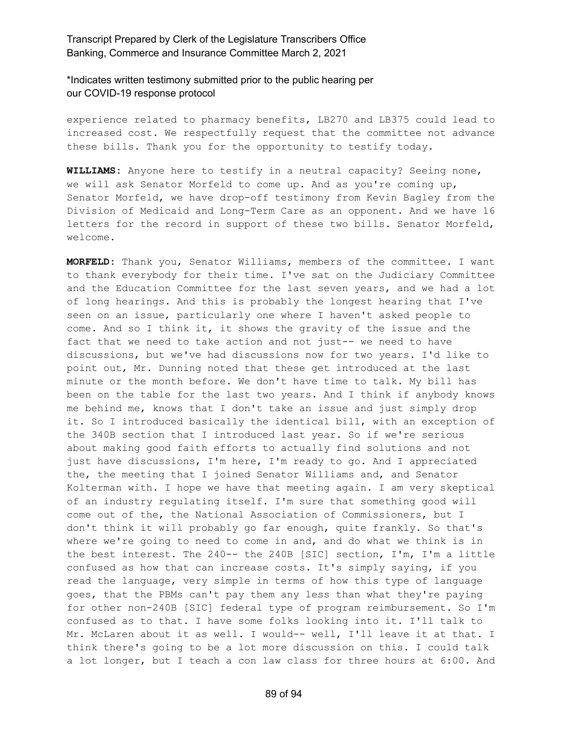experience related to pharmacy benefits, LB270 and LB375 could lead to increased cost. We respectfully request that the committee not advance these bills. Thank you for the opportunity to testify today.

**WILLIAMS:** Anyone here to testify in a neutral capacity? Seeing none, we will ask Senator Morfeld to come up. And as you're coming up, Senator Morfeld, we have drop-off testimony from Kevin Bagley from the Division of Medicaid and Long-Term Care as an opponent. And we have 16 letters for the record in support of these two bills. Senator Morfeld, welcome.

**MORFELD:** Thank you, Senator Williams, members of the committee. I want to thank everybody for their time. I've sat on the Judiciary Committee and the Education Committee for the last seven years, and we had a lot of long hearings. And this is probably the longest hearing that I've seen on an issue, particularly one where I haven't asked people to come. And so I think it, it shows the gravity of the issue and the fact that we need to take action and not just-- we need to have discussions, but we've had discussions now for two years. I'd like to point out, Mr. Dunning noted that these get introduced at the last minute or the month before. We don't have time to talk. My bill has been on the table for the last two years. And I think if anybody knows me behind me, knows that I don't take an issue and just simply drop it. So I introduced basically the identical bill, with an exception of the 340B section that I introduced last year. So if we're serious about making good faith efforts to actually find solutions and not just have discussions, I'm here, I'm ready to go. And I appreciated the, the meeting that I joined Senator Williams and, and Senator Kolterman with. I hope we have that meeting again. I am very skeptical of an industry regulating itself. I'm sure that something good will come out of the, the National Association of Commissioners, but I don't think it will probably go far enough, quite frankly. So that's where we're going to need to come in and, and do what we think is in the best interest. The 240-- the 240B [SIC] section, I'm, I'm a little confused as how that can increase costs. It's simply saying, if you read the language, very simple in terms of how this type of language goes, that the PBMs can't pay them any less than what they're paying for other non-240B [SIC] federal type of program reimbursement. So I'm confused as to that. I have some folks looking into it. I'll talk to Mr. McLaren about it as well. I would-- well, I'll leave it at that. I think there's going to be a lot more discussion on this. I could talk a lot longer, but I teach a con law class for three hours at 6:00. And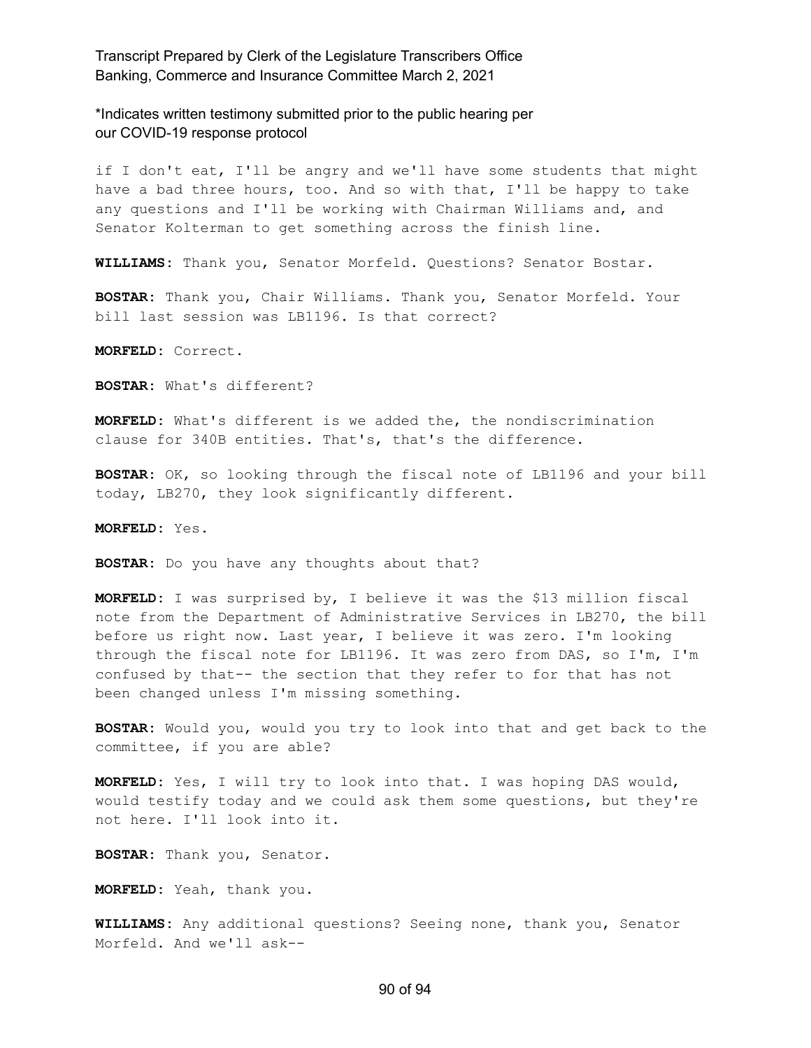if I don't eat, I'll be angry and we'll have some students that might have a bad three hours, too. And so with that, I'll be happy to take any questions and I'll be working with Chairman Williams and, and Senator Kolterman to get something across the finish line.

**WILLIAMS:** Thank you, Senator Morfeld. Questions? Senator Bostar.

**BOSTAR:** Thank you, Chair Williams. Thank you, Senator Morfeld. Your bill last session was LB1196. Is that correct?

**MORFELD:** Correct.

**BOSTAR:** What's different?

**MORFELD:** What's different is we added the, the nondiscrimination clause for 340B entities. That's, that's the difference.

**BOSTAR:** OK, so looking through the fiscal note of LB1196 and your bill today, LB270, they look significantly different.

**MORFELD:** Yes.

**BOSTAR:** Do you have any thoughts about that?

**MORFELD:** I was surprised by, I believe it was the $13 million fiscal note from the Department of Administrative Services in LB270, the bill before us right now. Last year, I believe it was zero. I'm looking through the fiscal note for LB1196. It was zero from DAS, so I'm, I'm confused by that-- the section that they refer to for that has not been changed unless I'm missing something.

**BOSTAR:** Would you, would you try to look into that and get back to the committee, if you are able?

**MORFELD:** Yes, I will try to look into that. I was hoping DAS would, would testify today and we could ask them some questions, but they're not here. I'll look into it.

**BOSTAR:** Thank you, Senator.

**MORFELD:** Yeah, thank you.

**WILLIAMS:** Any additional questions? Seeing none, thank you, Senator Morfeld. And we'll ask--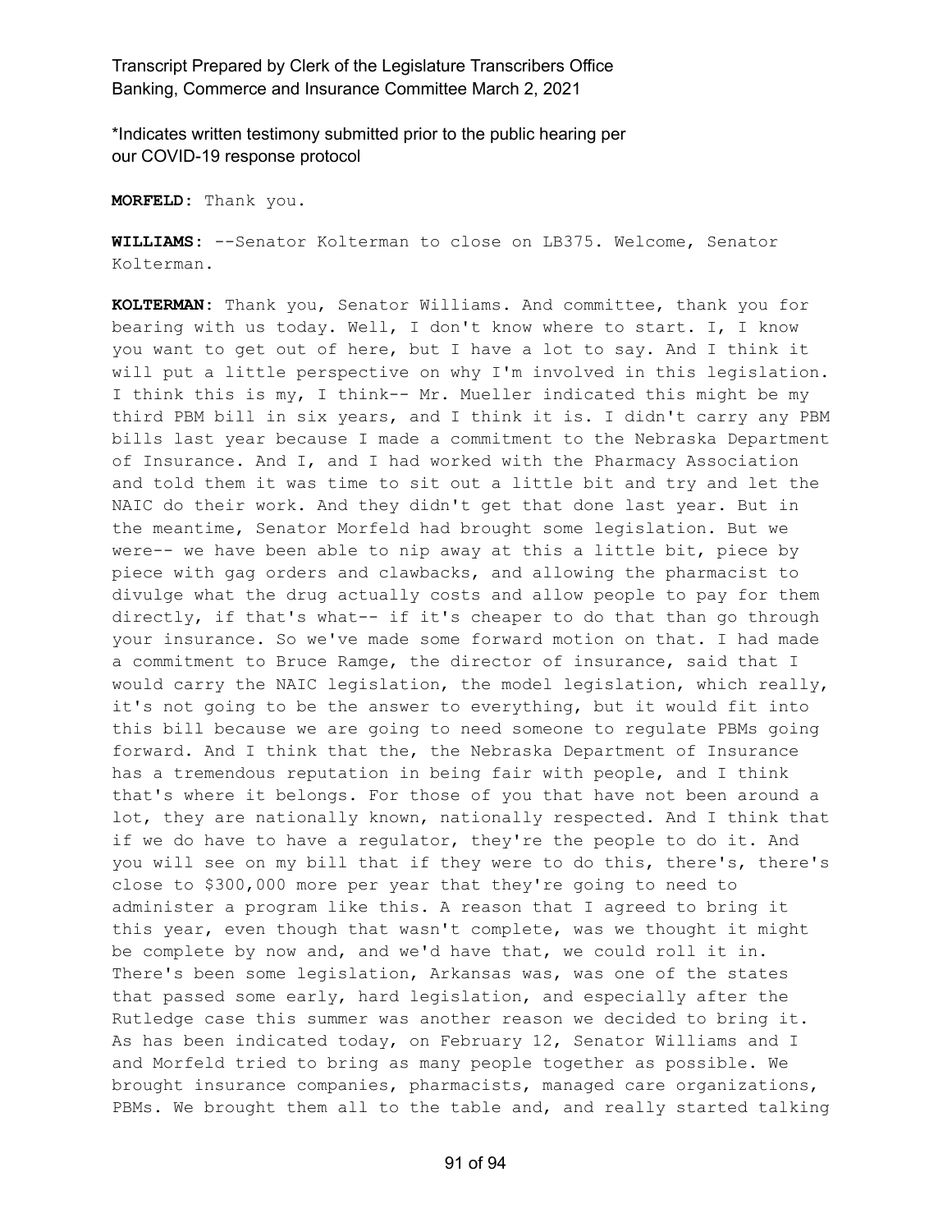\*Indicates written testimony submitted prior to the public hearing per our COVID-19 response protocol

**MORFELD:** Thank you.

**WILLIAMS:** --Senator Kolterman to close on LB375. Welcome, Senator Kolterman.

**KOLTERMAN:** Thank you, Senator Williams. And committee, thank you for bearing with us today. Well, I don't know where to start. I, I know you want to get out of here, but I have a lot to say. And I think it will put a little perspective on why I'm involved in this legislation. I think this is my, I think-- Mr. Mueller indicated this might be my third PBM bill in six years, and I think it is. I didn't carry any PBM bills last year because I made a commitment to the Nebraska Department of Insurance. And I, and I had worked with the Pharmacy Association and told them it was time to sit out a little bit and try and let the NAIC do their work. And they didn't get that done last year. But in the meantime, Senator Morfeld had brought some legislation. But we were-- we have been able to nip away at this a little bit, piece by piece with gag orders and clawbacks, and allowing the pharmacist to divulge what the drug actually costs and allow people to pay for them directly, if that's what-- if it's cheaper to do that than go through your insurance. So we've made some forward motion on that. I had made a commitment to Bruce Ramge, the director of insurance, said that I would carry the NAIC legislation, the model legislation, which really, it's not going to be the answer to everything, but it would fit into this bill because we are going to need someone to regulate PBMs going forward. And I think that the, the Nebraska Department of Insurance has a tremendous reputation in being fair with people, and I think that's where it belongs. For those of you that have not been around a lot, they are nationally known, nationally respected. And I think that if we do have to have a regulator, they're the people to do it. And you will see on my bill that if they were to do this, there's, there's close to $300,000 more per year that they're going to need to administer a program like this. A reason that I agreed to bring it this year, even though that wasn't complete, was we thought it might be complete by now and, and we'd have that, we could roll it in. There's been some legislation, Arkansas was, was one of the states that passed some early, hard legislation, and especially after the Rutledge case this summer was another reason we decided to bring it. As has been indicated today, on February 12, Senator Williams and I and Morfeld tried to bring as many people together as possible. We brought insurance companies, pharmacists, managed care organizations, PBMs. We brought them all to the table and, and really started talking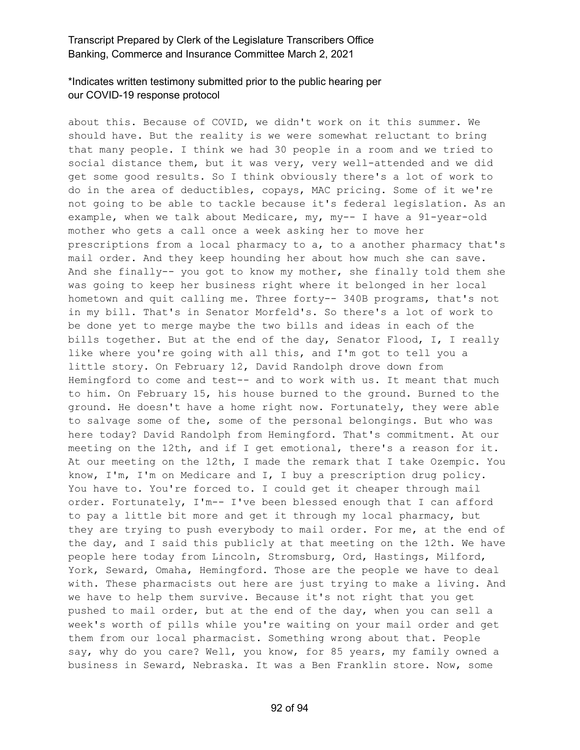about this. Because of COVID, we didn't work on it this summer. We should have. But the reality is we were somewhat reluctant to bring that many people. I think we had 30 people in a room and we tried to social distance them, but it was very, very well-attended and we did get some good results. So I think obviously there's a lot of work to do in the area of deductibles, copays, MAC pricing. Some of it we're not going to be able to tackle because it's federal legislation. As an example, when we talk about Medicare, my, my-- I have a 91-year-old mother who gets a call once a week asking her to move her prescriptions from a local pharmacy to a, to a another pharmacy that's mail order. And they keep hounding her about how much she can save. And she finally-- you got to know my mother, she finally told them she was going to keep her business right where it belonged in her local hometown and quit calling me. Three forty-- 340B programs, that's not in my bill. That's in Senator Morfeld's. So there's a lot of work to be done yet to merge maybe the two bills and ideas in each of the bills together. But at the end of the day, Senator Flood, I, I really like where you're going with all this, and I'm got to tell you a little story. On February 12, David Randolph drove down from Hemingford to come and test-- and to work with us. It meant that much to him. On February 15, his house burned to the ground. Burned to the ground. He doesn't have a home right now. Fortunately, they were able to salvage some of the, some of the personal belongings. But who was here today? David Randolph from Hemingford. That's commitment. At our meeting on the 12th, and if I get emotional, there's a reason for it. At our meeting on the 12th, I made the remark that I take Ozempic. You know, I'm, I'm on Medicare and I, I buy a prescription drug policy. You have to. You're forced to. I could get it cheaper through mail order. Fortunately, I'm-- I've been blessed enough that I can afford to pay a little bit more and get it through my local pharmacy, but they are trying to push everybody to mail order. For me, at the end of the day, and I said this publicly at that meeting on the 12th. We have people here today from Lincoln, Stromsburg, Ord, Hastings, Milford, York, Seward, Omaha, Hemingford. Those are the people we have to deal with. These pharmacists out here are just trying to make a living. And we have to help them survive. Because it's not right that you get pushed to mail order, but at the end of the day, when you can sell a week's worth of pills while you're waiting on your mail order and get them from our local pharmacist. Something wrong about that. People say, why do you care? Well, you know, for 85 years, my family owned a business in Seward, Nebraska. It was a Ben Franklin store. Now, some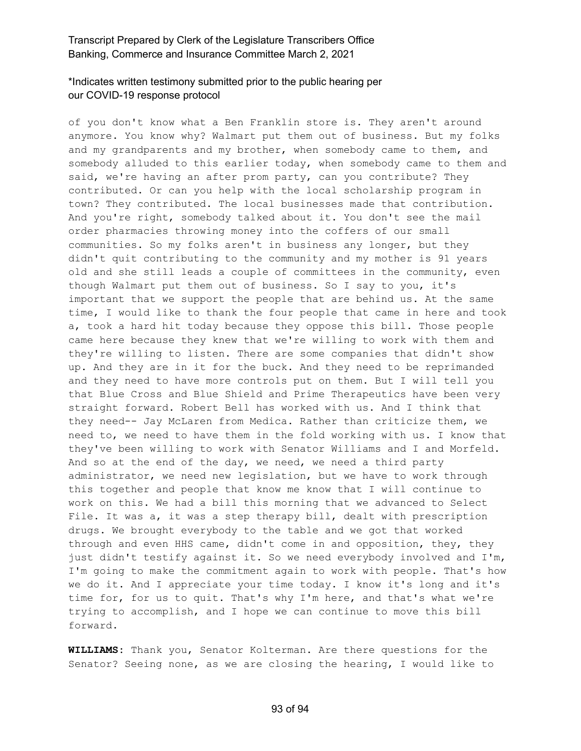of you don't know what a Ben Franklin store is. They aren't around anymore. You know why? Walmart put them out of business. But my folks and my grandparents and my brother, when somebody came to them, and somebody alluded to this earlier today, when somebody came to them and said, we're having an after prom party, can you contribute? They contributed. Or can you help with the local scholarship program in town? They contributed. The local businesses made that contribution. And you're right, somebody talked about it. You don't see the mail order pharmacies throwing money into the coffers of our small communities. So my folks aren't in business any longer, but they didn't quit contributing to the community and my mother is 91 years old and she still leads a couple of committees in the community, even though Walmart put them out of business. So I say to you, it's important that we support the people that are behind us. At the same time, I would like to thank the four people that came in here and took a, took a hard hit today because they oppose this bill. Those people came here because they knew that we're willing to work with them and they're willing to listen. There are some companies that didn't show up. And they are in it for the buck. And they need to be reprimanded and they need to have more controls put on them. But I will tell you that Blue Cross and Blue Shield and Prime Therapeutics have been very straight forward. Robert Bell has worked with us. And I think that they need-- Jay McLaren from Medica. Rather than criticize them, we need to, we need to have them in the fold working with us. I know that they've been willing to work with Senator Williams and I and Morfeld. And so at the end of the day, we need, we need a third party administrator, we need new legislation, but we have to work through this together and people that know me know that I will continue to work on this. We had a bill this morning that we advanced to Select File. It was a, it was a step therapy bill, dealt with prescription drugs. We brought everybody to the table and we got that worked through and even HHS came, didn't come in and opposition, they, they just didn't testify against it. So we need everybody involved and I'm, I'm going to make the commitment again to work with people. That's how we do it. And I appreciate your time today. I know it's long and it's time for, for us to quit. That's why I'm here, and that's what we're trying to accomplish, and I hope we can continue to move this bill forward.

**WILLIAMS:** Thank you, Senator Kolterman. Are there questions for the Senator? Seeing none, as we are closing the hearing, I would like to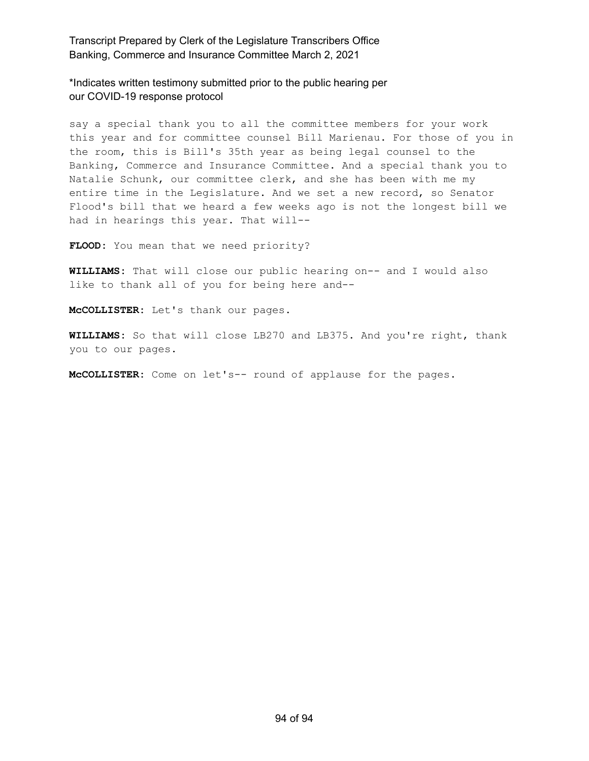say a special thank you to all the committee members for your work this year and for committee counsel Bill Marienau. For those of you in the room, this is Bill's 35th year as being legal counsel to the Banking, Commerce and Insurance Committee. And a special thank you to Natalie Schunk, our committee clerk, and she has been with me my entire time in the Legislature. And we set a new record, so Senator Flood's bill that we heard a few weeks ago is not the longest bill we had in hearings this year. That will--

**FLOOD:** You mean that we need priority?

**WILLIAMS:** That will close our public hearing on-- and I would also like to thank all of you for being here and--

**McCOLLISTER:** Let's thank our pages.

**WILLIAMS:** So that will close LB270 and LB375. And you're right, thank you to our pages.

**McCOLLISTER:** Come on let's-- round of applause for the pages.